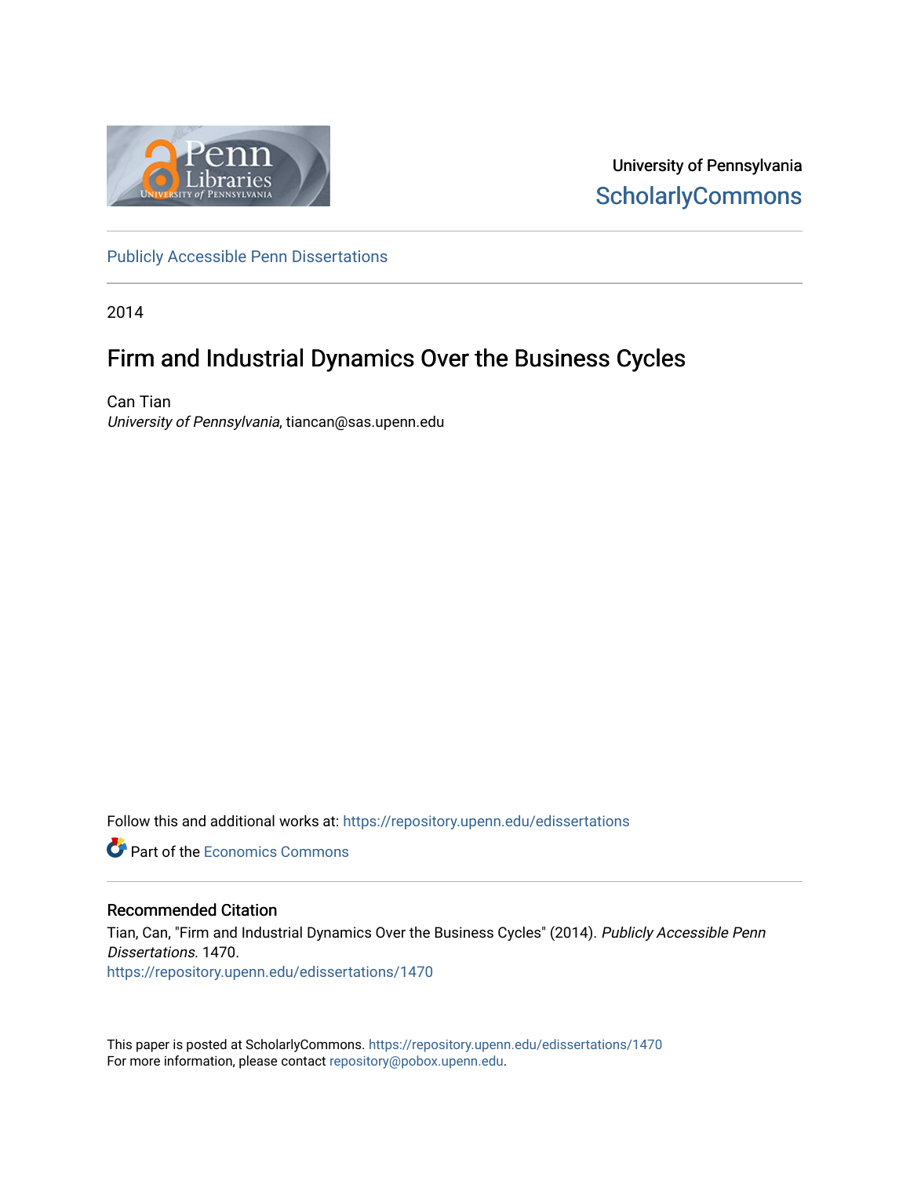University of Pennsylvania
ScholarlyCommons

Publicly Accessible Penn Dissertations

2014

# Firm and Industrial Dynamics Over the Business Cycles

Can Tian
*University of Pennsylvania*, tiancan@sas.upenn.edu

Follow this and additional works at: https://repository.upenn.edu/edissertations

Part of the Economics Commons

## Recommended Citation

Tian, Can, "Firm and Industrial Dynamics Over the Business Cycles" (2014). *Publicly Accessible Penn Dissertations*. 1470.
https://repository.upenn.edu/edissertations/1470

This paper is posted at ScholarlyCommons. https://repository.upenn.edu/edissertations/1470
For more information, please contact repository@pobox.upenn.edu.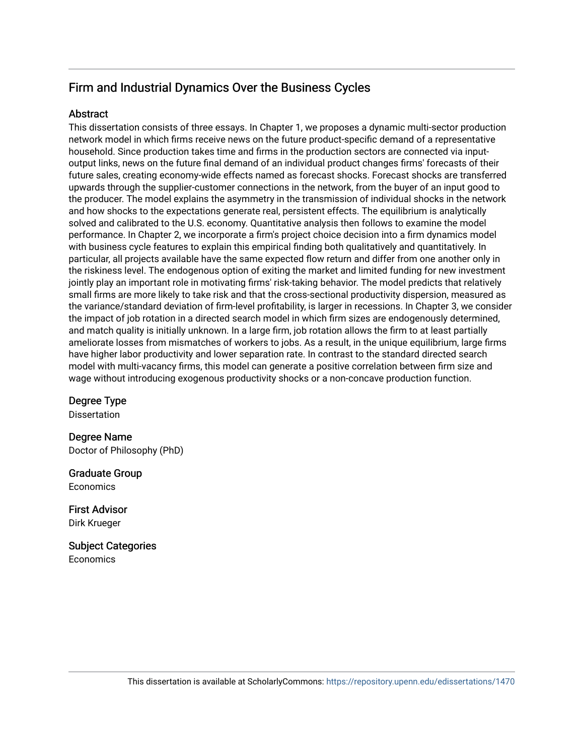## Firm and Industrial Dynamics Over the Business Cycles

### Abstract

This dissertation consists of three essays. In Chapter 1, we proposes a dynamic multi-sector production network model in which firms receive news on the future product-specific demand of a representative household. Since production takes time and firms in the production sectors are connected via input-output links, news on the future final demand of an individual product changes firms' forecasts of their future sales, creating economy-wide effects named as forecast shocks. Forecast shocks are transferred upwards through the supplier-customer connections in the network, from the buyer of an input good to the producer. The model explains the asymmetry in the transmission of individual shocks in the network and how shocks to the expectations generate real, persistent effects. The equilibrium is analytically solved and calibrated to the U.S. economy. Quantitative analysis then follows to examine the model performance. In Chapter 2, we incorporate a firm's project choice decision into a firm dynamics model with business cycle features to explain this empirical finding both qualitatively and quantitatively. In particular, all projects available have the same expected flow return and differ from one another only in the riskiness level. The endogenous option of exiting the market and limited funding for new investment jointly play an important role in motivating firms' risk-taking behavior. The model predicts that relatively small firms are more likely to take risk and that the cross-sectional productivity dispersion, measured as the variance/standard deviation of firm-level profitability, is larger in recessions. In Chapter 3, we consider the impact of job rotation in a directed search model in which firm sizes are endogenously determined, and match quality is initially unknown. In a large firm, job rotation allows the firm to at least partially ameliorate losses from mismatches of workers to jobs. As a result, in the unique equilibrium, large firms have higher labor productivity and lower separation rate. In contrast to the standard directed search model with multi-vacancy firms, this model can generate a positive correlation between firm size and wage without introducing exogenous productivity shocks or a non-concave production function.

### Degree Type

Dissertation

### Degree Name

Doctor of Philosophy (PhD)

### Graduate Group

Economics

### First Advisor

Dirk Krueger

### Subject Categories

Economics

This dissertation is available at ScholarlyCommons: https://repository.upenn.edu/edissertations/1470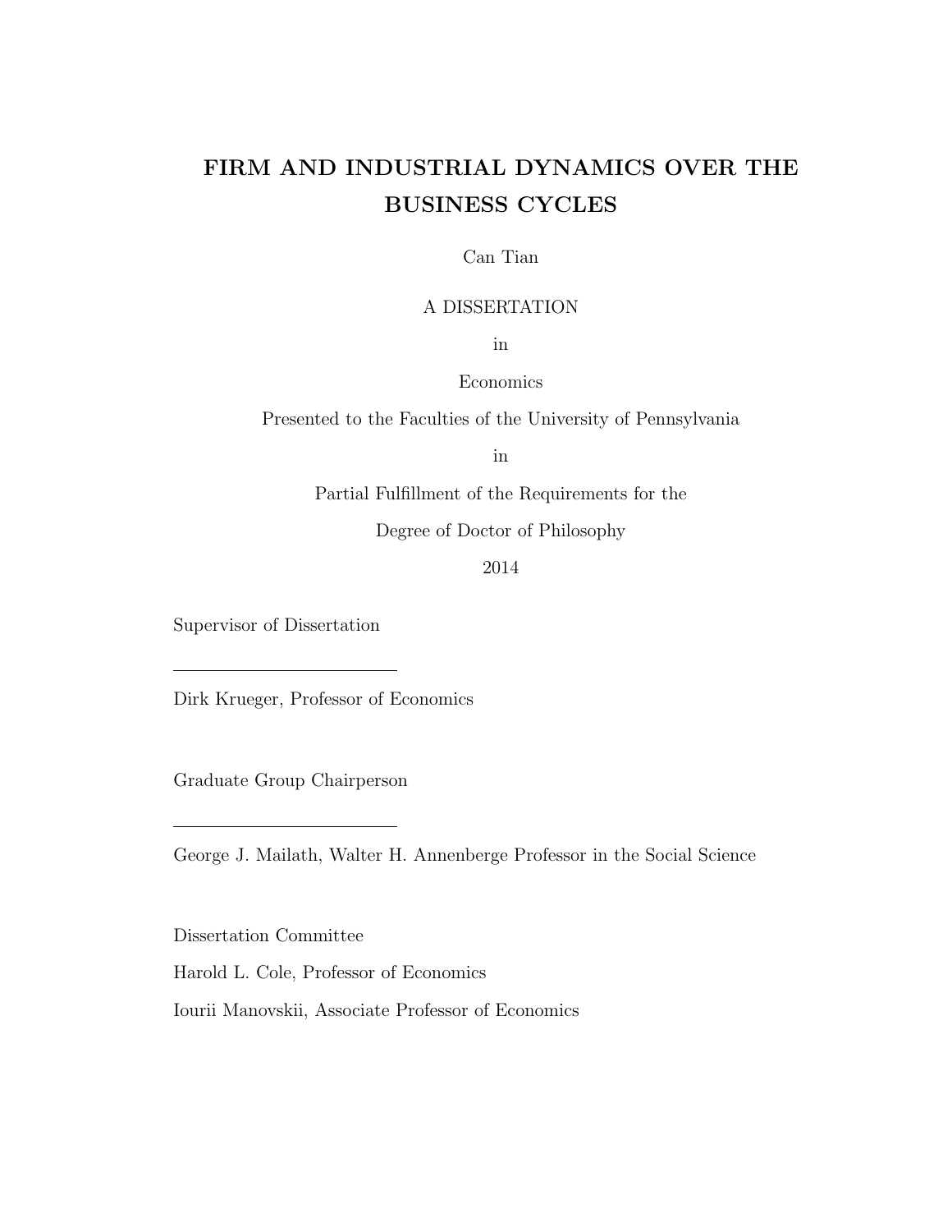# FIRM AND INDUSTRIAL DYNAMICS OVER THE BUSINESS CYCLES

Can Tian

A DISSERTATION

in

Economics

Presented to the Faculties of the University of Pennsylvania

in

Partial Fulfillment of the Requirements for the

Degree of Doctor of Philosophy

2014

Supervisor of Dissertation

---

Dirk Krueger, Professor of Economics

Graduate Group Chairperson

---

George J. Mailath, Walter H. Annenberge Professor in the Social Science

Dissertation Committee

Harold L. Cole, Professor of Economics

Iourii Manovskii, Associate Professor of Economics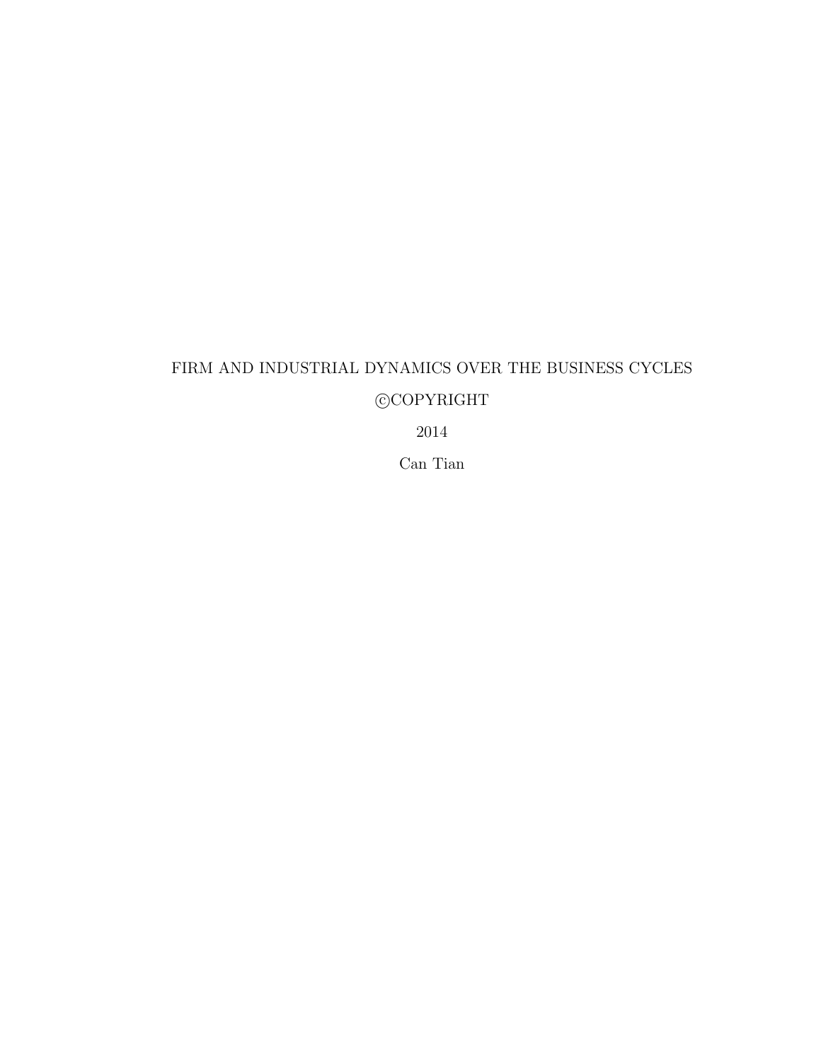FIRM AND INDUSTRIAL DYNAMICS OVER THE BUSINESS CYCLES

©COPYRIGHT

2014

Can Tian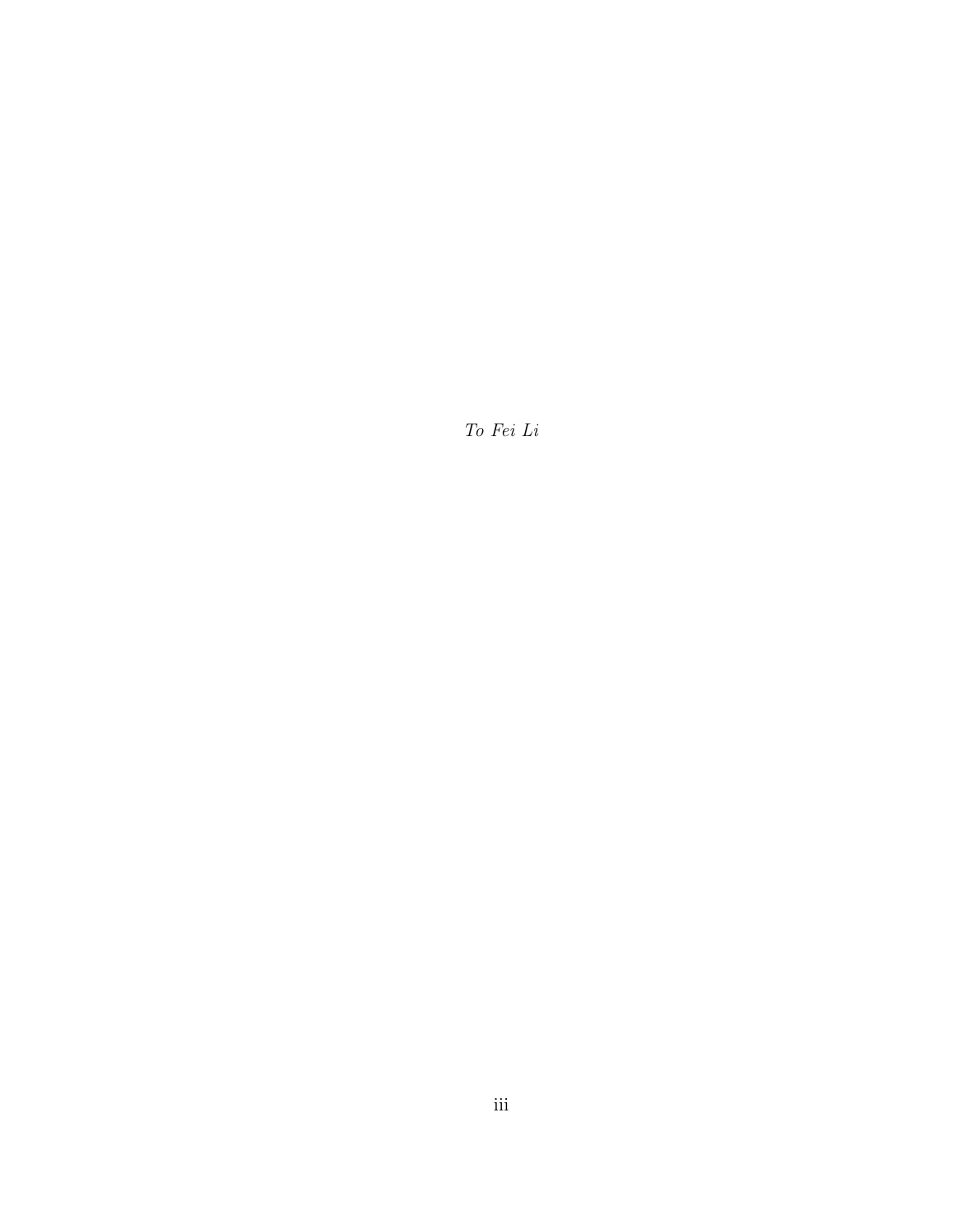*To Fei Li*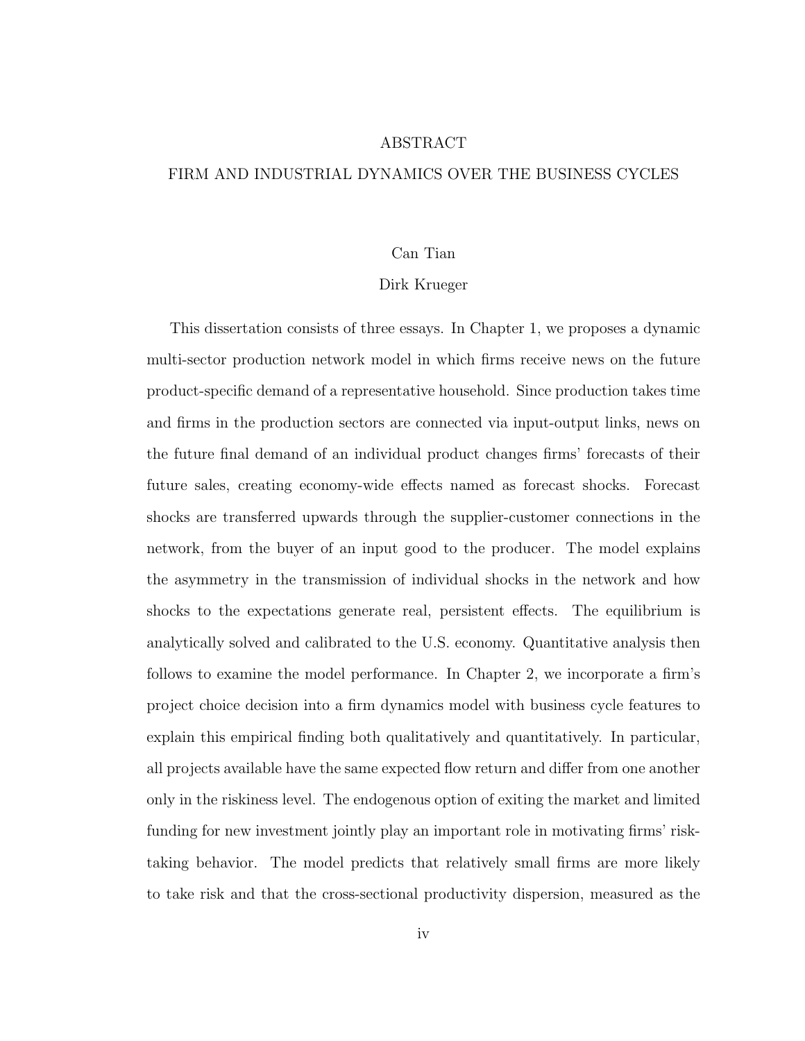# ABSTRACT

## FIRM AND INDUSTRIAL DYNAMICS OVER THE BUSINESS CYCLES

Can Tian

Dirk Krueger

This dissertation consists of three essays. In Chapter 1, we proposes a dynamic multi-sector production network model in which firms receive news on the future product-specific demand of a representative household. Since production takes time and firms in the production sectors are connected via input-output links, news on the future final demand of an individual product changes firms' forecasts of their future sales, creating economy-wide effects named as forecast shocks. Forecast shocks are transferred upwards through the supplier-customer connections in the network, from the buyer of an input good to the producer. The model explains the asymmetry in the transmission of individual shocks in the network and how shocks to the expectations generate real, persistent effects. The equilibrium is analytically solved and calibrated to the U.S. economy. Quantitative analysis then follows to examine the model performance. In Chapter 2, we incorporate a firm's project choice decision into a firm dynamics model with business cycle features to explain this empirical finding both qualitatively and quantitatively. In particular, all projects available have the same expected flow return and differ from one another only in the riskiness level. The endogenous option of exiting the market and limited funding for new investment jointly play an important role in motivating firms' risk-taking behavior. The model predicts that relatively small firms are more likely to take risk and that the cross-sectional productivity dispersion, measured as the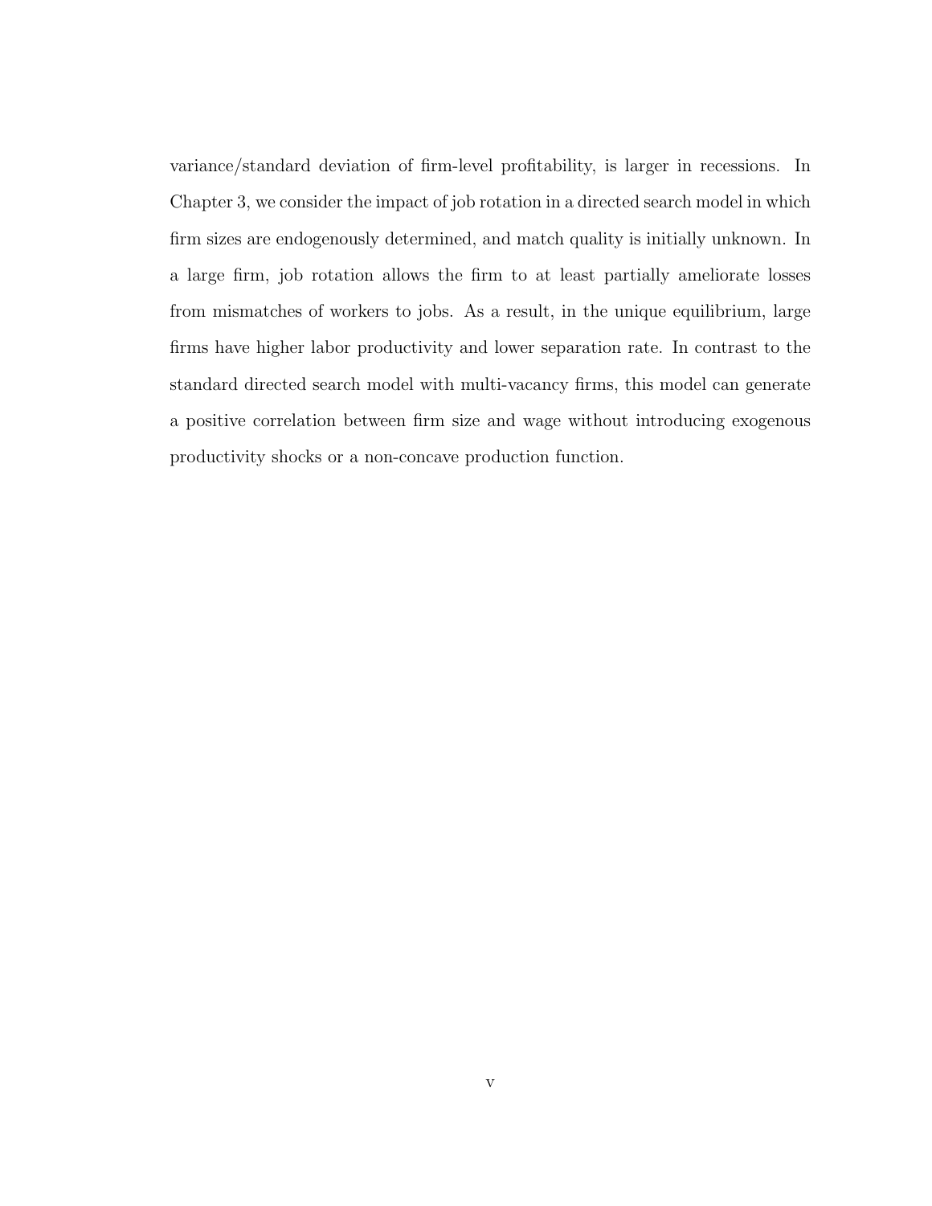variance/standard deviation of firm-level profitability, is larger in recessions. In Chapter 3, we consider the impact of job rotation in a directed search model in which firm sizes are endogenously determined, and match quality is initially unknown. In a large firm, job rotation allows the firm to at least partially ameliorate losses from mismatches of workers to jobs. As a result, in the unique equilibrium, large firms have higher labor productivity and lower separation rate. In contrast to the standard directed search model with multi-vacancy firms, this model can generate a positive correlation between firm size and wage without introducing exogenous productivity shocks or a non-concave production function.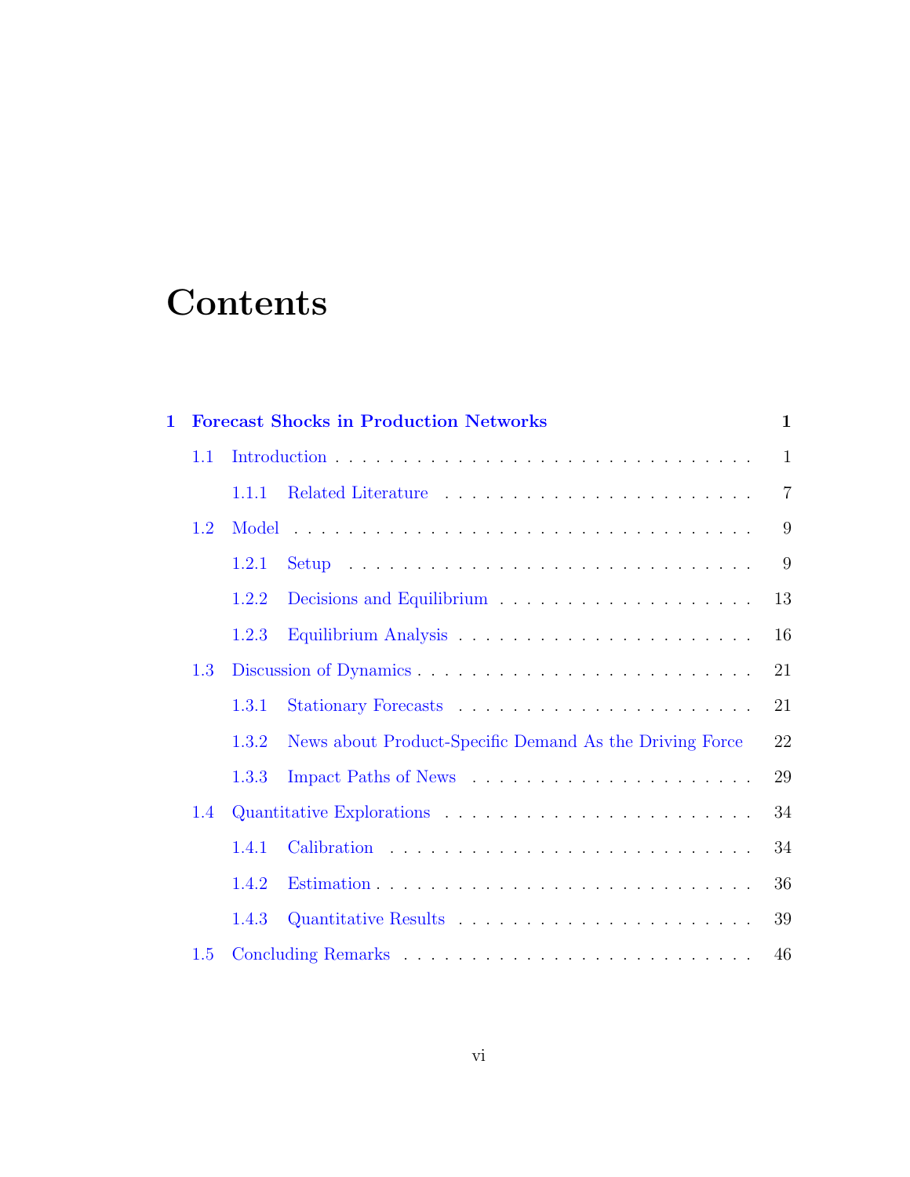# Contents

**1 Forecast Shocks in Production Networks** **1**

1.1 Introduction . . . . . . . . . . . . . . . . . . . . . . . . . . . . . . . 1

1.1.1 Related Literature . . . . . . . . . . . . . . . . . . . . . . . 7

1.2 Model . . . . . . . . . . . . . . . . . . . . . . . . . . . . . . . . . 9

1.2.1 Setup . . . . . . . . . . . . . . . . . . . . . . . . . . . . . . 9

1.2.2 Decisions and Equilibrium . . . . . . . . . . . . . . . . . . . 13

1.2.3 Equilibrium Analysis . . . . . . . . . . . . . . . . . . . . . . 16

1.3 Discussion of Dynamics . . . . . . . . . . . . . . . . . . . . . . . . 21

1.3.1 Stationary Forecasts . . . . . . . . . . . . . . . . . . . . . . 21

1.3.2 News about Product-Specific Demand As the Driving Force 22

1.3.3 Impact Paths of News . . . . . . . . . . . . . . . . . . . . . 29

1.4 Quantitative Explorations . . . . . . . . . . . . . . . . . . . . . . . 34

1.4.1 Calibration . . . . . . . . . . . . . . . . . . . . . . . . . . . 34

1.4.2 Estimation . . . . . . . . . . . . . . . . . . . . . . . . . . . 36

1.4.3 Quantitative Results . . . . . . . . . . . . . . . . . . . . . . 39

1.5 Concluding Remarks . . . . . . . . . . . . . . . . . . . . . . . . . . 46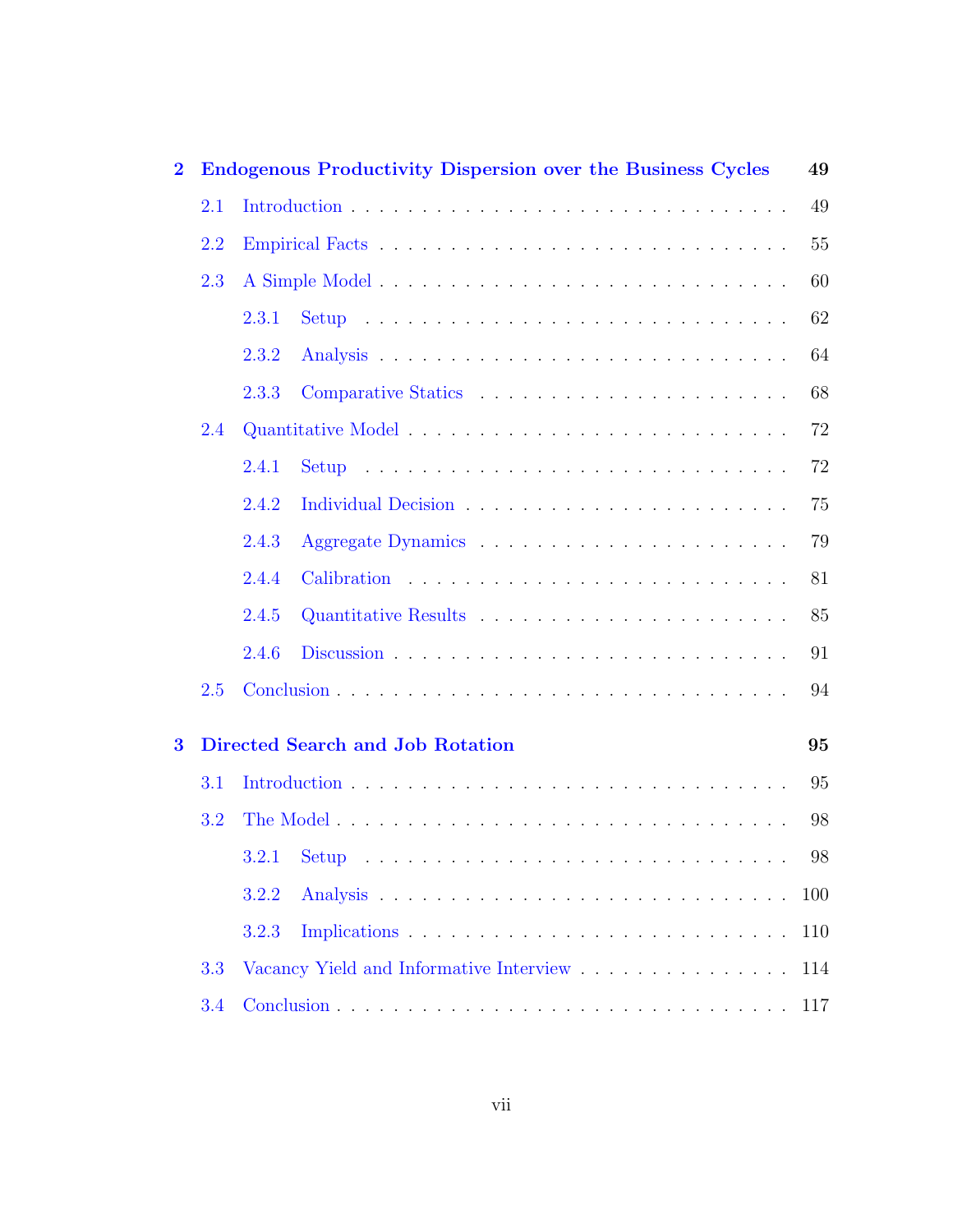**2 Endogenous Productivity Dispersion over the Business Cycles** **49**

- 2.1 Introduction . . . . . . . . . . . . . . . . . . . . . . . . . . . . . 49
- 2.2 Empirical Facts . . . . . . . . . . . . . . . . . . . . . . . . . . . . 55
- 2.3 A Simple Model . . . . . . . . . . . . . . . . . . . . . . . . . . . . 60
  - 2.3.1 Setup . . . . . . . . . . . . . . . . . . . . . . . . . . . . 62
  - 2.3.2 Analysis . . . . . . . . . . . . . . . . . . . . . . . . . . . 64
  - 2.3.3 Comparative Statics . . . . . . . . . . . . . . . . . . . . 68
- 2.4 Quantitative Model . . . . . . . . . . . . . . . . . . . . . . . . . . 72
  - 2.4.1 Setup . . . . . . . . . . . . . . . . . . . . . . . . . . . . 72
  - 2.4.2 Individual Decision . . . . . . . . . . . . . . . . . . . . . 75
  - 2.4.3 Aggregate Dynamics . . . . . . . . . . . . . . . . . . . . 79
  - 2.4.4 Calibration . . . . . . . . . . . . . . . . . . . . . . . . . 81
  - 2.4.5 Quantitative Results . . . . . . . . . . . . . . . . . . . . 85
  - 2.4.6 Discussion . . . . . . . . . . . . . . . . . . . . . . . . . . 91
- 2.5 Conclusion . . . . . . . . . . . . . . . . . . . . . . . . . . . . . . . 94

**3 Directed Search and Job Rotation** **95**

- 3.1 Introduction . . . . . . . . . . . . . . . . . . . . . . . . . . . . . 95
- 3.2 The Model . . . . . . . . . . . . . . . . . . . . . . . . . . . . . . . 98
  - 3.2.1 Setup . . . . . . . . . . . . . . . . . . . . . . . . . . . . 98
  - 3.2.2 Analysis . . . . . . . . . . . . . . . . . . . . . . . . . . . 100
  - 3.2.3 Implications . . . . . . . . . . . . . . . . . . . . . . . . . 110
- 3.3 Vacancy Yield and Informative Interview . . . . . . . . . . . . . . . 114
- 3.4 Conclusion . . . . . . . . . . . . . . . . . . . . . . . . . . . . . . . 117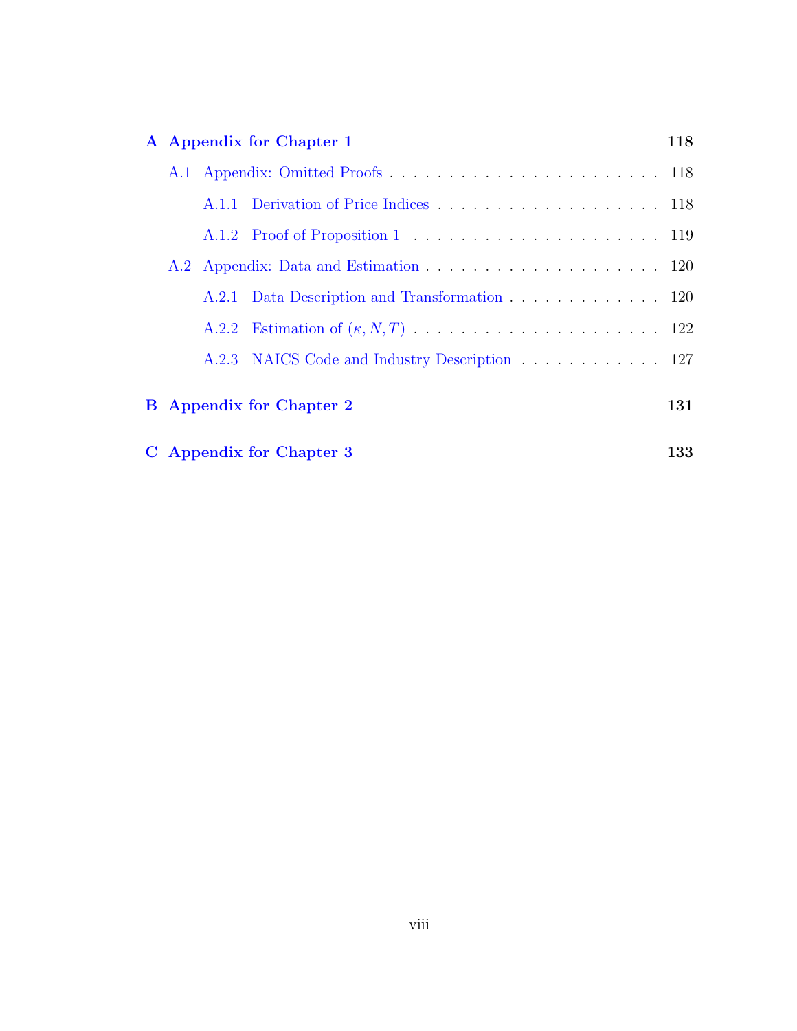**A Appendix for Chapter 1** **118**

A.1 Appendix: Omitted Proofs . . . . . . . . . . . . . . . . . . . . . . . 118

A.1.1 Derivation of Price Indices . . . . . . . . . . . . . . . . . . . 118

A.1.2 Proof of Proposition 1 . . . . . . . . . . . . . . . . . . . . . 119

A.2 Appendix: Data and Estimation . . . . . . . . . . . . . . . . . . . . . 120

A.2.1 Data Description and Transformation . . . . . . . . . . . . . 120

A.2.2 Estimation of $(\kappa, N, T)$ . . . . . . . . . . . . . . . . . . . . . 122

A.2.3 NAICS Code and Industry Description . . . . . . . . . . . . 127

**B Appendix for Chapter 2** **131**

**C Appendix for Chapter 3** **133**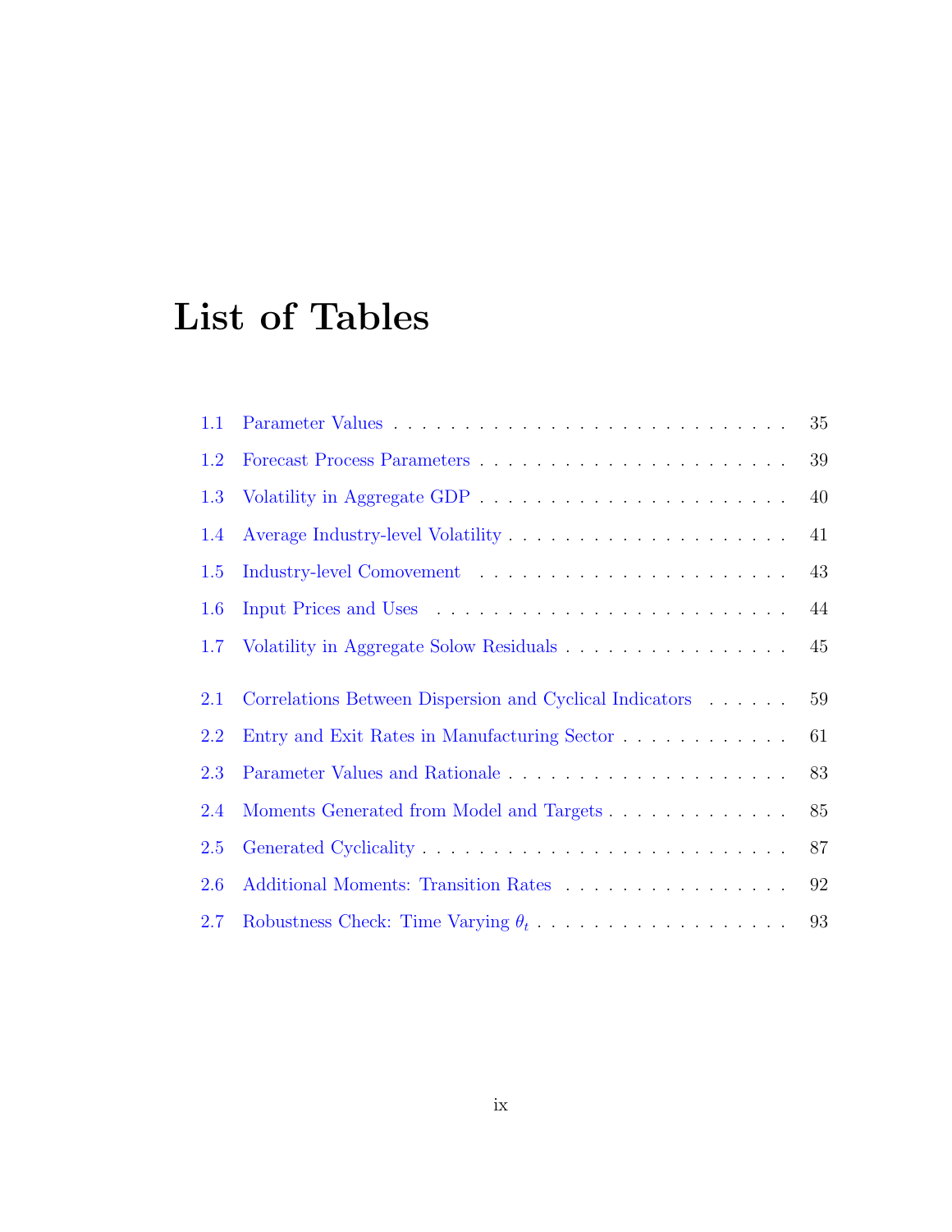# List of Tables

1.1 Parameter Values . . . . . . . . . . . . . . . . . . . . . . . . . . . 35

1.2 Forecast Process Parameters . . . . . . . . . . . . . . . . . . . . . 39

1.3 Volatility in Aggregate GDP . . . . . . . . . . . . . . . . . . . . . 40

1.4 Average Industry-level Volatility . . . . . . . . . . . . . . . . . . . 41

1.5 Industry-level Comovement . . . . . . . . . . . . . . . . . . . . . . 43

1.6 Input Prices and Uses . . . . . . . . . . . . . . . . . . . . . . . . . 44

1.7 Volatility in Aggregate Solow Residuals . . . . . . . . . . . . . . . . 45

2.1 Correlations Between Dispersion and Cyclical Indicators . . . . . . 59

2.2 Entry and Exit Rates in Manufacturing Sector . . . . . . . . . . . . 61

2.3 Parameter Values and Rationale . . . . . . . . . . . . . . . . . . . . 83

2.4 Moments Generated from Model and Targets . . . . . . . . . . . . . 85

2.5 Generated Cyclicality . . . . . . . . . . . . . . . . . . . . . . . . . 87

2.6 Additional Moments: Transition Rates . . . . . . . . . . . . . . . . 92

2.7 Robustness Check: Time Varying $\theta_t$ . . . . . . . . . . . . . . . . . 93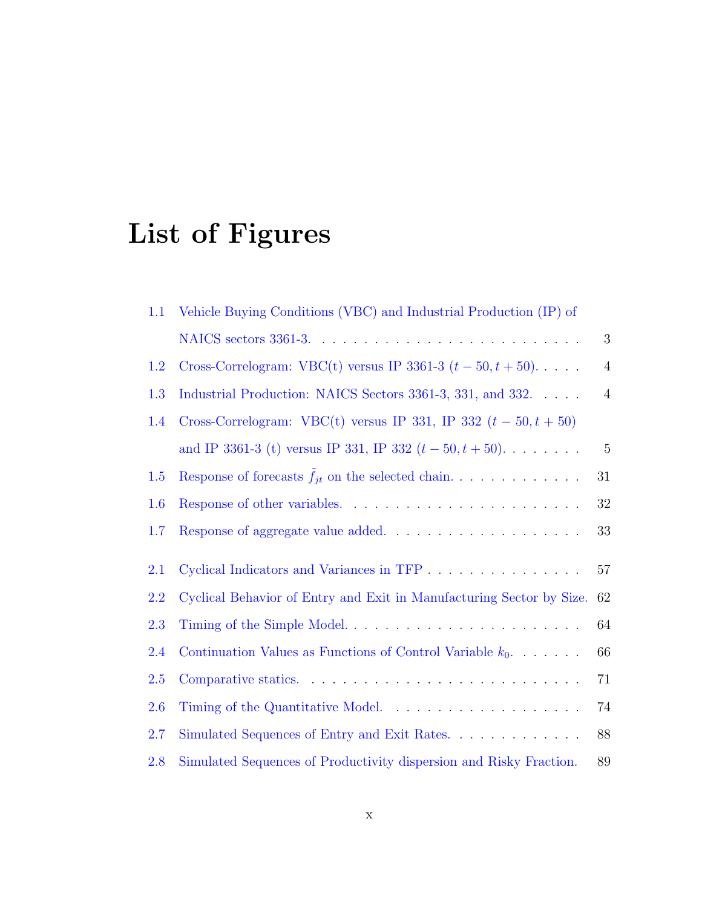# List of Figures

1.1 Vehicle Buying Conditions (VBC) and Industrial Production (IP) of NAICS sectors 3361-3. . . . . . . . . . . . . . . . . . . . . . . . 3

1.2 Cross-Correlogram: VBC(t) versus IP 3361-3 $(t-50, t+50)$. . . . . 4

1.3 Industrial Production: NAICS Sectors 3361-3, 331, and 332. . . . . 4

1.4 Cross-Correlogram: VBC(t) versus IP 331, IP 332 $(t-50, t+50)$ and IP 3361-3 (t) versus IP 331, IP 332 $(t-50, t+50)$. . . . . . . . 5

1.5 Response of forecasts $\tilde{f}_{jt}$ on the selected chain. . . . . . . . . . . . 31

1.6 Response of other variables. . . . . . . . . . . . . . . . . . . . . . . 32

1.7 Response of aggregate value added. . . . . . . . . . . . . . . . . . . 33

2.1 Cyclical Indicators and Variances in TFP . . . . . . . . . . . . . . . 57

2.2 Cyclical Behavior of Entry and Exit in Manufacturing Sector by Size. 62

2.3 Timing of the Simple Model. . . . . . . . . . . . . . . . . . . . . . . 64

2.4 Continuation Values as Functions of Control Variable $k_0$. . . . . . . 66

2.5 Comparative statics. . . . . . . . . . . . . . . . . . . . . . . . . . . 71

2.6 Timing of the Quantitative Model. . . . . . . . . . . . . . . . . . . 74

2.7 Simulated Sequences of Entry and Exit Rates. . . . . . . . . . . . . 88

2.8 Simulated Sequences of Productivity dispersion and Risky Fraction. 89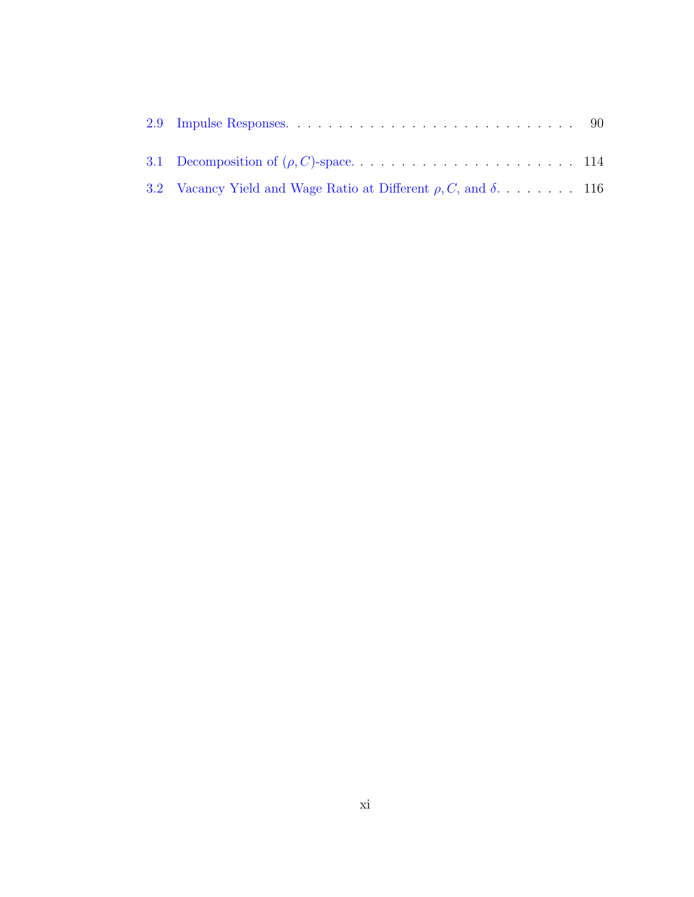2.9 Impulse Responses. . . . . . . . . . . . . . . . . . . . . . . . . . . . . 90

3.1 Decomposition of $(\rho, C)$-space. . . . . . . . . . . . . . . . . . . . . . . 114

3.2 Vacancy Yield and Wage Ratio at Different $\rho, C$, and $\delta$. . . . . . . . . 116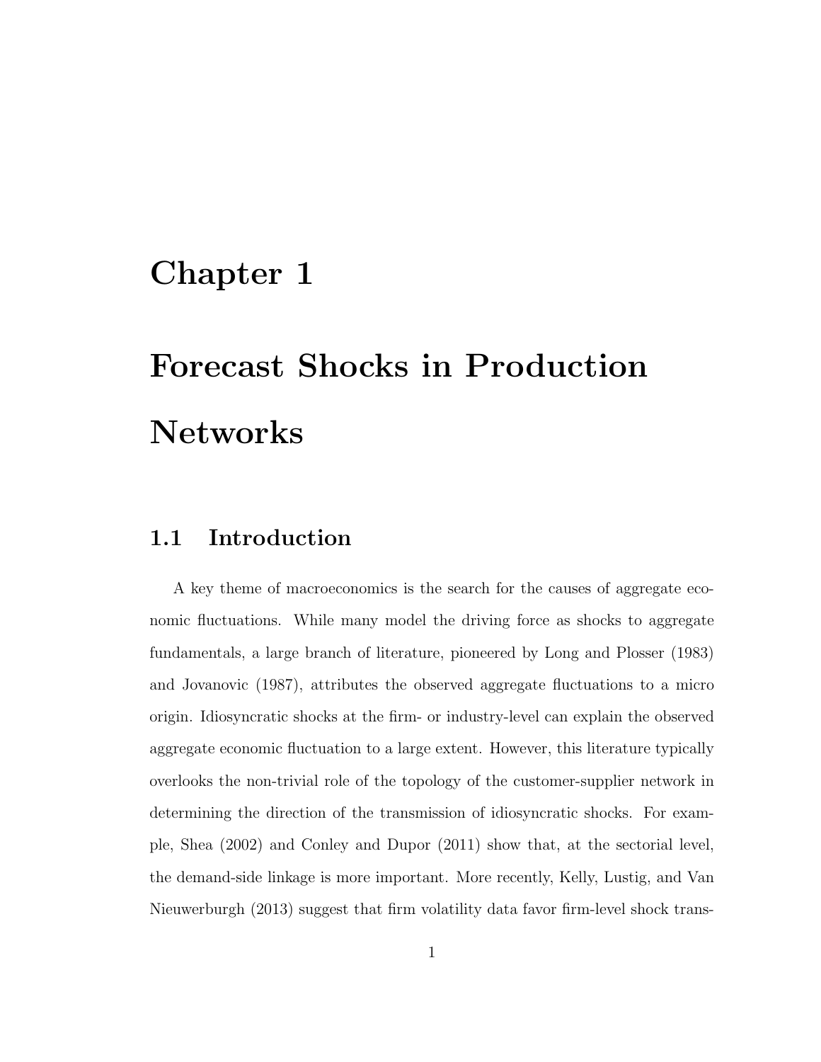# Chapter 1

# Forecast Shocks in Production Networks

## 1.1 Introduction

A key theme of macroeconomics is the search for the causes of aggregate economic fluctuations. While many model the driving force as shocks to aggregate fundamentals, a large branch of literature, pioneered by Long and Plosser (1983) and Jovanovic (1987), attributes the observed aggregate fluctuations to a micro origin. Idiosyncratic shocks at the firm- or industry-level can explain the observed aggregate economic fluctuation to a large extent. However, this literature typically overlooks the non-trivial role of the topology of the customer-supplier network in determining the direction of the transmission of idiosyncratic shocks. For example, Shea (2002) and Conley and Dupor (2011) show that, at the sectorial level, the demand-side linkage is more important. More recently, Kelly, Lustig, and Van Nieuwerburgh (2013) suggest that firm volatility data favor firm-level shock trans-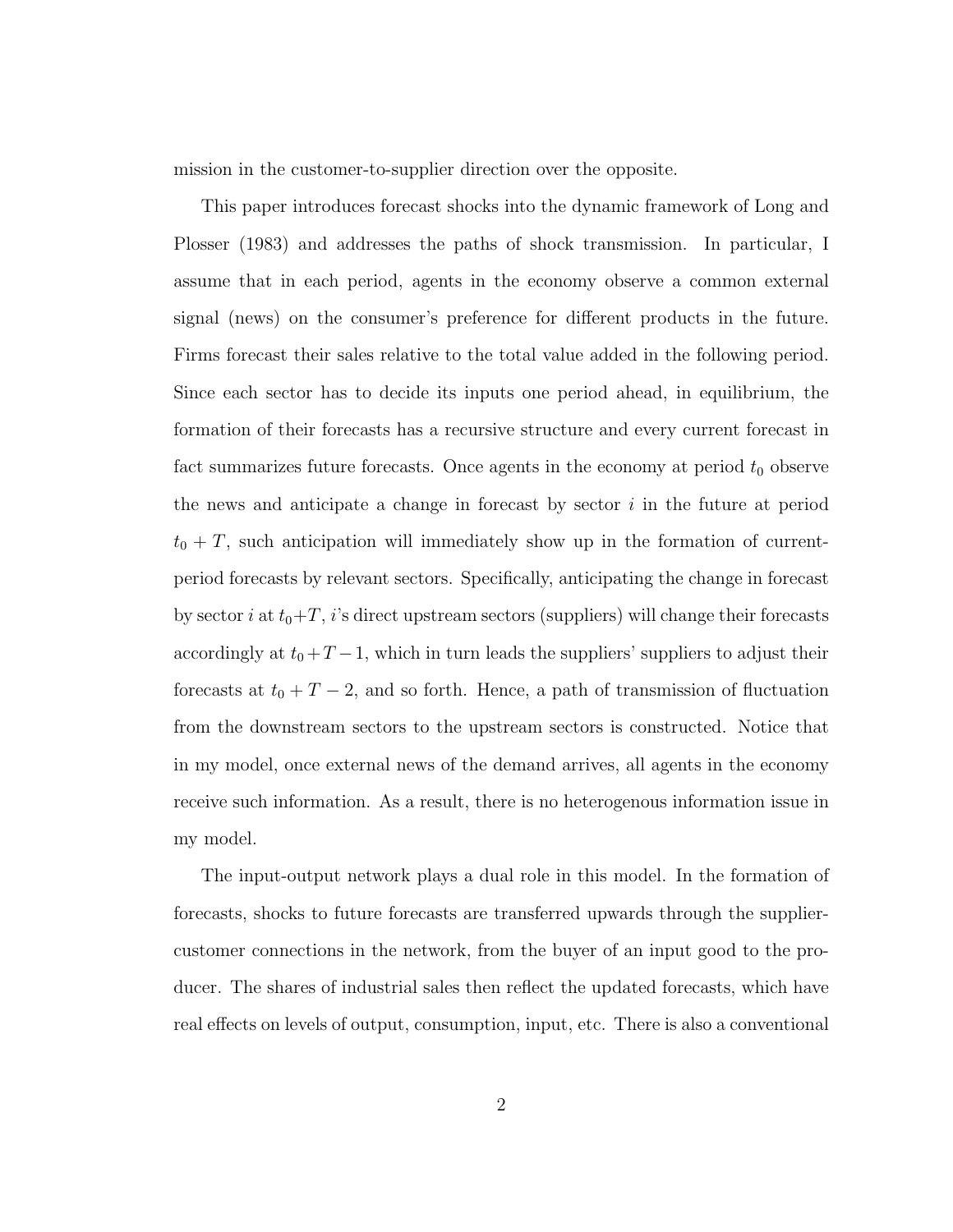mission in the customer-to-supplier direction over the opposite.

This paper introduces forecast shocks into the dynamic framework of Long and Plosser (1983) and addresses the paths of shock transmission. In particular, I assume that in each period, agents in the economy observe a common external signal (news) on the consumer's preference for different products in the future. Firms forecast their sales relative to the total value added in the following period. Since each sector has to decide its inputs one period ahead, in equilibrium, the formation of their forecasts has a recursive structure and every current forecast in fact summarizes future forecasts. Once agents in the economy at period $t_0$ observe the news and anticipate a change in forecast by sector $i$ in the future at period $t_0 + T$, such anticipation will immediately show up in the formation of current-period forecasts by relevant sectors. Specifically, anticipating the change in forecast by sector $i$ at $t_0+T$, $i$'s direct upstream sectors (suppliers) will change their forecasts accordingly at $t_0+T-1$, which in turn leads the suppliers' suppliers to adjust their forecasts at $t_0 + T - 2$, and so forth. Hence, a path of transmission of fluctuation from the downstream sectors to the upstream sectors is constructed. Notice that in my model, once external news of the demand arrives, all agents in the economy receive such information. As a result, there is no heterogenous information issue in my model.

The input-output network plays a dual role in this model. In the formation of forecasts, shocks to future forecasts are transferred upwards through the supplier-customer connections in the network, from the buyer of an input good to the producer. The shares of industrial sales then reflect the updated forecasts, which have real effects on levels of output, consumption, input, etc. There is also a conventional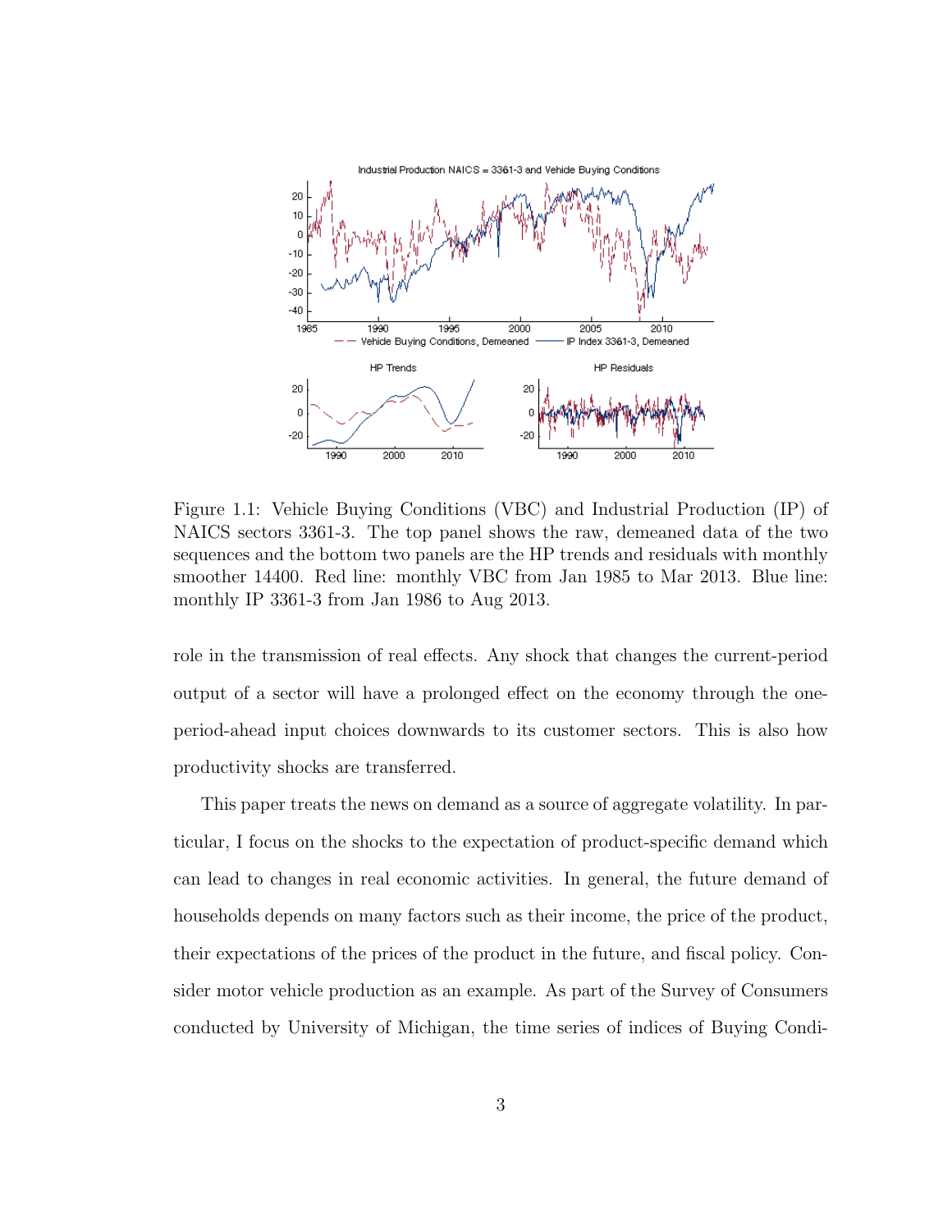Industrial Production NAICS = 3361-3 and Vehicle Buying Conditions

20
10
0
-10
-20
-30
-40

1985
1990
1995
2000
2005
2010

Vehicle Buying Conditions, Demeaned
IP Index 3361-3, Demeaned

HP Trends

20
0
-20

1990
2000
2010

HP Residuals

20
0
-20

1990
2000
2010

Figure 1.1: Vehicle Buying Conditions (VBC) and Industrial Production (IP) of NAICS sectors 3361-3. The top panel shows the raw, demeaned data of the two sequences and the bottom two panels are the HP trends and residuals with monthly smoother 14400. Red line: monthly VBC from Jan 1985 to Mar 2013. Blue line: monthly IP 3361-3 from Jan 1986 to Aug 2013.

role in the transmission of real effects. Any shock that changes the current-period output of a sector will have a prolonged effect on the economy through the one-period-ahead input choices downwards to its customer sectors. This is also how productivity shocks are transferred.

This paper treats the news on demand as a source of aggregate volatility. In particular, I focus on the shocks to the expectation of product-specific demand which can lead to changes in real economic activities. In general, the future demand of households depends on many factors such as their income, the price of the product, their expectations of the prices of the product in the future, and fiscal policy. Consider motor vehicle production as an example. As part of the Survey of Consumers conducted by University of Michigan, the time series of indices of Buying Condi-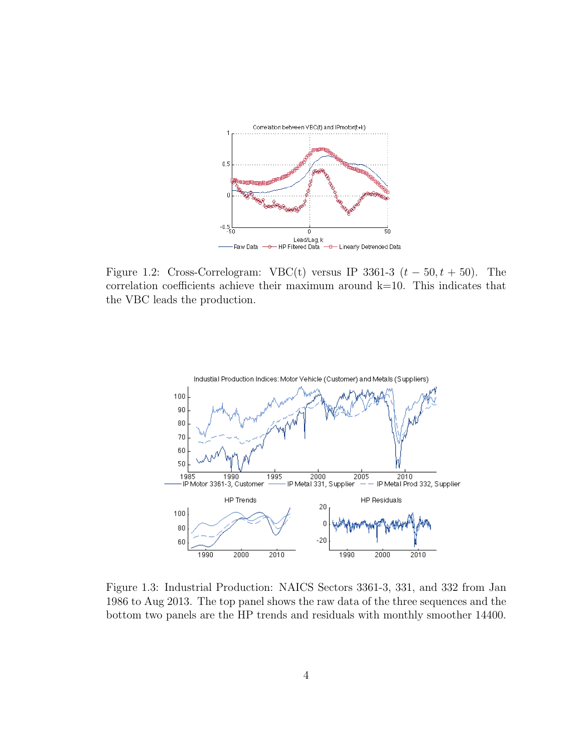Correlation between VBC(t) and IPmotor(t+k)

1
0.5
0
-0.5
-50
0
50

Lead/Lag, k

Raw Data   HP Filtered Data   Linearly Detrended Data

Figure 1.2: Cross-Correlogram: VBC(t) versus IP 3361-3 $(t-50, t+50)$. The correlation coefficients achieve their maximum around k=10. This indicates that the VBC leads the production.

Industial Production Indices: Motor Vehicle (Customer) and Metals (Suppliers)

100
90
80
70
60
50
1985
1990
1995
2000
2005
2010

IP Motor 3361-3, Customer   IP Metal 331, Supplier   IP Metal Prod 332, Supplier

HP Trends

100
80
60
1990
2000
2010

HP Residuals

20
0
-20
1990
2000
2010

Figure 1.3: Industrial Production: NAICS Sectors 3361-3, 331, and 332 from Jan 1986 to Aug 2013. The top panel shows the raw data of the three sequences and the bottom two panels are the HP trends and residuals with monthly smoother 14400.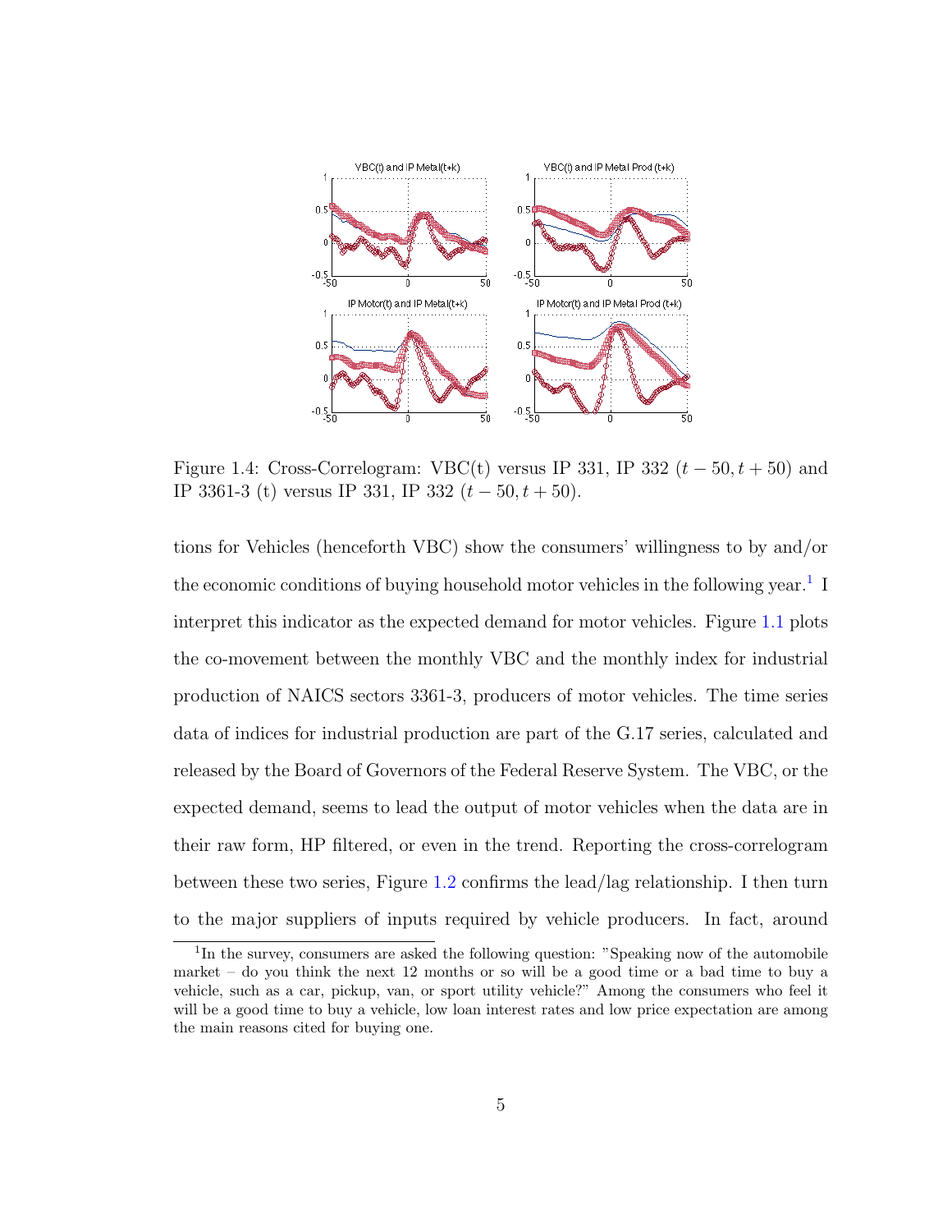VBC(t) and IP Metal(t+k)

VBC(t) and IP Metal Prod (t+k)

IP Motor(t) and IP Metal(t+k)

IP Motor(t) and IP Metal Prod (t+k)

1
0.5
0
-0.5
-50
0
50

Figure 1.4: Cross-Correlogram: VBC(t) versus IP 331, IP 332 $(t-50, t+50)$ and IP 3361-3 (t) versus IP 331, IP 332 $(t-50, t+50)$.

tions for Vehicles (henceforth VBC) show the consumers' willingness to by and/or the economic conditions of buying household motor vehicles in the following year.[1] I interpret this indicator as the expected demand for motor vehicles. Figure 1.1 plots the co-movement between the monthly VBC and the monthly index for industrial production of NAICS sectors 3361-3, producers of motor vehicles. The time series data of indices for industrial production are part of the G.17 series, calculated and released by the Board of Governors of the Federal Reserve System. The VBC, or the expected demand, seems to lead the output of motor vehicles when the data are in their raw form, HP filtered, or even in the trend. Reporting the cross-correlogram between these two series, Figure 1.2 confirms the lead/lag relationship. I then turn to the major suppliers of inputs required by vehicle producers. In fact, around

[1] In the survey, consumers are asked the following question: "Speaking now of the automobile market – do you think the next 12 months or so will be a good time or a bad time to buy a vehicle, such as a car, pickup, van, or sport utility vehicle?" Among the consumers who feel it will be a good time to buy a vehicle, low loan interest rates and low price expectation are among the main reasons cited for buying one.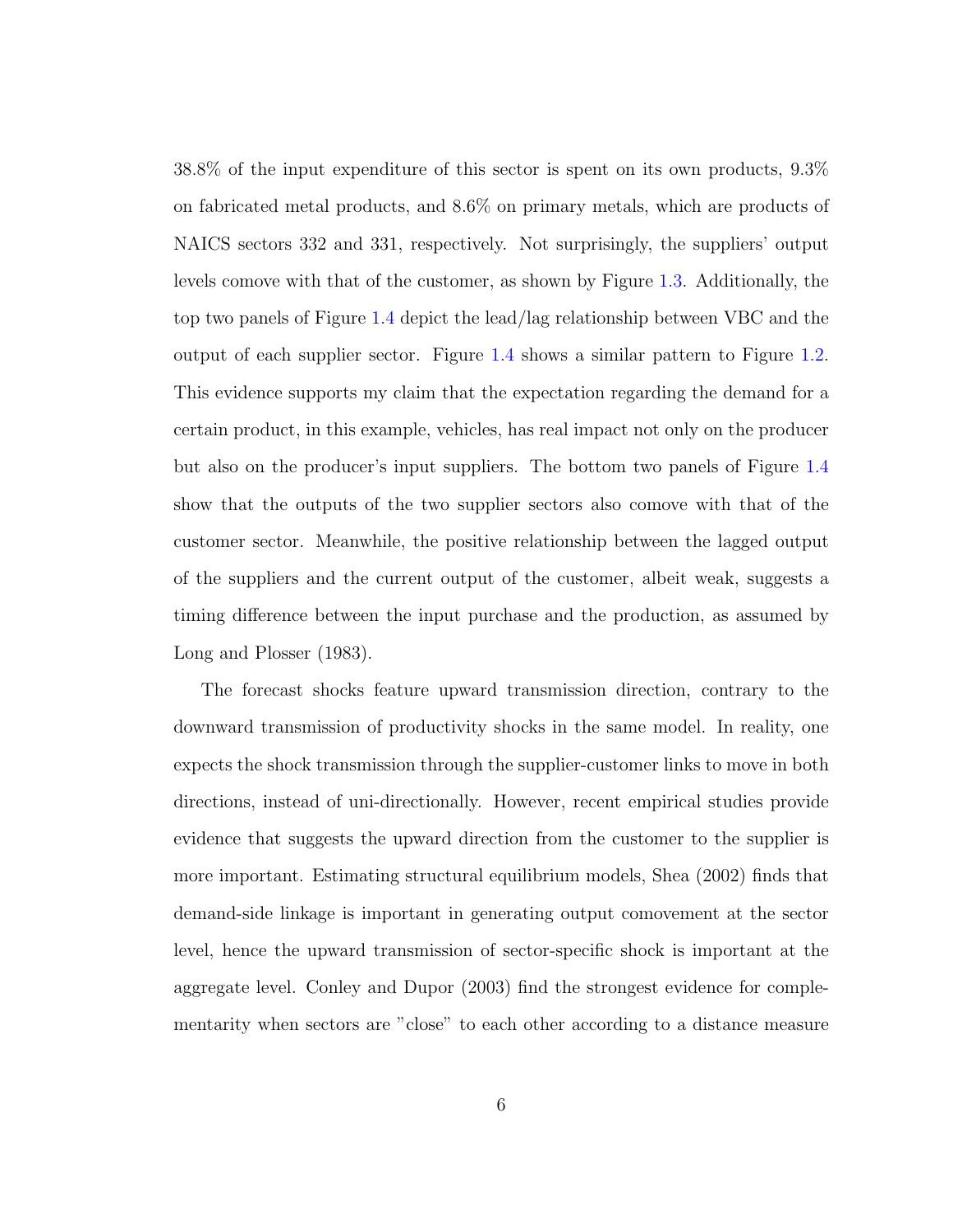38.8% of the input expenditure of this sector is spent on its own products, 9.3% on fabricated metal products, and 8.6% on primary metals, which are products of NAICS sectors 332 and 331, respectively. Not surprisingly, the suppliers' output levels comove with that of the customer, as shown by Figure 1.3. Additionally, the top two panels of Figure 1.4 depict the lead/lag relationship between VBC and the output of each supplier sector. Figure 1.4 shows a similar pattern to Figure 1.2. This evidence supports my claim that the expectation regarding the demand for a certain product, in this example, vehicles, has real impact not only on the producer but also on the producer's input suppliers. The bottom two panels of Figure 1.4 show that the outputs of the two supplier sectors also comove with that of the customer sector. Meanwhile, the positive relationship between the lagged output of the suppliers and the current output of the customer, albeit weak, suggests a timing difference between the input purchase and the production, as assumed by Long and Plosser (1983).

The forecast shocks feature upward transmission direction, contrary to the downward transmission of productivity shocks in the same model. In reality, one expects the shock transmission through the supplier-customer links to move in both directions, instead of uni-directionally. However, recent empirical studies provide evidence that suggests the upward direction from the customer to the supplier is more important. Estimating structural equilibrium models, Shea (2002) finds that demand-side linkage is important in generating output comovement at the sector level, hence the upward transmission of sector-specific shock is important at the aggregate level. Conley and Dupor (2003) find the strongest evidence for complementarity when sectors are "close" to each other according to a distance measure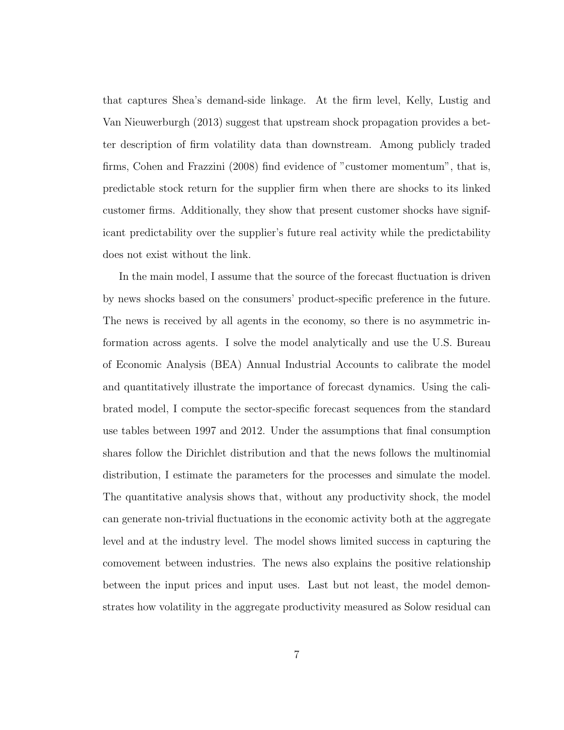that captures Shea's demand-side linkage. At the firm level, Kelly, Lustig and Van Nieuwerburgh (2013) suggest that upstream shock propagation provides a better description of firm volatility data than downstream. Among publicly traded firms, Cohen and Frazzini (2008) find evidence of "customer momentum", that is, predictable stock return for the supplier firm when there are shocks to its linked customer firms. Additionally, they show that present customer shocks have significant predictability over the supplier's future real activity while the predictability does not exist without the link.

In the main model, I assume that the source of the forecast fluctuation is driven by news shocks based on the consumers' product-specific preference in the future. The news is received by all agents in the economy, so there is no asymmetric information across agents. I solve the model analytically and use the U.S. Bureau of Economic Analysis (BEA) Annual Industrial Accounts to calibrate the model and quantitatively illustrate the importance of forecast dynamics. Using the calibrated model, I compute the sector-specific forecast sequences from the standard use tables between 1997 and 2012. Under the assumptions that final consumption shares follow the Dirichlet distribution and that the news follows the multinomial distribution, I estimate the parameters for the processes and simulate the model. The quantitative analysis shows that, without any productivity shock, the model can generate non-trivial fluctuations in the economic activity both at the aggregate level and at the industry level. The model shows limited success in capturing the comovement between industries. The news also explains the positive relationship between the input prices and input uses. Last but not least, the model demonstrates how volatility in the aggregate productivity measured as Solow residual can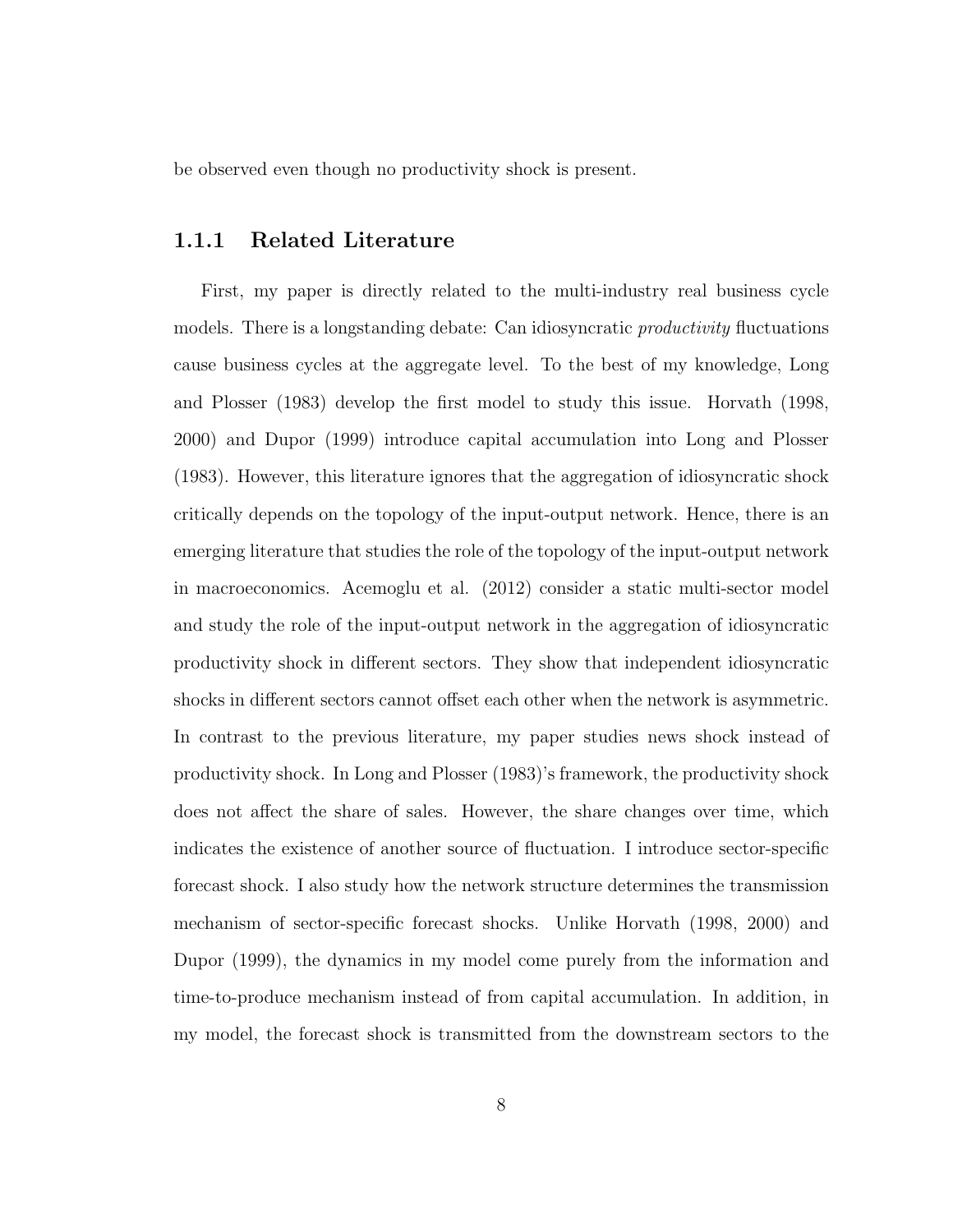be observed even though no productivity shock is present.

### 1.1.1 Related Literature

First, my paper is directly related to the multi-industry real business cycle models. There is a longstanding debate: Can idiosyncratic *productivity* fluctuations cause business cycles at the aggregate level. To the best of my knowledge, Long and Plosser (1983) develop the first model to study this issue. Horvath (1998, 2000) and Dupor (1999) introduce capital accumulation into Long and Plosser (1983). However, this literature ignores that the aggregation of idiosyncratic shock critically depends on the topology of the input-output network. Hence, there is an emerging literature that studies the role of the topology of the input-output network in macroeconomics. Acemoglu et al. (2012) consider a static multi-sector model and study the role of the input-output network in the aggregation of idiosyncratic productivity shock in different sectors. They show that independent idiosyncratic shocks in different sectors cannot offset each other when the network is asymmetric. In contrast to the previous literature, my paper studies news shock instead of productivity shock. In Long and Plosser (1983)'s framework, the productivity shock does not affect the share of sales. However, the share changes over time, which indicates the existence of another source of fluctuation. I introduce sector-specific forecast shock. I also study how the network structure determines the transmission mechanism of sector-specific forecast shocks. Unlike Horvath (1998, 2000) and Dupor (1999), the dynamics in my model come purely from the information and time-to-produce mechanism instead of from capital accumulation. In addition, in my model, the forecast shock is transmitted from the downstream sectors to the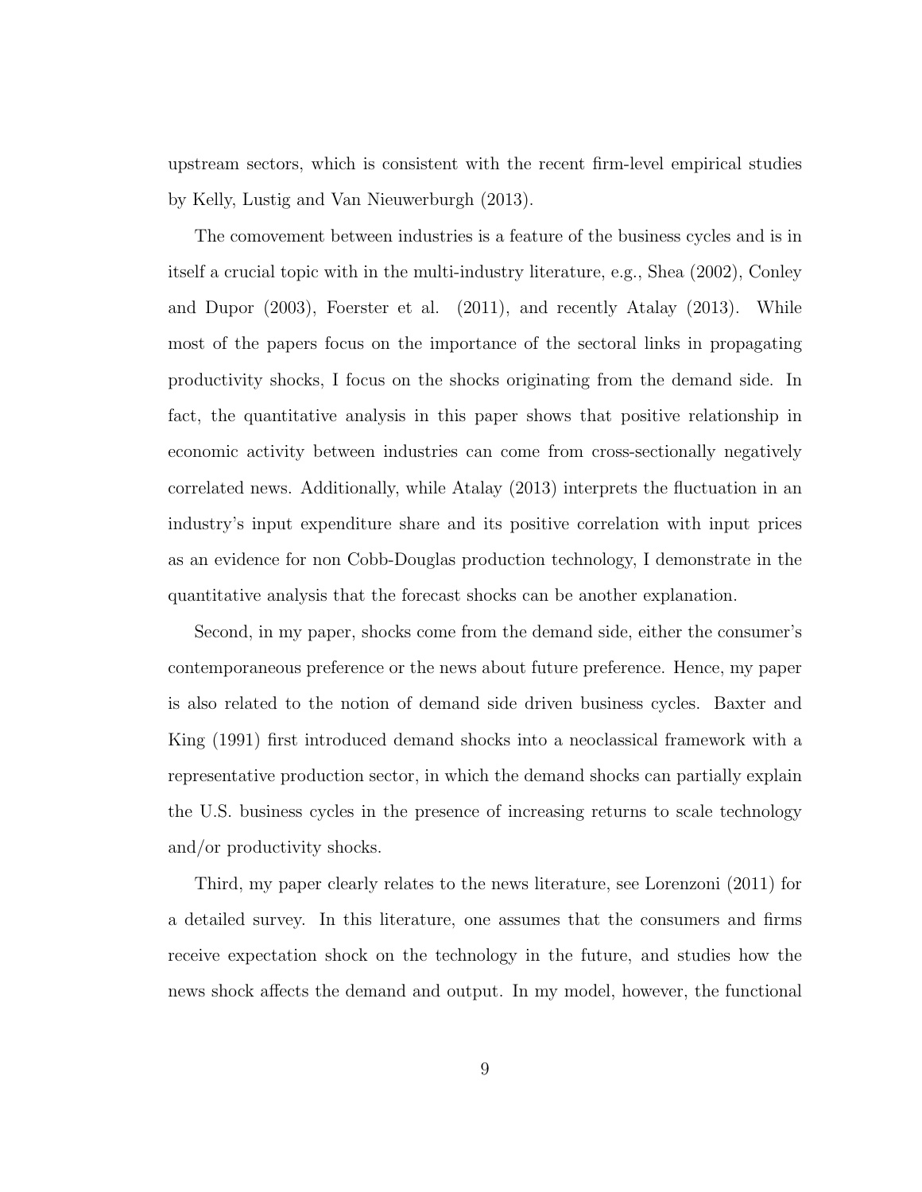upstream sectors, which is consistent with the recent firm-level empirical studies by Kelly, Lustig and Van Nieuwerburgh (2013).

The comovement between industries is a feature of the business cycles and is in itself a crucial topic with in the multi-industry literature, e.g., Shea (2002), Conley and Dupor (2003), Foerster et al. (2011), and recently Atalay (2013). While most of the papers focus on the importance of the sectoral links in propagating productivity shocks, I focus on the shocks originating from the demand side. In fact, the quantitative analysis in this paper shows that positive relationship in economic activity between industries can come from cross-sectionally negatively correlated news. Additionally, while Atalay (2013) interprets the fluctuation in an industry's input expenditure share and its positive correlation with input prices as an evidence for non Cobb-Douglas production technology, I demonstrate in the quantitative analysis that the forecast shocks can be another explanation.

Second, in my paper, shocks come from the demand side, either the consumer's contemporaneous preference or the news about future preference. Hence, my paper is also related to the notion of demand side driven business cycles. Baxter and King (1991) first introduced demand shocks into a neoclassical framework with a representative production sector, in which the demand shocks can partially explain the U.S. business cycles in the presence of increasing returns to scale technology and/or productivity shocks.

Third, my paper clearly relates to the news literature, see Lorenzoni (2011) for a detailed survey. In this literature, one assumes that the consumers and firms receive expectation shock on the technology in the future, and studies how the news shock affects the demand and output. In my model, however, the functional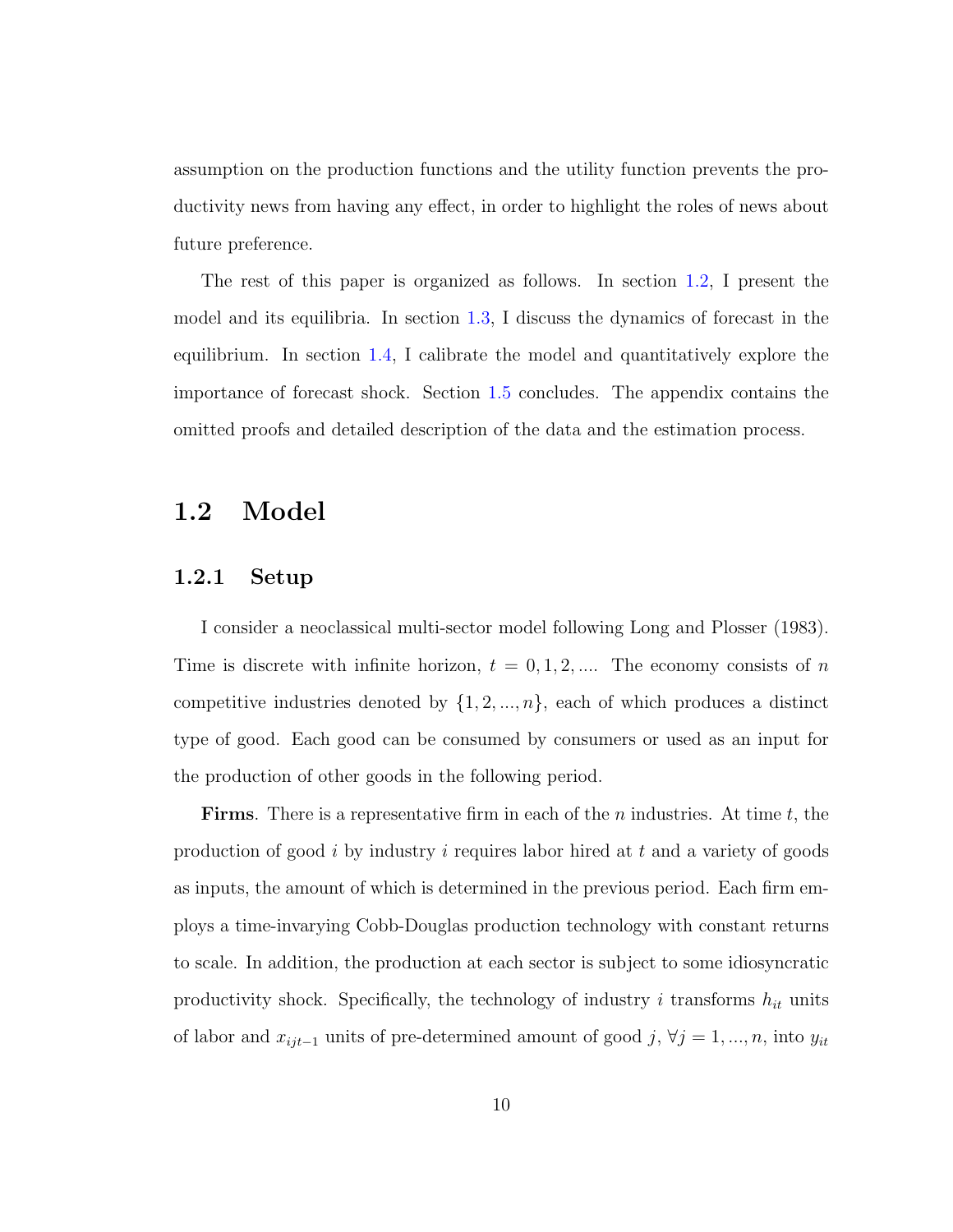assumption on the production functions and the utility function prevents the productivity news from having any effect, in order to highlight the roles of news about future preference.

The rest of this paper is organized as follows. In section 1.2, I present the model and its equilibria. In section 1.3, I discuss the dynamics of forecast in the equilibrium. In section 1.4, I calibrate the model and quantitatively explore the importance of forecast shock. Section 1.5 concludes. The appendix contains the omitted proofs and detailed description of the data and the estimation process.

## 1.2 Model

### 1.2.1 Setup

I consider a neoclassical multi-sector model following Long and Plosser (1983). Time is discrete with infinite horizon, $t = 0, 1, 2, ...$. The economy consists of $n$ competitive industries denoted by $\{1, 2, ..., n\}$, each of which produces a distinct type of good. Each good can be consumed by consumers or used as an input for the production of other goods in the following period.

**Firms**. There is a representative firm in each of the $n$ industries. At time $t$, the production of good $i$ by industry $i$ requires labor hired at $t$ and a variety of goods as inputs, the amount of which is determined in the previous period. Each firm employs a time-invarying Cobb-Douglas production technology with constant returns to scale. In addition, the production at each sector is subject to some idiosyncratic productivity shock. Specifically, the technology of industry $i$ transforms $h_{it}$ units of labor and $x_{ijt-1}$ units of pre-determined amount of good $j$, $\forall j = 1, ..., n$, into $y_{it}$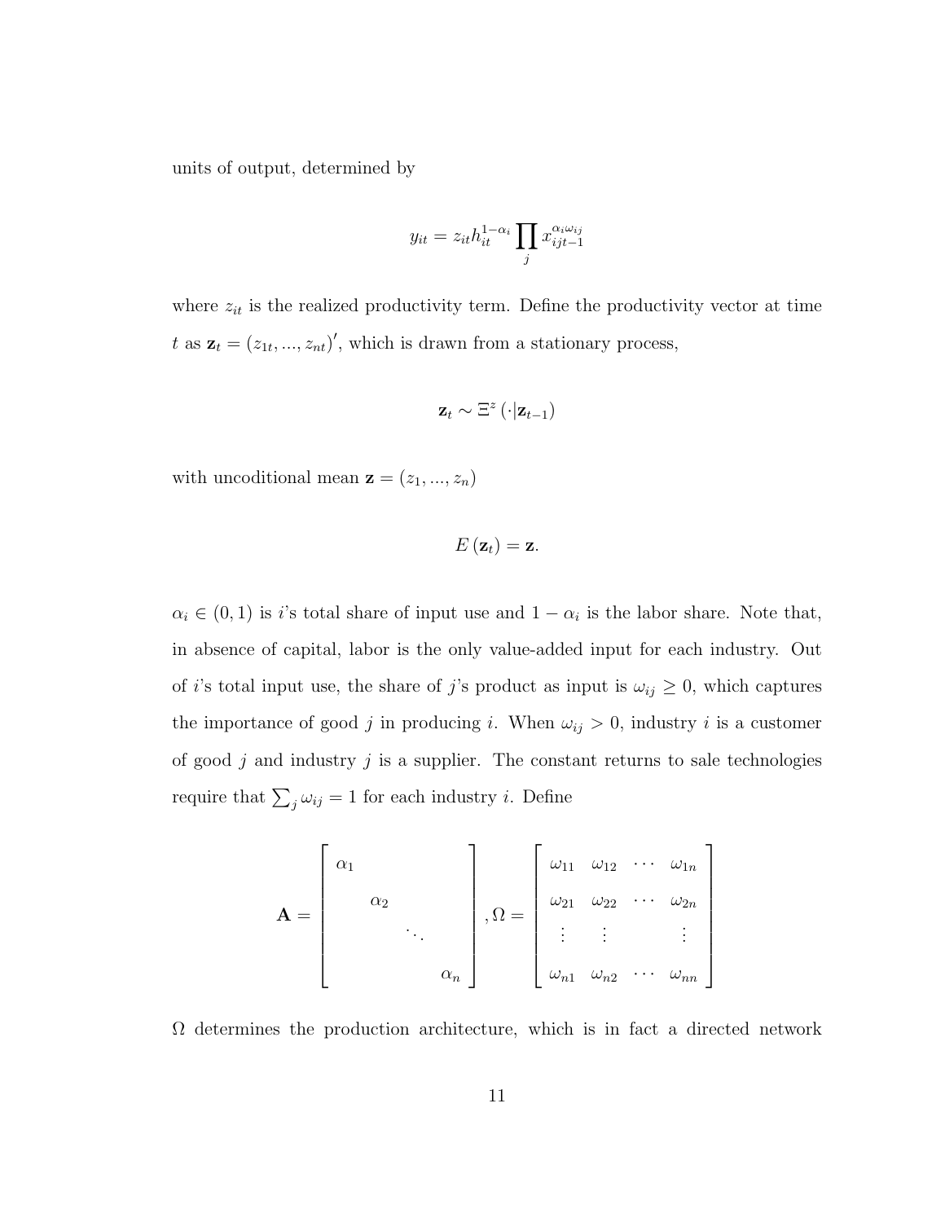units of output, determined by

$$y_{it} = z_{it} h_{it}^{1-\alpha_i} \prod_j x_{ijt-1}^{\alpha_i \omega_{ij}}$$

where $z_{it}$ is the realized productivity term. Define the productivity vector at time $t$ as $\mathbf{z}_t = (z_{1t}, ..., z_{nt})'$, which is drawn from a stationary process,

$$\mathbf{z}_t \sim \Xi^z \left( \cdot | \mathbf{z}_{t-1} \right)$$

with uncoditional mean $\mathbf{z} = (z_1, ..., z_n)$

$$E\left(\mathbf{z}_t\right) = \mathbf{z}.$$

$\alpha_i \in (0, 1)$ is $i$'s total share of input use and $1 - \alpha_i$ is the labor share. Note that, in absence of capital, labor is the only value-added input for each industry. Out of $i$'s total input use, the share of $j$'s product as input is $\omega_{ij} \geq 0$, which captures the importance of good $j$ in producing $i$. When $\omega_{ij} > 0$, industry $i$ is a customer of good $j$ and industry $j$ is a supplier. The constant returns to sale technologies require that $\sum_j \omega_{ij} = 1$ for each industry $i$. Define

$$\mathbf{A} = \begin{bmatrix} \alpha_1 & & & \\ & \alpha_2 & & \\ & & \ddots & \\ & & & \alpha_n \end{bmatrix}, \Omega = \begin{bmatrix} \omega_{11} & \omega_{12} & \cdots & \omega_{1n} \\ \omega_{21} & \omega_{22} & \cdots & \omega_{2n} \\ \vdots & \vdots & & \vdots \\ \omega_{n1} & \omega_{n2} & \cdots & \omega_{nn} \end{bmatrix}$$

$\Omega$ determines the production architecture, which is in fact a directed network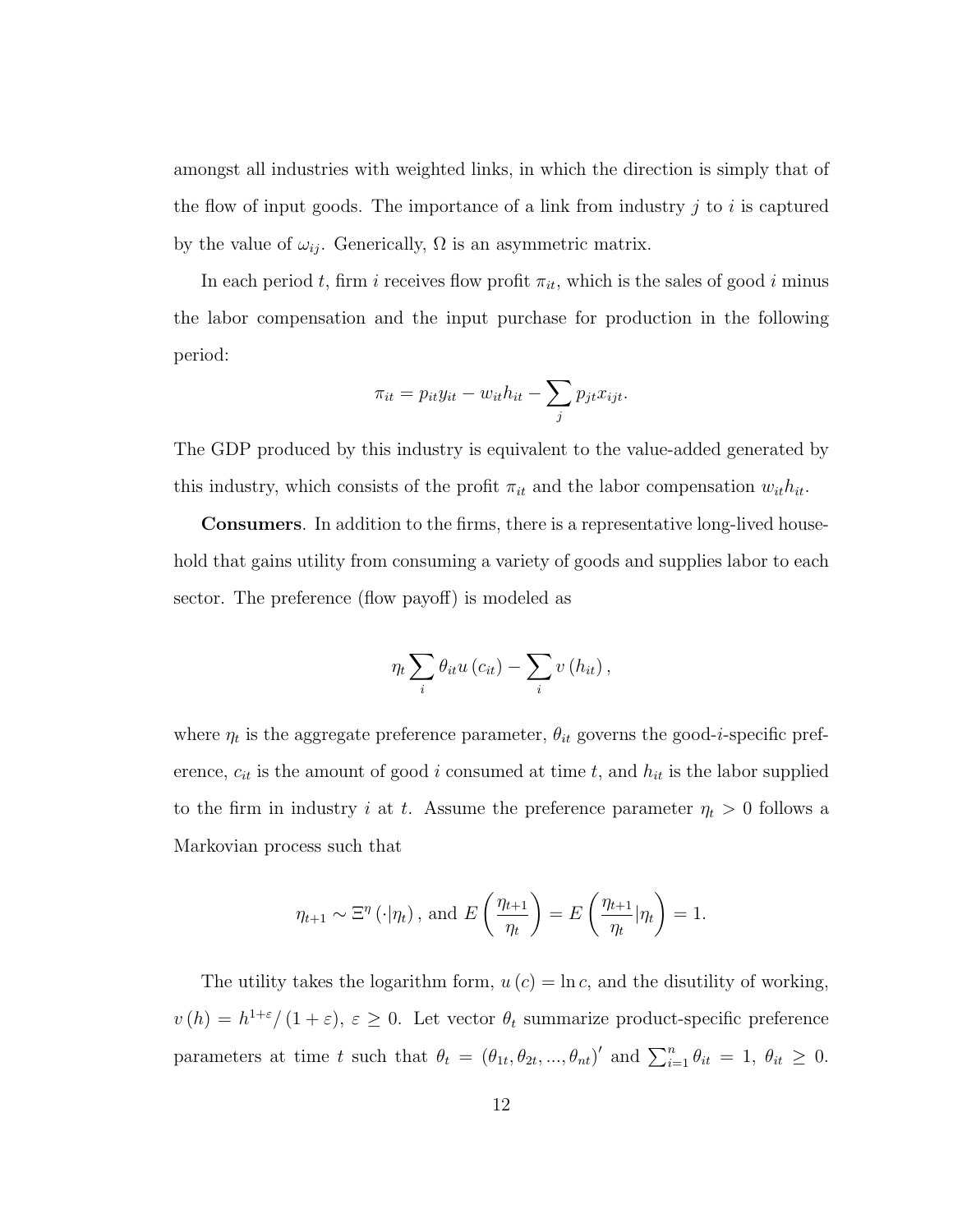amongst all industries with weighted links, in which the direction is simply that of the flow of input goods. The importance of a link from industry $j$ to $i$ is captured by the value of $\omega_{ij}$. Generically, $\Omega$ is an asymmetric matrix.

In each period $t$, firm $i$ receives flow profit $\pi_{it}$, which is the sales of good $i$ minus the labor compensation and the input purchase for production in the following period:

$$\pi_{it} = p_{it}y_{it} - w_{it}h_{it} - \sum_j p_{jt}x_{ijt}.$$

The GDP produced by this industry is equivalent to the value-added generated by this industry, which consists of the profit $\pi_{it}$ and the labor compensation $w_{it}h_{it}$.

**Consumers**. In addition to the firms, there is a representative long-lived household that gains utility from consuming a variety of goods and supplies labor to each sector. The preference (flow payoff) is modeled as

$$\eta_t \sum_i \theta_{it} u\left(c_{it}\right) - \sum_i v\left(h_{it}\right),$$

where $\eta_t$ is the aggregate preference parameter, $\theta_{it}$ governs the good-$i$-specific preference, $c_{it}$ is the amount of good $i$ consumed at time $t$, and $h_{it}$ is the labor supplied to the firm in industry $i$ at $t$. Assume the preference parameter $\eta_t > 0$ follows a Markovian process such that

$$\eta_{t+1} \sim \Xi^{\eta}\left(\cdot|\eta_t\right), \text{ and } E\left(\frac{\eta_{t+1}}{\eta_t}\right) = E\left(\frac{\eta_{t+1}}{\eta_t}|\eta_t\right) = 1.$$

The utility takes the logarithm form, $u\left(c\right) = \ln c$, and the disutility of working, $v\left(h\right) = h^{1+\varepsilon}/\left(1+\varepsilon\right)$, $\varepsilon \geq 0$. Let vector $\theta_t$ summarize product-specific preference parameters at time $t$ such that $\theta_t = \left(\theta_{1t}, \theta_{2t}, ..., \theta_{nt}\right)'$ and $\sum_{i=1}^{n} \theta_{it} = 1$, $\theta_{it} \geq 0$.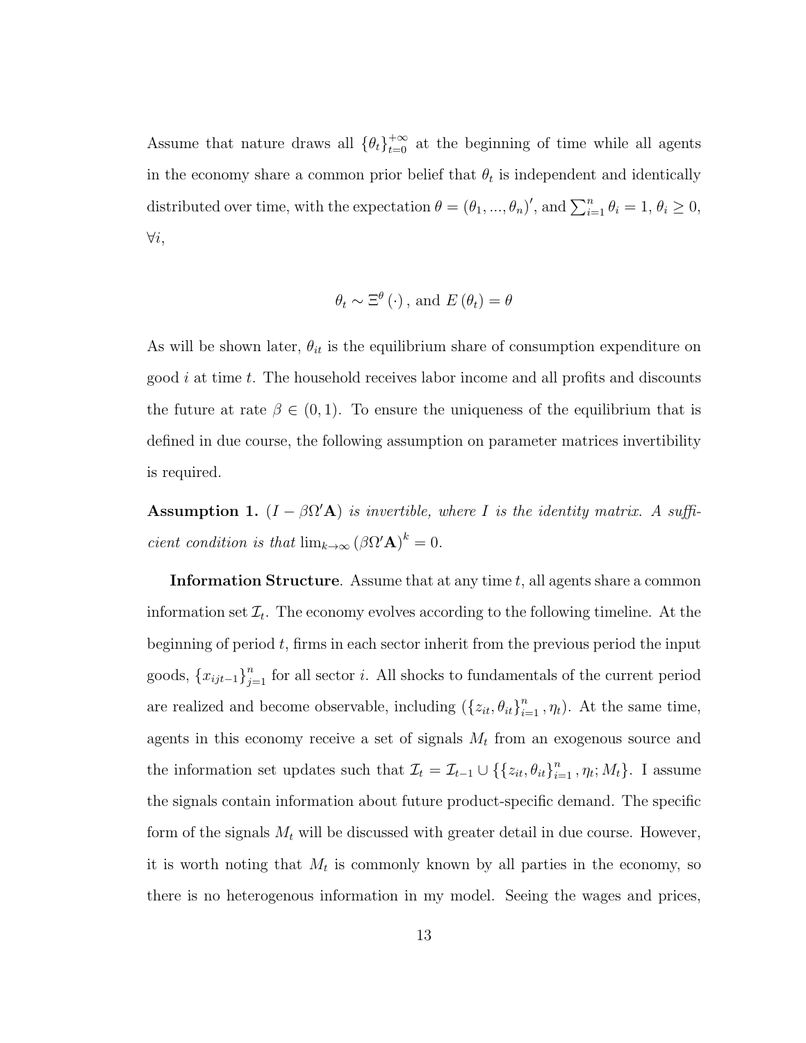Assume that nature draws all $\{\theta_t\}_{t=0}^{+\infty}$ at the beginning of time while all agents in the economy share a common prior belief that $\theta_t$ is independent and identically distributed over time, with the expectation $\theta = (\theta_1, ..., \theta_n)'$, and $\sum_{i=1}^{n} \theta_i = 1$, $\theta_i \geq 0$, $\forall i$,

$$\theta_t \sim \Xi^{\theta}(\cdot), \text{ and } E(\theta_t) = \theta$$

As will be shown later, $\theta_{it}$ is the equilibrium share of consumption expenditure on good $i$ at time $t$. The household receives labor income and all profits and discounts the future at rate $\beta \in (0, 1)$. To ensure the uniqueness of the equilibrium that is defined in due course, the following assumption on parameter matrices invertibility is required.

**Assumption 1.** *$(I - \beta\Omega'\mathbf{A})$ is invertible, where $I$ is the identity matrix. A sufficient condition is that* $\lim_{k\to\infty} (\beta\Omega'\mathbf{A})^k = 0$.

**Information Structure**. Assume that at any time $t$, all agents share a common information set $\mathcal{I}_t$. The economy evolves according to the following timeline. At the beginning of period $t$, firms in each sector inherit from the previous period the input goods, $\{x_{ijt-1}\}_{j=1}^{n}$ for all sector $i$. All shocks to fundamentals of the current period are realized and become observable, including $(\{z_{it}, \theta_{it}\}_{i=1}^{n}, \eta_t)$. At the same time, agents in this economy receive a set of signals $M_t$ from an exogenous source and the information set updates such that $\mathcal{I}_t = \mathcal{I}_{t-1} \cup \{\{z_{it}, \theta_{it}\}_{i=1}^{n}, \eta_t; M_t\}$. I assume the signals contain information about future product-specific demand. The specific form of the signals $M_t$ will be discussed with greater detail in due course. However, it is worth noting that $M_t$ is commonly known by all parties in the economy, so there is no heterogenous information in my model. Seeing the wages and prices,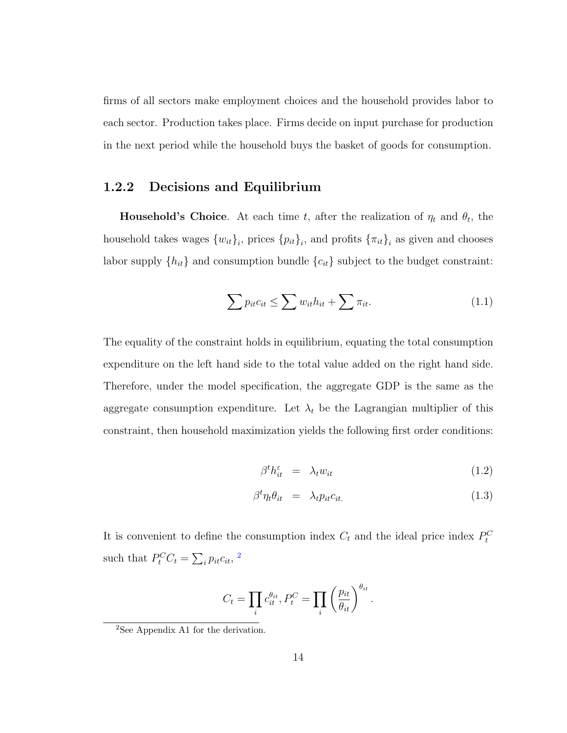firms of all sectors make employment choices and the household provides labor to each sector. Production takes place. Firms decide on input purchase for production in the next period while the household buys the basket of goods for consumption.

### 1.2.2 Decisions and Equilibrium

**Household's Choice**. At each time $t$, after the realization of $\eta_t$ and $\theta_t$, the household takes wages $\{w_{it}\}_i$, prices $\{p_{it}\}_i$, and profits $\{\pi_{it}\}_i$ as given and chooses labor supply $\{h_{it}\}$ and consumption bundle $\{c_{it}\}$ subject to the budget constraint:

$$\sum p_{it}c_{it} \leq \sum w_{it}h_{it} + \sum \pi_{it}. \tag{1.1}$$

The equality of the constraint holds in equilibrium, equating the total consumption expenditure on the left hand side to the total value added on the right hand side. Therefore, under the model specification, the aggregate GDP is the same as the aggregate consumption expenditure. Let $\lambda_t$ be the Lagrangian multiplier of this constraint, then household maximization yields the following first order conditions:

$$\beta^t h_{it}^{\varepsilon} = \lambda_t w_{it} \tag{1.2}$$

$$\beta^t \eta_t \theta_{it} = \lambda_t p_{it} c_{it.} \tag{1.3}$$

It is convenient to define the consumption index $C_t$ and the ideal price index $P_t^C$ such that $P_t^C C_t = \sum_i p_{it}c_{it}$, [2]

$$C_t = \prod_i c_{it}^{\theta_{it}}, P_t^C = \prod_i \left(\frac{p_{it}}{\theta_{it}}\right)^{\theta_{it}}.$$

[2] See Appendix A1 for the derivation.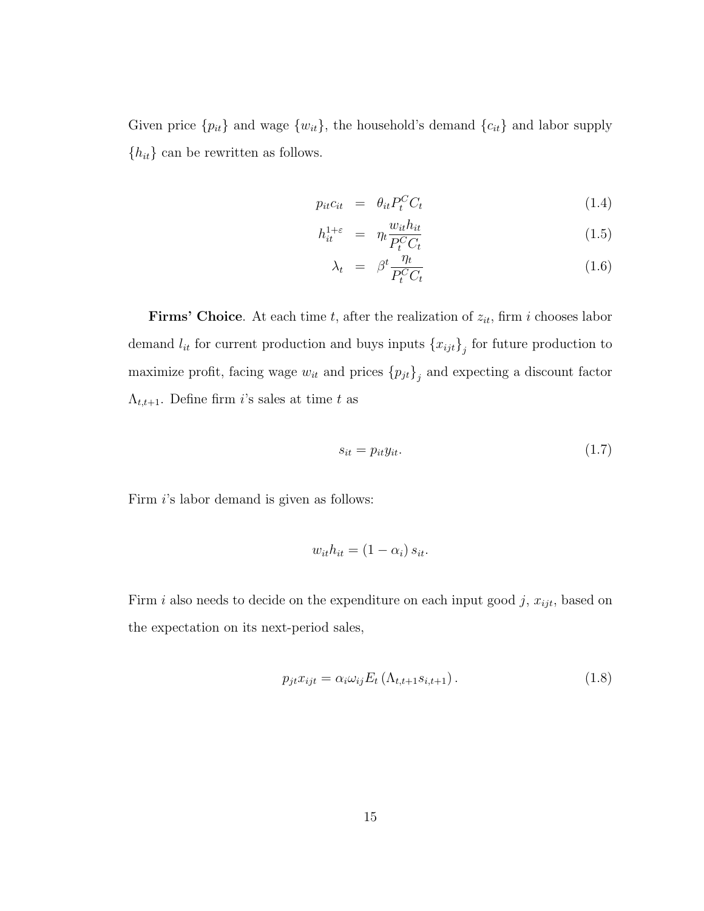Given price $\{p_{it}\}$ and wage $\{w_{it}\}$, the household's demand $\{c_{it}\}$ and labor supply $\{h_{it}\}$ can be rewritten as follows.

$$p_{it}c_{it} = \theta_{it}P_t^C C_t \tag{1.4}$$

$$h_{it}^{1+\varepsilon} = \eta_t \frac{w_{it}h_{it}}{P_t^C C_t} \tag{1.5}$$

$$\lambda_t = \beta^t \frac{\eta_t}{P_t^C C_t} \tag{1.6}$$

**Firms' Choice**. At each time $t$, after the realization of $z_{it}$, firm $i$ chooses labor demand $l_{it}$ for current production and buys inputs $\{x_{ijt}\}_j$ for future production to maximize profit, facing wage $w_{it}$ and prices $\{p_{jt}\}_j$ and expecting a discount factor $\Lambda_{t,t+1}$. Define firm $i$'s sales at time $t$ as

$$s_{it} = p_{it}y_{it}. \tag{1.7}$$

Firm $i$'s labor demand is given as follows:

$$w_{it}h_{it} = (1 - \alpha_i)\, s_{it}.$$

Firm $i$ also needs to decide on the expenditure on each input good $j$, $x_{ijt}$, based on the expectation on its next-period sales,

$$p_{jt}x_{ijt} = \alpha_i \omega_{ij} E_t\left(\Lambda_{t,t+1}s_{i,t+1}\right). \tag{1.8}$$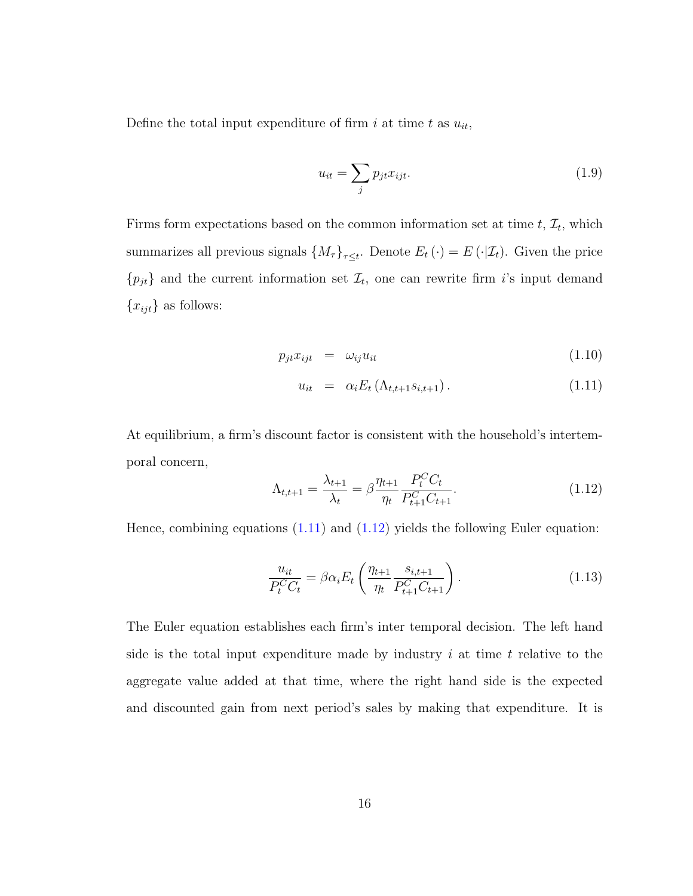Define the total input expenditure of firm $i$ at time $t$ as $u_{it}$,

$$u_{it} = \sum_j p_{jt} x_{ijt}. \tag{1.9}$$

Firms form expectations based on the common information set at time $t$, $\mathcal{I}_t$, which summarizes all previous signals $\{M_\tau\}_{\tau \leq t}$. Denote $E_t(\cdot) = E(\cdot|\mathcal{I}_t)$. Given the price $\{p_{jt}\}$ and the current information set $\mathcal{I}_t$, one can rewrite firm $i$'s input demand $\{x_{ijt}\}$ as follows:

$$p_{jt} x_{ijt} = \omega_{ij} u_{it} \tag{1.10}$$

$$u_{it} = \alpha_i E_t \left( \Lambda_{t,t+1} s_{i,t+1} \right). \tag{1.11}$$

At equilibrium, a firm's discount factor is consistent with the household's intertemporal concern,

$$\Lambda_{t,t+1} = \frac{\lambda_{t+1}}{\lambda_t} = \beta \frac{\eta_{t+1}}{\eta_t} \frac{P_t^C C_t}{P_{t+1}^C C_{t+1}}. \tag{1.12}$$

Hence, combining equations (1.11) and (1.12) yields the following Euler equation:

$$\frac{u_{it}}{P_t^C C_t} = \beta \alpha_i E_t \left( \frac{\eta_{t+1}}{\eta_t} \frac{s_{i,t+1}}{P_{t+1}^C C_{t+1}} \right). \tag{1.13}$$

The Euler equation establishes each firm's inter temporal decision. The left hand side is the total input expenditure made by industry $i$ at time $t$ relative to the aggregate value added at that time, where the right hand side is the expected and discounted gain from next period's sales by making that expenditure. It is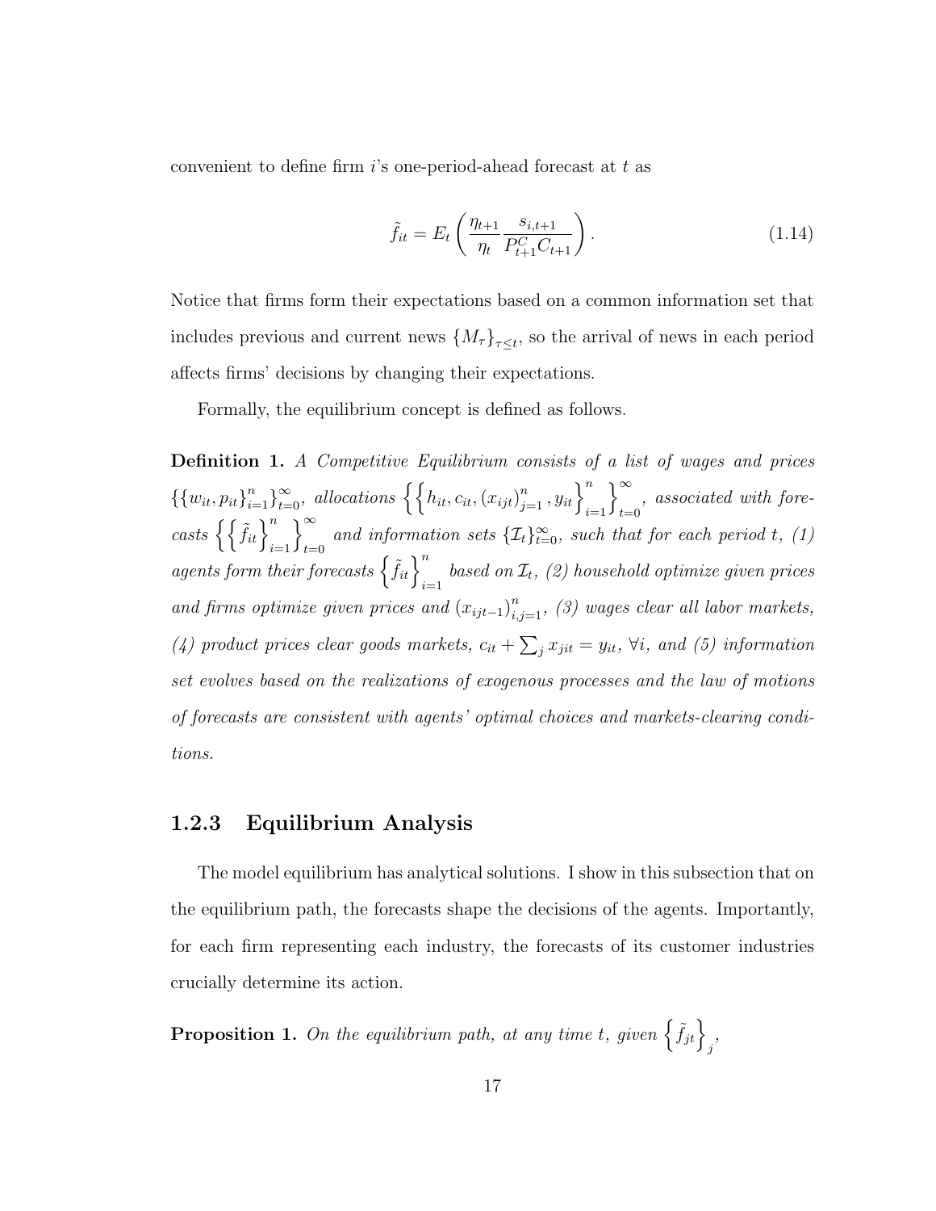convenient to define firm $i$'s one-period-ahead forecast at $t$ as

$$\tilde{f}_{it} = E_t \left( \frac{\eta_{t+1}}{\eta_t} \frac{s_{i,t+1}}{P_{t+1}^C C_{t+1}} \right). \tag{1.14}$$

Notice that firms form their expectations based on a common information set that includes previous and current news $\{M_\tau\}_{\tau \leq t}$, so the arrival of news in each period affects firms' decisions by changing their expectations.

Formally, the equilibrium concept is defined as follows.

**Definition 1.** *A Competitive Equilibrium consists of a list of wages and prices* $\{\{w_{it}, p_{it}\}_{i=1}^n\}_{t=0}^\infty$*, allocations* $\left\{\left\{h_{it}, c_{it}, (x_{ijt})_{j=1}^n, y_{it}\right\}_{i=1}^n\right\}_{t=0}^\infty$*, associated with forecasts* $\left\{\left\{\tilde{f}_{it}\right\}_{i=1}^n\right\}_{t=0}^\infty$ *and information sets* $\{\mathcal{I}_t\}_{t=0}^\infty$*, such that for each period $t$, (1) agents form their forecasts* $\left\{\tilde{f}_{it}\right\}_{i=1}^n$ *based on* $\mathcal{I}_t$*, (2) household optimize given prices and firms optimize given prices and* $(x_{ijt-1})_{i,j=1}^n$*, (3) wages clear all labor markets, (4) product prices clear goods markets,* $c_{it} + \sum_j x_{jit} = y_{it}$*,* $\forall i$*, and (5) information set evolves based on the realizations of exogenous processes and the law of motions of forecasts are consistent with agents' optimal choices and markets-clearing conditions.*

### 1.2.3 Equilibrium Analysis

The model equilibrium has analytical solutions. I show in this subsection that on the equilibrium path, the forecasts shape the decisions of the agents. Importantly, for each firm representing each industry, the forecasts of its customer industries crucially determine its action.

**Proposition 1.** *On the equilibrium path, at any time $t$, given* $\left\{\tilde{f}_{jt}\right\}_j$*,*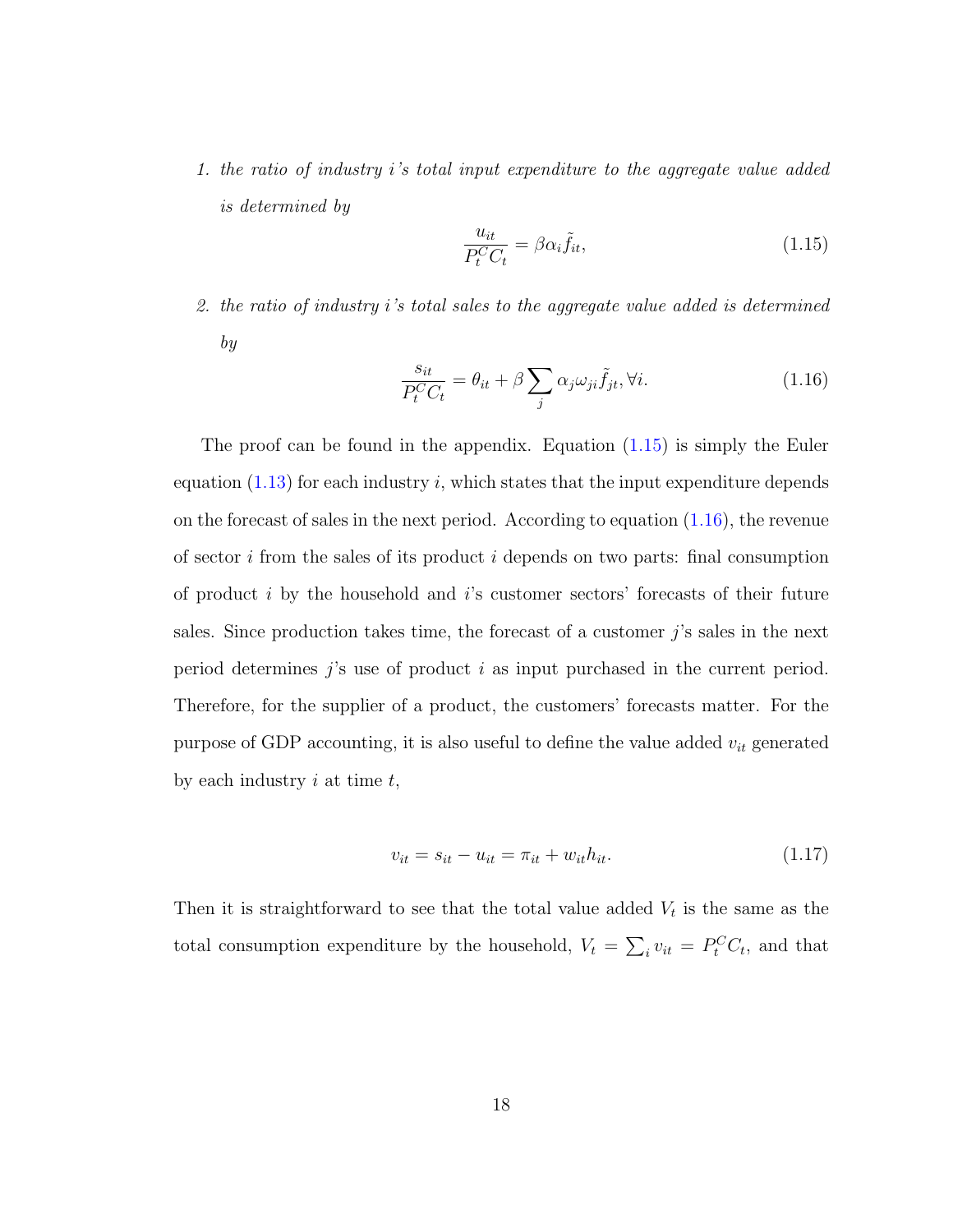1. *the ratio of industry $i$'s total input expenditure to the aggregate value added is determined by*

$$\frac{u_{it}}{P_t^C C_t} = \beta \alpha_i \tilde{f}_{it}, \tag{1.15}$$

2. *the ratio of industry $i$'s total sales to the aggregate value added is determined by*

$$\frac{s_{it}}{P_t^C C_t} = \theta_{it} + \beta \sum_j \alpha_j \omega_{ji} \tilde{f}_{jt}, \forall i. \tag{1.16}$$

The proof can be found in the appendix. Equation (1.15) is simply the Euler equation (1.13) for each industry $i$, which states that the input expenditure depends on the forecast of sales in the next period. According to equation (1.16), the revenue of sector $i$ from the sales of its product $i$ depends on two parts: final consumption of product $i$ by the household and $i$'s customer sectors' forecasts of their future sales. Since production takes time, the forecast of a customer $j$'s sales in the next period determines $j$'s use of product $i$ as input purchased in the current period. Therefore, for the supplier of a product, the customers' forecasts matter. For the purpose of GDP accounting, it is also useful to define the value added $v_{it}$ generated by each industry $i$ at time $t$,

$$v_{it} = s_{it} - u_{it} = \pi_{it} + w_{it} h_{it}. \tag{1.17}$$

Then it is straightforward to see that the total value added $V_t$ is the same as the total consumption expenditure by the household, $V_t = \sum_i v_{it} = P_t^C C_t$, and that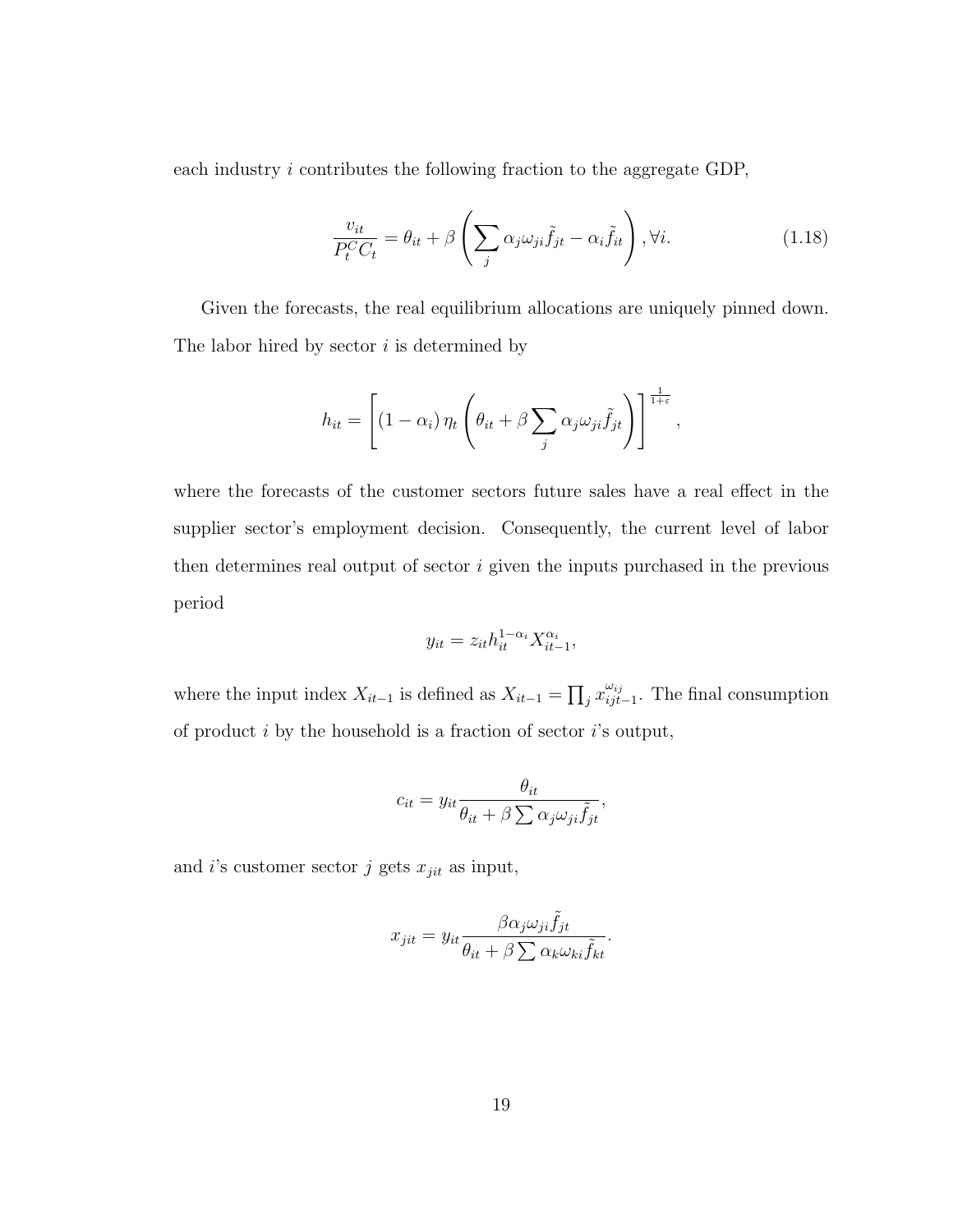each industry $i$ contributes the following fraction to the aggregate GDP,

$$\frac{v_{it}}{P_t^C C_t} = \theta_{it} + \beta \left( \sum_j \alpha_j \omega_{ji} \tilde{f}_{jt} - \alpha_i \tilde{f}_{it} \right), \forall i. \tag{1.18}$$

Given the forecasts, the real equilibrium allocations are uniquely pinned down. The labor hired by sector $i$ is determined by

$$h_{it} = \left[ (1 - \alpha_i) \eta_t \left( \theta_{it} + \beta \sum_j \alpha_j \omega_{ji} \tilde{f}_{jt} \right) \right]^{\frac{1}{1+\varepsilon}},$$

where the forecasts of the customer sectors future sales have a real effect in the supplier sector's employment decision. Consequently, the current level of labor then determines real output of sector $i$ given the inputs purchased in the previous period

$$y_{it} = z_{it} h_{it}^{1-\alpha_i} X_{it-1}^{\alpha_i},$$

where the input index $X_{it-1}$ is defined as $X_{it-1} = \prod_j x_{ijt-1}^{\omega_{ij}}$. The final consumption of product $i$ by the household is a fraction of sector $i$'s output,

$$c_{it} = y_{it} \frac{\theta_{it}}{\theta_{it} + \beta \sum \alpha_j \omega_{ji} \tilde{f}_{jt}},$$

and $i$'s customer sector $j$ gets $x_{jit}$ as input,

$$x_{jit} = y_{it} \frac{\beta \alpha_j \omega_{ji} \tilde{f}_{jt}}{\theta_{it} + \beta \sum \alpha_k \omega_{ki} \tilde{f}_{kt}}.$$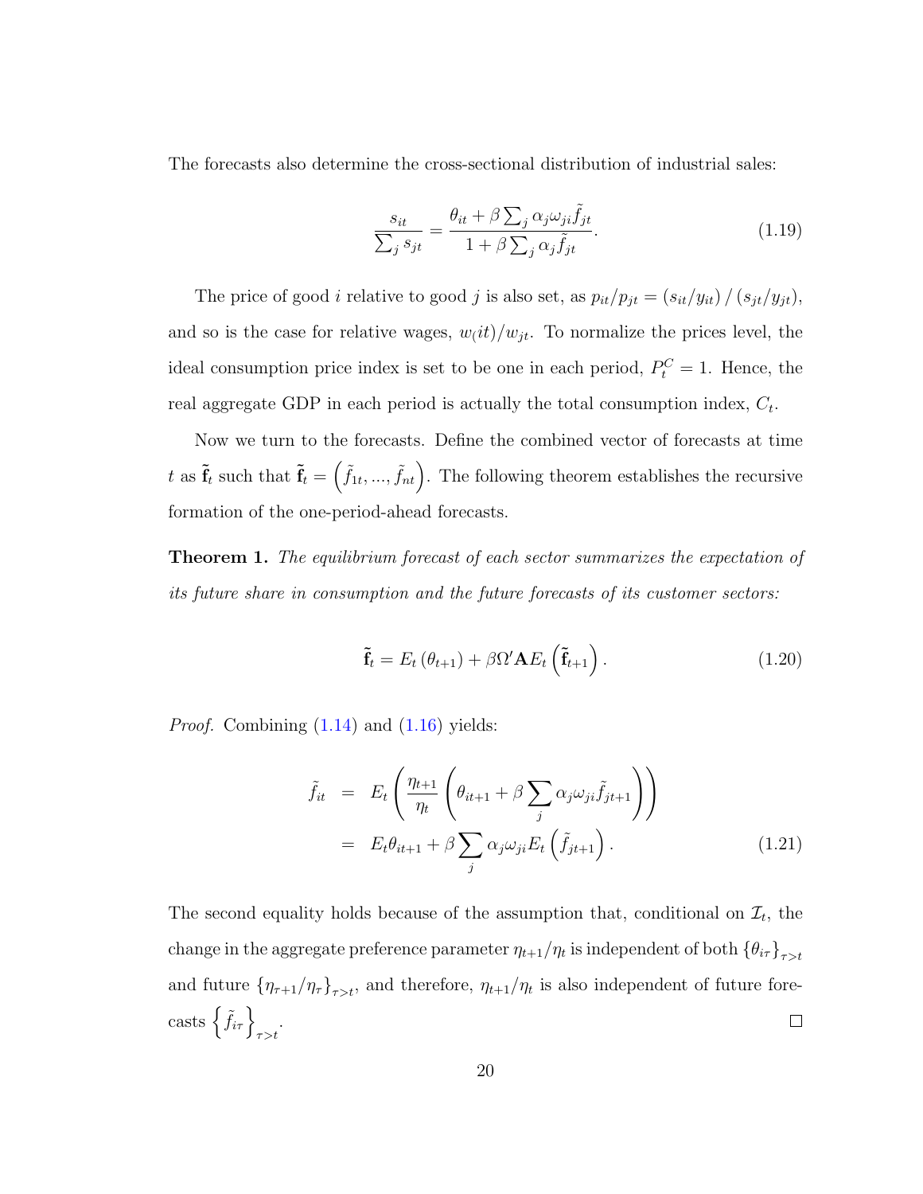The forecasts also determine the cross-sectional distribution of industrial sales:

$$\frac{s_{it}}{\sum_j s_{jt}} = \frac{\theta_{it} + \beta \sum_j \alpha_j \omega_{ji} \tilde{f}_{jt}}{1 + \beta \sum_j \alpha_j \tilde{f}_{jt}}. \tag{1.19}$$

The price of good $i$ relative to good $j$ is also set, as $p_{it}/p_{jt} = (s_{it}/y_{it}) / (s_{jt}/y_{jt})$, and so is the case for relative wages, $w_(it)/w_{jt}$. To normalize the prices level, the ideal consumption price index is set to be one in each period, $P_t^C = 1$. Hence, the real aggregate GDP in each period is actually the total consumption index, $C_t$.

Now we turn to the forecasts. Define the combined vector of forecasts at time $t$ as $\tilde{\mathbf{f}}_t$ such that $\tilde{\mathbf{f}}_t = \left(\tilde{f}_{1t}, ..., \tilde{f}_{nt}\right)$. The following theorem establishes the recursive formation of the one-period-ahead forecasts.

**Theorem 1.** *The equilibrium forecast of each sector summarizes the expectation of its future share in consumption and the future forecasts of its customer sectors:*

$$\tilde{\mathbf{f}}_t = E_t\left(\theta_{t+1}\right) + \beta \Omega' \mathbf{A} E_t\left(\tilde{\mathbf{f}}_{t+1}\right). \tag{1.20}$$

*Proof.* Combining (1.14) and (1.16) yields:

$$\begin{aligned} \tilde{f}_{it} &= E_t\left(\frac{\eta_{t+1}}{\eta_t}\left(\theta_{it+1} + \beta \sum_j \alpha_j \omega_{ji} \tilde{f}_{jt+1}\right)\right) \\ &= E_t \theta_{it+1} + \beta \sum_j \alpha_j \omega_{ji} E_t\left(\tilde{f}_{jt+1}\right). \end{aligned} \tag{1.21}$$

The second equality holds because of the assumption that, conditional on $\mathcal{I}_t$, the change in the aggregate preference parameter $\eta_{t+1}/\eta_t$ is independent of both $\{\theta_{i\tau}\}_{\tau>t}$ and future $\{\eta_{\tau+1}/\eta_\tau\}_{\tau>t}$, and therefore, $\eta_{t+1}/\eta_t$ is also independent of future forecasts $\left\{\tilde{f}_{i\tau}\right\}_{\tau>t}$. $\square$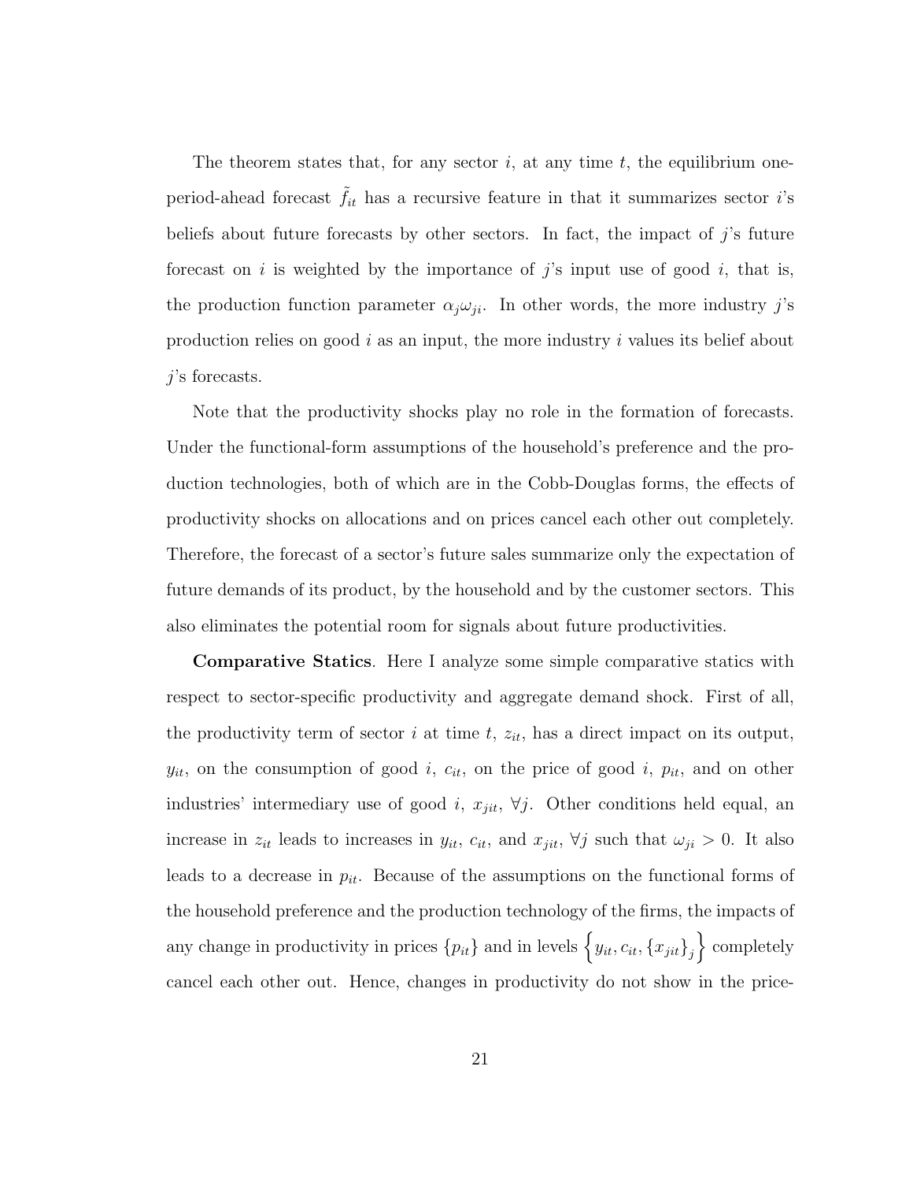The theorem states that, for any sector $i$, at any time $t$, the equilibrium one-period-ahead forecast $\tilde{f}_{it}$ has a recursive feature in that it summarizes sector $i$'s beliefs about future forecasts by other sectors. In fact, the impact of $j$'s future forecast on $i$ is weighted by the importance of $j$'s input use of good $i$, that is, the production function parameter $\alpha_j \omega_{ji}$. In other words, the more industry $j$'s production relies on good $i$ as an input, the more industry $i$ values its belief about $j$'s forecasts.

Note that the productivity shocks play no role in the formation of forecasts. Under the functional-form assumptions of the household's preference and the production technologies, both of which are in the Cobb-Douglas forms, the effects of productivity shocks on allocations and on prices cancel each other out completely. Therefore, the forecast of a sector's future sales summarize only the expectation of future demands of its product, by the household and by the customer sectors. This also eliminates the potential room for signals about future productivities.

**Comparative Statics**. Here I analyze some simple comparative statics with respect to sector-specific productivity and aggregate demand shock. First of all, the productivity term of sector $i$ at time $t$, $z_{it}$, has a direct impact on its output, $y_{it}$, on the consumption of good $i$, $c_{it}$, on the price of good $i$, $p_{it}$, and on other industries' intermediary use of good $i$, $x_{jit}$, $\forall j$. Other conditions held equal, an increase in $z_{it}$ leads to increases in $y_{it}$, $c_{it}$, and $x_{jit}$, $\forall j$ such that $\omega_{ji} > 0$. It also leads to a decrease in $p_{it}$. Because of the assumptions on the functional forms of the household preference and the production technology of the firms, the impacts of any change in productivity in prices $\{p_{it}\}$ and in levels $\left\{y_{it}, c_{it}, \{x_{jit}\}_j\right\}$ completely cancel each other out. Hence, changes in productivity do not show in the price-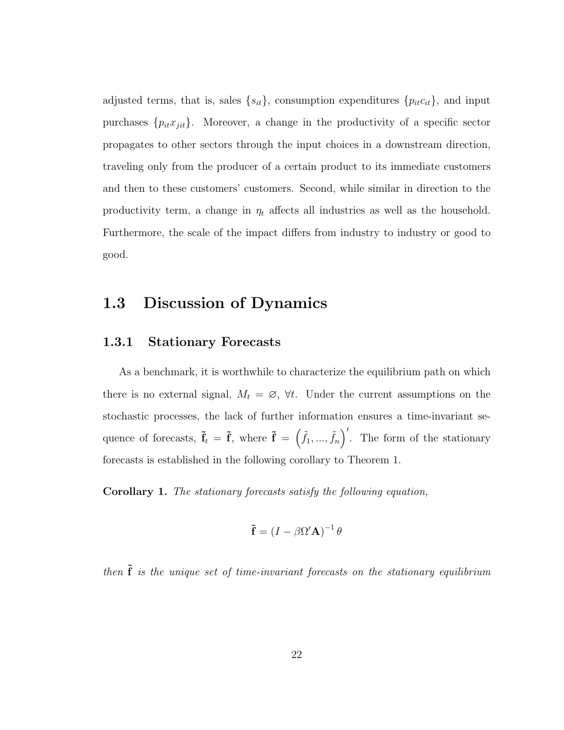adjusted terms, that is, sales $\{s_{it}\}$, consumption expenditures $\{p_{it}c_{it}\}$, and input purchases $\{p_{it}x_{jit}\}$. Moreover, a change in the productivity of a specific sector propagates to other sectors through the input choices in a downstream direction, traveling only from the producer of a certain product to its immediate customers and then to these customers' customers. Second, while similar in direction to the productivity term, a change in $\eta_t$ affects all industries as well as the household. Furthermore, the scale of the impact differs from industry to industry or good to good.

## 1.3 Discussion of Dynamics

### 1.3.1 Stationary Forecasts

As a benchmark, it is worthwhile to characterize the equilibrium path on which there is no external signal, $M_t = \varnothing$, $\forall t$. Under the current assumptions on the stochastic processes, the lack of further information ensures a time-invariant sequence of forecasts, $\tilde{\mathbf{f}}_t = \tilde{\mathbf{f}}$, where $\tilde{\mathbf{f}} = \left(\tilde{f}_1, ..., \tilde{f}_n\right)'$. The form of the stationary forecasts is established in the following corollary to Theorem 1.

**Corollary 1.** *The stationary forecasts satisfy the following equation,*

$$\tilde{\mathbf{f}} = \left(I - \beta \Omega' \mathbf{A}\right)^{-1} \theta$$

*then* $\tilde{\mathbf{f}}$ *is the unique set of time-invariant forecasts on the stationary equilibrium*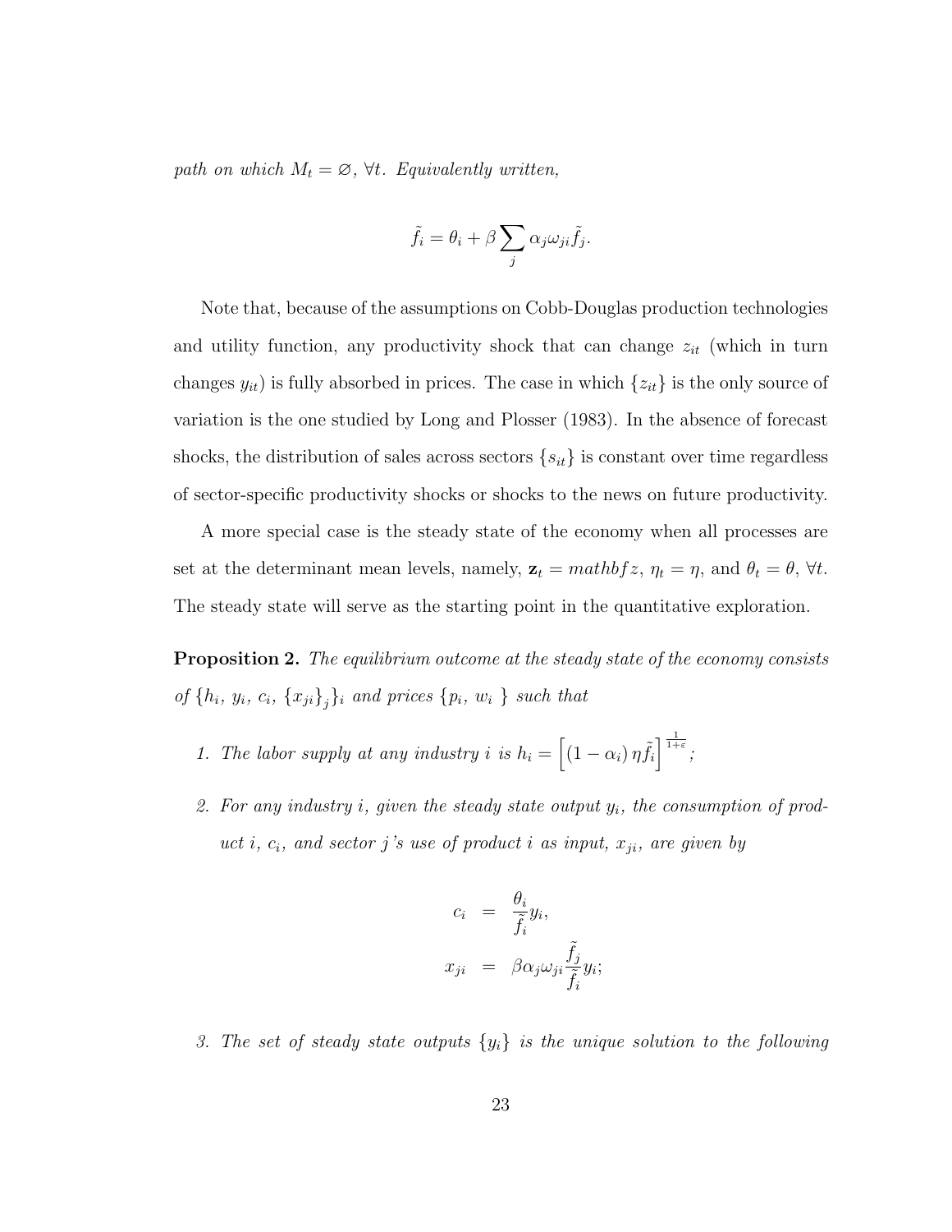*path on which $M_t = \varnothing$, $\forall t$. Equivalently written,*

$$\tilde{f}_i = \theta_i + \beta \sum_j \alpha_j \omega_{ji} \tilde{f}_j.$$

Note that, because of the assumptions on Cobb-Douglas production technologies and utility function, any productivity shock that can change $z_{it}$ (which in turn changes $y_{it}$) is fully absorbed in prices. The case in which $\{z_{it}\}$ is the only source of variation is the one studied by Long and Plosser (1983). In the absence of forecast shocks, the distribution of sales across sectors $\{s_{it}\}$ is constant over time regardless of sector-specific productivity shocks or shocks to the news on future productivity.

A more special case is the steady state of the economy when all processes are set at the determinant mean levels, namely, $\mathbf{z}_t = mathbfz$, $\eta_t = \eta$, and $\theta_t = \theta$, $\forall t$. The steady state will serve as the starting point in the quantitative exploration.

**Proposition 2.** *The equilibrium outcome at the steady state of the economy consists of $\{h_i,\, y_i,\, c_i,\, \{x_{ji}\}_j\}_i$ and prices $\{p_i,\, w_i\}$ such that*

1. *The labor supply at any industry $i$ is $h_i = \left[(1-\alpha_i)\,\eta \tilde{f}_i\right]^{\frac{1}{1+\varepsilon}}$;*

2. *For any industry $i$, given the steady state output $y_i$, the consumption of product $i$, $c_i$, and sector $j$'s use of product $i$ as input, $x_{ji}$, are given by*

$$\begin{aligned} c_i &= \frac{\theta_i}{\tilde{f}_i} y_i, \\ x_{ji} &= \beta \alpha_j \omega_{ji} \frac{\tilde{f}_j}{\tilde{f}_i} y_i; \end{aligned}$$

3. *The set of steady state outputs $\{y_i\}$ is the unique solution to the following*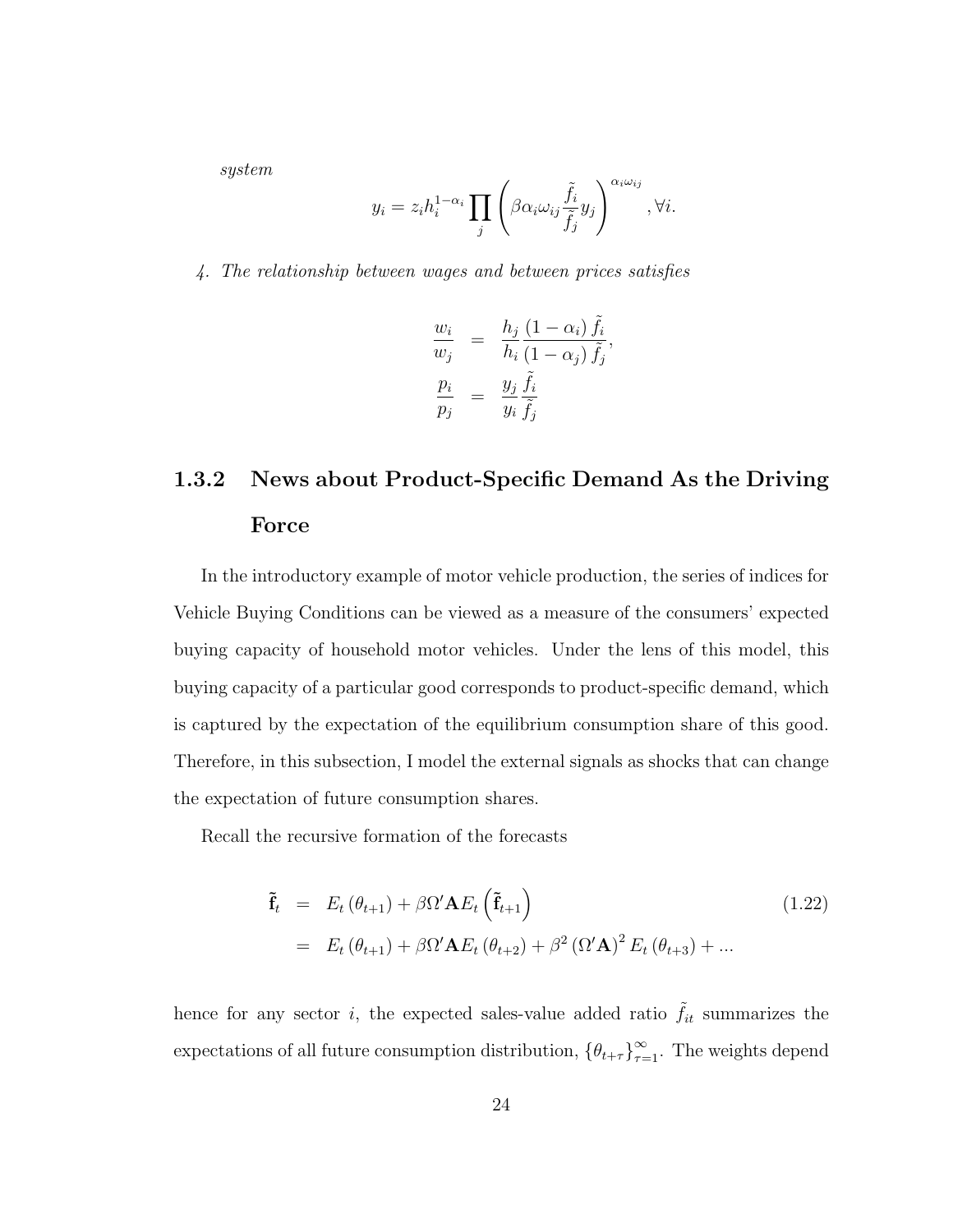*system*

$$y_i = z_i h_i^{1-\alpha_i} \prod_j \left( \beta \alpha_i \omega_{ij} \frac{\tilde{f}_i}{\tilde{f}_j} y_j \right)^{\alpha_i \omega_{ij}}, \forall i.$$

*4. The relationship between wages and between prices satisfies*

$$\begin{aligned} \frac{w_i}{w_j} &= \frac{h_j}{h_i} \frac{(1-\alpha_i)\tilde{f}_i}{(1-\alpha_j)\tilde{f}_j}, \\ \frac{p_i}{p_j} &= \frac{y_j}{y_i} \frac{\tilde{f}_i}{\tilde{f}_j} \end{aligned}$$

### 1.3.2 News about Product-Specific Demand As the Driving Force

In the introductory example of motor vehicle production, the series of indices for Vehicle Buying Conditions can be viewed as a measure of the consumers' expected buying capacity of household motor vehicles. Under the lens of this model, this buying capacity of a particular good corresponds to product-specific demand, which is captured by the expectation of the equilibrium consumption share of this good. Therefore, in this subsection, I model the external signals as shocks that can change the expectation of future consumption shares.

Recall the recursive formation of the forecasts

$$\begin{aligned} \tilde{\mathbf{f}}_t &= E_t(\theta_{t+1}) + \beta \Omega' \mathbf{A} E_t \left( \tilde{\mathbf{f}}_{t+1} \right) \\ &= E_t(\theta_{t+1}) + \beta \Omega' \mathbf{A} E_t(\theta_{t+2}) + \beta^2 (\Omega' \mathbf{A})^2 E_t(\theta_{t+3}) + ... \end{aligned} \tag{1.22}$$

hence for any sector $i$, the expected sales-value added ratio $\tilde{f}_{it}$ summarizes the expectations of all future consumption distribution, $\{\theta_{t+\tau}\}_{\tau=1}^{\infty}$. The weights depend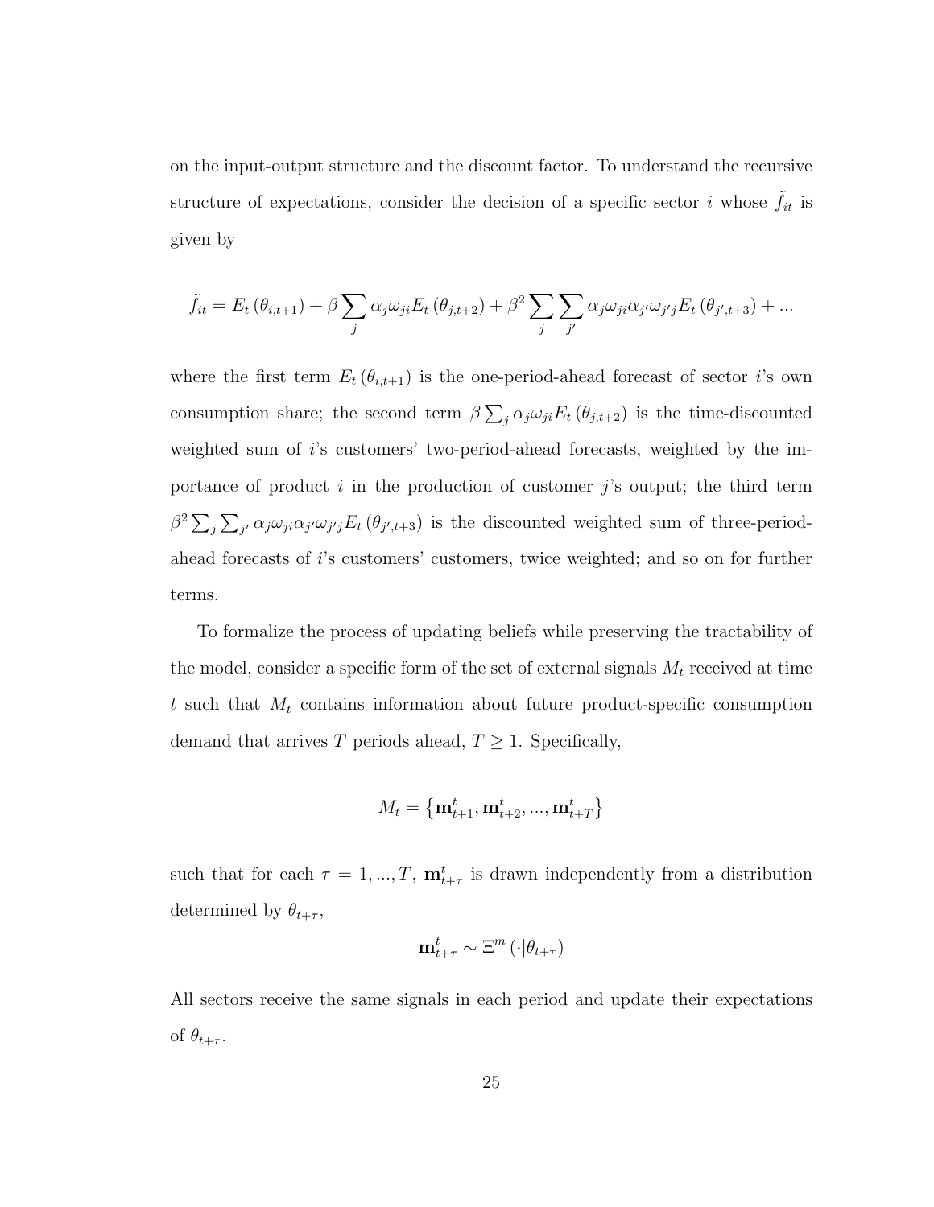on the input-output structure and the discount factor. To understand the recursive structure of expectations, consider the decision of a specific sector $i$ whose $\tilde{f}_{it}$ is given by

$$\tilde{f}_{it} = E_t\left(\theta_{i,t+1}\right) + \beta \sum_j \alpha_j \omega_{ji} E_t\left(\theta_{j,t+2}\right) + \beta^2 \sum_j \sum_{j'} \alpha_j \omega_{ji} \alpha_{j'} \omega_{j'j} E_t\left(\theta_{j',t+3}\right) + ...$$

where the first term $E_t\left(\theta_{i,t+1}\right)$ is the one-period-ahead forecast of sector $i$'s own consumption share; the second term $\beta \sum_j \alpha_j \omega_{ji} E_t\left(\theta_{j,t+2}\right)$ is the time-discounted weighted sum of $i$'s customers' two-period-ahead forecasts, weighted by the importance of product $i$ in the production of customer $j$'s output; the third term $\beta^2 \sum_j \sum_{j'} \alpha_j \omega_{ji} \alpha_{j'} \omega_{j'j} E_t\left(\theta_{j',t+3}\right)$ is the discounted weighted sum of three-period-ahead forecasts of $i$'s customers' customers, twice weighted; and so on for further terms.

To formalize the process of updating beliefs while preserving the tractability of the model, consider a specific form of the set of external signals $M_t$ received at time $t$ such that $M_t$ contains information about future product-specific consumption demand that arrives $T$ periods ahead, $T \geq 1$. Specifically,

$$M_t = \left\{\mathbf{m}_{t+1}^t, \mathbf{m}_{t+2}^t, ..., \mathbf{m}_{t+T}^t\right\}$$

such that for each $\tau = 1, ..., T$, $\mathbf{m}_{t+\tau}^t$ is drawn independently from a distribution determined by $\theta_{t+\tau}$,

$$\mathbf{m}_{t+\tau}^t \sim \Xi^m\left(\cdot|\theta_{t+\tau}\right)$$

All sectors receive the same signals in each period and update their expectations of $\theta_{t+\tau}$.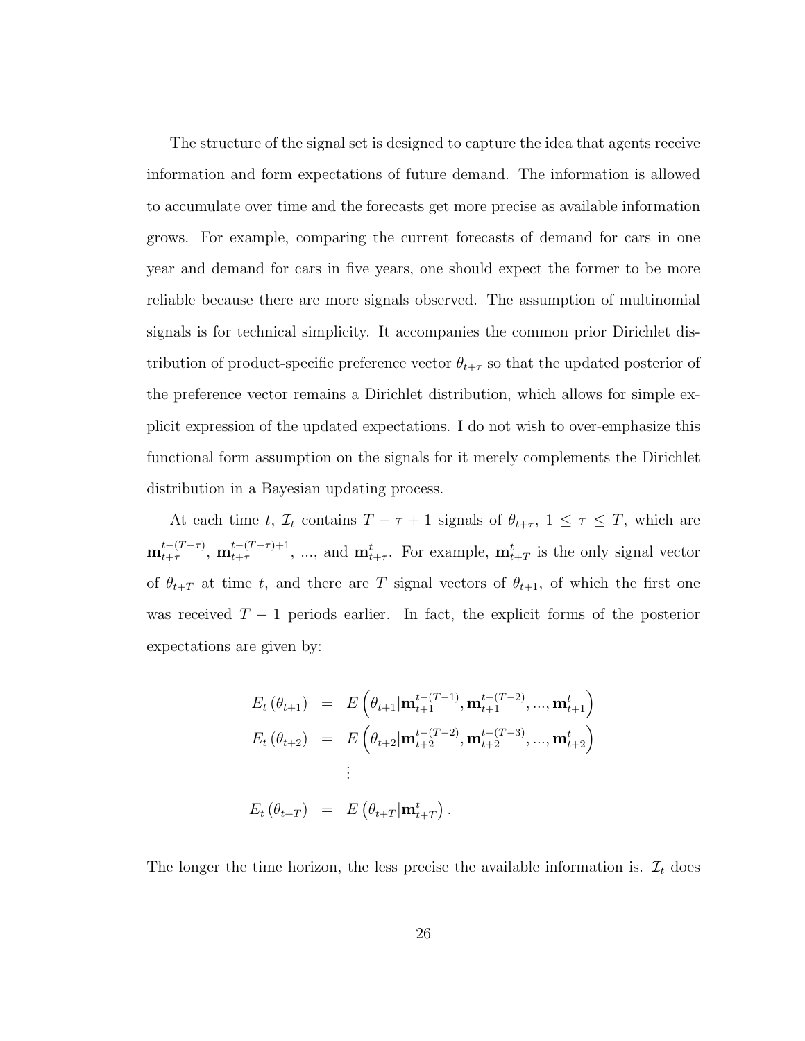The structure of the signal set is designed to capture the idea that agents receive information and form expectations of future demand. The information is allowed to accumulate over time and the forecasts get more precise as available information grows. For example, comparing the current forecasts of demand for cars in one year and demand for cars in five years, one should expect the former to be more reliable because there are more signals observed. The assumption of multinomial signals is for technical simplicity. It accompanies the common prior Dirichlet distribution of product-specific preference vector $\theta_{t+\tau}$ so that the updated posterior of the preference vector remains a Dirichlet distribution, which allows for simple explicit expression of the updated expectations. I do not wish to over-emphasize this functional form assumption on the signals for it merely complements the Dirichlet distribution in a Bayesian updating process.

At each time $t$, $\mathcal{I}_t$ contains $T - \tau + 1$ signals of $\theta_{t+\tau}$, $1 \leq \tau \leq T$, which are $\mathbf{m}_{t+\tau}^{t-(T-\tau)}$, $\mathbf{m}_{t+\tau}^{t-(T-\tau)+1}$, ..., and $\mathbf{m}_{t+\tau}^{t}$. For example, $\mathbf{m}_{t+T}^{t}$ is the only signal vector of $\theta_{t+T}$ at time $t$, and there are $T$ signal vectors of $\theta_{t+1}$, of which the first one was received $T-1$ periods earlier. In fact, the explicit forms of the posterior expectations are given by:

$$
\begin{aligned}
E_t\left(\theta_{t+1}\right) &= E\left(\theta_{t+1}|\mathbf{m}_{t+1}^{t-(T-1)}, \mathbf{m}_{t+1}^{t-(T-2)}, ..., \mathbf{m}_{t+1}^{t}\right) \\
E_t\left(\theta_{t+2}\right) &= E\left(\theta_{t+2}|\mathbf{m}_{t+2}^{t-(T-2)}, \mathbf{m}_{t+2}^{t-(T-3)}, ..., \mathbf{m}_{t+2}^{t}\right) \\
&\vdots \\
E_t\left(\theta_{t+T}\right) &= E\left(\theta_{t+T}|\mathbf{m}_{t+T}^{t}\right).
\end{aligned}
$$

The longer the time horizon, the less precise the available information is. $\mathcal{I}_t$ does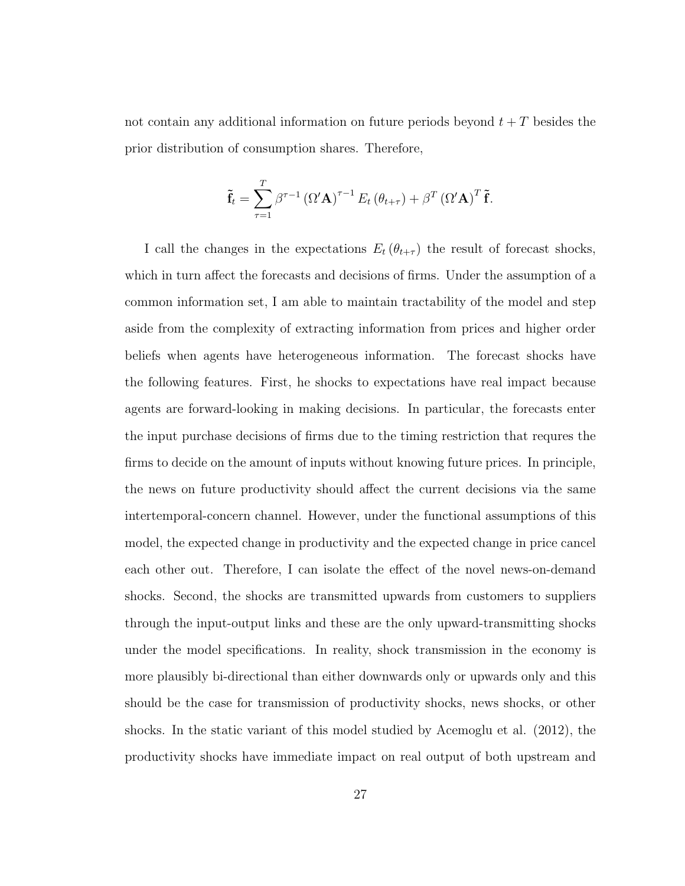not contain any additional information on future periods beyond $t+T$ besides the prior distribution of consumption shares. Therefore,

$$\tilde{\mathbf{f}}_t = \sum_{\tau=1}^{T} \beta^{\tau-1} \left(\Omega' \mathbf{A}\right)^{\tau-1} E_t\left(\theta_{t+\tau}\right) + \beta^{T} \left(\Omega' \mathbf{A}\right)^{T} \tilde{\mathbf{f}}.$$

I call the changes in the expectations $E_t\left(\theta_{t+\tau}\right)$ the result of forecast shocks, which in turn affect the forecasts and decisions of firms. Under the assumption of a common information set, I am able to maintain tractability of the model and step aside from the complexity of extracting information from prices and higher order beliefs when agents have heterogeneous information. The forecast shocks have the following features. First, he shocks to expectations have real impact because agents are forward-looking in making decisions. In particular, the forecasts enter the input purchase decisions of firms due to the timing restriction that requres the firms to decide on the amount of inputs without knowing future prices. In principle, the news on future productivity should affect the current decisions via the same intertemporal-concern channel. However, under the functional assumptions of this model, the expected change in productivity and the expected change in price cancel each other out. Therefore, I can isolate the effect of the novel news-on-demand shocks. Second, the shocks are transmitted upwards from customers to suppliers through the input-output links and these are the only upward-transmitting shocks under the model specifications. In reality, shock transmission in the economy is more plausibly bi-directional than either downwards only or upwards only and this should be the case for transmission of productivity shocks, news shocks, or other shocks. In the static variant of this model studied by Acemoglu et al. (2012), the productivity shocks have immediate impact on real output of both upstream and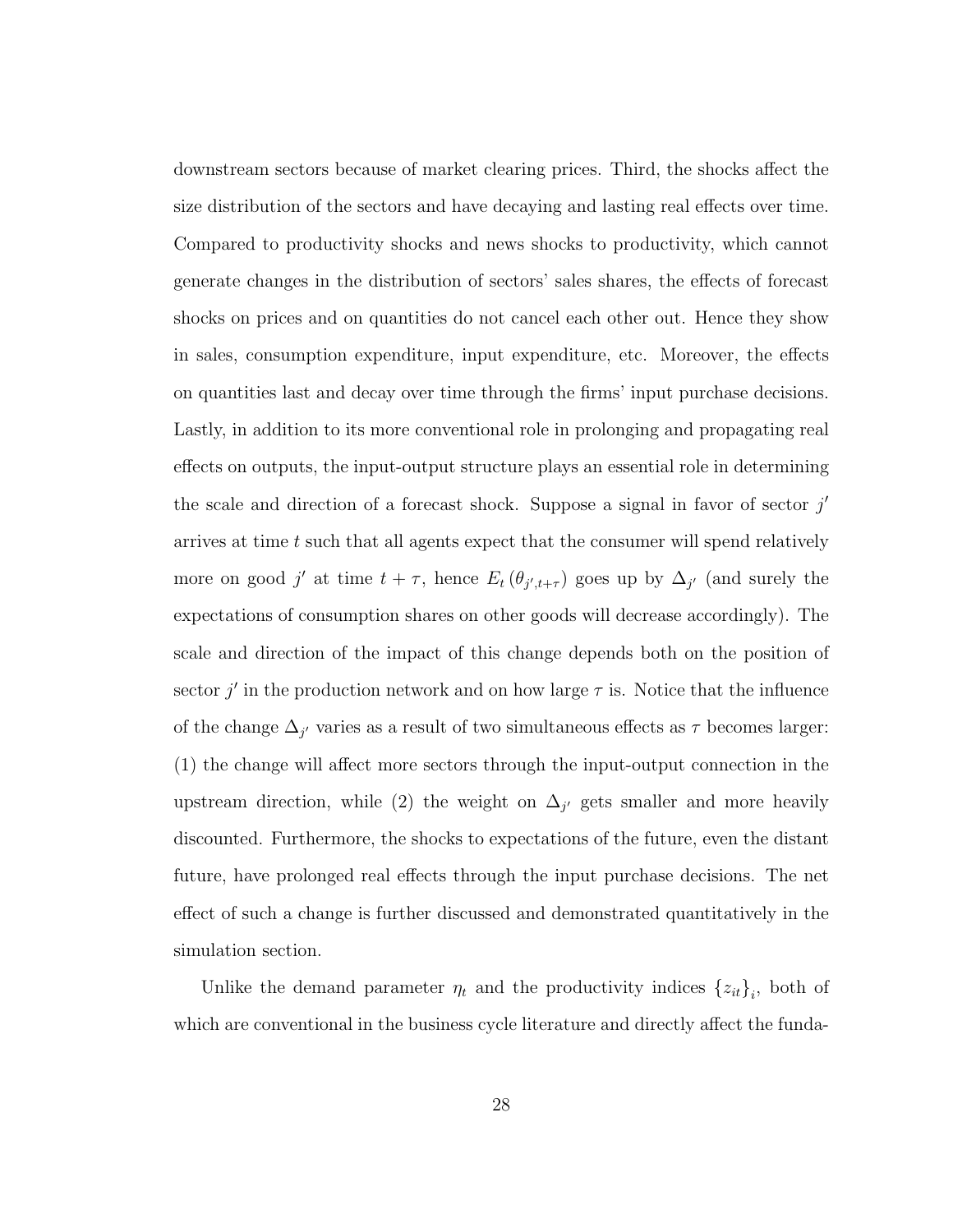downstream sectors because of market clearing prices. Third, the shocks affect the size distribution of the sectors and have decaying and lasting real effects over time. Compared to productivity shocks and news shocks to productivity, which cannot generate changes in the distribution of sectors' sales shares, the effects of forecast shocks on prices and on quantities do not cancel each other out. Hence they show in sales, consumption expenditure, input expenditure, etc. Moreover, the effects on quantities last and decay over time through the firms' input purchase decisions. Lastly, in addition to its more conventional role in prolonging and propagating real effects on outputs, the input-output structure plays an essential role in determining the scale and direction of a forecast shock. Suppose a signal in favor of sector $j'$ arrives at time $t$ such that all agents expect that the consumer will spend relatively more on good $j'$ at time $t + \tau$, hence $E_t\left(\theta_{j',t+\tau}\right)$ goes up by $\Delta_{j'}$ (and surely the expectations of consumption shares on other goods will decrease accordingly). The scale and direction of the impact of this change depends both on the position of sector $j'$ in the production network and on how large $\tau$ is. Notice that the influence of the change $\Delta_{j'}$ varies as a result of two simultaneous effects as $\tau$ becomes larger: (1) the change will affect more sectors through the input-output connection in the upstream direction, while (2) the weight on $\Delta_{j'}$ gets smaller and more heavily discounted. Furthermore, the shocks to expectations of the future, even the distant future, have prolonged real effects through the input purchase decisions. The net effect of such a change is further discussed and demonstrated quantitatively in the simulation section.

Unlike the demand parameter $\eta_t$ and the productivity indices $\left\{z_{it}\right\}_i$, both of which are conventional in the business cycle literature and directly affect the funda-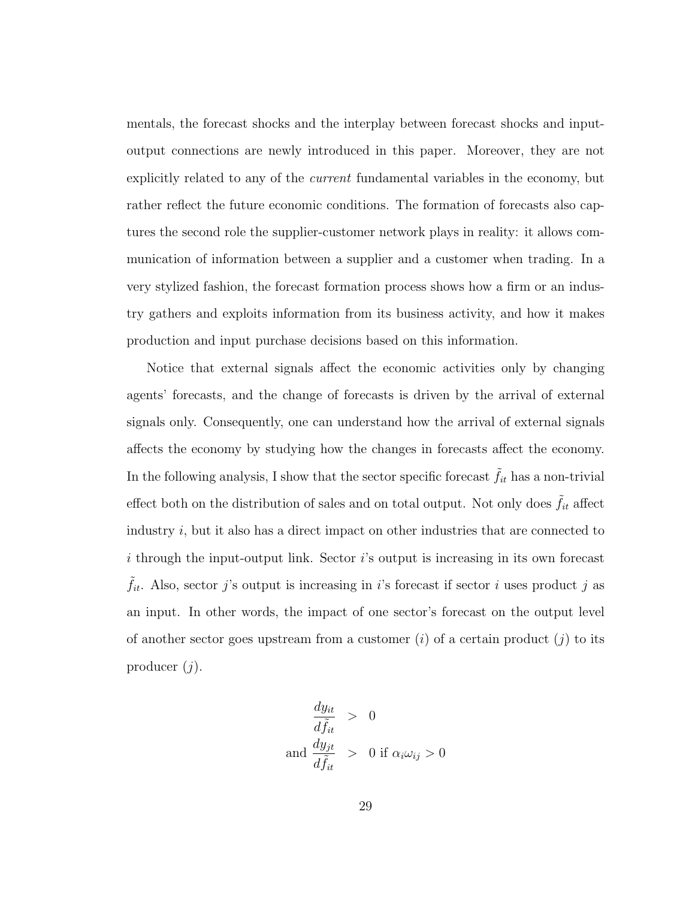mentals, the forecast shocks and the interplay between forecast shocks and input-output connections are newly introduced in this paper. Moreover, they are not explicitly related to any of the *current* fundamental variables in the economy, but rather reflect the future economic conditions. The formation of forecasts also captures the second role the supplier-customer network plays in reality: it allows communication of information between a supplier and a customer when trading. In a very stylized fashion, the forecast formation process shows how a firm or an industry gathers and exploits information from its business activity, and how it makes production and input purchase decisions based on this information.

Notice that external signals affect the economic activities only by changing agents' forecasts, and the change of forecasts is driven by the arrival of external signals only. Consequently, one can understand how the arrival of external signals affects the economy by studying how the changes in forecasts affect the economy. In the following analysis, I show that the sector specific forecast $\tilde{f}_{it}$ has a non-trivial effect both on the distribution of sales and on total output. Not only does $\tilde{f}_{it}$ affect industry $i$, but it also has a direct impact on other industries that are connected to $i$ through the input-output link. Sector $i$'s output is increasing in its own forecast $\tilde{f}_{it}$. Also, sector $j$'s output is increasing in $i$'s forecast if sector $i$ uses product $j$ as an input. In other words, the impact of one sector's forecast on the output level of another sector goes upstream from a customer ($i$) of a certain product ($j$) to its producer ($j$).

$$
\begin{aligned}
\frac{dy_{it}}{d\tilde{f}_{it}} &> 0 \\
\text{and } \frac{dy_{jt}}{d\tilde{f}_{it}} &> 0 \text{ if } \alpha_i \omega_{ij} > 0
\end{aligned}
$$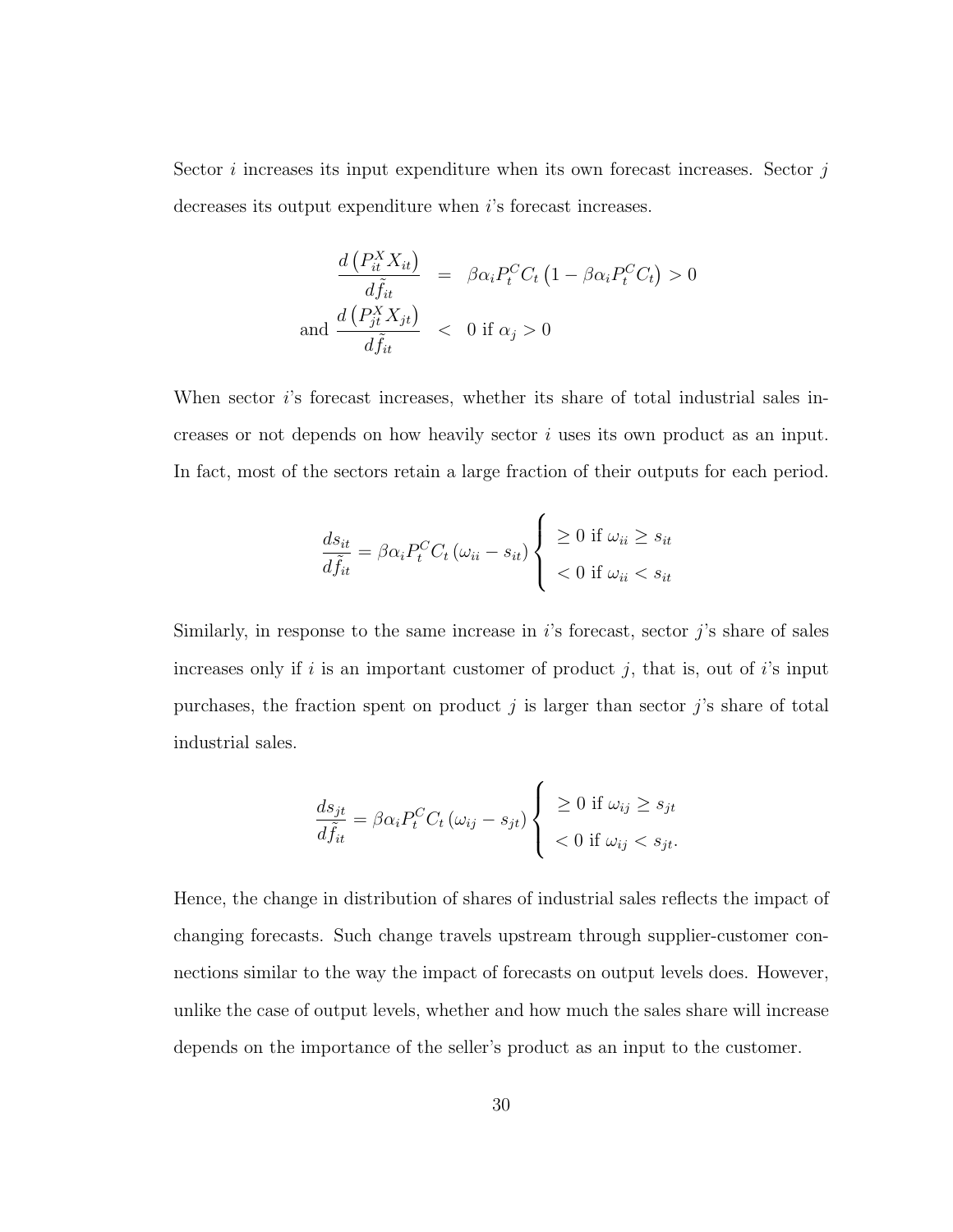Sector $i$ increases its input expenditure when its own forecast increases. Sector $j$ decreases its output expenditure when $i$'s forecast increases.

$$
\begin{aligned}
\frac{d\left(P_{it}^{X} X_{it}\right)}{d\tilde{f}_{it}} &= \beta \alpha_i P_t^C C_t \left(1 - \beta \alpha_i P_t^C C_t\right) > 0 \\
\text{and } \frac{d\left(P_{jt}^{X} X_{jt}\right)}{d\tilde{f}_{it}} &< 0 \text{ if } \alpha_j > 0
\end{aligned}
$$

When sector $i$'s forecast increases, whether its share of total industrial sales increases or not depends on how heavily sector $i$ uses its own product as an input. In fact, most of the sectors retain a large fraction of their outputs for each period.

$$
\frac{ds_{it}}{d\tilde{f}_{it}} = \beta \alpha_i P_t^C C_t \left(\omega_{ii} - s_{it}\right) \begin{cases} \geq 0 \text{ if } \omega_{ii} \geq s_{it} \\ < 0 \text{ if } \omega_{ii} < s_{it} \end{cases}
$$

Similarly, in response to the same increase in $i$'s forecast, sector $j$'s share of sales increases only if $i$ is an important customer of product $j$, that is, out of $i$'s input purchases, the fraction spent on product $j$ is larger than sector $j$'s share of total industrial sales.

$$
\frac{ds_{jt}}{d\tilde{f}_{it}} = \beta \alpha_i P_t^C C_t \left(\omega_{ij} - s_{jt}\right) \begin{cases} \geq 0 \text{ if } \omega_{ij} \geq s_{jt} \\ < 0 \text{ if } \omega_{ij} < s_{jt}. \end{cases}
$$

Hence, the change in distribution of shares of industrial sales reflects the impact of changing forecasts. Such change travels upstream through supplier-customer connections similar to the way the impact of forecasts on output levels does. However, unlike the case of output levels, whether and how much the sales share will increase depends on the importance of the seller's product as an input to the customer.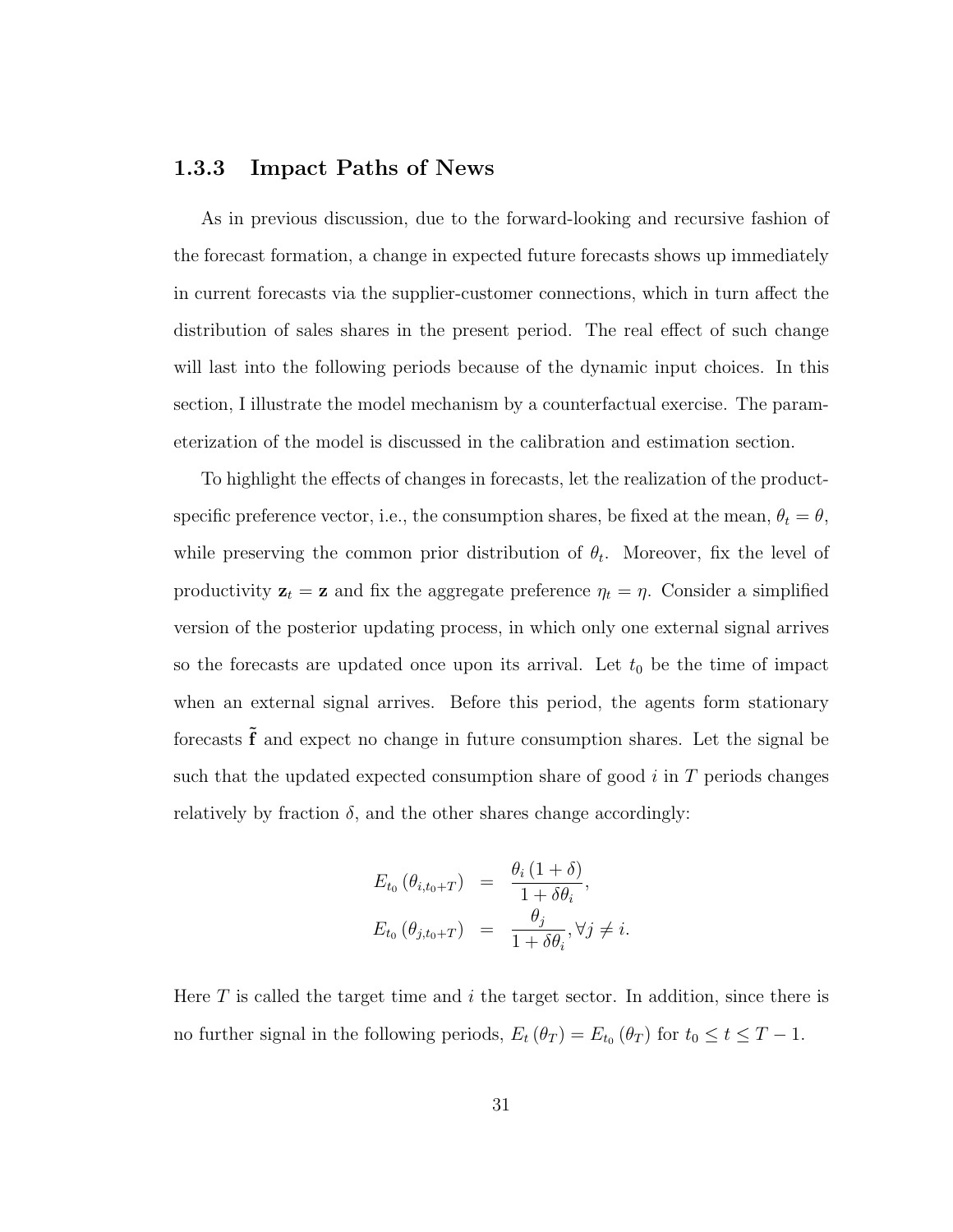### 1.3.3 Impact Paths of News

As in previous discussion, due to the forward-looking and recursive fashion of the forecast formation, a change in expected future forecasts shows up immediately in current forecasts via the supplier-customer connections, which in turn affect the distribution of sales shares in the present period. The real effect of such change will last into the following periods because of the dynamic input choices. In this section, I illustrate the model mechanism by a counterfactual exercise. The parameterization of the model is discussed in the calibration and estimation section.

To highlight the effects of changes in forecasts, let the realization of the product-specific preference vector, i.e., the consumption shares, be fixed at the mean, $\theta_t = \theta$, while preserving the common prior distribution of $\theta_t$. Moreover, fix the level of productivity $\mathbf{z}_t = \mathbf{z}$ and fix the aggregate preference $\eta_t = \eta$. Consider a simplified version of the posterior updating process, in which only one external signal arrives so the forecasts are updated once upon its arrival. Let $t_0$ be the time of impact when an external signal arrives. Before this period, the agents form stationary forecasts $\tilde{\mathbf{f}}$ and expect no change in future consumption shares. Let the signal be such that the updated expected consumption share of good $i$ in $T$ periods changes relatively by fraction $\delta$, and the other shares change accordingly:

$$
\begin{aligned}
E_{t_0}\left(\theta_{i,t_0+T}\right) &= \frac{\theta_i\left(1+\delta\right)}{1+\delta\theta_i}, \\
E_{t_0}\left(\theta_{j,t_0+T}\right) &= \frac{\theta_j}{1+\delta\theta_i}, \forall j \neq i.
\end{aligned}
$$

Here $T$ is called the target time and $i$ the target sector. In addition, since there is no further signal in the following periods, $E_t\left(\theta_T\right) = E_{t_0}\left(\theta_T\right)$ for $t_0 \leq t \leq T-1$.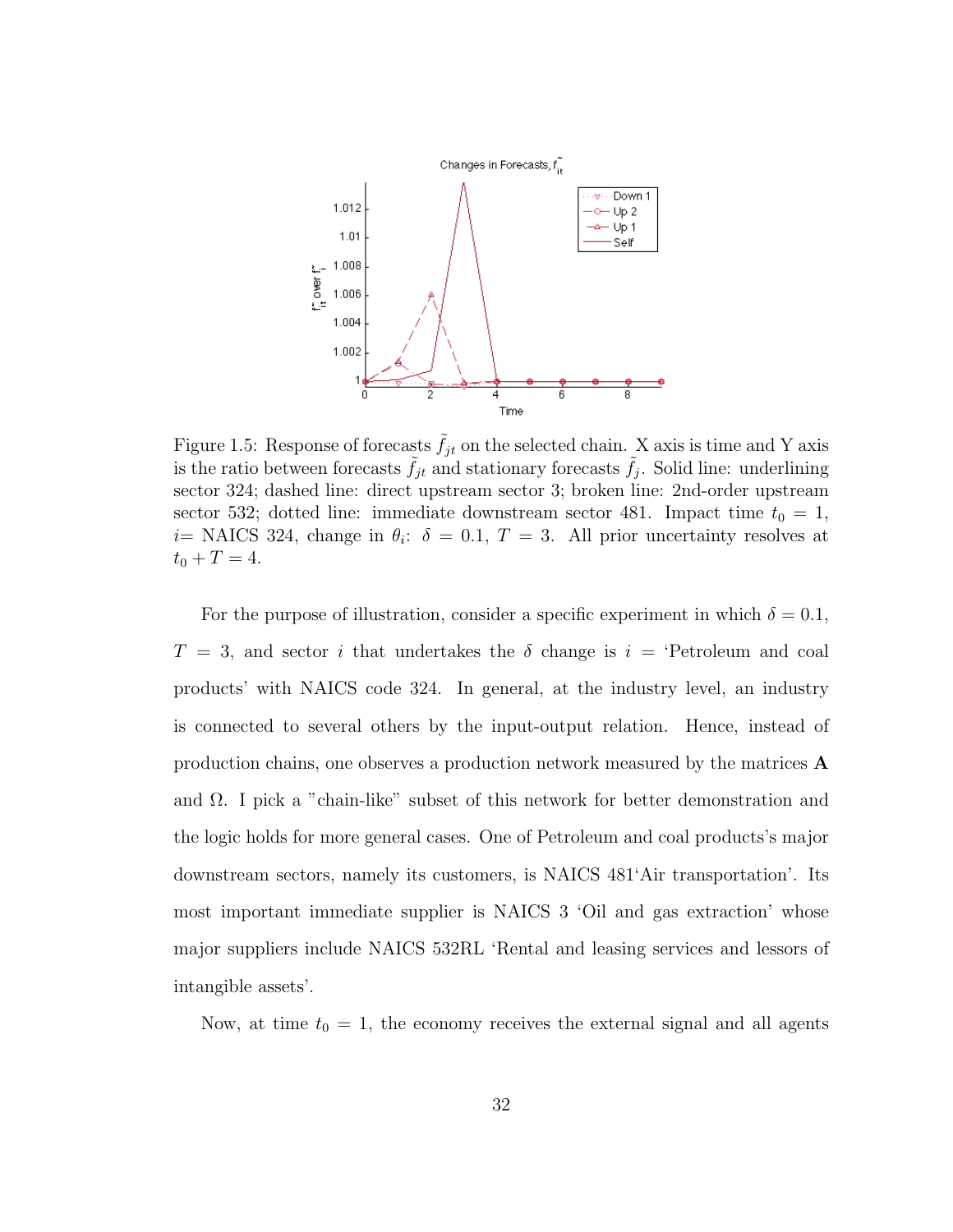Changes in Forecasts, $\tilde{f}_{it}$

Down 1
Up 2
Up 1
Self

$\tilde{f}_{it}$ over $\tilde{f}_i$

1.012
1.01
1.008
1.006
1.004
1.002
1

0
2
4
6
8

Time

Figure 1.5: Response of forecasts $\tilde{f}_{jt}$ on the selected chain. X axis is time and Y axis is the ratio between forecasts $\tilde{f}_{jt}$ and stationary forecasts $\tilde{f}_j$. Solid line: underlining sector 324; dashed line: direct upstream sector 3; broken line: 2nd-order upstream sector 532; dotted line: immediate downstream sector 481. Impact time $t_0 = 1$, $i=$ NAICS 324, change in $\theta_i$: $\delta = 0.1$, $T = 3$. All prior uncertainty resolves at $t_0 + T = 4$.

For the purpose of illustration, consider a specific experiment in which $\delta = 0.1$, $T = 3$, and sector $i$ that undertakes the $\delta$ change is $i =$ 'Petroleum and coal products' with NAICS code 324. In general, at the industry level, an industry is connected to several others by the input-output relation. Hence, instead of production chains, one observes a production network measured by the matrices $\mathbf{A}$ and $\Omega$. I pick a "chain-like" subset of this network for better demonstration and the logic holds for more general cases. One of Petroleum and coal products's major downstream sectors, namely its customers, is NAICS 481'Air transportation'. Its most important immediate supplier is NAICS 3 'Oil and gas extraction' whose major suppliers include NAICS 532RL 'Rental and leasing services and lessors of intangible assets'.

Now, at time $t_0 = 1$, the economy receives the external signal and all agents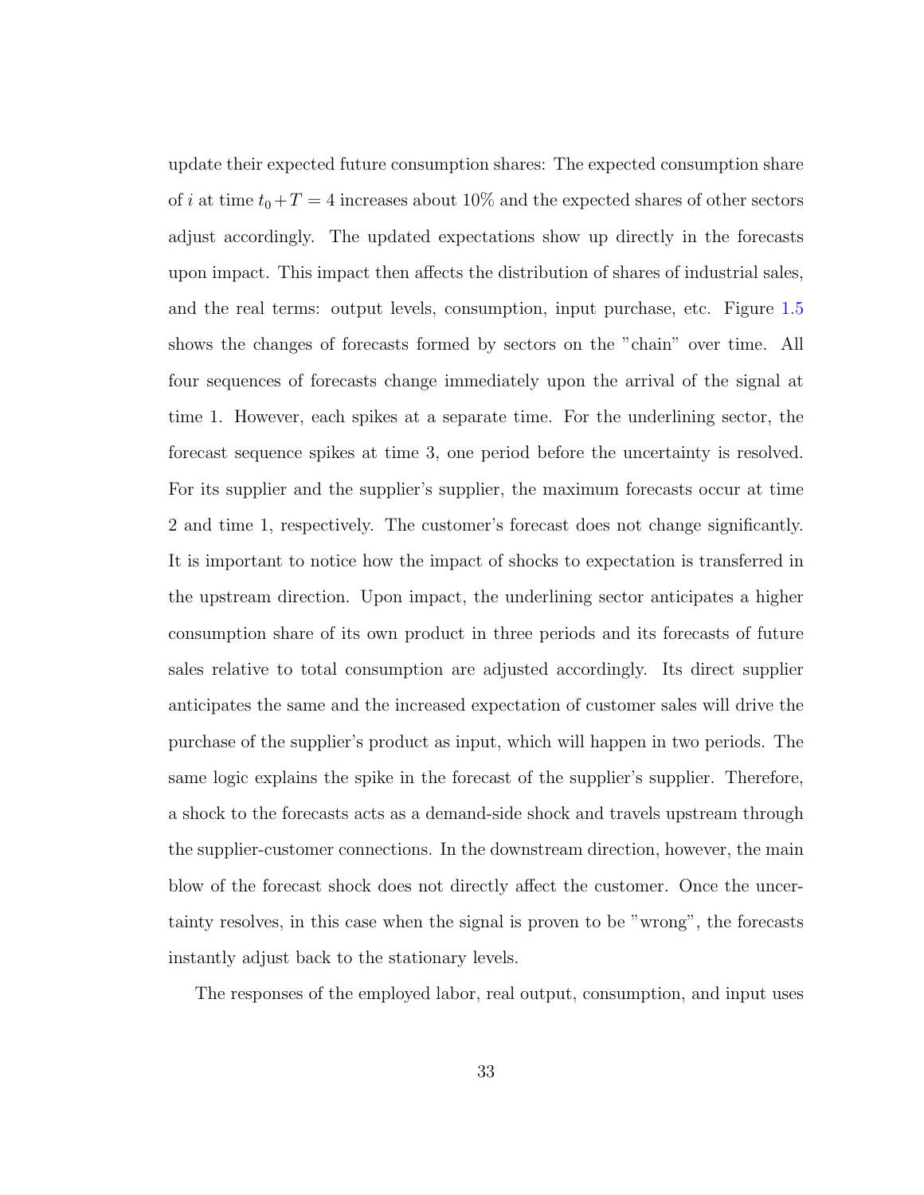update their expected future consumption shares: The expected consumption share of $i$ at time $t_0 + T = 4$ increases about 10% and the expected shares of other sectors adjust accordingly. The updated expectations show up directly in the forecasts upon impact. This impact then affects the distribution of shares of industrial sales, and the real terms: output levels, consumption, input purchase, etc. Figure 1.5 shows the changes of forecasts formed by sectors on the "chain" over time. All four sequences of forecasts change immediately upon the arrival of the signal at time 1. However, each spikes at a separate time. For the underlining sector, the forecast sequence spikes at time 3, one period before the uncertainty is resolved. For its supplier and the supplier's supplier, the maximum forecasts occur at time 2 and time 1, respectively. The customer's forecast does not change significantly. It is important to notice how the impact of shocks to expectation is transferred in the upstream direction. Upon impact, the underlining sector anticipates a higher consumption share of its own product in three periods and its forecasts of future sales relative to total consumption are adjusted accordingly. Its direct supplier anticipates the same and the increased expectation of customer sales will drive the purchase of the supplier's product as input, which will happen in two periods. The same logic explains the spike in the forecast of the supplier's supplier. Therefore, a shock to the forecasts acts as a demand-side shock and travels upstream through the supplier-customer connections. In the downstream direction, however, the main blow of the forecast shock does not directly affect the customer. Once the uncertainty resolves, in this case when the signal is proven to be "wrong", the forecasts instantly adjust back to the stationary levels.

The responses of the employed labor, real output, consumption, and input uses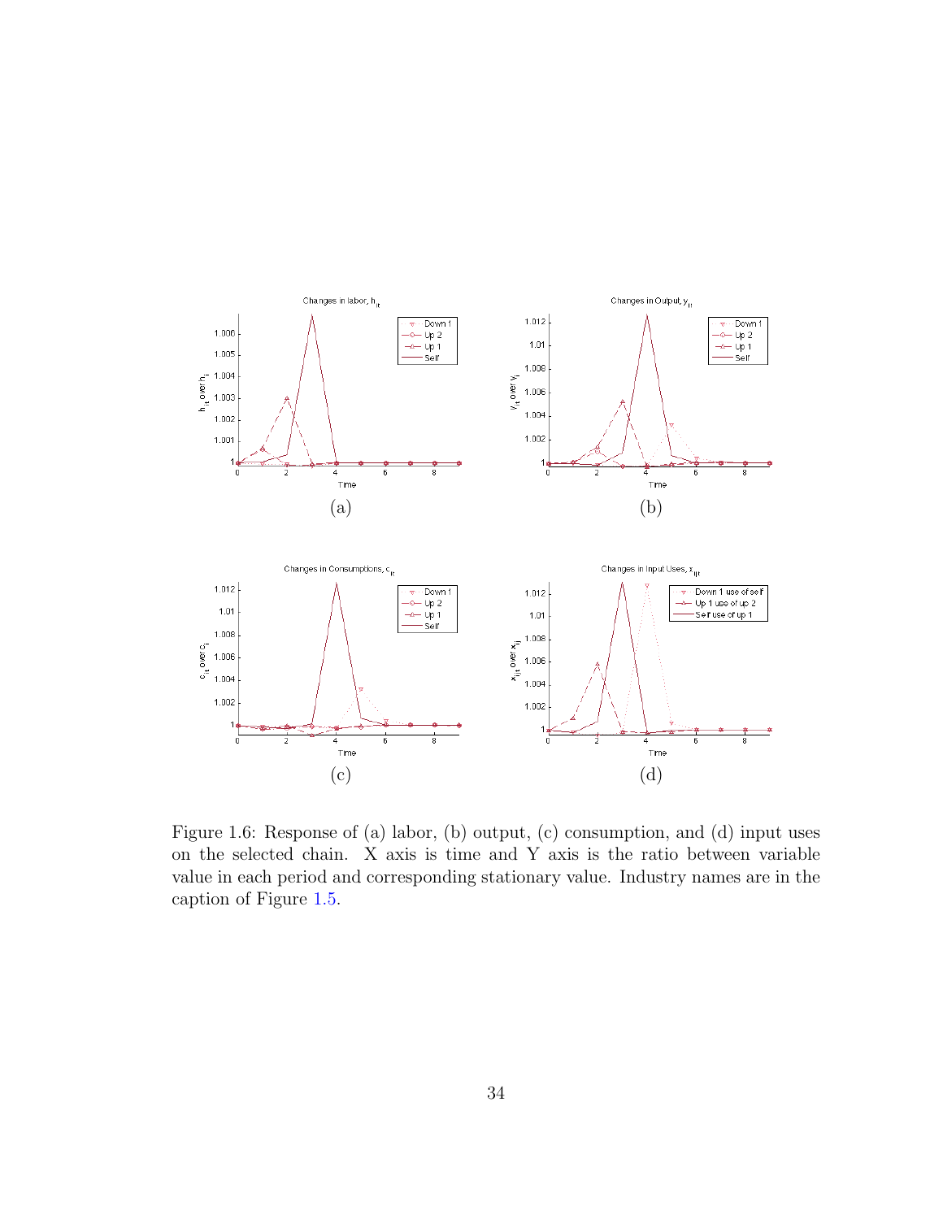Changes in labor, $h_{it}$

$h_{it}$ over $h_i$

1.006
1.005
1.004
1.003
1.002
1.001
1

0 2 4 6 8

Time

Down 1
Up 2
Up 1
Self

(a)

Changes in Output, $y_{it}$

$y_{it}$ over $y_i$

1.012
1.01
1.008
1.006
1.004
1.002
1

0 2 4 6 8

Time

Down 1
Up 2
Up 1
Self

(b)

Changes in Consumptions, $c_{it}$

$c_{it}$ over $c_i$

1.012
1.01
1.008
1.006
1.004
1.002
1

0 2 4 6 8

Time

Down 1
Up 2
Up 1
Self

(c)

Changes in Input Uses, $x_{ijt}$

$x_{ijt}$ over $x_{ij}$

1.012
1.01
1.008
1.006
1.004
1.002
1

0 2 4 6 8

Time

Down 1 use of self
Up 1 use of up 2
Self use of up 1

(d)

Figure 1.6: Response of (a) labor, (b) output, (c) consumption, and (d) input uses on the selected chain. X axis is time and Y axis is the ratio between variable value in each period and corresponding stationary value. Industry names are in the caption of Figure 1.5.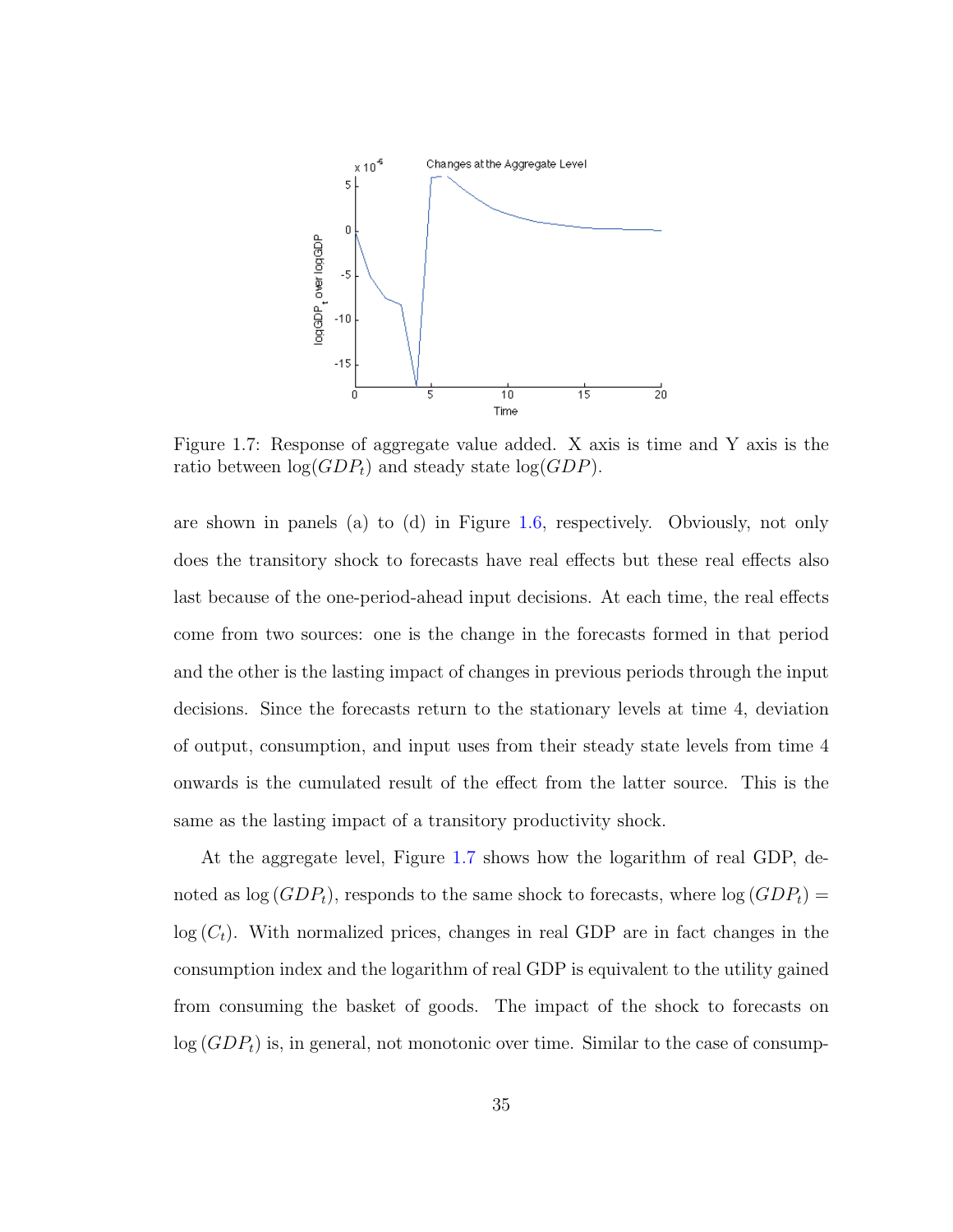x 10^-5

Changes at the Aggregate Level

5

0

-5

-10

-15

0 5 10 15 20

Time

logGDP_t over logGDP

Figure 1.7: Response of aggregate value added. X axis is time and Y axis is the ratio between $\log(GDP_t)$ and steady state $\log(GDP)$.

are shown in panels (a) to (d) in Figure 1.6, respectively. Obviously, not only does the transitory shock to forecasts have real effects but these real effects also last because of the one-period-ahead input decisions. At each time, the real effects come from two sources: one is the change in the forecasts formed in that period and the other is the lasting impact of changes in previous periods through the input decisions. Since the forecasts return to the stationary levels at time 4, deviation of output, consumption, and input uses from their steady state levels from time 4 onwards is the cumulated result of the effect from the latter source. This is the same as the lasting impact of a transitory productivity shock.

At the aggregate level, Figure 1.7 shows how the logarithm of real GDP, denoted as $\log(GDP_t)$, responds to the same shock to forecasts, where $\log(GDP_t) = \log(C_t)$. With normalized prices, changes in real GDP are in fact changes in the consumption index and the logarithm of real GDP is equivalent to the utility gained from consuming the basket of goods. The impact of the shock to forecasts on $\log(GDP_t)$ is, in general, not monotonic over time. Similar to the case of consump-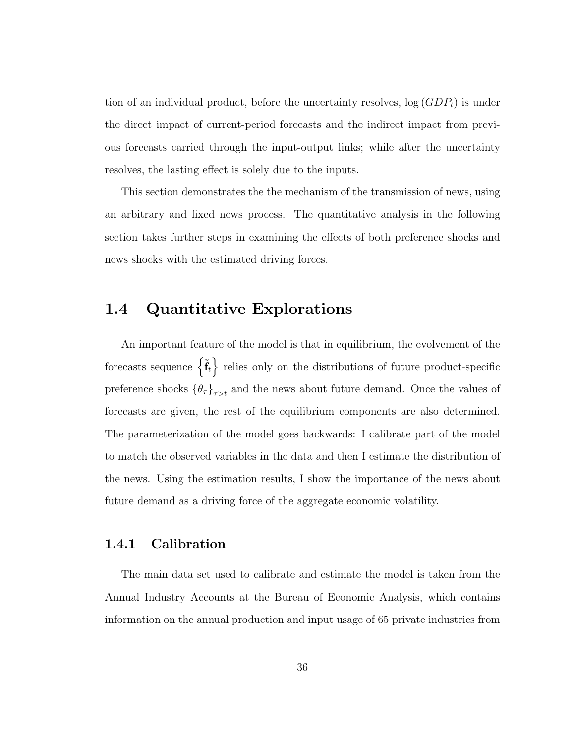tion of an individual product, before the uncertainty resolves, $\log(GDP_t)$ is under the direct impact of current-period forecasts and the indirect impact from previous forecasts carried through the input-output links; while after the uncertainty resolves, the lasting effect is solely due to the inputs.

This section demonstrates the the mechanism of the transmission of news, using an arbitrary and fixed news process. The quantitative analysis in the following section takes further steps in examining the effects of both preference shocks and news shocks with the estimated driving forces.

## 1.4 Quantitative Explorations

An important feature of the model is that in equilibrium, the evolvement of the forecasts sequence $\left\{\tilde{\mathbf{f}}_t\right\}$ relies only on the distributions of future product-specific preference shocks $\{\theta_\tau\}_{\tau>t}$ and the news about future demand. Once the values of forecasts are given, the rest of the equilibrium components are also determined. The parameterization of the model goes backwards: I calibrate part of the model to match the observed variables in the data and then I estimate the distribution of the news. Using the estimation results, I show the importance of the news about future demand as a driving force of the aggregate economic volatility.

### 1.4.1 Calibration

The main data set used to calibrate and estimate the model is taken from the Annual Industry Accounts at the Bureau of Economic Analysis, which contains information on the annual production and input usage of 65 private industries from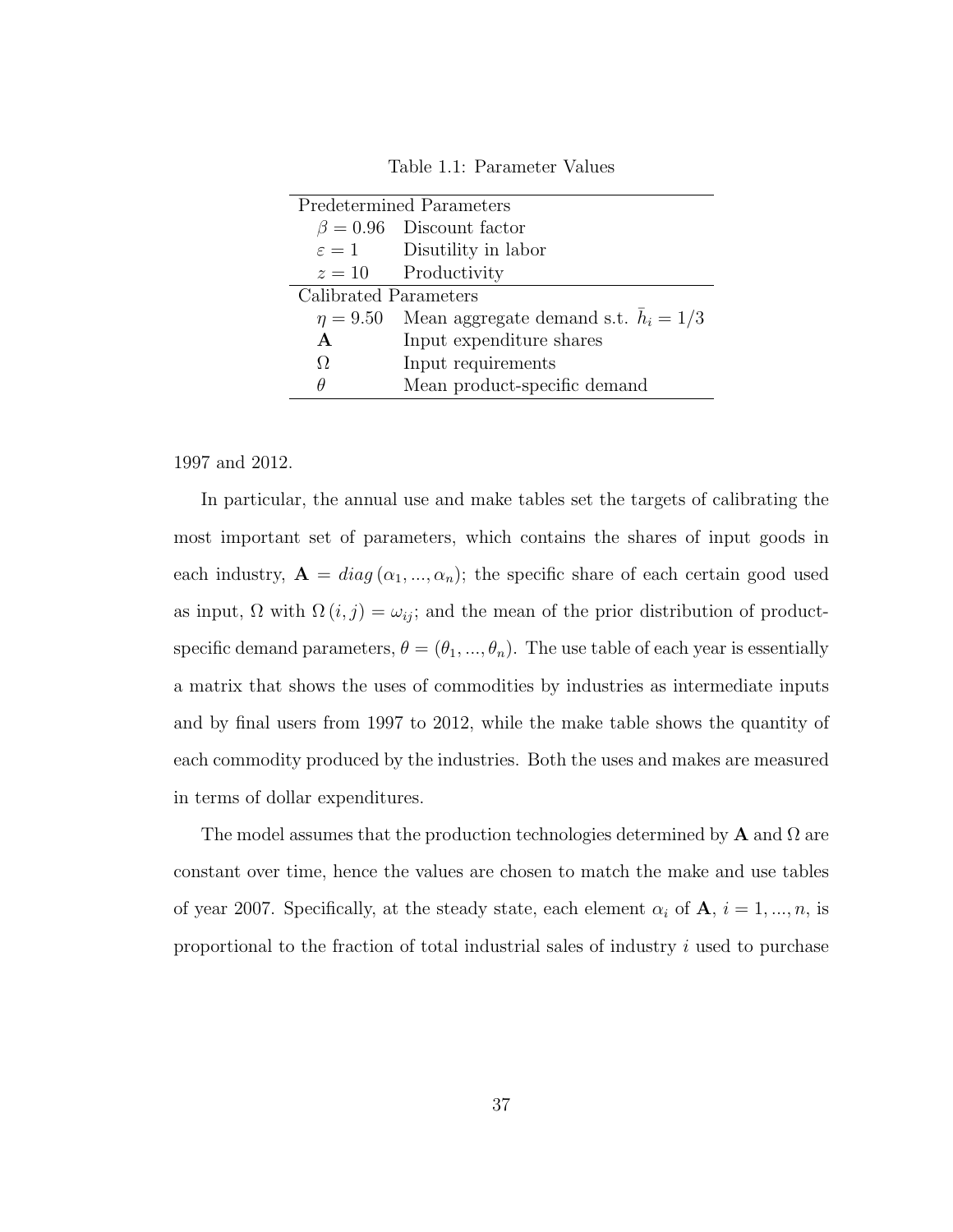Table 1.1: Parameter Values

| | |
|---|---|
| Predetermined Parameters | |
| $\beta = 0.96$ | Discount factor |
| $\varepsilon = 1$ | Disutility in labor |
| $z = 10$ | Productivity |
| Calibrated Parameters | |
| $\eta = 9.50$ | Mean aggregate demand s.t. $\bar{h}_i = 1/3$ |
| $\mathbf{A}$ | Input expenditure shares |
| $\Omega$ | Input requirements |
| $\theta$ | Mean product-specific demand |

1997 and 2012.

In particular, the annual use and make tables set the targets of calibrating the most important set of parameters, which contains the shares of input goods in each industry, $\mathbf{A} = diag\left(\alpha_1, ..., \alpha_n\right)$; the specific share of each certain good used as input, $\Omega$ with $\Omega\left(i, j\right) = \omega_{ij}$; and the mean of the prior distribution of product-specific demand parameters, $\theta = \left(\theta_1, ..., \theta_n\right)$. The use table of each year is essentially a matrix that shows the uses of commodities by industries as intermediate inputs and by final users from 1997 to 2012, while the make table shows the quantity of each commodity produced by the industries. Both the uses and makes are measured in terms of dollar expenditures.

The model assumes that the production technologies determined by $\mathbf{A}$ and $\Omega$ are constant over time, hence the values are chosen to match the make and use tables of year 2007. Specifically, at the steady state, each element $\alpha_i$ of $\mathbf{A}$, $i = 1, ..., n$, is proportional to the fraction of total industrial sales of industry $i$ used to purchase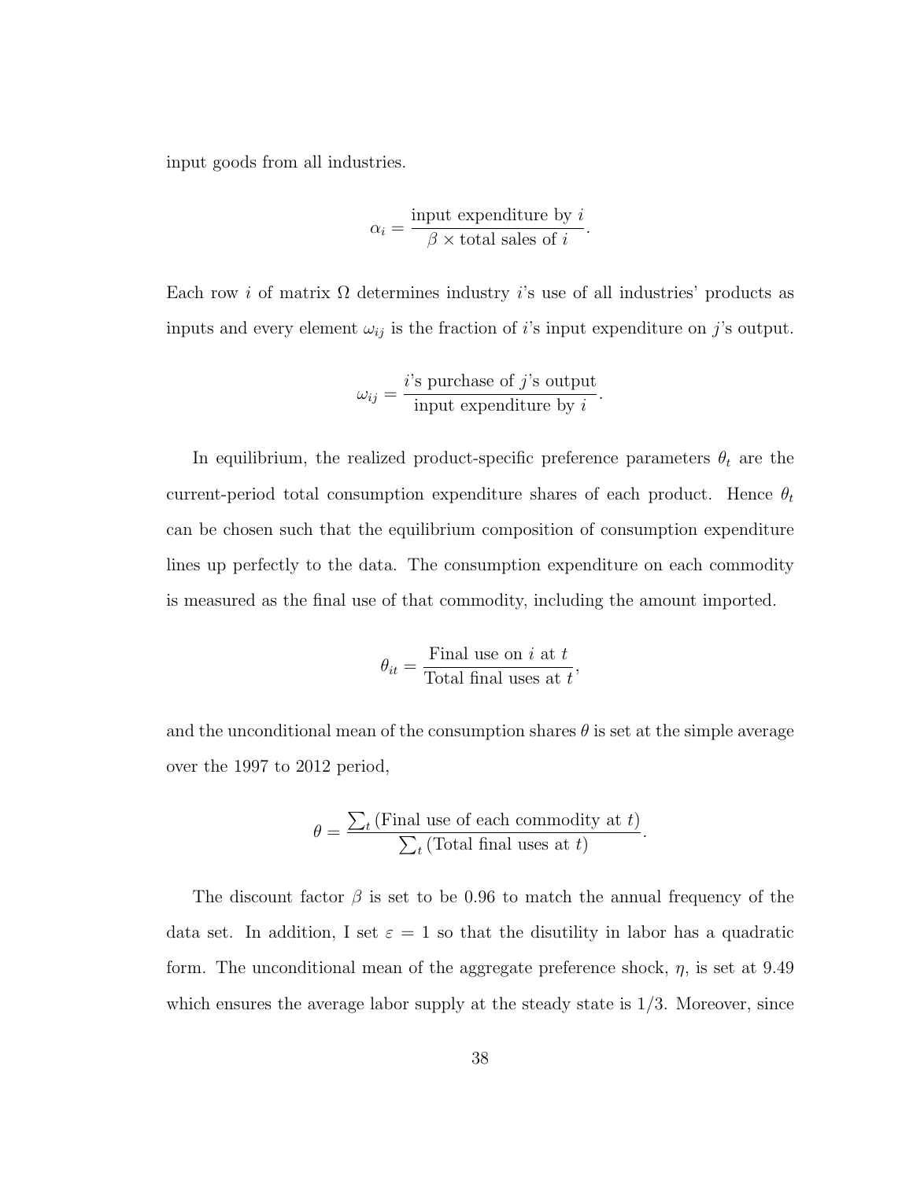input goods from all industries.

$$\alpha_i = \frac{\text{input expenditure by } i}{\beta \times \text{total sales of } i}.$$

Each row $i$ of matrix $\Omega$ determines industry $i$'s use of all industries' products as inputs and every element $\omega_{ij}$ is the fraction of $i$'s input expenditure on $j$'s output.

$$\omega_{ij} = \frac{i\text{'s purchase of } j\text{'s output}}{\text{input expenditure by } i}.$$

In equilibrium, the realized product-specific preference parameters $\theta_t$ are the current-period total consumption expenditure shares of each product. Hence $\theta_t$ can be chosen such that the equilibrium composition of consumption expenditure lines up perfectly to the data. The consumption expenditure on each commodity is measured as the final use of that commodity, including the amount imported.

$$\theta_{it} = \frac{\text{Final use on } i \text{ at } t}{\text{Total final uses at } t},$$

and the unconditional mean of the consumption shares $\theta$ is set at the simple average over the 1997 to 2012 period,

$$\theta = \frac{\sum_t (\text{Final use of each commodity at } t)}{\sum_t (\text{Total final uses at } t)}.$$

The discount factor $\beta$ is set to be 0.96 to match the annual frequency of the data set. In addition, I set $\varepsilon = 1$ so that the disutility in labor has a quadratic form. The unconditional mean of the aggregate preference shock, $\eta$, is set at 9.49 which ensures the average labor supply at the steady state is 1/3. Moreover, since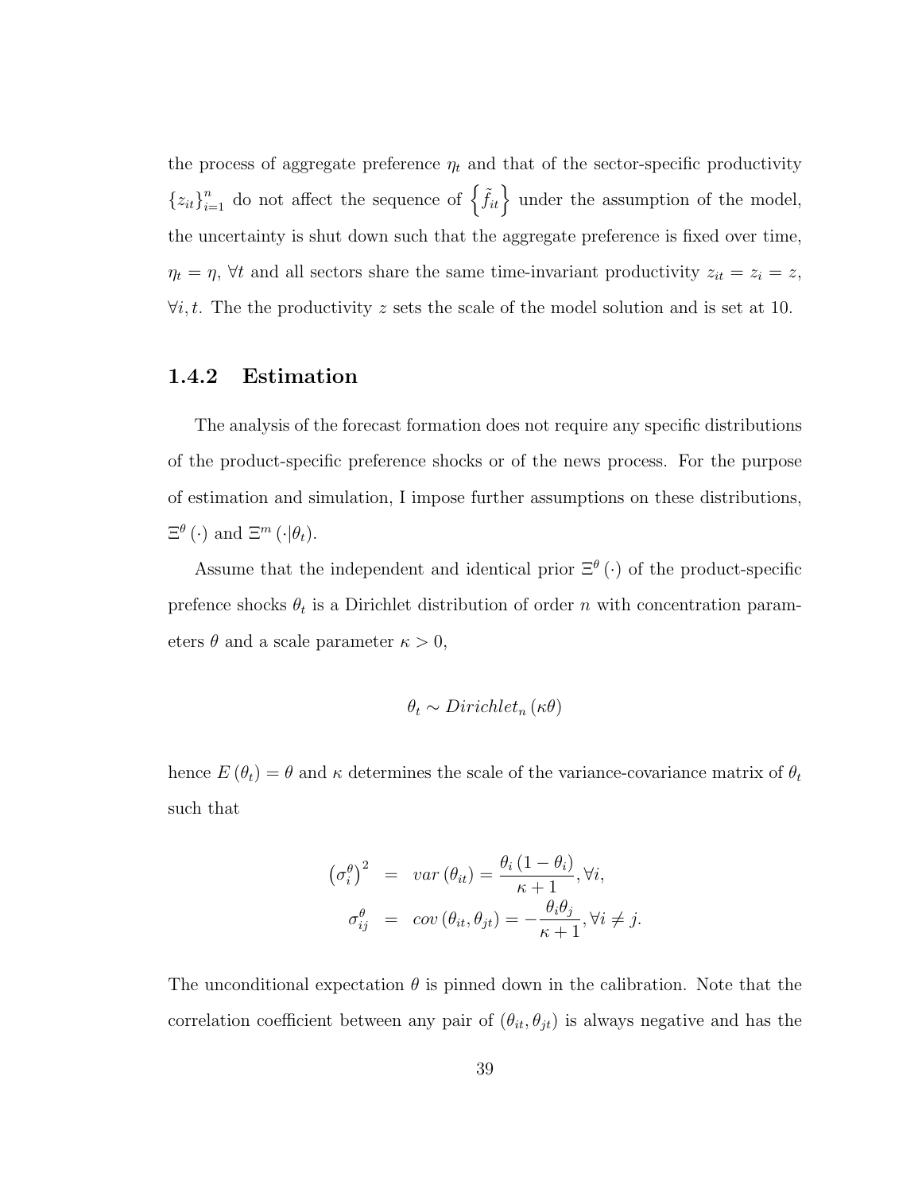the process of aggregate preference $\eta_t$ and that of the sector-specific productivity $\{z_{it}\}_{i=1}^{n}$ do not affect the sequence of $\left\{\tilde{f}_{it}\right\}$ under the assumption of the model, the uncertainty is shut down such that the aggregate preference is fixed over time, $\eta_t = \eta$, $\forall t$ and all sectors share the same time-invariant productivity $z_{it} = z_i = z$, $\forall i, t$. The the productivity $z$ sets the scale of the model solution and is set at 10.

### 1.4.2 Estimation

The analysis of the forecast formation does not require any specific distributions of the product-specific preference shocks or of the news process. For the purpose of estimation and simulation, I impose further assumptions on these distributions, $\Xi^{\theta}(\cdot)$ and $\Xi^{m}(\cdot|\theta_t)$.

Assume that the independent and identical prior $\Xi^{\theta}(\cdot)$ of the product-specific prefence shocks $\theta_t$ is a Dirichlet distribution of order $n$ with concentration parameters $\theta$ and a scale parameter $\kappa > 0$,

$$\theta_t \sim Dirichlet_n(\kappa\theta)$$

hence $E(\theta_t) = \theta$ and $\kappa$ determines the scale of the variance-covariance matrix of $\theta_t$ such that

$$\begin{aligned} \left(\sigma_i^{\theta}\right)^2 &= var(\theta_{it}) = \frac{\theta_i(1-\theta_i)}{\kappa+1}, \forall i, \\ \sigma_{ij}^{\theta} &= cov(\theta_{it}, \theta_{jt}) = -\frac{\theta_i\theta_j}{\kappa+1}, \forall i \neq j. \end{aligned}$$

The unconditional expectation $\theta$ is pinned down in the calibration. Note that the correlation coefficient between any pair of $(\theta_{it}, \theta_{jt})$ is always negative and has the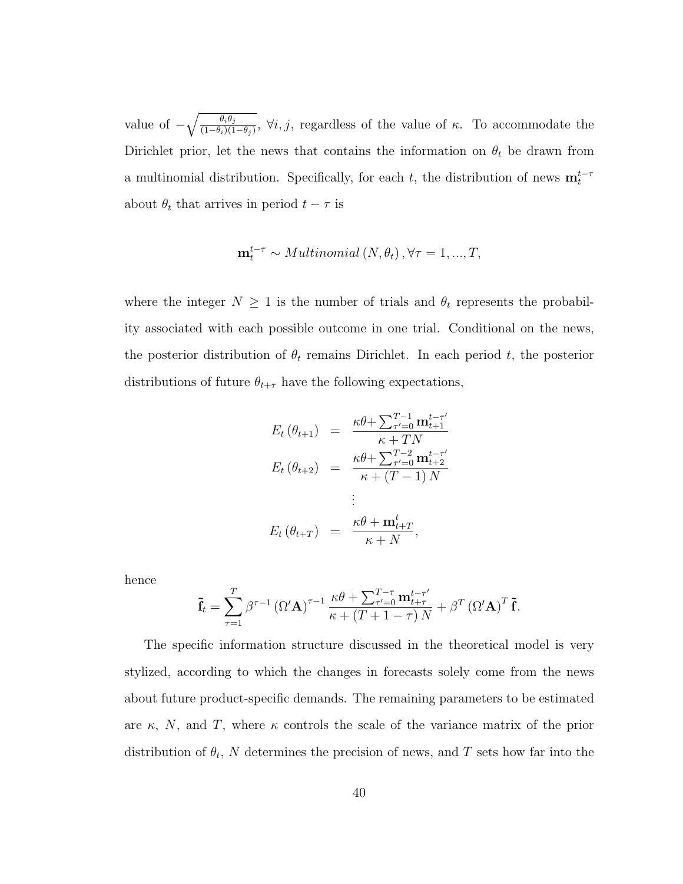value of $-\sqrt{\frac{\theta_i \theta_j}{(1-\theta_i)(1-\theta_j)}}$, $\forall i, j$, regardless of the value of $\kappa$. To accommodate the Dirichlet prior, let the news that contains the information on $\theta_t$ be drawn from a multinomial distribution. Specifically, for each $t$, the distribution of news $\mathbf{m}_t^{t-\tau}$ about $\theta_t$ that arrives in period $t - \tau$ is

$$\mathbf{m}_t^{t-\tau} \sim Multinomial\left(N, \theta_t\right), \forall \tau = 1, ..., T,$$

where the integer $N \geq 1$ is the number of trials and $\theta_t$ represents the probability associated with each possible outcome in one trial. Conditional on the news, the posterior distribution of $\theta_t$ remains Dirichlet. In each period $t$, the posterior distributions of future $\theta_{t+\tau}$ have the following expectations,

$$
\begin{aligned}
E_t\left(\theta_{t+1}\right) &= \frac{\kappa\theta + \sum_{\tau'=0}^{T-1} \mathbf{m}_{t+1}^{t-\tau'}}{\kappa + TN} \\
E_t\left(\theta_{t+2}\right) &= \frac{\kappa\theta + \sum_{\tau'=0}^{T-2} \mathbf{m}_{t+2}^{t-\tau'}}{\kappa + (T-1)N} \\
&\vdots \\
E_t\left(\theta_{t+T}\right) &= \frac{\kappa\theta + \mathbf{m}_{t+T}^{t}}{\kappa + N},
\end{aligned}
$$

hence

$$\tilde{\mathbf{f}}_t = \sum_{\tau=1}^{T} \beta^{\tau-1} \left(\Omega'\mathbf{A}\right)^{\tau-1} \frac{\kappa\theta + \sum_{\tau'=0}^{T-\tau} \mathbf{m}_{t+\tau}^{t-\tau'}}{\kappa + (T+1-\tau)N} + \beta^{T} \left(\Omega'\mathbf{A}\right)^{T} \tilde{\mathbf{f}}.$$

The specific information structure discussed in the theoretical model is very stylized, according to which the changes in forecasts solely come from the news about future product-specific demands. The remaining parameters to be estimated are $\kappa$, $N$, and $T$, where $\kappa$ controls the scale of the variance matrix of the prior distribution of $\theta_t$, $N$ determines the precision of news, and $T$ sets how far into the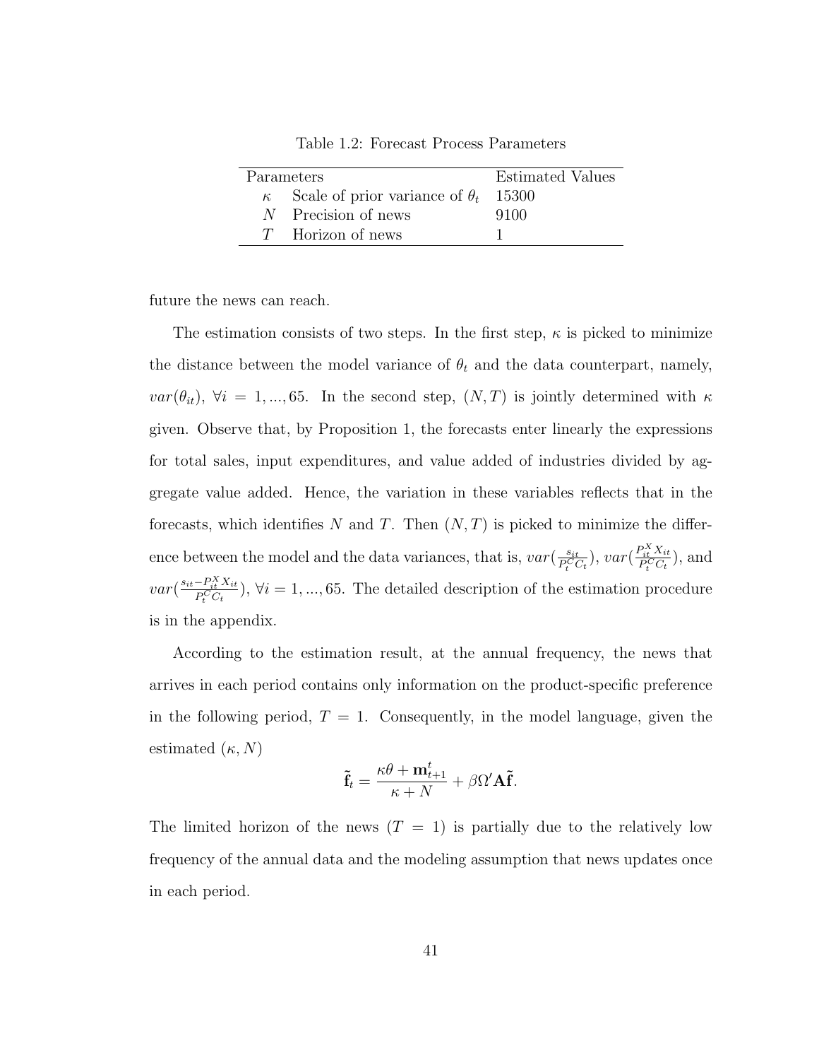Table 1.2: Forecast Process Parameters

| Parameters | | Estimated Values |
|---|---|---|
| $\kappa$ | Scale of prior variance of $\theta_t$ | 15300 |
| $N$ | Precision of news | 9100 |
| $T$ | Horizon of news | 1 |

future the news can reach.

The estimation consists of two steps. In the first step, $\kappa$ is picked to minimize the distance between the model variance of $\theta_t$ and the data counterpart, namely, $var(\theta_{it})$, $\forall i = 1, ..., 65$. In the second step, $(N, T)$ is jointly determined with $\kappa$ given. Observe that, by Proposition 1, the forecasts enter linearly the expressions for total sales, input expenditures, and value added of industries divided by aggregate value added. Hence, the variation in these variables reflects that in the forecasts, which identifies $N$ and $T$. Then $(N, T)$ is picked to minimize the difference between the model and the data variances, that is, $var(\frac{s_{it}}{P_t^C C_t})$, $var(\frac{P_{it}^X X_{it}}{P_t^C C_t})$, and $var(\frac{s_{it} - P_{it}^X X_{it}}{P_t^C C_t})$, $\forall i = 1, ..., 65$. The detailed description of the estimation procedure is in the appendix.

According to the estimation result, at the annual frequency, the news that arrives in each period contains only information on the product-specific preference in the following period, $T = 1$. Consequently, in the model language, given the estimated $(\kappa, N)$

$$\tilde{\mathbf{f}}_t = \frac{\kappa\theta + \mathbf{m}_{t+1}^t}{\kappa + N} + \beta\Omega'\mathbf{A}\tilde{\mathbf{f}}.$$

The limited horizon of the news ($T = 1$) is partially due to the relatively low frequency of the annual data and the modeling assumption that news updates once in each period.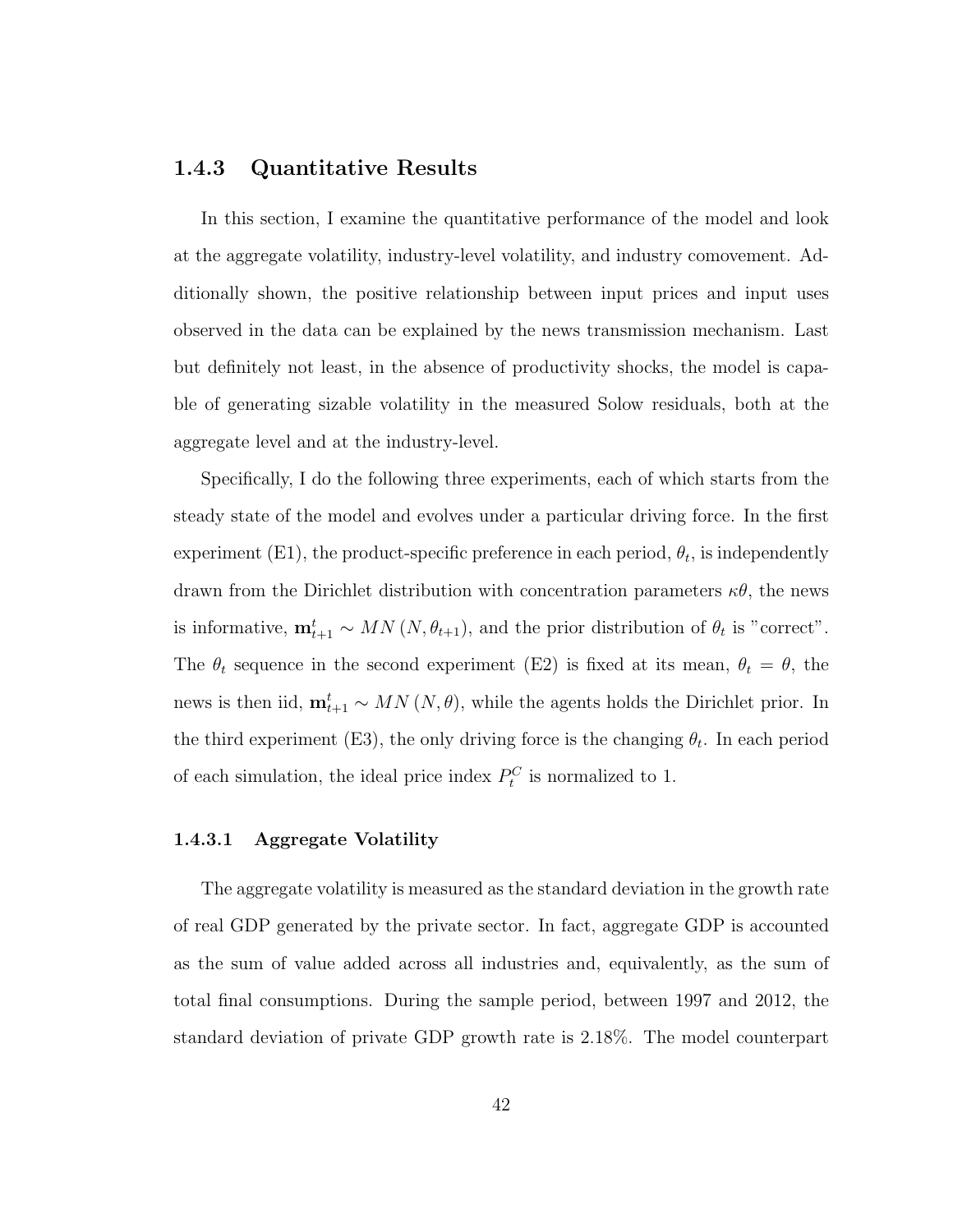### 1.4.3 Quantitative Results

In this section, I examine the quantitative performance of the model and look at the aggregate volatility, industry-level volatility, and industry comovement. Additionally shown, the positive relationship between input prices and input uses observed in the data can be explained by the news transmission mechanism. Last but definitely not least, in the absence of productivity shocks, the model is capable of generating sizable volatility in the measured Solow residuals, both at the aggregate level and at the industry-level.

Specifically, I do the following three experiments, each of which starts from the steady state of the model and evolves under a particular driving force. In the first experiment (E1), the product-specific preference in each period, $\theta_t$, is independently drawn from the Dirichlet distribution with concentration parameters $\kappa\theta$, the news is informative, $\mathbf{m}_{t+1}^{t} \sim MN\left(N, \theta_{t+1}\right)$, and the prior distribution of $\theta_t$ is "correct". The $\theta_t$ sequence in the second experiment (E2) is fixed at its mean, $\theta_t = \theta$, the news is then iid, $\mathbf{m}_{t+1}^{t} \sim MN\left(N, \theta\right)$, while the agents holds the Dirichlet prior. In the third experiment (E3), the only driving force is the changing $\theta_t$. In each period of each simulation, the ideal price index $P_t^C$ is normalized to 1.

#### 1.4.3.1 Aggregate Volatility

The aggregate volatility is measured as the standard deviation in the growth rate of real GDP generated by the private sector. In fact, aggregate GDP is accounted as the sum of value added across all industries and, equivalently, as the sum of total final consumptions. During the sample period, between 1997 and 2012, the standard deviation of private GDP growth rate is 2.18%. The model counterpart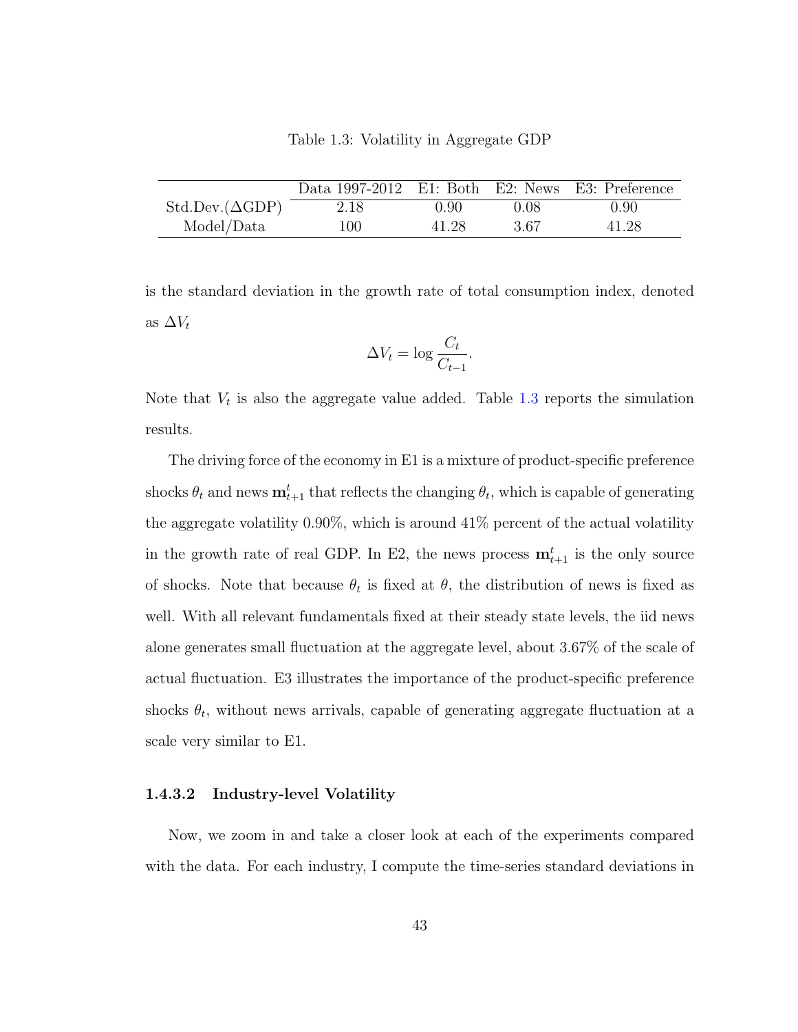Table 1.3: Volatility in Aggregate GDP

| | Data 1997-2012 | E1: Both | E2: News | E3: Preference |
|---|---|---|---|---|
| Std.Dev.($\Delta$GDP) | 2.18 | 0.90 | 0.08 | 0.90 |
| Model/Data | 100 | 41.28 | 3.67 | 41.28 |

is the standard deviation in the growth rate of total consumption index, denoted as $\Delta V_t$

$$\Delta V_t = \log \frac{C_t}{C_{t-1}}.$$

Note that $V_t$ is also the aggregate value added. Table 1.3 reports the simulation results.

The driving force of the economy in E1 is a mixture of product-specific preference shocks $\theta_t$ and news $\mathbf{m}_{t+1}^t$ that reflects the changing $\theta_t$, which is capable of generating the aggregate volatility 0.90%, which is around 41% percent of the actual volatility in the growth rate of real GDP. In E2, the news process $\mathbf{m}_{t+1}^t$ is the only source of shocks. Note that because $\theta_t$ is fixed at $\theta$, the distribution of news is fixed as well. With all relevant fundamentals fixed at their steady state levels, the iid news alone generates small fluctuation at the aggregate level, about 3.67% of the scale of actual fluctuation. E3 illustrates the importance of the product-specific preference shocks $\theta_t$, without news arrivals, capable of generating aggregate fluctuation at a scale very similar to E1.

#### 1.4.3.2 Industry-level Volatility

Now, we zoom in and take a closer look at each of the experiments compared with the data. For each industry, I compute the time-series standard deviations in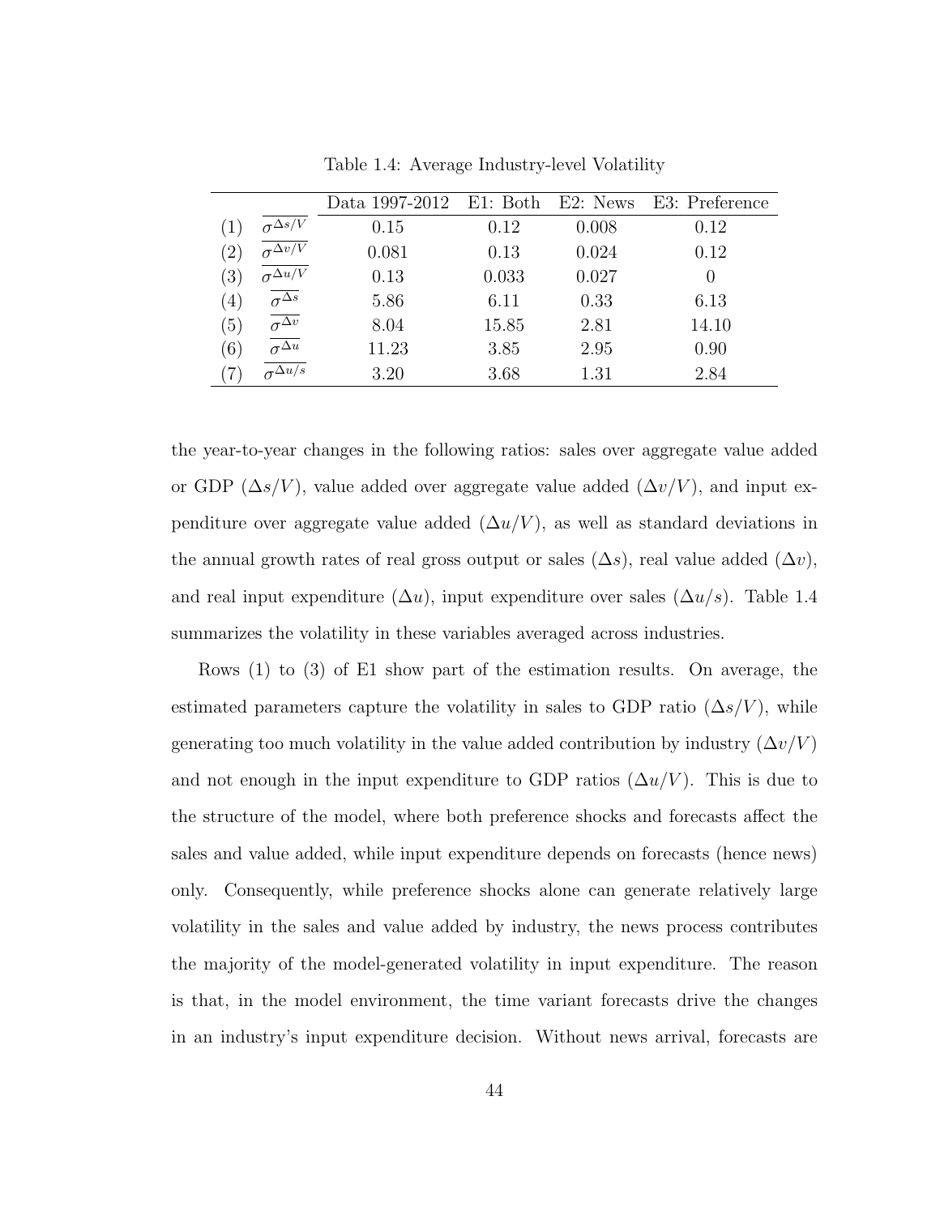Table 1.4: Average Industry-level Volatility

| | | Data 1997-2012 | E1: Both | E2: News | E3: Preference |
|---|---|---|---|---|---|
| (1) | $\overline{\sigma^{\Delta s/V}}$ | 0.15 | 0.12 | 0.008 | 0.12 |
| (2) | $\overline{\sigma^{\Delta v/V}}$ | 0.081 | 0.13 | 0.024 | 0.12 |
| (3) | $\overline{\sigma^{\Delta u/V}}$ | 0.13 | 0.033 | 0.027 | 0 |
| (4) | $\overline{\sigma^{\Delta s}}$ | 5.86 | 6.11 | 0.33 | 6.13 |
| (5) | $\overline{\sigma^{\Delta v}}$ | 8.04 | 15.85 | 2.81 | 14.10 |
| (6) | $\overline{\sigma^{\Delta u}}$ | 11.23 | 3.85 | 2.95 | 0.90 |
| (7) | $\overline{\sigma^{\Delta u/s}}$ | 3.20 | 3.68 | 1.31 | 2.84 |

the year-to-year changes in the following ratios: sales over aggregate value added or GDP ($\Delta s/V$), value added over aggregate value added ($\Delta v/V$), and input expenditure over aggregate value added ($\Delta u/V$), as well as standard deviations in the annual growth rates of real gross output or sales ($\Delta s$), real value added ($\Delta v$), and real input expenditure ($\Delta u$), input expenditure over sales ($\Delta u/s$). Table 1.4 summarizes the volatility in these variables averaged across industries.

Rows (1) to (3) of E1 show part of the estimation results. On average, the estimated parameters capture the volatility in sales to GDP ratio ($\Delta s/V$), while generating too much volatility in the value added contribution by industry ($\Delta v/V$) and not enough in the input expenditure to GDP ratios ($\Delta u/V$). This is due to the structure of the model, where both preference shocks and forecasts affect the sales and value added, while input expenditure depends on forecasts (hence news) only. Consequently, while preference shocks alone can generate relatively large volatility in the sales and value added by industry, the news process contributes the majority of the model-generated volatility in input expenditure. The reason is that, in the model environment, the time variant forecasts drive the changes in an industry's input expenditure decision. Without news arrival, forecasts are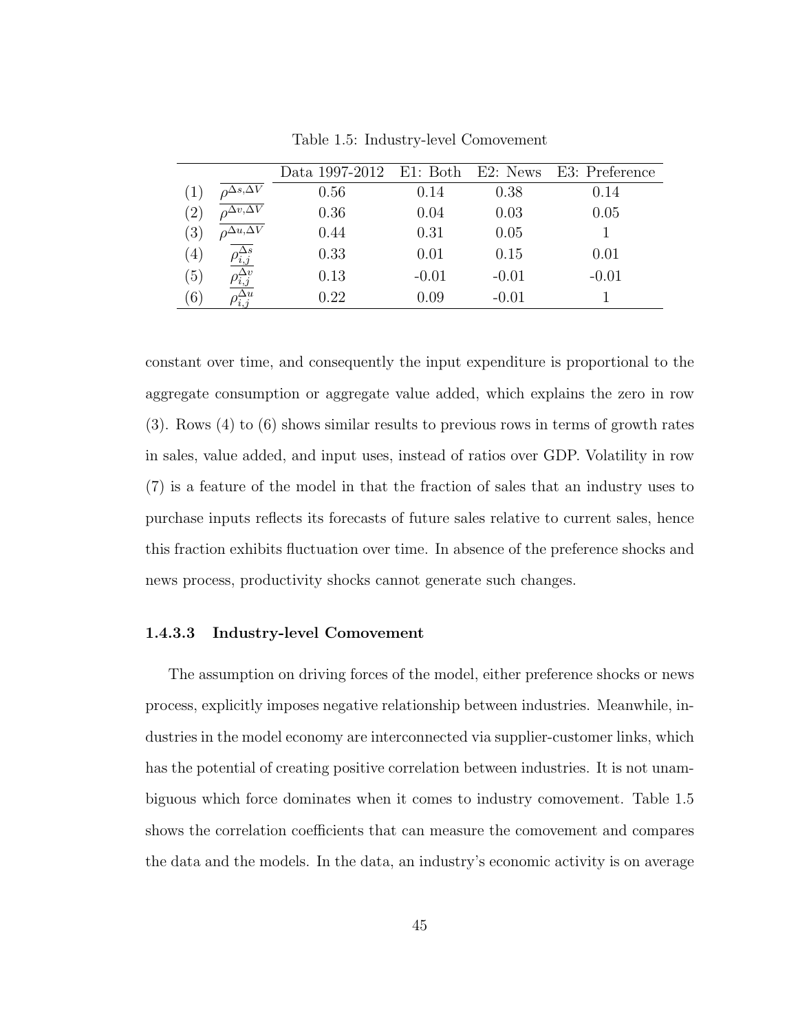Table 1.5: Industry-level Comovement

| | | Data 1997-2012 | E1: Both | E2: News | E3: Preference |
|---|---|---|---|---|---|
| (1) | $\overline{\rho^{\Delta s, \Delta V}}$ | 0.56 | 0.14 | 0.38 | 0.14 |
| (2) | $\overline{\rho^{\Delta v, \Delta V}}$ | 0.36 | 0.04 | 0.03 | 0.05 |
| (3) | $\overline{\rho^{\Delta u, \Delta V}}$ | 0.44 | 0.31 | 0.05 | 1 |
| (4) | $\overline{\rho_{i,j}^{\Delta s}}$ | 0.33 | 0.01 | 0.15 | 0.01 |
| (5) | $\overline{\rho_{i,j}^{\Delta v}}$ | 0.13 | -0.01 | -0.01 | -0.01 |
| (6) | $\overline{\rho_{i,j}^{\Delta u}}$ | 0.22 | 0.09 | -0.01 | 1 |

constant over time, and consequently the input expenditure is proportional to the aggregate consumption or aggregate value added, which explains the zero in row (3). Rows (4) to (6) shows similar results to previous rows in terms of growth rates in sales, value added, and input uses, instead of ratios over GDP. Volatility in row (7) is a feature of the model in that the fraction of sales that an industry uses to purchase inputs reflects its forecasts of future sales relative to current sales, hence this fraction exhibits fluctuation over time. In absence of the preference shocks and news process, productivity shocks cannot generate such changes.

#### 1.4.3.3 Industry-level Comovement

The assumption on driving forces of the model, either preference shocks or news process, explicitly imposes negative relationship between industries. Meanwhile, industries in the model economy are interconnected via supplier-customer links, which has the potential of creating positive correlation between industries. It is not unambiguous which force dominates when it comes to industry comovement. Table 1.5 shows the correlation coefficients that can measure the comovement and compares the data and the models. In the data, an industry's economic activity is on average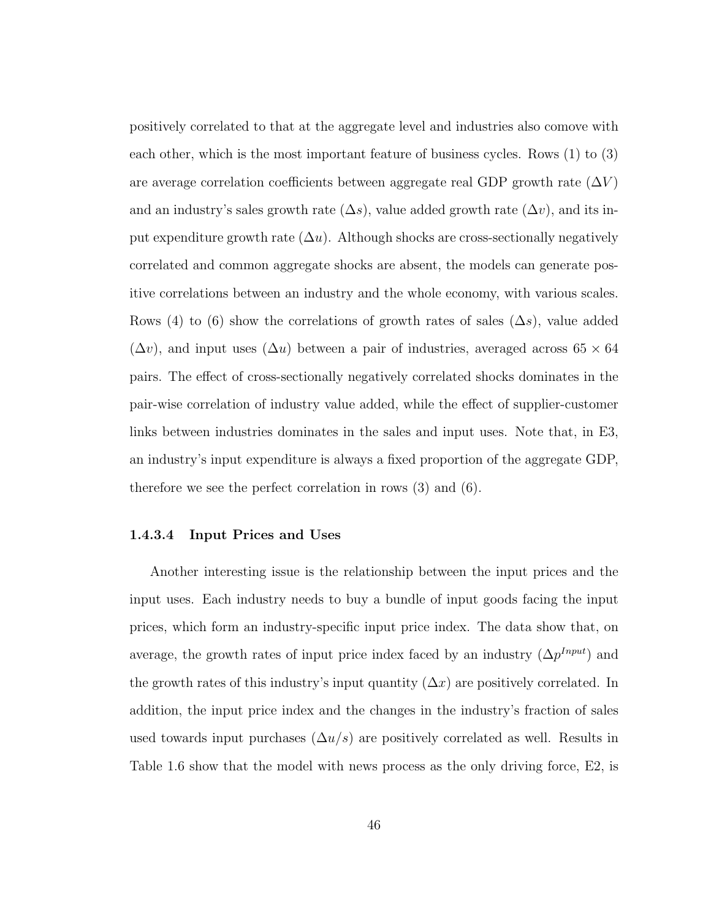positively correlated to that at the aggregate level and industries also comove with each other, which is the most important feature of business cycles. Rows (1) to (3) are average correlation coefficients between aggregate real GDP growth rate ($\Delta V$) and an industry's sales growth rate ($\Delta s$), value added growth rate ($\Delta v$), and its input expenditure growth rate ($\Delta u$). Although shocks are cross-sectionally negatively correlated and common aggregate shocks are absent, the models can generate positive correlations between an industry and the whole economy, with various scales. Rows (4) to (6) show the correlations of growth rates of sales ($\Delta s$), value added ($\Delta v$), and input uses ($\Delta u$) between a pair of industries, averaged across $65 \times 64$ pairs. The effect of cross-sectionally negatively correlated shocks dominates in the pair-wise correlation of industry value added, while the effect of supplier-customer links between industries dominates in the sales and input uses. Note that, in E3, an industry's input expenditure is always a fixed proportion of the aggregate GDP, therefore we see the perfect correlation in rows (3) and (6).

#### 1.4.3.4 Input Prices and Uses

Another interesting issue is the relationship between the input prices and the input uses. Each industry needs to buy a bundle of input goods facing the input prices, which form an industry-specific input price index. The data show that, on average, the growth rates of input price index faced by an industry ($\Delta p^{Input}$) and the growth rates of this industry's input quantity ($\Delta x$) are positively correlated. In addition, the input price index and the changes in the industry's fraction of sales used towards input purchases ($\Delta u/s$) are positively correlated as well. Results in Table 1.6 show that the model with news process as the only driving force, E2, is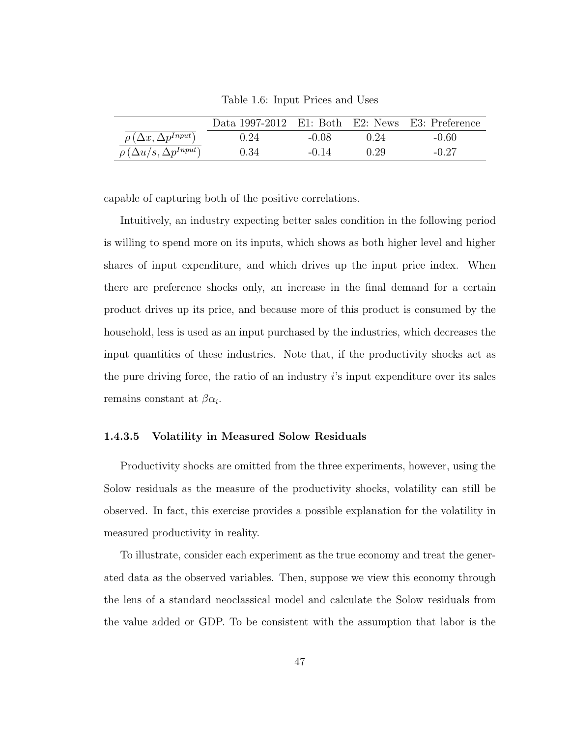Table 1.6: Input Prices and Uses

| | Data 1997-2012 | E1: Both | E2: News | E3: Preference |
|---|---|---|---|---|
| $\rho\left(\Delta x, \Delta p^{Input}\right)$ | 0.24 | -0.08 | 0.24 | -0.60 |
| $\rho\left(\Delta u/s, \Delta p^{Input}\right)$ | 0.34 | -0.14 | 0.29 | -0.27 |

capable of capturing both of the positive correlations.

Intuitively, an industry expecting better sales condition in the following period is willing to spend more on its inputs, which shows as both higher level and higher shares of input expenditure, and which drives up the input price index. When there are preference shocks only, an increase in the final demand for a certain product drives up its price, and because more of this product is consumed by the household, less is used as an input purchased by the industries, which decreases the input quantities of these industries. Note that, if the productivity shocks act as the pure driving force, the ratio of an industry $i$'s input expenditure over its sales remains constant at $\beta\alpha_i$.

#### 1.4.3.5 Volatility in Measured Solow Residuals

Productivity shocks are omitted from the three experiments, however, using the Solow residuals as the measure of the productivity shocks, volatility can still be observed. In fact, this exercise provides a possible explanation for the volatility in measured productivity in reality.

To illustrate, consider each experiment as the true economy and treat the generated data as the observed variables. Then, suppose we view this economy through the lens of a standard neoclassical model and calculate the Solow residuals from the value added or GDP. To be consistent with the assumption that labor is the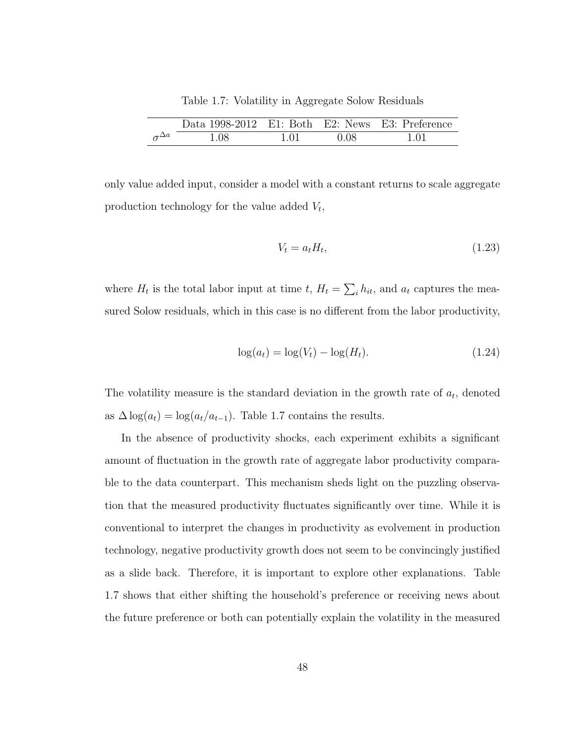Table 1.7: Volatility in Aggregate Solow Residuals

| | Data 1998-2012 | E1: Both | E2: News | E3: Preference |
|---|---|---|---|---|
| $\sigma^{\Delta a}$ | 1.08 | 1.01 | 0.08 | 1.01 |

only value added input, consider a model with a constant returns to scale aggregate production technology for the value added $V_t$,

$$V_t = a_t H_t, \tag{1.23}$$

where $H_t$ is the total labor input at time $t$, $H_t = \sum_i h_{it}$, and $a_t$ captures the measured Solow residuals, which in this case is no different from the labor productivity,

$$\log(a_t) = \log(V_t) - \log(H_t). \tag{1.24}$$

The volatility measure is the standard deviation in the growth rate of $a_t$, denoted as $\Delta \log(a_t) = \log(a_t/a_{t-1})$. Table 1.7 contains the results.

In the absence of productivity shocks, each experiment exhibits a significant amount of fluctuation in the growth rate of aggregate labor productivity comparable to the data counterpart. This mechanism sheds light on the puzzling observation that the measured productivity fluctuates significantly over time. While it is conventional to interpret the changes in productivity as evolvement in production technology, negative productivity growth does not seem to be convincingly justified as a slide back. Therefore, it is important to explore other explanations. Table 1.7 shows that either shifting the household's preference or receiving news about the future preference or both can potentially explain the volatility in the measured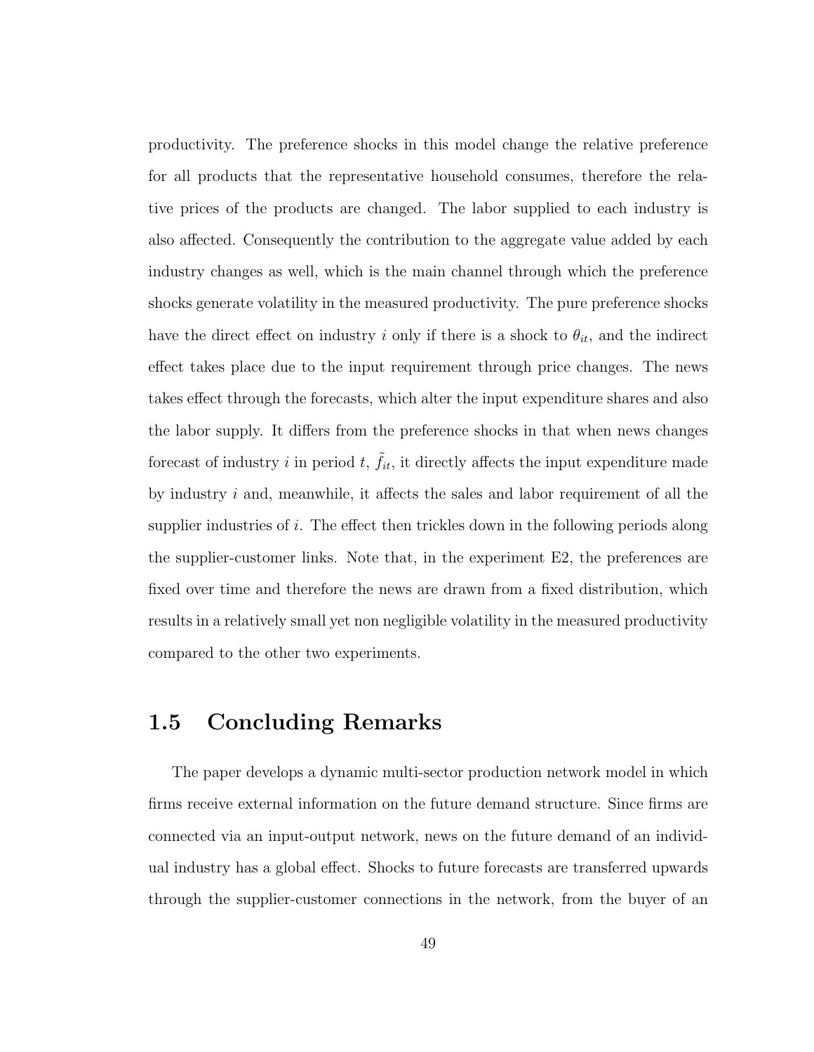productivity. The preference shocks in this model change the relative preference for all products that the representative household consumes, therefore the relative prices of the products are changed. The labor supplied to each industry is also affected. Consequently the contribution to the aggregate value added by each industry changes as well, which is the main channel through which the preference shocks generate volatility in the measured productivity. The pure preference shocks have the direct effect on industry $i$ only if there is a shock to $\theta_{it}$, and the indirect effect takes place due to the input requirement through price changes. The news takes effect through the forecasts, which alter the input expenditure shares and also the labor supply. It differs from the preference shocks in that when news changes forecast of industry $i$ in period $t$, $\tilde{f}_{it}$, it directly affects the input expenditure made by industry $i$ and, meanwhile, it affects the sales and labor requirement of all the supplier industries of $i$. The effect then trickles down in the following periods along the supplier-customer links. Note that, in the experiment E2, the preferences are fixed over time and therefore the news are drawn from a fixed distribution, which results in a relatively small yet non negligible volatility in the measured productivity compared to the other two experiments.

## 1.5 Concluding Remarks

The paper develops a dynamic multi-sector production network model in which firms receive external information on the future demand structure. Since firms are connected via an input-output network, news on the future demand of an individual industry has a global effect. Shocks to future forecasts are transferred upwards through the supplier-customer connections in the network, from the buyer of an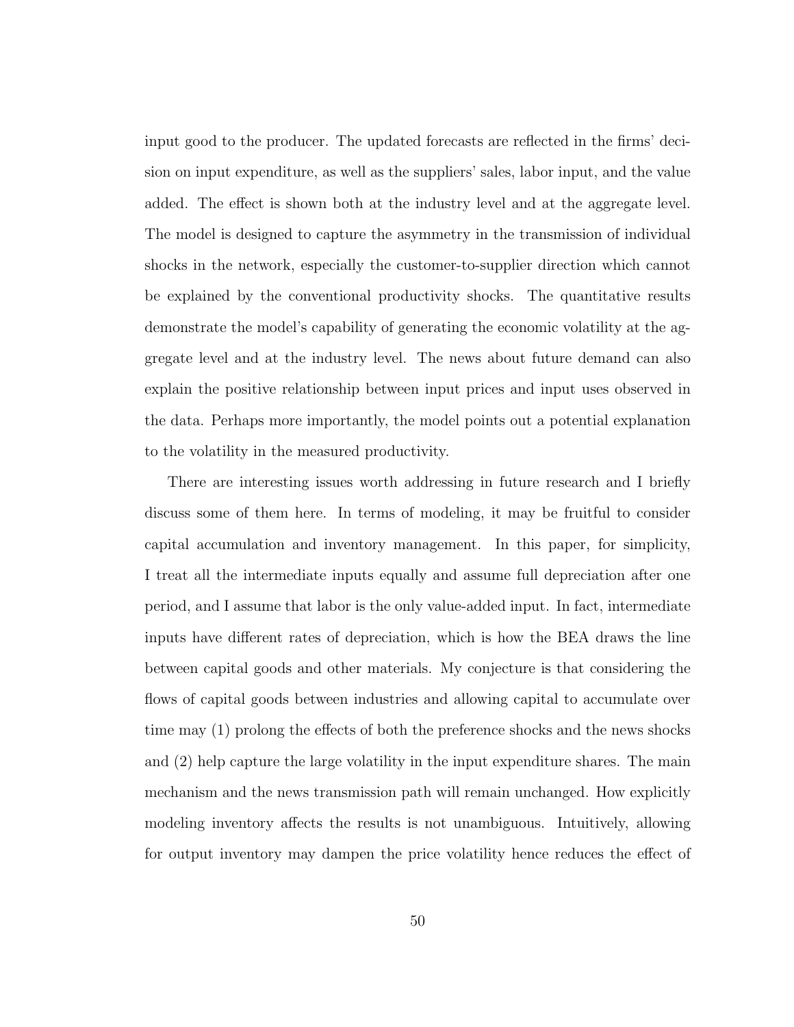input good to the producer. The updated forecasts are reflected in the firms' decision on input expenditure, as well as the suppliers' sales, labor input, and the value added. The effect is shown both at the industry level and at the aggregate level. The model is designed to capture the asymmetry in the transmission of individual shocks in the network, especially the customer-to-supplier direction which cannot be explained by the conventional productivity shocks. The quantitative results demonstrate the model's capability of generating the economic volatility at the aggregate level and at the industry level. The news about future demand can also explain the positive relationship between input prices and input uses observed in the data. Perhaps more importantly, the model points out a potential explanation to the volatility in the measured productivity.

There are interesting issues worth addressing in future research and I briefly discuss some of them here. In terms of modeling, it may be fruitful to consider capital accumulation and inventory management. In this paper, for simplicity, I treat all the intermediate inputs equally and assume full depreciation after one period, and I assume that labor is the only value-added input. In fact, intermediate inputs have different rates of depreciation, which is how the BEA draws the line between capital goods and other materials. My conjecture is that considering the flows of capital goods between industries and allowing capital to accumulate over time may (1) prolong the effects of both the preference shocks and the news shocks and (2) help capture the large volatility in the input expenditure shares. The main mechanism and the news transmission path will remain unchanged. How explicitly modeling inventory affects the results is not unambiguous. Intuitively, allowing for output inventory may dampen the price volatility hence reduces the effect of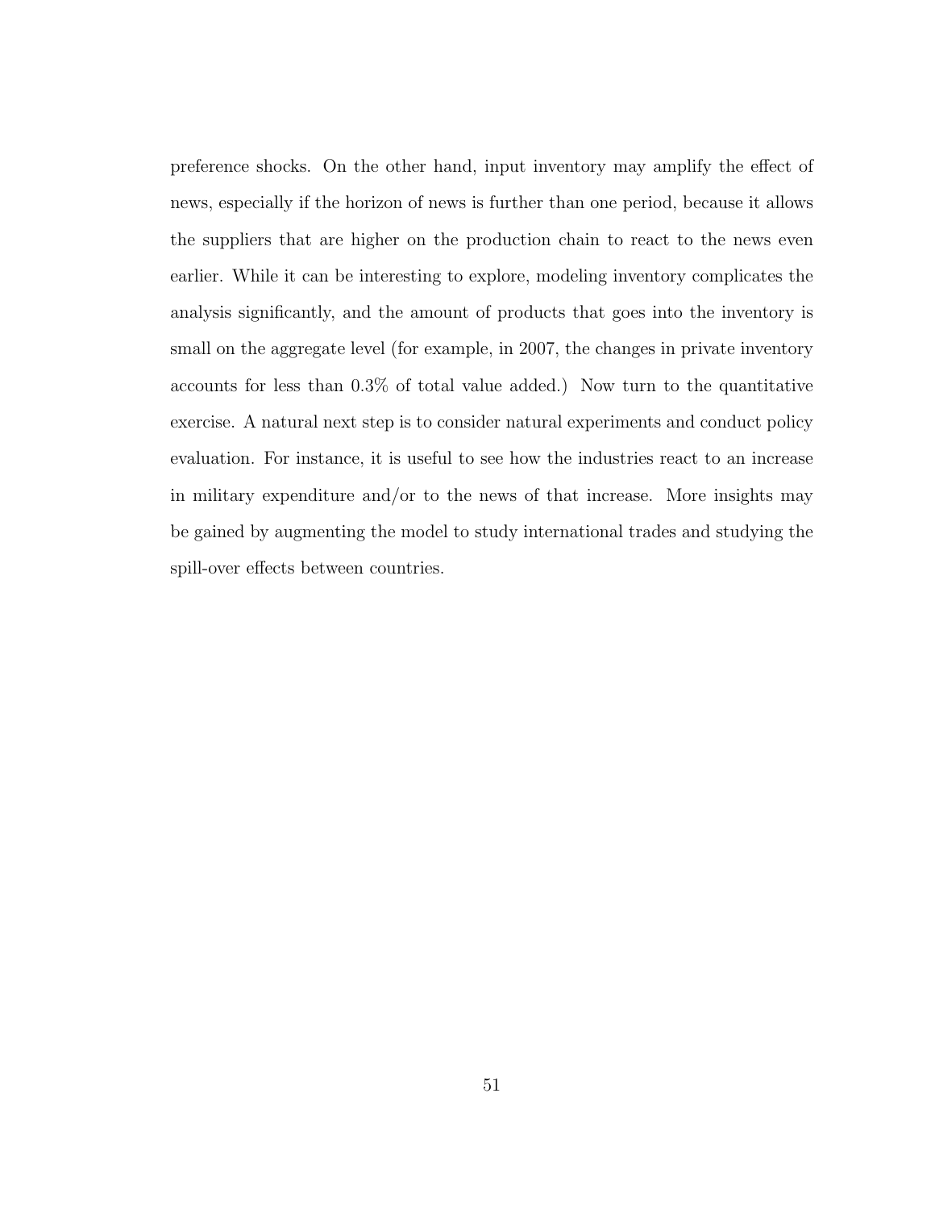preference shocks. On the other hand, input inventory may amplify the effect of news, especially if the horizon of news is further than one period, because it allows the suppliers that are higher on the production chain to react to the news even earlier. While it can be interesting to explore, modeling inventory complicates the analysis significantly, and the amount of products that goes into the inventory is small on the aggregate level (for example, in 2007, the changes in private inventory accounts for less than 0.3% of total value added.) Now turn to the quantitative exercise. A natural next step is to consider natural experiments and conduct policy evaluation. For instance, it is useful to see how the industries react to an increase in military expenditure and/or to the news of that increase. More insights may be gained by augmenting the model to study international trades and studying the spill-over effects between countries.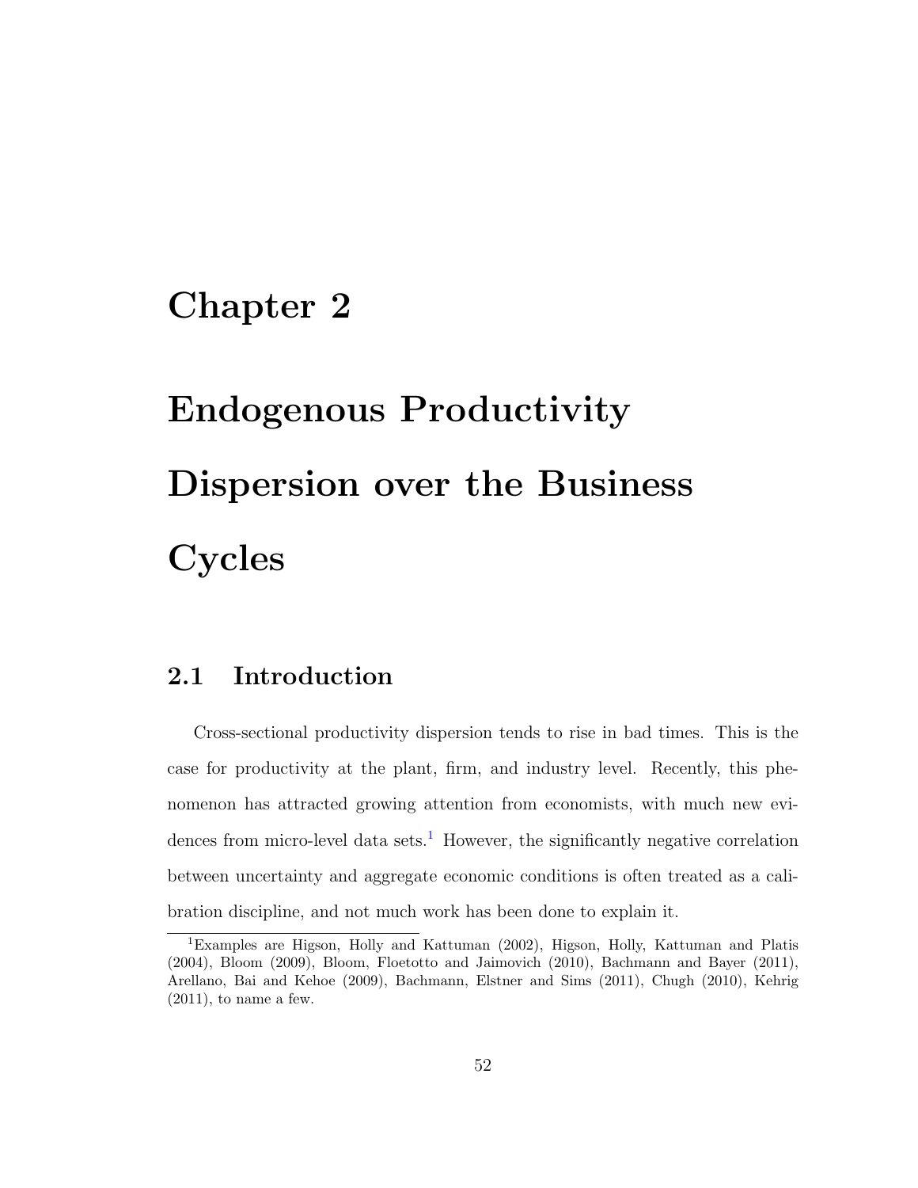# Chapter 2

# Endogenous Productivity Dispersion over the Business Cycles

## 2.1 Introduction

Cross-sectional productivity dispersion tends to rise in bad times. This is the case for productivity at the plant, firm, and industry level. Recently, this phenomenon has attracted growing attention from economists, with much new evidences from micro-level data sets.[1] However, the significantly negative correlation between uncertainty and aggregate economic conditions is often treated as a calibration discipline, and not much work has been done to explain it.

[1] Examples are Higson, Holly and Kattuman (2002), Higson, Holly, Kattuman and Platis (2004), Bloom (2009), Bloom, Floetotto and Jaimovich (2010), Bachmann and Bayer (2011), Arellano, Bai and Kehoe (2009), Bachmann, Elstner and Sims (2011), Chugh (2010), Kehrig (2011), to name a few.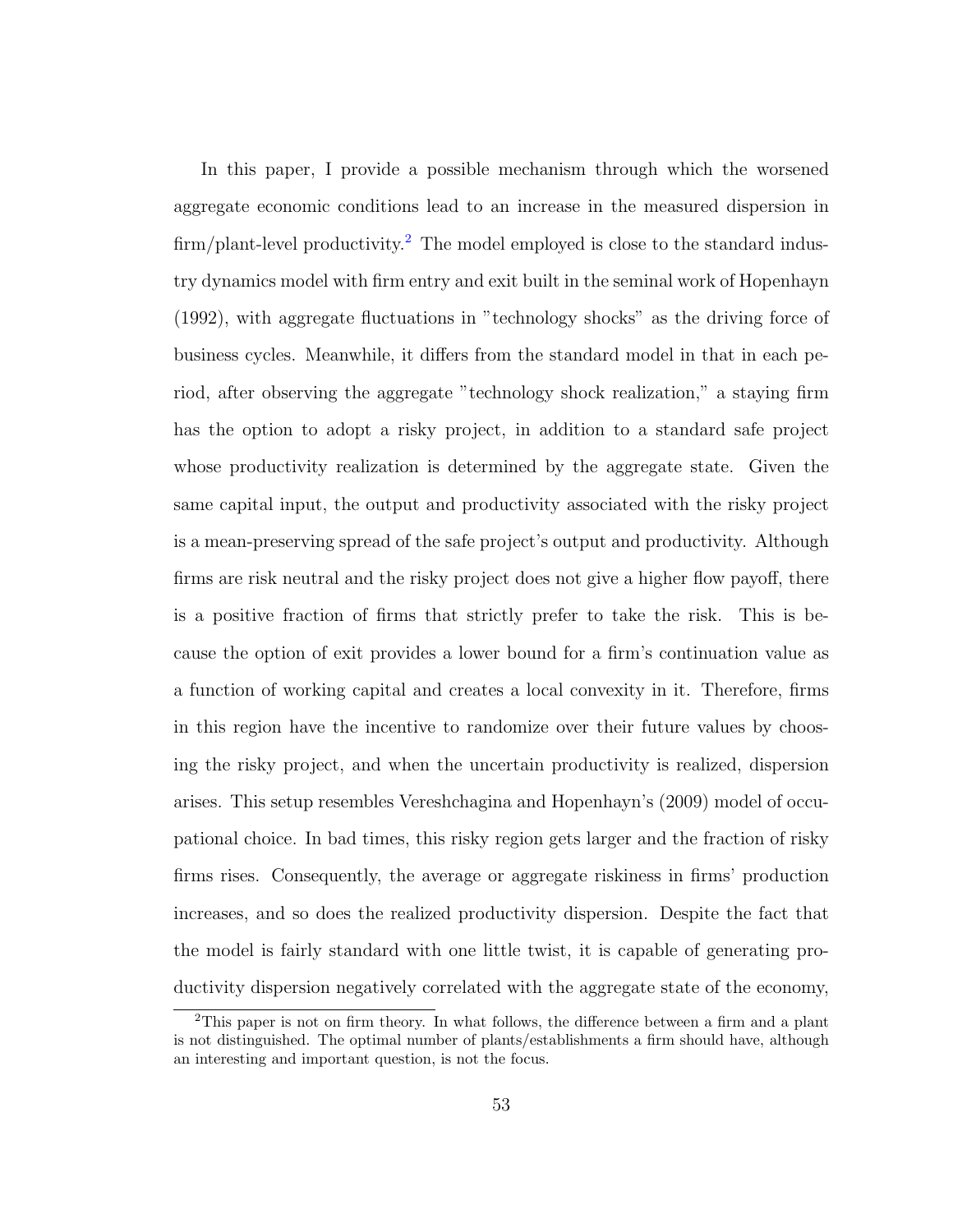In this paper, I provide a possible mechanism through which the worsened aggregate economic conditions lead to an increase in the measured dispersion in firm/plant-level productivity.[2] The model employed is close to the standard industry dynamics model with firm entry and exit built in the seminal work of Hopenhayn (1992), with aggregate fluctuations in "technology shocks" as the driving force of business cycles. Meanwhile, it differs from the standard model in that in each period, after observing the aggregate "technology shock realization," a staying firm has the option to adopt a risky project, in addition to a standard safe project whose productivity realization is determined by the aggregate state. Given the same capital input, the output and productivity associated with the risky project is a mean-preserving spread of the safe project's output and productivity. Although firms are risk neutral and the risky project does not give a higher flow payoff, there is a positive fraction of firms that strictly prefer to take the risk. This is because the option of exit provides a lower bound for a firm's continuation value as a function of working capital and creates a local convexity in it. Therefore, firms in this region have the incentive to randomize over their future values by choosing the risky project, and when the uncertain productivity is realized, dispersion arises. This setup resembles Vereshchagina and Hopenhayn's (2009) model of occupational choice. In bad times, this risky region gets larger and the fraction of risky firms rises. Consequently, the average or aggregate riskiness in firms' production increases, and so does the realized productivity dispersion. Despite the fact that the model is fairly standard with one little twist, it is capable of generating productivity dispersion negatively correlated with the aggregate state of the economy,

[2] This paper is not on firm theory. In what follows, the difference between a firm and a plant is not distinguished. The optimal number of plants/establishments a firm should have, although an interesting and important question, is not the focus.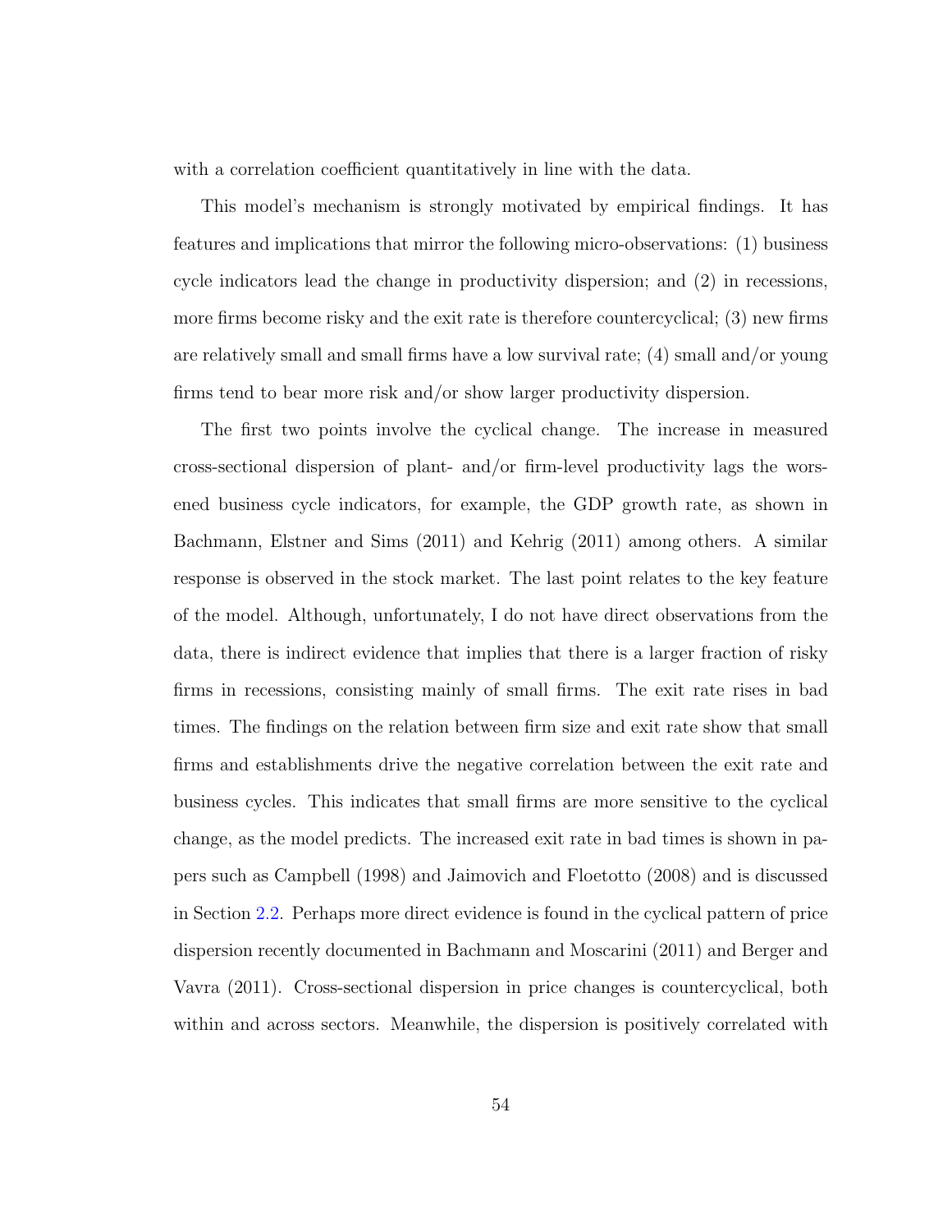with a correlation coefficient quantitatively in line with the data.

This model's mechanism is strongly motivated by empirical findings. It has features and implications that mirror the following micro-observations: (1) business cycle indicators lead the change in productivity dispersion; and (2) in recessions, more firms become risky and the exit rate is therefore countercyclical; (3) new firms are relatively small and small firms have a low survival rate; (4) small and/or young firms tend to bear more risk and/or show larger productivity dispersion.

The first two points involve the cyclical change. The increase in measured cross-sectional dispersion of plant- and/or firm-level productivity lags the worsened business cycle indicators, for example, the GDP growth rate, as shown in Bachmann, Elstner and Sims (2011) and Kehrig (2011) among others. A similar response is observed in the stock market. The last point relates to the key feature of the model. Although, unfortunately, I do not have direct observations from the data, there is indirect evidence that implies that there is a larger fraction of risky firms in recessions, consisting mainly of small firms. The exit rate rises in bad times. The findings on the relation between firm size and exit rate show that small firms and establishments drive the negative correlation between the exit rate and business cycles. This indicates that small firms are more sensitive to the cyclical change, as the model predicts. The increased exit rate in bad times is shown in papers such as Campbell (1998) and Jaimovich and Floetotto (2008) and is discussed in Section 2.2. Perhaps more direct evidence is found in the cyclical pattern of price dispersion recently documented in Bachmann and Moscarini (2011) and Berger and Vavra (2011). Cross-sectional dispersion in price changes is countercyclical, both within and across sectors. Meanwhile, the dispersion is positively correlated with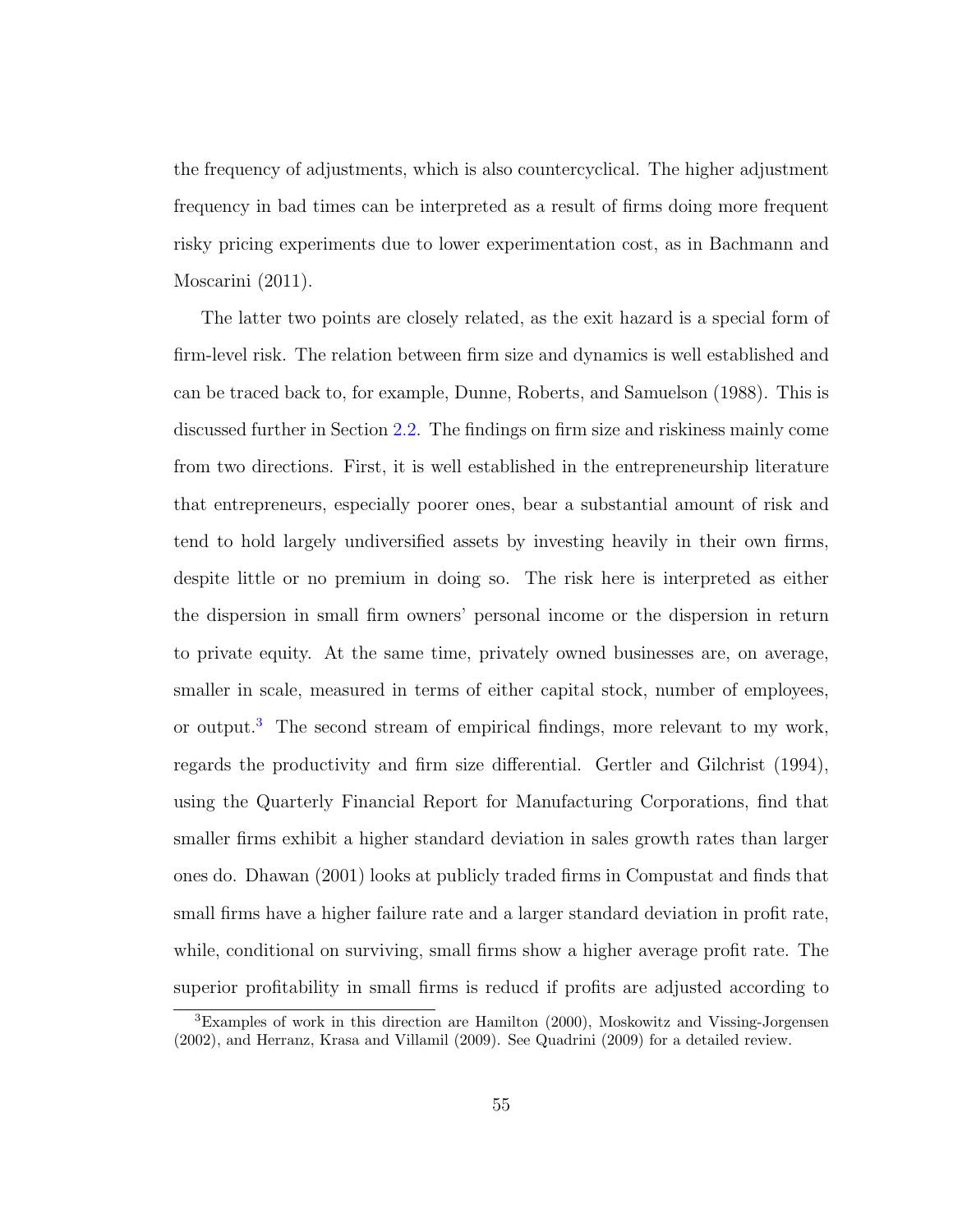the frequency of adjustments, which is also countercyclical. The higher adjustment frequency in bad times can be interpreted as a result of firms doing more frequent risky pricing experiments due to lower experimentation cost, as in Bachmann and Moscarini (2011).

The latter two points are closely related, as the exit hazard is a special form of firm-level risk. The relation between firm size and dynamics is well established and can be traced back to, for example, Dunne, Roberts, and Samuelson (1988). This is discussed further in Section 2.2. The findings on firm size and riskiness mainly come from two directions. First, it is well established in the entrepreneurship literature that entrepreneurs, especially poorer ones, bear a substantial amount of risk and tend to hold largely undiversified assets by investing heavily in their own firms, despite little or no premium in doing so. The risk here is interpreted as either the dispersion in small firm owners' personal income or the dispersion in return to private equity. At the same time, privately owned businesses are, on average, smaller in scale, measured in terms of either capital stock, number of employees, or output.[3] The second stream of empirical findings, more relevant to my work, regards the productivity and firm size differential. Gertler and Gilchrist (1994), using the Quarterly Financial Report for Manufacturing Corporations, find that smaller firms exhibit a higher standard deviation in sales growth rates than larger ones do. Dhawan (2001) looks at publicly traded firms in Compustat and finds that small firms have a higher failure rate and a larger standard deviation in profit rate, while, conditional on surviving, small firms show a higher average profit rate. The superior profitability in small firms is reducd if profits are adjusted according to

[3] Examples of work in this direction are Hamilton (2000), Moskowitz and Vissing-Jorgensen (2002), and Herranz, Krasa and Villamil (2009). See Quadrini (2009) for a detailed review.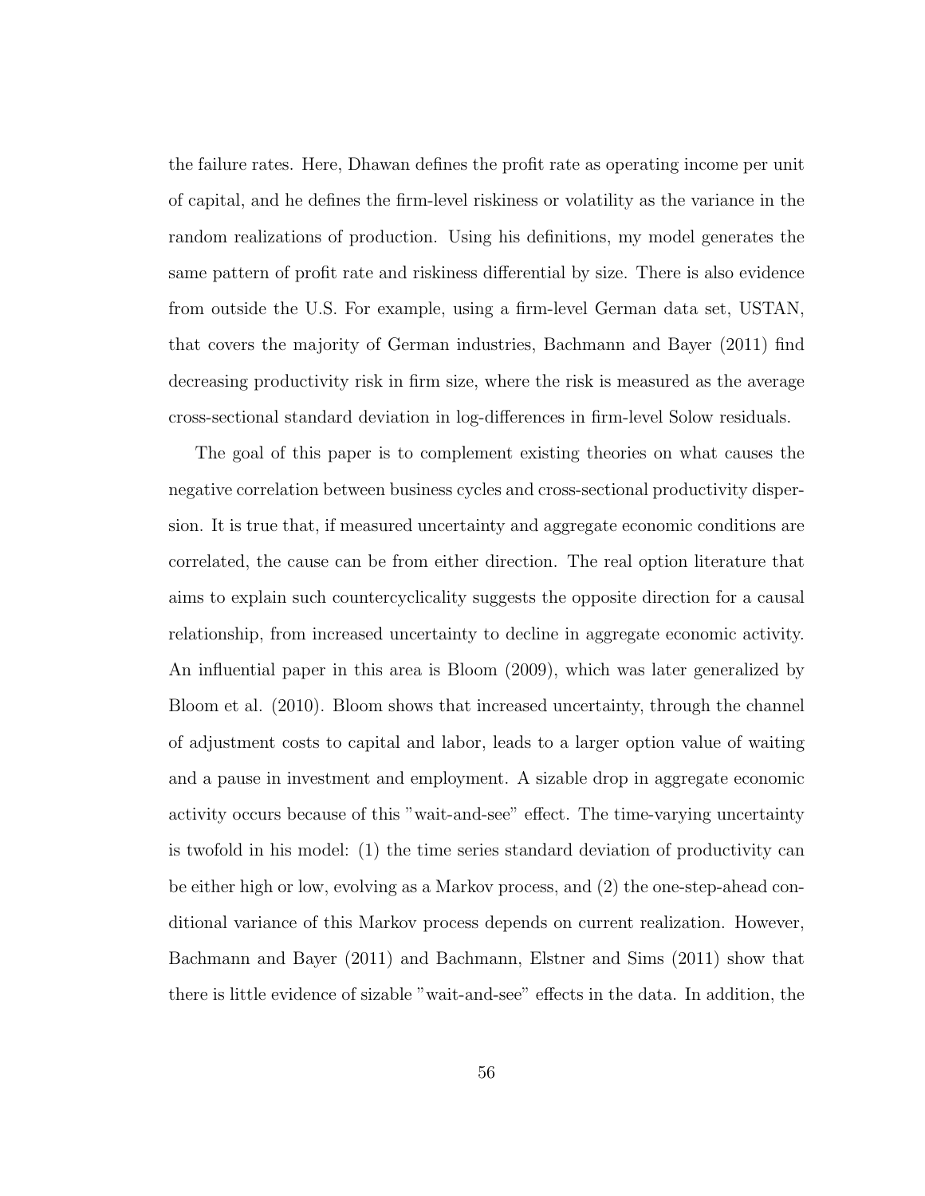the failure rates. Here, Dhawan defines the profit rate as operating income per unit of capital, and he defines the firm-level riskiness or volatility as the variance in the random realizations of production. Using his definitions, my model generates the same pattern of profit rate and riskiness differential by size. There is also evidence from outside the U.S. For example, using a firm-level German data set, USTAN, that covers the majority of German industries, Bachmann and Bayer (2011) find decreasing productivity risk in firm size, where the risk is measured as the average cross-sectional standard deviation in log-differences in firm-level Solow residuals.

The goal of this paper is to complement existing theories on what causes the negative correlation between business cycles and cross-sectional productivity dispersion. It is true that, if measured uncertainty and aggregate economic conditions are correlated, the cause can be from either direction. The real option literature that aims to explain such countercyclicality suggests the opposite direction for a causal relationship, from increased uncertainty to decline in aggregate economic activity. An influential paper in this area is Bloom (2009), which was later generalized by Bloom et al. (2010). Bloom shows that increased uncertainty, through the channel of adjustment costs to capital and labor, leads to a larger option value of waiting and a pause in investment and employment. A sizable drop in aggregate economic activity occurs because of this "wait-and-see" effect. The time-varying uncertainty is twofold in his model: (1) the time series standard deviation of productivity can be either high or low, evolving as a Markov process, and (2) the one-step-ahead conditional variance of this Markov process depends on current realization. However, Bachmann and Bayer (2011) and Bachmann, Elstner and Sims (2011) show that there is little evidence of sizable "wait-and-see" effects in the data. In addition, the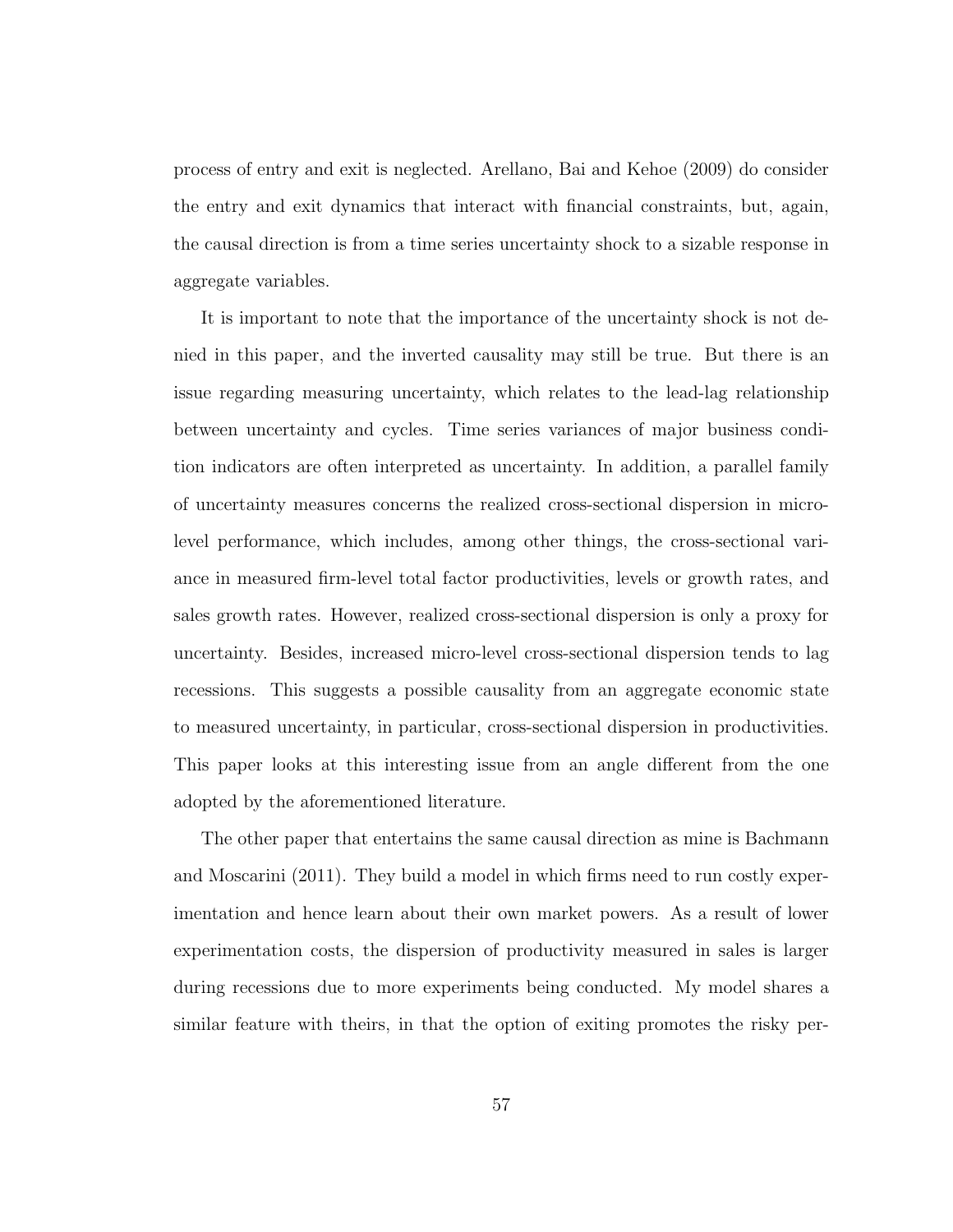process of entry and exit is neglected. Arellano, Bai and Kehoe (2009) do consider the entry and exit dynamics that interact with financial constraints, but, again, the causal direction is from a time series uncertainty shock to a sizable response in aggregate variables.

It is important to note that the importance of the uncertainty shock is not denied in this paper, and the inverted causality may still be true. But there is an issue regarding measuring uncertainty, which relates to the lead-lag relationship between uncertainty and cycles. Time series variances of major business condition indicators are often interpreted as uncertainty. In addition, a parallel family of uncertainty measures concerns the realized cross-sectional dispersion in micro-level performance, which includes, among other things, the cross-sectional variance in measured firm-level total factor productivities, levels or growth rates, and sales growth rates. However, realized cross-sectional dispersion is only a proxy for uncertainty. Besides, increased micro-level cross-sectional dispersion tends to lag recessions. This suggests a possible causality from an aggregate economic state to measured uncertainty, in particular, cross-sectional dispersion in productivities. This paper looks at this interesting issue from an angle different from the one adopted by the aforementioned literature.

The other paper that entertains the same causal direction as mine is Bachmann and Moscarini (2011). They build a model in which firms need to run costly experimentation and hence learn about their own market powers. As a result of lower experimentation costs, the dispersion of productivity measured in sales is larger during recessions due to more experiments being conducted. My model shares a similar feature with theirs, in that the option of exiting promotes the risky per-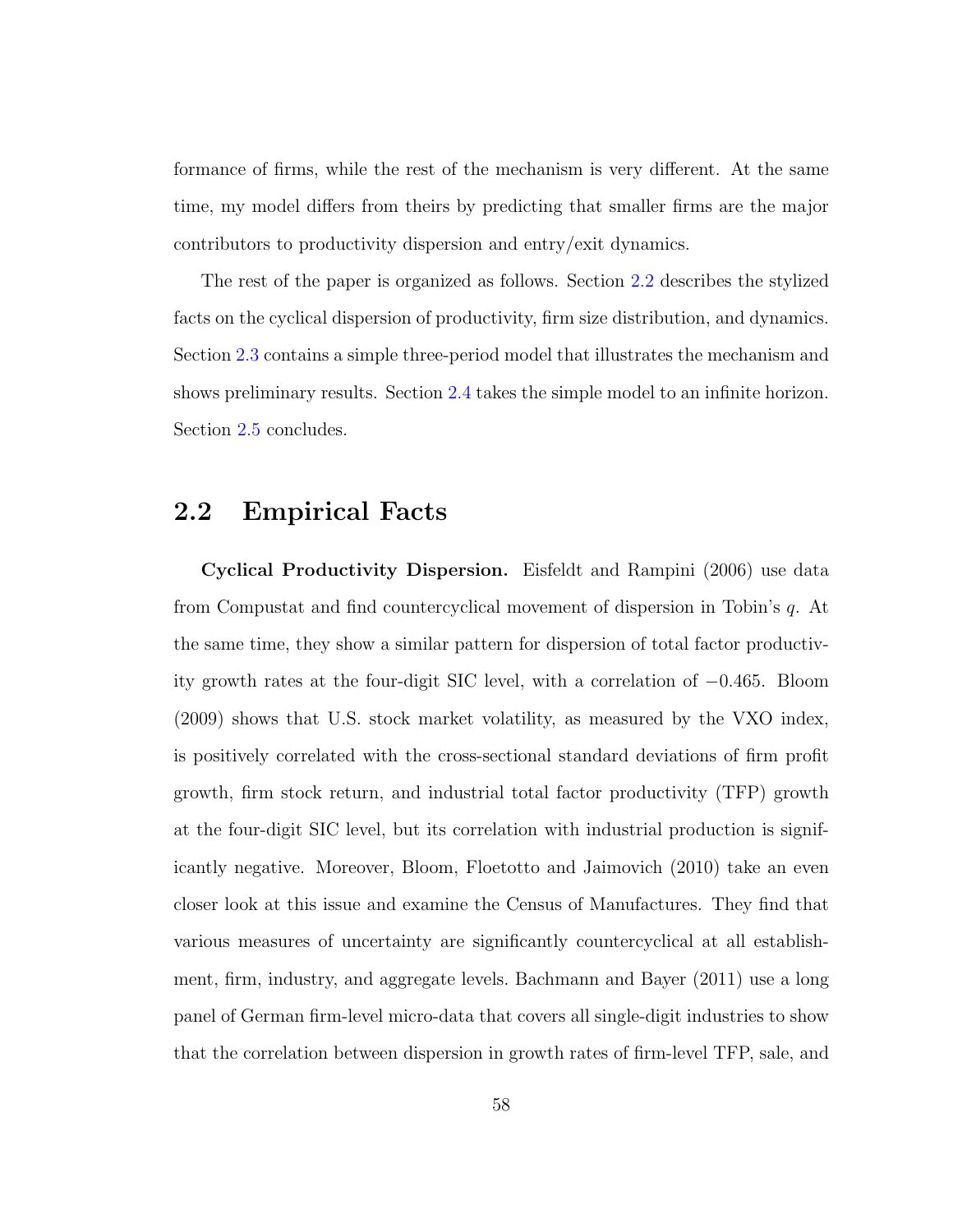formance of firms, while the rest of the mechanism is very different. At the same time, my model differs from theirs by predicting that smaller firms are the major contributors to productivity dispersion and entry/exit dynamics.

The rest of the paper is organized as follows. Section 2.2 describes the stylized facts on the cyclical dispersion of productivity, firm size distribution, and dynamics. Section 2.3 contains a simple three-period model that illustrates the mechanism and shows preliminary results. Section 2.4 takes the simple model to an infinite horizon. Section 2.5 concludes.

## 2.2 Empirical Facts

**Cyclical Productivity Dispersion.** Eisfeldt and Rampini (2006) use data from Compustat and find countercyclical movement of dispersion in Tobin's $q$. At the same time, they show a similar pattern for dispersion of total factor productivity growth rates at the four-digit SIC level, with a correlation of $-0.465$. Bloom (2009) shows that U.S. stock market volatility, as measured by the VXO index, is positively correlated with the cross-sectional standard deviations of firm profit growth, firm stock return, and industrial total factor productivity (TFP) growth at the four-digit SIC level, but its correlation with industrial production is significantly negative. Moreover, Bloom, Floetotto and Jaimovich (2010) take an even closer look at this issue and examine the Census of Manufactures. They find that various measures of uncertainty are significantly countercyclical at all establishment, firm, industry, and aggregate levels. Bachmann and Bayer (2011) use a long panel of German firm-level micro-data that covers all single-digit industries to show that the correlation between dispersion in growth rates of firm-level TFP, sale, and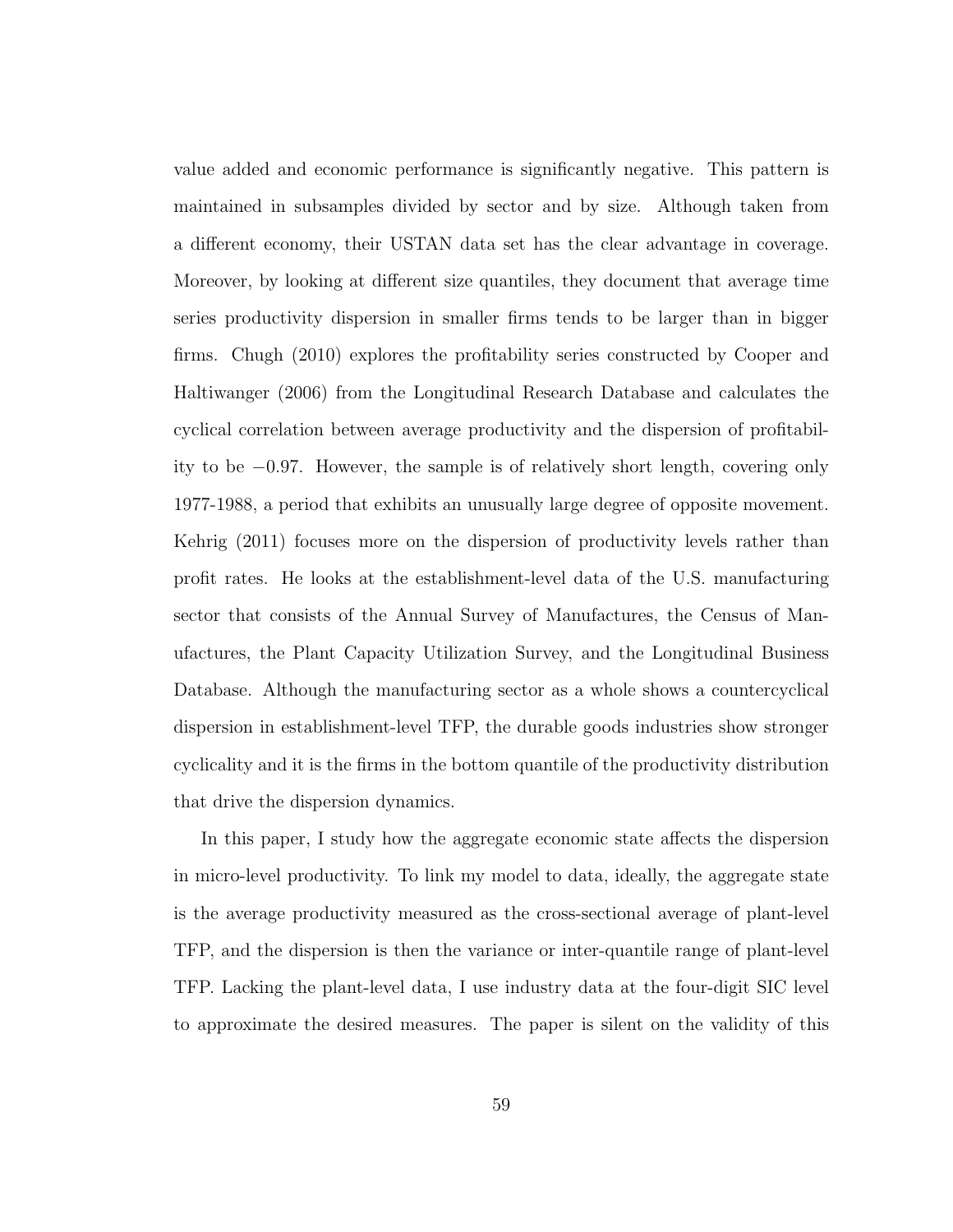value added and economic performance is significantly negative. This pattern is maintained in subsamples divided by sector and by size. Although taken from a different economy, their USTAN data set has the clear advantage in coverage. Moreover, by looking at different size quantiles, they document that average time series productivity dispersion in smaller firms tends to be larger than in bigger firms. Chugh (2010) explores the profitability series constructed by Cooper and Haltiwanger (2006) from the Longitudinal Research Database and calculates the cyclical correlation between average productivity and the dispersion of profitability to be $-0.97$. However, the sample is of relatively short length, covering only 1977-1988, a period that exhibits an unusually large degree of opposite movement. Kehrig (2011) focuses more on the dispersion of productivity levels rather than profit rates. He looks at the establishment-level data of the U.S. manufacturing sector that consists of the Annual Survey of Manufactures, the Census of Manufactures, the Plant Capacity Utilization Survey, and the Longitudinal Business Database. Although the manufacturing sector as a whole shows a countercyclical dispersion in establishment-level TFP, the durable goods industries show stronger cyclicality and it is the firms in the bottom quantile of the productivity distribution that drive the dispersion dynamics.

In this paper, I study how the aggregate economic state affects the dispersion in micro-level productivity. To link my model to data, ideally, the aggregate state is the average productivity measured as the cross-sectional average of plant-level TFP, and the dispersion is then the variance or inter-quantile range of plant-level TFP. Lacking the plant-level data, I use industry data at the four-digit SIC level to approximate the desired measures. The paper is silent on the validity of this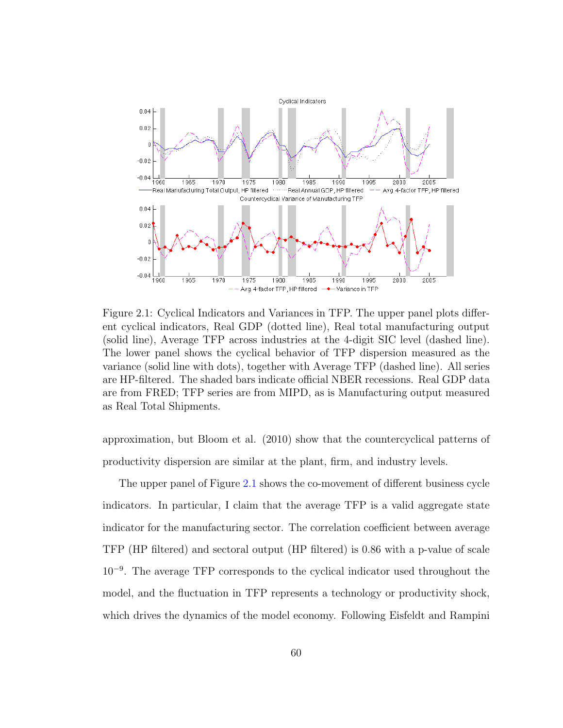Cyclical Indicators

0.04
0.02
0
-0.02
-0.04

1960 1965 1970 1975 1980 1985 1990 1995 2000 2005

Real Manufacturing Total Output, HP filtered    Real Annual GDP, HP filtered    Avg 4-factor TFP, HP filtered

Countercyclical Variance of Manufacturing TFP

0.04
0.02
0
-0.02
-0.04

1960 1965 1970 1975 1980 1985 1990 1995 2000 2005

Avg 4-factor TFP, HP filtered    Variance in TFP

Figure 2.1: Cyclical Indicators and Variances in TFP. The upper panel plots different cyclical indicators, Real GDP (dotted line), Real total manufacturing output (solid line), Average TFP across industries at the 4-digit SIC level (dashed line). The lower panel shows the cyclical behavior of TFP dispersion measured as the variance (solid line with dots), together with Average TFP (dashed line). All series are HP-filtered. The shaded bars indicate official NBER recessions. Real GDP data are from FRED; TFP series are from MIPD, as is Manufacturing output measured as Real Total Shipments.

approximation, but Bloom et al. (2010) show that the countercyclical patterns of productivity dispersion are similar at the plant, firm, and industry levels.

The upper panel of Figure 2.1 shows the co-movement of different business cycle indicators. In particular, I claim that the average TFP is a valid aggregate state indicator for the manufacturing sector. The correlation coefficient between average TFP (HP filtered) and sectoral output (HP filtered) is 0.86 with a p-value of scale $10^{-9}$. The average TFP corresponds to the cyclical indicator used throughout the model, and the fluctuation in TFP represents a technology or productivity shock, which drives the dynamics of the model economy. Following Eisfeldt and Rampini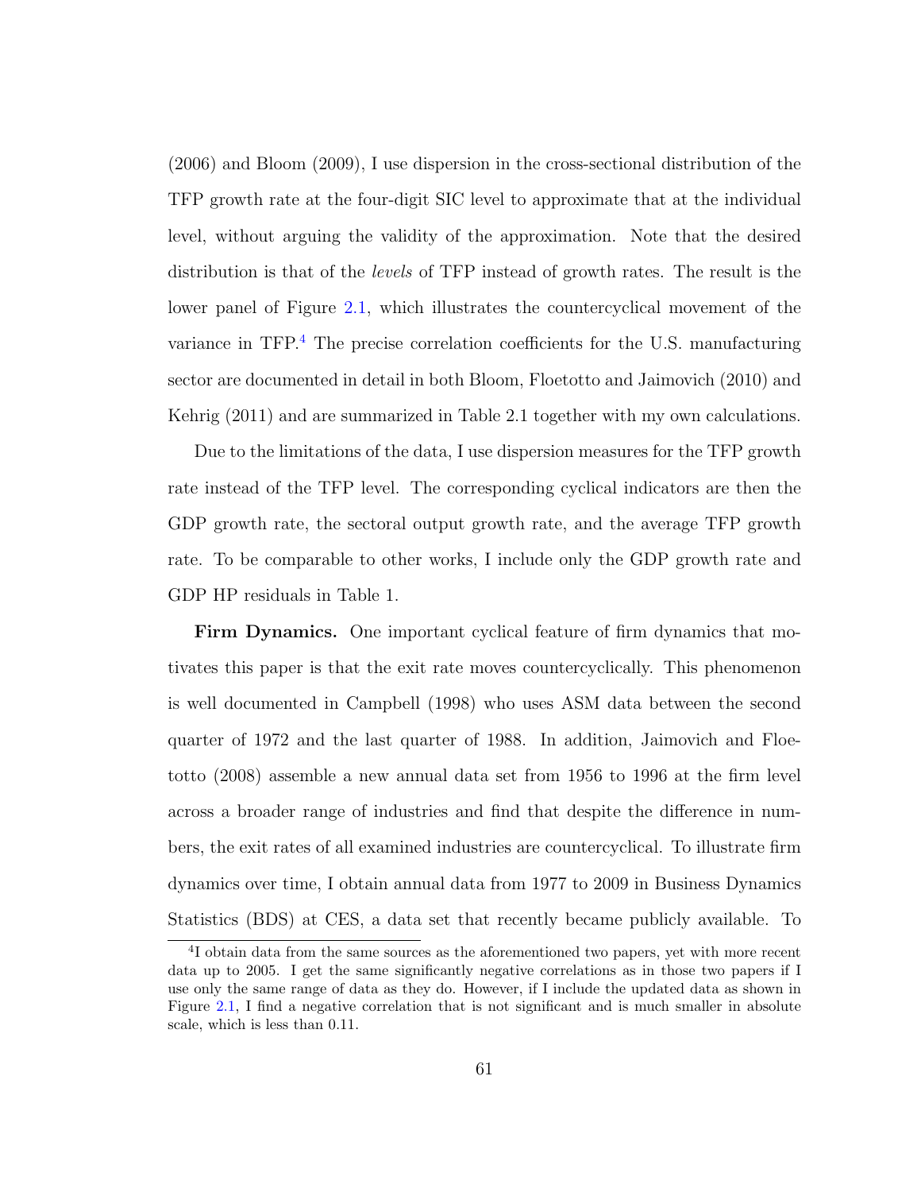(2006) and Bloom (2009), I use dispersion in the cross-sectional distribution of the TFP growth rate at the four-digit SIC level to approximate that at the individual level, without arguing the validity of the approximation. Note that the desired distribution is that of the *levels* of TFP instead of growth rates. The result is the lower panel of Figure 2.1, which illustrates the countercyclical movement of the variance in TFP.[4] The precise correlation coefficients for the U.S. manufacturing sector are documented in detail in both Bloom, Floetotto and Jaimovich (2010) and Kehrig (2011) and are summarized in Table 2.1 together with my own calculations.

Due to the limitations of the data, I use dispersion measures for the TFP growth rate instead of the TFP level. The corresponding cyclical indicators are then the GDP growth rate, the sectoral output growth rate, and the average TFP growth rate. To be comparable to other works, I include only the GDP growth rate and GDP HP residuals in Table 1.

**Firm Dynamics.** One important cyclical feature of firm dynamics that motivates this paper is that the exit rate moves countercyclically. This phenomenon is well documented in Campbell (1998) who uses ASM data between the second quarter of 1972 and the last quarter of 1988. In addition, Jaimovich and Floetotto (2008) assemble a new annual data set from 1956 to 1996 at the firm level across a broader range of industries and find that despite the difference in numbers, the exit rates of all examined industries are countercyclical. To illustrate firm dynamics over time, I obtain annual data from 1977 to 2009 in Business Dynamics Statistics (BDS) at CES, a data set that recently became publicly available. To

[4] I obtain data from the same sources as the aforementioned two papers, yet with more recent data up to 2005. I get the same significantly negative correlations as in those two papers if I use only the same range of data as they do. However, if I include the updated data as shown in Figure 2.1, I find a negative correlation that is not significant and is much smaller in absolute scale, which is less than 0.11.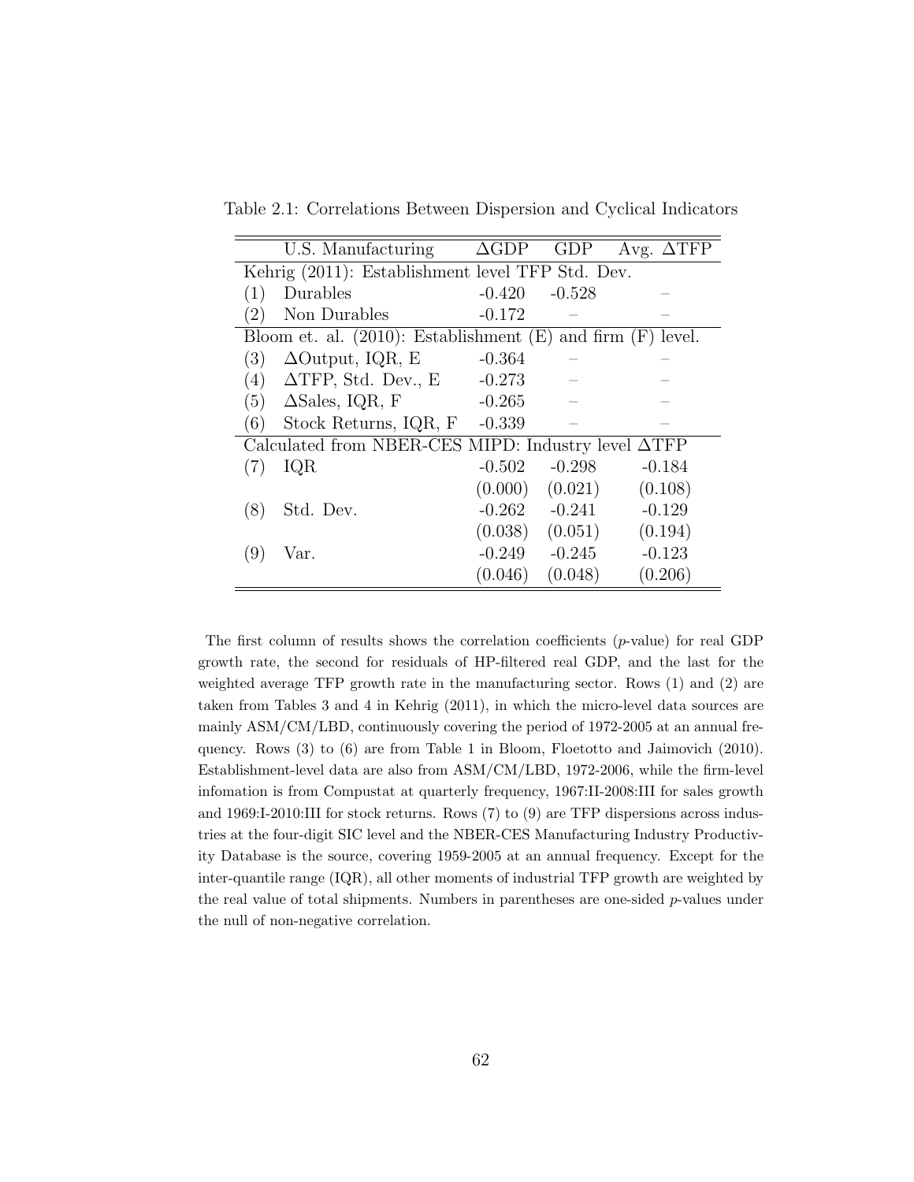Table 2.1: Correlations Between Dispersion and Cyclical Indicators

| | U.S. Manufacturing | $\Delta$GDP | GDP | Avg. $\Delta$TFP |
|---|---|---|---|---|
| Kehrig (2011): Establishment level TFP Std. Dev. | | | | |
| (1) | Durables | -0.420 | -0.528 | – |
| (2) | Non Durables | -0.172 | – | – |
| Bloom et. al. (2010): Establishment (E) and firm (F) level. | | | | |
| (3) | $\Delta$Output, IQR, E | -0.364 | – | – |
| (4) | $\Delta$TFP, Std. Dev., E | -0.273 | – | – |
| (5) | $\Delta$Sales, IQR, F | -0.265 | – | – |
| (6) | Stock Returns, IQR, F | -0.339 | – | – |
| Calculated from NBER-CES MIPD: Industry level $\Delta$TFP | | | | |
| (7) | IQR | -0.502 | -0.298 | -0.184 |
| | | (0.000) | (0.021) | (0.108) |
| (8) | Std. Dev. | -0.262 | -0.241 | -0.129 |
| | | (0.038) | (0.051) | (0.194) |
| (9) | Var. | -0.249 | -0.245 | -0.123 |
| | | (0.046) | (0.048) | (0.206) |

The first column of results shows the correlation coefficients ($p$-value) for real GDP growth rate, the second for residuals of HP-filtered real GDP, and the last for the weighted average TFP growth rate in the manufacturing sector. Rows (1) and (2) are taken from Tables 3 and 4 in Kehrig (2011), in which the micro-level data sources are mainly ASM/CM/LBD, continuously covering the period of 1972-2005 at an annual frequency. Rows (3) to (6) are from Table 1 in Bloom, Floetotto and Jaimovich (2010). Establishment-level data are also from ASM/CM/LBD, 1972-2006, while the firm-level infomation is from Compustat at quarterly frequency, 1967:II-2008:III for sales growth and 1969:I-2010:III for stock returns. Rows (7) to (9) are TFP dispersions across industries at the four-digit SIC level and the NBER-CES Manufacturing Industry Productivity Database is the source, covering 1959-2005 at an annual frequency. Except for the inter-quantile range (IQR), all other moments of industrial TFP growth are weighted by the real value of total shipments. Numbers in parentheses are one-sided $p$-values under the null of non-negative correlation.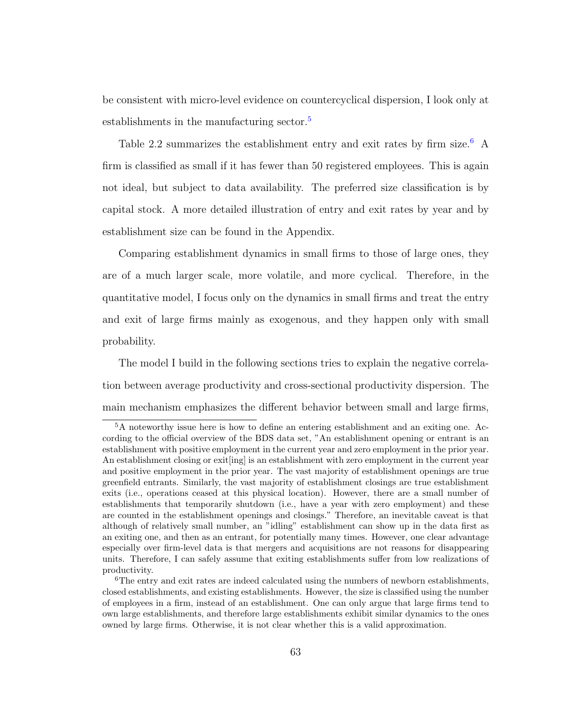be consistent with micro-level evidence on countercyclical dispersion, I look only at establishments in the manufacturing sector.[5]

Table 2.2 summarizes the establishment entry and exit rates by firm size.[6] A firm is classified as small if it has fewer than 50 registered employees. This is again not ideal, but subject to data availability. The preferred size classification is by capital stock. A more detailed illustration of entry and exit rates by year and by establishment size can be found in the Appendix.

Comparing establishment dynamics in small firms to those of large ones, they are of a much larger scale, more volatile, and more cyclical. Therefore, in the quantitative model, I focus only on the dynamics in small firms and treat the entry and exit of large firms mainly as exogenous, and they happen only with small probability.

The model I build in the following sections tries to explain the negative correlation between average productivity and cross-sectional productivity dispersion. The main mechanism emphasizes the different behavior between small and large firms,

---

[5] A noteworthy issue here is how to define an entering establishment and an exiting one. According to the official overview of the BDS data set, "An establishment opening or entrant is an establishment with positive employment in the current year and zero employment in the prior year. An establishment closing or exit[ing] is an establishment with zero employment in the current year and positive employment in the prior year. The vast majority of establishment openings are true greenfield entrants. Similarly, the vast majority of establishment closings are true establishment exits (i.e., operations ceased at this physical location). However, there are a small number of establishments that temporarily shutdown (i.e., have a year with zero employment) and these are counted in the establishment openings and closings." Therefore, an inevitable caveat is that although of relatively small number, an "idling" establishment can show up in the data first as an exiting one, and then as an entrant, for potentially many times. However, one clear advantage especially over firm-level data is that mergers and acquisitions are not reasons for disappearing units. Therefore, I can safely assume that exiting establishments suffer from low realizations of productivity.

[6] The entry and exit rates are indeed calculated using the numbers of newborn establishments, closed establishments, and existing establishments. However, the size is classified using the number of employees in a firm, instead of an establishment. One can only argue that large firms tend to own large establishments, and therefore large establishments exhibit similar dynamics to the ones owned by large firms. Otherwise, it is not clear whether this is a valid approximation.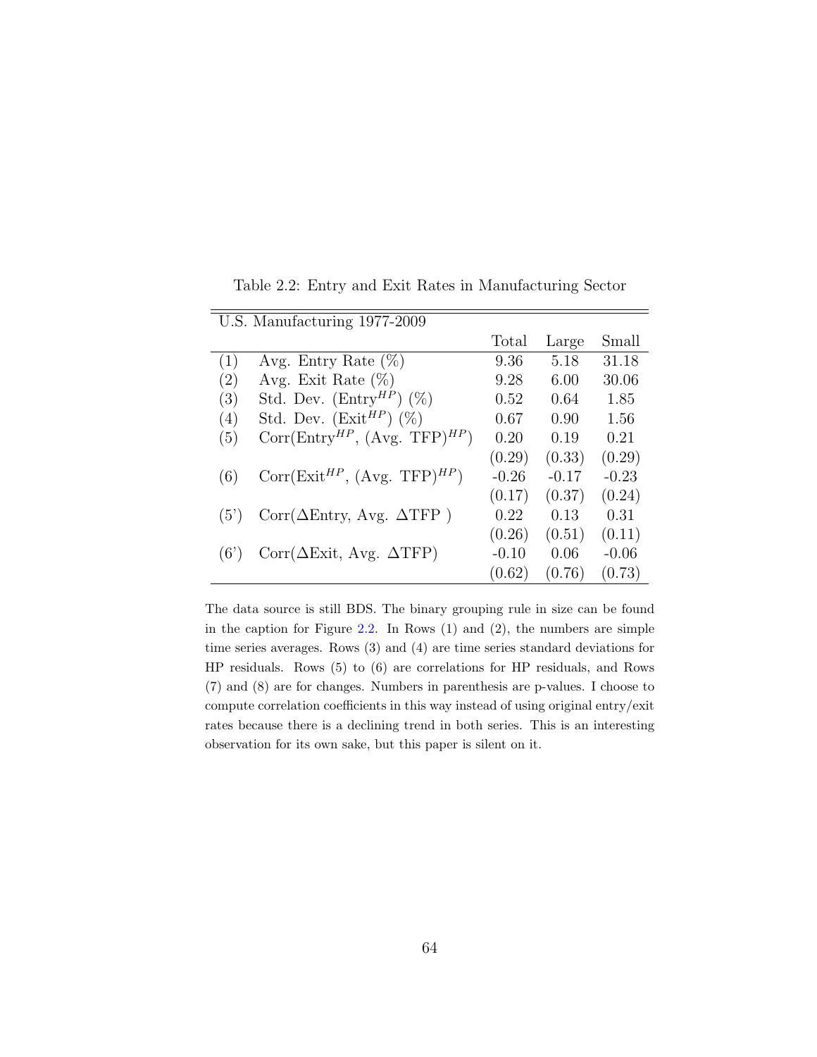Table 2.2: Entry and Exit Rates in Manufacturing Sector

| U.S. Manufacturing 1977-2009 | | | | |
|---|---|---|---|---|
| | | Total | Large | Small |
| (1) | Avg. Entry Rate (%) | 9.36 | 5.18 | 31.18 |
| (2) | Avg. Exit Rate (%) | 9.28 | 6.00 | 30.06 |
| (3) | Std. Dev. ($\text{Entry}^{HP}$) (%) | 0.52 | 0.64 | 1.85 |
| (4) | Std. Dev. ($\text{Exit}^{HP}$) (%) | 0.67 | 0.90 | 1.56 |
| (5) | Corr($\text{Entry}^{HP}$, $(\text{Avg. TFP})^{HP}$) | 0.20 | 0.19 | 0.21 |
| | | (0.29) | (0.33) | (0.29) |
| (6) | Corr($\text{Exit}^{HP}$, $(\text{Avg. TFP})^{HP}$) | -0.26 | -0.17 | -0.23 |
| | | (0.17) | (0.37) | (0.24) |
| (5') | Corr($\Delta$Entry, Avg. $\Delta$TFP ) | 0.22 | 0.13 | 0.31 |
| | | (0.26) | (0.51) | (0.11) |
| (6') | Corr($\Delta$Exit, Avg. $\Delta$TFP) | -0.10 | 0.06 | -0.06 |
| | | (0.62) | (0.76) | (0.73) |

The data source is still BDS. The binary grouping rule in size can be found in the caption for Figure 2.2. In Rows (1) and (2), the numbers are simple time series averages. Rows (3) and (4) are time series standard deviations for HP residuals. Rows (5) to (6) are correlations for HP residuals, and Rows (7) and (8) are for changes. Numbers in parenthesis are p-values. I choose to compute correlation coefficients in this way instead of using original entry/exit rates because there is a declining trend in both series. This is an interesting observation for its own sake, but this paper is silent on it.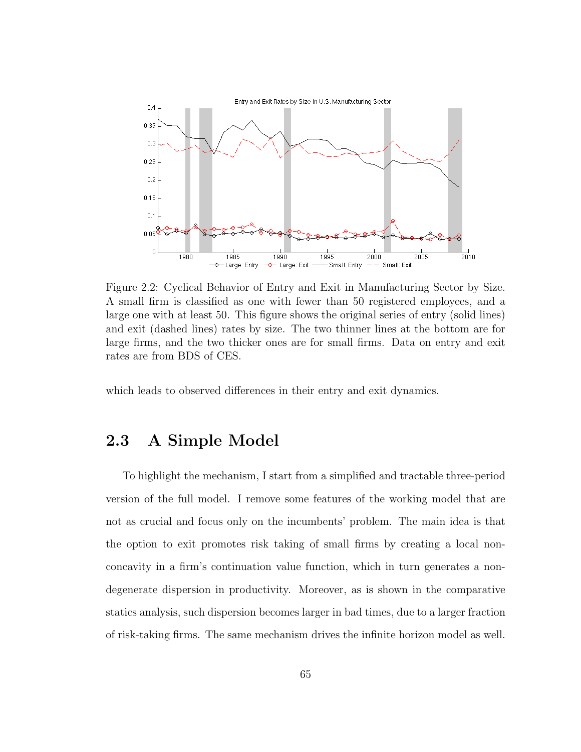Entry and Exit Rates by Size in U.S. Manufacturing Sector

0.4
0.35
0.3
0.25
0.2
0.15
0.1
0.05
0

1980 1985 1990 1995 2000 2005 2010

Large: Entry — Large: Exit — Small: Entry — Small: Exit

Figure 2.2: Cyclical Behavior of Entry and Exit in Manufacturing Sector by Size. A small firm is classified as one with fewer than 50 registered employees, and a large one with at least 50. This figure shows the original series of entry (solid lines) and exit (dashed lines) rates by size. The two thinner lines at the bottom are for large firms, and the two thicker ones are for small firms. Data on entry and exit rates are from BDS of CES.

which leads to observed differences in their entry and exit dynamics.

## 2.3 A Simple Model

To highlight the mechanism, I start from a simplified and tractable three-period version of the full model. I remove some features of the working model that are not as crucial and focus only on the incumbents' problem. The main idea is that the option to exit promotes risk taking of small firms by creating a local non-concavity in a firm's continuation value function, which in turn generates a non-degenerate dispersion in productivity. Moreover, as is shown in the comparative statics analysis, such dispersion becomes larger in bad times, due to a larger fraction of risk-taking firms. The same mechanism drives the infinite horizon model as well.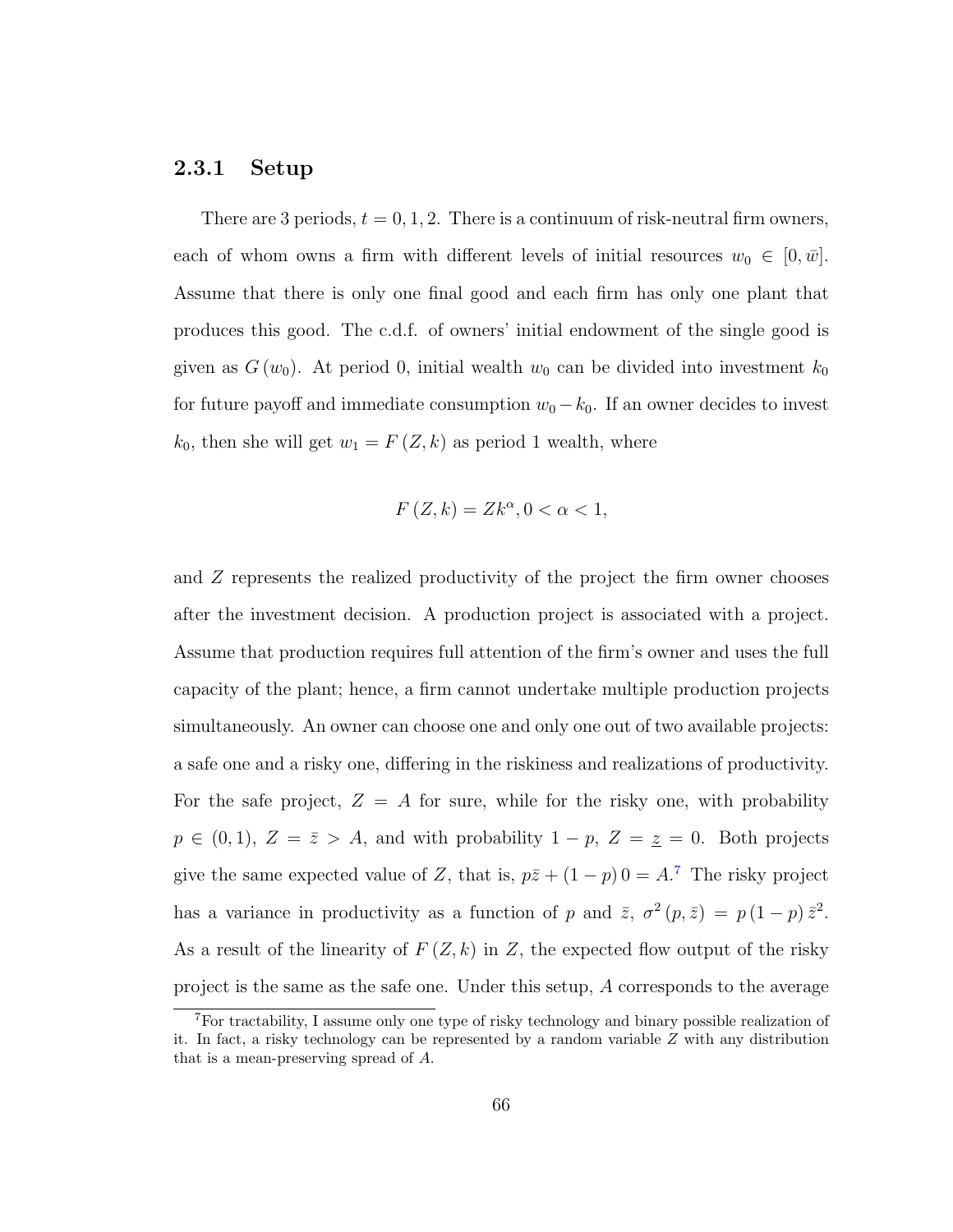### 2.3.1 Setup

There are 3 periods, $t = 0, 1, 2$. There is a continuum of risk-neutral firm owners, each of whom owns a firm with different levels of initial resources $w_0 \in [0, \bar{w}]$. Assume that there is only one final good and each firm has only one plant that produces this good. The c.d.f. of owners' initial endowment of the single good is given as $G(w_0)$. At period 0, initial wealth $w_0$ can be divided into investment $k_0$ for future payoff and immediate consumption $w_0 - k_0$. If an owner decides to invest $k_0$, then she will get $w_1 = F(Z, k)$ as period 1 wealth, where

$$F(Z, k) = Zk^{\alpha}, 0 < \alpha < 1,$$

and $Z$ represents the realized productivity of the project the firm owner chooses after the investment decision. A production project is associated with a project. Assume that production requires full attention of the firm's owner and uses the full capacity of the plant; hence, a firm cannot undertake multiple production projects simultaneously. An owner can choose one and only one out of two available projects: a safe one and a risky one, differing in the riskiness and realizations of productivity. For the safe project, $Z = A$ for sure, while for the risky one, with probability $p \in (0, 1)$, $Z = \bar{z} > A$, and with probability $1 - p$, $Z = \underline{z} = 0$. Both projects give the same expected value of $Z$, that is, $p\bar{z} + (1 - p) 0 = A$.[7] The risky project has a variance in productivity as a function of $p$ and $\bar{z}$, $\sigma^2(p, \bar{z}) = p(1 - p)\bar{z}^2$. As a result of the linearity of $F(Z, k)$ in $Z$, the expected flow output of the risky project is the same as the safe one. Under this setup, $A$ corresponds to the average

[7] For tractability, I assume only one type of risky technology and binary possible realization of it. In fact, a risky technology can be represented by a random variable $Z$ with any distribution that is a mean-preserving spread of $A$.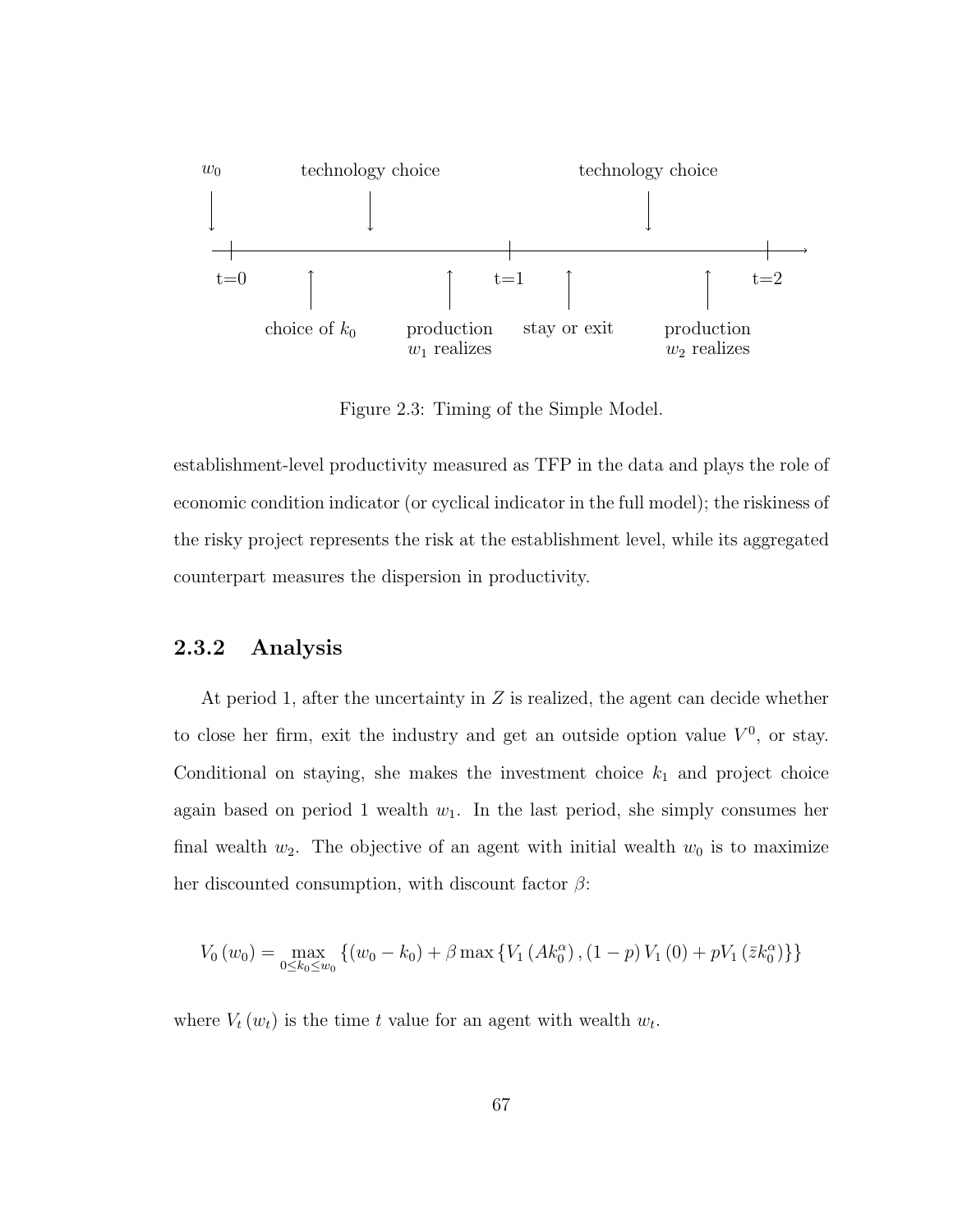$w_0$

technology choice

technology choice

t=0

t=1

t=2

choice of $k_0$

production
$w_1$ realizes

stay or exit

production
$w_2$ realizes

Figure 2.3: Timing of the Simple Model.

establishment-level productivity measured as TFP in the data and plays the role of economic condition indicator (or cyclical indicator in the full model); the riskiness of the risky project represents the risk at the establishment level, while its aggregated counterpart measures the dispersion in productivity.

### 2.3.2 Analysis

At period 1, after the uncertainty in $Z$ is realized, the agent can decide whether to close her firm, exit the industry and get an outside option value $V^0$, or stay. Conditional on staying, she makes the investment choice $k_1$ and project choice again based on period 1 wealth $w_1$. In the last period, she simply consumes her final wealth $w_2$. The objective of an agent with initial wealth $w_0$ is to maximize her discounted consumption, with discount factor $\beta$:

$$V_0(w_0) = \max_{0 \leq k_0 \leq w_0} \left\{ (w_0 - k_0) + \beta \max \left\{ V_1\left(A k_0^{\alpha}\right), (1-p) V_1(0) + p V_1\left(\bar{z} k_0^{\alpha}\right) \right\} \right\}$$

where $V_t(w_t)$ is the time $t$ value for an agent with wealth $w_t$.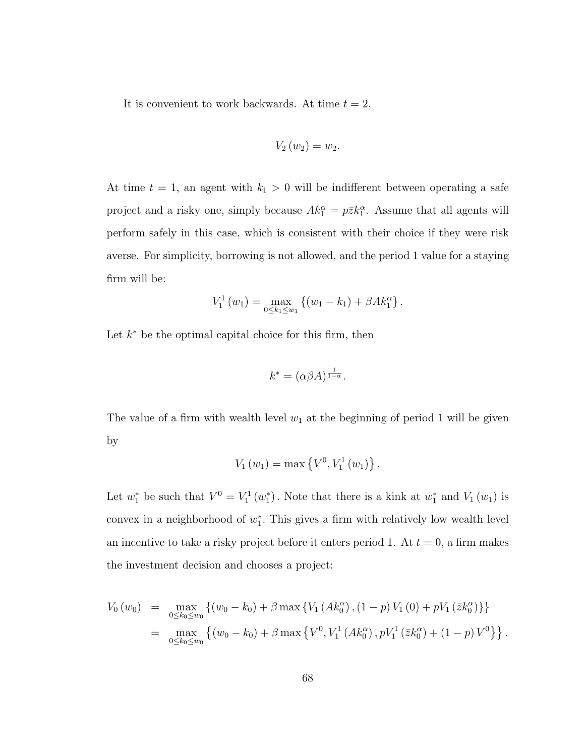It is convenient to work backwards. At time $t = 2$,

$$V_2(w_2) = w_2.$$

At time $t = 1$, an agent with $k_1 > 0$ will be indifferent between operating a safe project and a risky one, simply because $Ak_1^\alpha = p\bar{z}k_1^\alpha$. Assume that all agents will perform safely in this case, which is consistent with their choice if they were risk averse. For simplicity, borrowing is not allowed, and the period 1 value for a staying firm will be:

$$V_1^1(w_1) = \max_{0 \le k_1 \le w_1} \left\{ (w_1 - k_1) + \beta A k_1^\alpha \right\}.$$

Let $k^*$ be the optimal capital choice for this firm, then

$$k^* = (\alpha \beta A)^{\frac{1}{1-\alpha}}.$$

The value of a firm with wealth level $w_1$ at the beginning of period 1 will be given by

$$V_1(w_1) = \max \left\{ V^0, V_1^1(w_1) \right\}.$$

Let $w_1^*$ be such that $V^0 = V_1^1(w_1^*)$. Note that there is a kink at $w_1^*$ and $V_1(w_1)$ is convex in a neighborhood of $w_1^*$. This gives a firm with relatively low wealth level an incentive to take a risky project before it enters period 1. At $t = 0$, a firm makes the investment decision and chooses a project:

$$\begin{aligned}
V_0(w_0) &= \max_{0 \le k_0 \le w_0} \left\{ (w_0 - k_0) + \beta \max \left\{ V_1(Ak_0^\alpha), (1-p) V_1(0) + p V_1(\bar{z}k_0^\alpha) \right\} \right\} \\
&= \max_{0 \le k_0 \le w_0} \left\{ (w_0 - k_0) + \beta \max \left\{ V^0, V_1^1(Ak_0^\alpha), p V_1^1(\bar{z}k_0^\alpha) + (1-p) V^0 \right\} \right\}.
\end{aligned}$$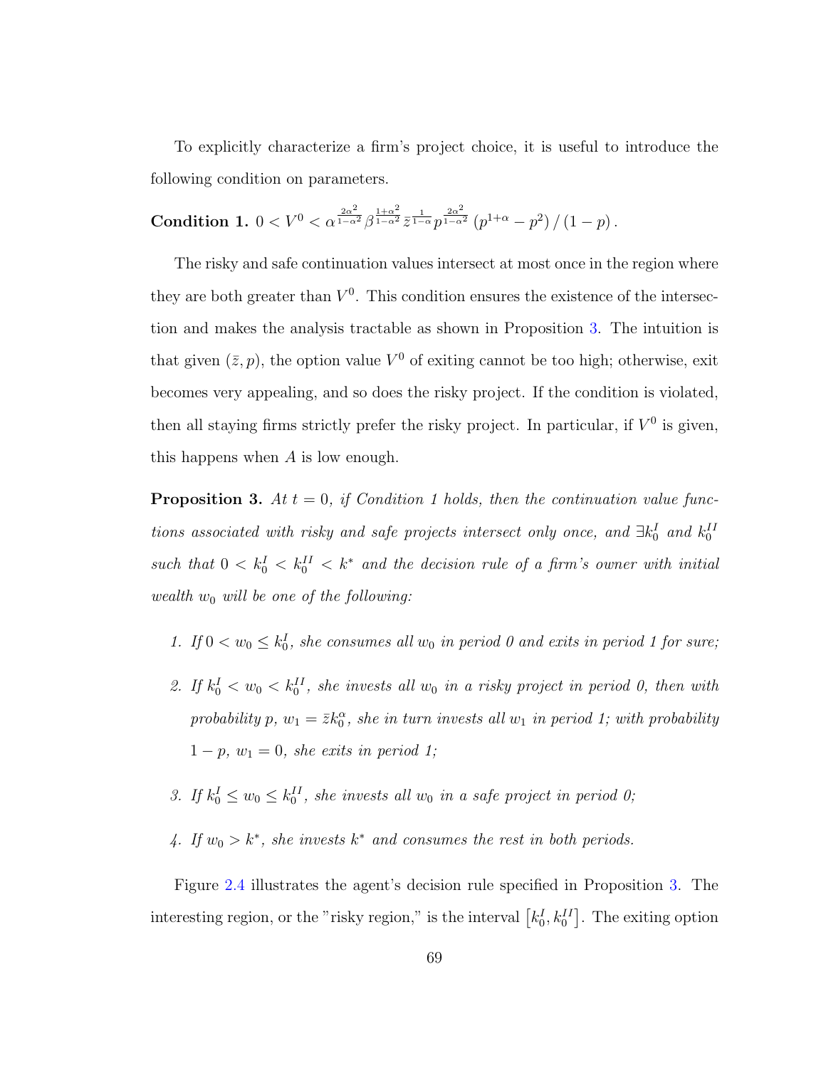To explicitly characterize a firm's project choice, it is useful to introduce the following condition on parameters.

**Condition 1.** $0 < V^0 < \alpha^{\frac{2\alpha^2}{1-\alpha^2}} \beta^{\frac{1+\alpha^2}{1-\alpha^2}} \bar{z}^{\frac{1}{1-\alpha}} p^{\frac{2\alpha^2}{1-\alpha^2}} \left(p^{1+\alpha} - p^2\right) / (1-p)$.

The risky and safe continuation values intersect at most once in the region where they are both greater than $V^0$. This condition ensures the existence of the intersection and makes the analysis tractable as shown in Proposition 3. The intuition is that given $(\bar{z}, p)$, the option value $V^0$ of exiting cannot be too high; otherwise, exit becomes very appealing, and so does the risky project. If the condition is violated, then all staying firms strictly prefer the risky project. In particular, if $V^0$ is given, this happens when $A$ is low enough.

**Proposition 3.** *At $t = 0$, if Condition 1 holds, then the continuation value functions associated with risky and safe projects intersect only once, and $\exists k_0^I$ and $k_0^{II}$ such that $0 < k_0^I < k_0^{II} < k^*$ and the decision rule of a firm's owner with initial wealth $w_0$ will be one of the following:*

1. *If $0 < w_0 \leq k_0^I$, she consumes all $w_0$ in period 0 and exits in period 1 for sure;*
2. *If $k_0^I < w_0 < k_0^{II}$, she invests all $w_0$ in a risky project in period 0, then with probability $p$, $w_1 = \bar{z}k_0^\alpha$, she in turn invests all $w_1$ in period 1; with probability $1-p$, $w_1 = 0$, she exits in period 1;*
3. *If $k_0^I \leq w_0 \leq k_0^{II}$, she invests all $w_0$ in a safe project in period 0;*
4. *If $w_0 > k^*$, she invests $k^*$ and consumes the rest in both periods.*

Figure 2.4 illustrates the agent's decision rule specified in Proposition 3. The interesting region, or the "risky region," is the interval $\left[k_0^I, k_0^{II}\right]$. The exiting option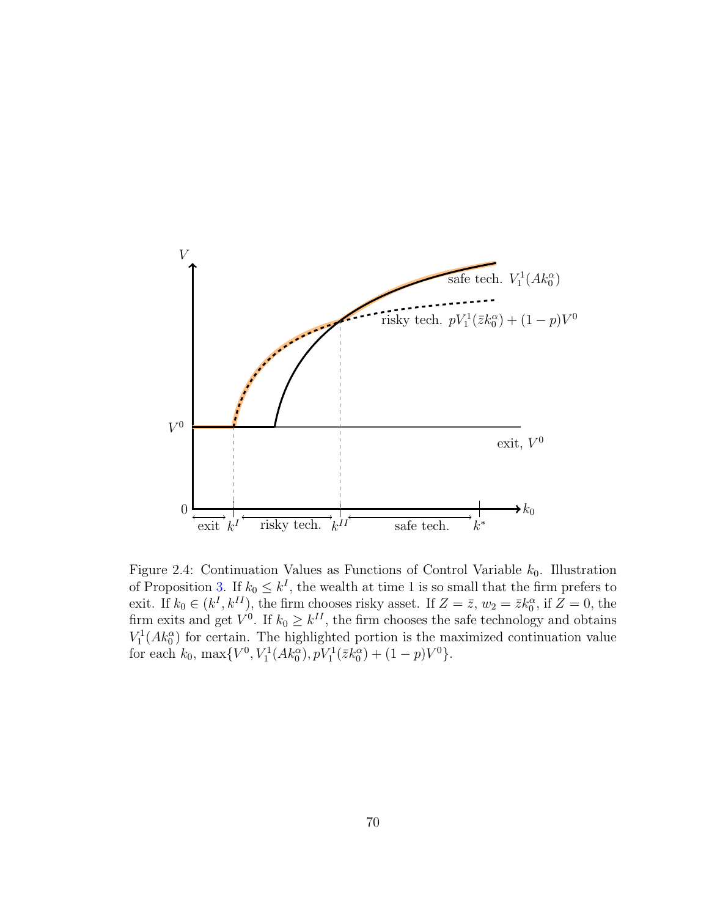$V$

safe tech. $V_1^1(Ak_0^\alpha)$

risky tech. $pV_1^1(\bar{z}k_0^\alpha) + (1-p)V^0$

$V^0$

exit, $V^0$

0

$k_0$

exit $k^I$ risky tech. $k^{II}$ safe tech. $k^*$

Figure 2.4: Continuation Values as Functions of Control Variable $k_0$. Illustration of Proposition 3. If $k_0 \leq k^I$, the wealth at time 1 is so small that the firm prefers to exit. If $k_0 \in (k^I, k^{II})$, the firm chooses risky asset. If $Z = \bar{z}$, $w_2 = \bar{z}k_0^\alpha$, if $Z = 0$, the firm exits and get $V^0$. If $k_0 \geq k^{II}$, the firm chooses the safe technology and obtains $V_1^1(Ak_0^\alpha)$ for certain. The highlighted portion is the maximized continuation value for each $k_0$, $\max\{V^0, V_1^1(Ak_0^\alpha), pV_1^1(\bar{z}k_0^\alpha) + (1-p)V^0\}$.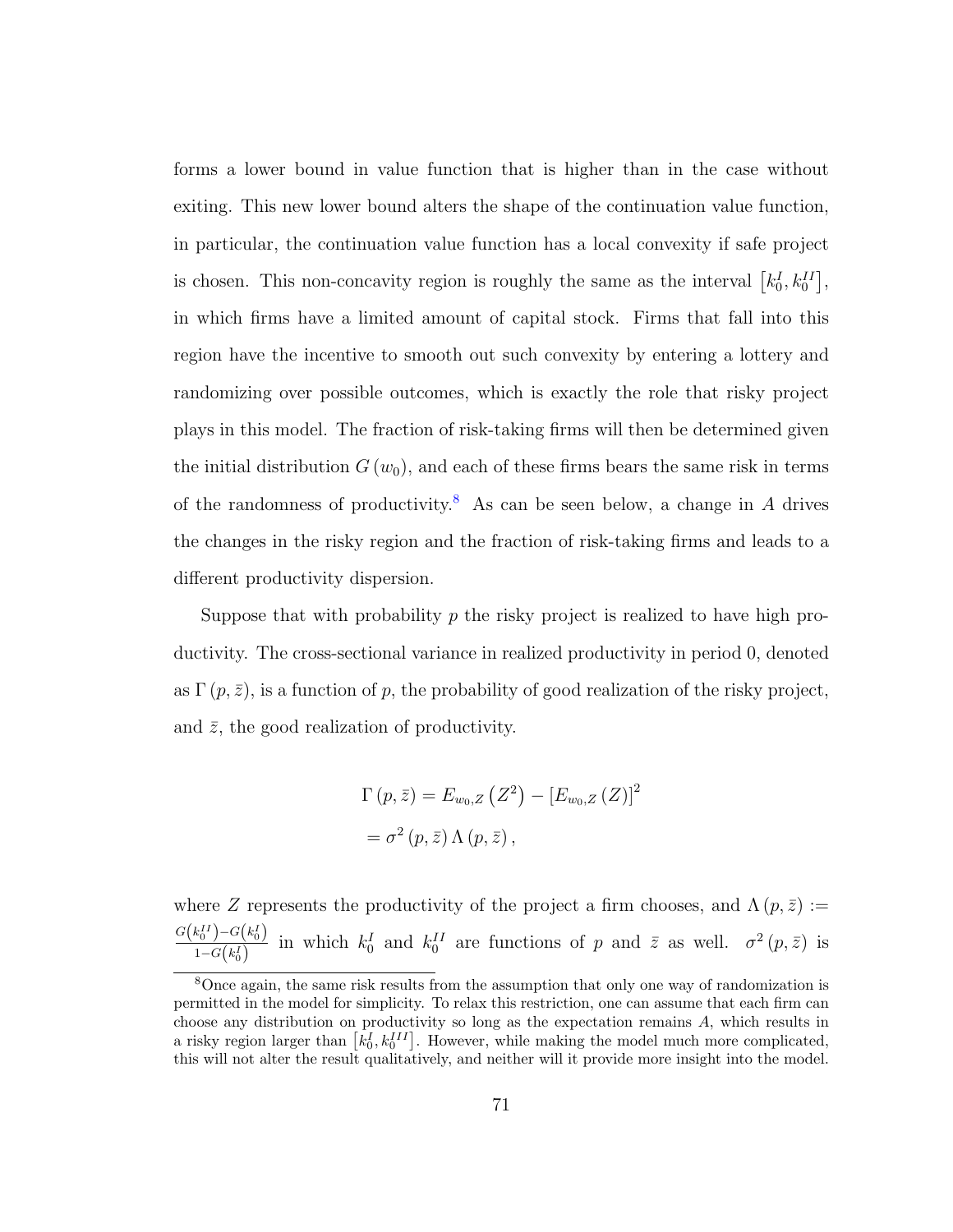forms a lower bound in value function that is higher than in the case without exiting. This new lower bound alters the shape of the continuation value function, in particular, the continuation value function has a local convexity if safe project is chosen. This non-concavity region is roughly the same as the interval $\left[k_0^I, k_0^{II}\right]$, in which firms have a limited amount of capital stock. Firms that fall into this region have the incentive to smooth out such convexity by entering a lottery and randomizing over possible outcomes, which is exactly the role that risky project plays in this model. The fraction of risk-taking firms will then be determined given the initial distribution $G(w_0)$, and each of these firms bears the same risk in terms of the randomness of productivity.[8] As can be seen below, a change in $A$ drives the changes in the risky region and the fraction of risk-taking firms and leads to a different productivity dispersion.

Suppose that with probability $p$ the risky project is realized to have high productivity. The cross-sectional variance in realized productivity in period 0, denoted as $\Gamma(p, \bar{z})$, is a function of $p$, the probability of good realization of the risky project, and $\bar{z}$, the good realization of productivity.

$$
\begin{aligned}
\Gamma(p, \bar{z}) &= E_{w_0,Z}\left(Z^2\right) - \left[E_{w_0,Z}(Z)\right]^2 \\
&= \sigma^2(p, \bar{z})\,\Lambda(p, \bar{z}),
\end{aligned}
$$

where $Z$ represents the productivity of the project a firm chooses, and $\Lambda(p, \bar{z}) := \frac{G\left(k_0^{II}\right) - G\left(k_0^I\right)}{1 - G\left(k_0^I\right)}$ in which $k_0^I$ and $k_0^{II}$ are functions of $p$ and $\bar{z}$ as well. $\sigma^2(p, \bar{z})$ is

[8] Once again, the same risk results from the assumption that only one way of randomization is permitted in the model for simplicity. To relax this restriction, one can assume that each firm can choose any distribution on productivity so long as the expectation remains $A$, which results in a risky region larger than $\left[k_0^I, k_0^{II}\right]$. However, while making the model much more complicated, this will not alter the result qualitatively, and neither will it provide more insight into the model.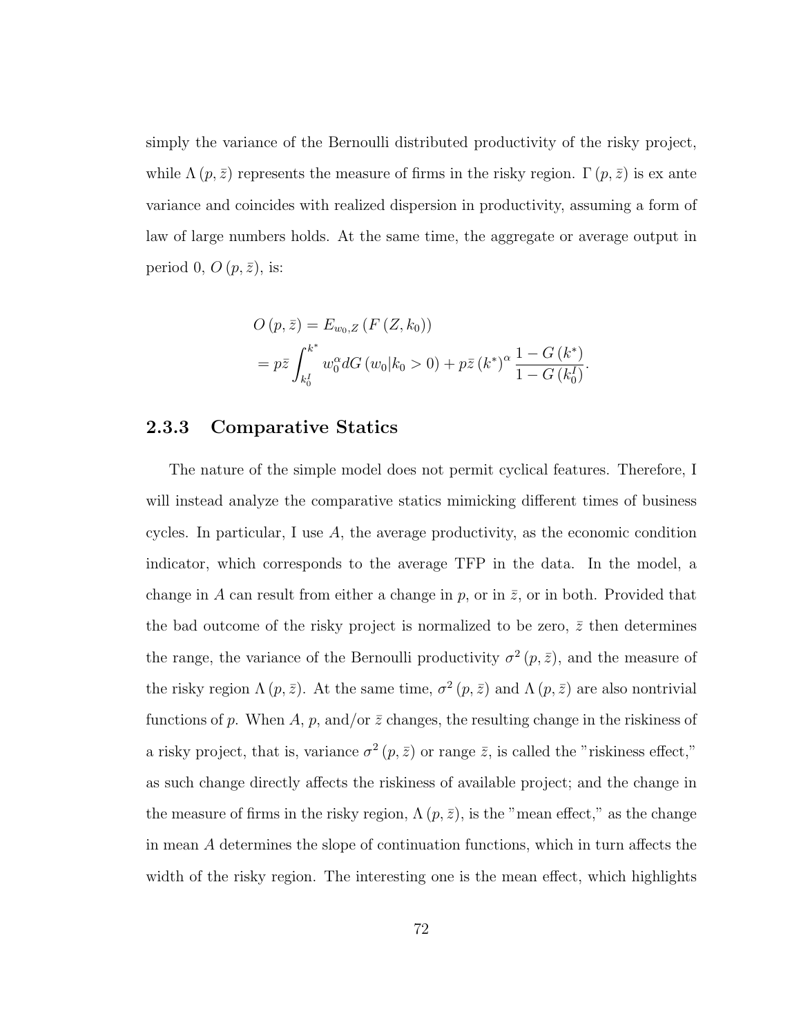simply the variance of the Bernoulli distributed productivity of the risky project, while $\Lambda(p, \bar{z})$ represents the measure of firms in the risky region. $\Gamma(p, \bar{z})$ is ex ante variance and coincides with realized dispersion in productivity, assuming a form of law of large numbers holds. At the same time, the aggregate or average output in period 0, $O(p, \bar{z})$, is:

$$
\begin{aligned}
O(p, \bar{z}) &= E_{w_0, Z}(F(Z, k_0)) \\
&= p\bar{z} \int_{k_0^I}^{k^*} w_0^\alpha dG(w_0 | k_0 > 0) + p\bar{z}(k^*)^\alpha \frac{1 - G(k^*)}{1 - G(k_0^I)}.
\end{aligned}
$$

### 2.3.3 Comparative Statics

The nature of the simple model does not permit cyclical features. Therefore, I will instead analyze the comparative statics mimicking different times of business cycles. In particular, I use $A$, the average productivity, as the economic condition indicator, which corresponds to the average TFP in the data. In the model, a change in $A$ can result from either a change in $p$, or in $\bar{z}$, or in both. Provided that the bad outcome of the risky project is normalized to be zero, $\bar{z}$ then determines the range, the variance of the Bernoulli productivity $\sigma^2(p, \bar{z})$, and the measure of the risky region $\Lambda(p, \bar{z})$. At the same time, $\sigma^2(p, \bar{z})$ and $\Lambda(p, \bar{z})$ are also nontrivial functions of $p$. When $A$, $p$, and/or $\bar{z}$ changes, the resulting change in the riskiness of a risky project, that is, variance $\sigma^2(p, \bar{z})$ or range $\bar{z}$, is called the "riskiness effect," as such change directly affects the riskiness of available project; and the change in the measure of firms in the risky region, $\Lambda(p, \bar{z})$, is the "mean effect," as the change in mean $A$ determines the slope of continuation functions, which in turn affects the width of the risky region. The interesting one is the mean effect, which highlights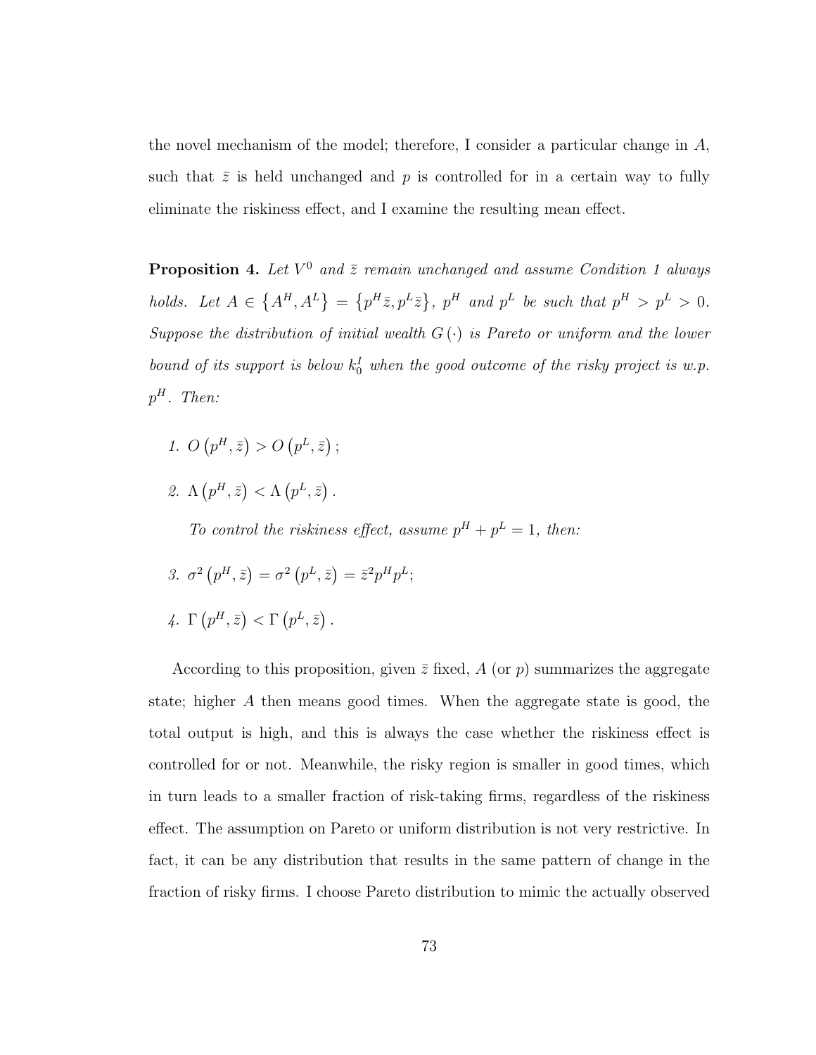the novel mechanism of the model; therefore, I consider a particular change in $A$, such that $\bar{z}$ is held unchanged and $p$ is controlled for in a certain way to fully eliminate the riskiness effect, and I examine the resulting mean effect.

**Proposition 4.** *Let $V^0$ and $\bar{z}$ remain unchanged and assume Condition 1 always holds. Let $A \in \{A^H, A^L\} = \{p^H\bar{z}, p^L\bar{z}\}$, $p^H$ and $p^L$ be such that $p^H > p^L > 0$. Suppose the distribution of initial wealth $G(\cdot)$ is Pareto or uniform and the lower bound of its support is below $k_0^I$ when the good outcome of the risky project is w.p. $p^H$. Then:*

1. $O(p^H, \bar{z}) > O(p^L, \bar{z})$;
2. $\Lambda(p^H, \bar{z}) < \Lambda(p^L, \bar{z})$.

   *To control the riskiness effect, assume $p^H + p^L = 1$, then:*

3. $\sigma^2(p^H, \bar{z}) = \sigma^2(p^L, \bar{z}) = \bar{z}^2 p^H p^L$;
4. $\Gamma(p^H, \bar{z}) < \Gamma(p^L, \bar{z})$.

According to this proposition, given $\bar{z}$ fixed, $A$ (or $p$) summarizes the aggregate state; higher $A$ then means good times. When the aggregate state is good, the total output is high, and this is always the case whether the riskiness effect is controlled for or not. Meanwhile, the risky region is smaller in good times, which in turn leads to a smaller fraction of risk-taking firms, regardless of the riskiness effect. The assumption on Pareto or uniform distribution is not very restrictive. In fact, it can be any distribution that results in the same pattern of change in the fraction of risky firms. I choose Pareto distribution to mimic the actually observed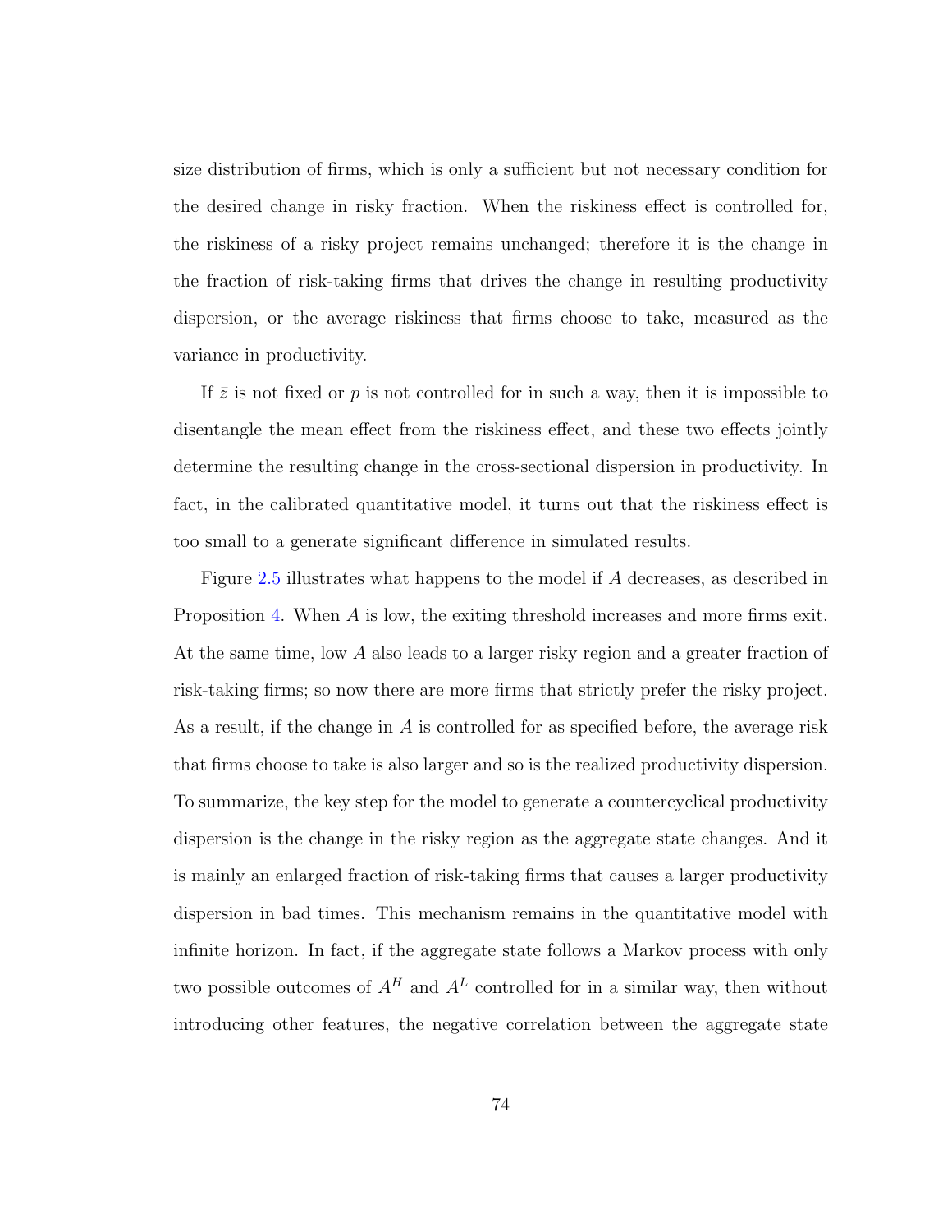size distribution of firms, which is only a sufficient but not necessary condition for the desired change in risky fraction. When the riskiness effect is controlled for, the riskiness of a risky project remains unchanged; therefore it is the change in the fraction of risk-taking firms that drives the change in resulting productivity dispersion, or the average riskiness that firms choose to take, measured as the variance in productivity.

If $\bar{z}$ is not fixed or $p$ is not controlled for in such a way, then it is impossible to disentangle the mean effect from the riskiness effect, and these two effects jointly determine the resulting change in the cross-sectional dispersion in productivity. In fact, in the calibrated quantitative model, it turns out that the riskiness effect is too small to a generate significant difference in simulated results.

Figure 2.5 illustrates what happens to the model if $A$ decreases, as described in Proposition 4. When $A$ is low, the exiting threshold increases and more firms exit. At the same time, low $A$ also leads to a larger risky region and a greater fraction of risk-taking firms; so now there are more firms that strictly prefer the risky project. As a result, if the change in $A$ is controlled for as specified before, the average risk that firms choose to take is also larger and so is the realized productivity dispersion. To summarize, the key step for the model to generate a countercyclical productivity dispersion is the change in the risky region as the aggregate state changes. And it is mainly an enlarged fraction of risk-taking firms that causes a larger productivity dispersion in bad times. This mechanism remains in the quantitative model with infinite horizon. In fact, if the aggregate state follows a Markov process with only two possible outcomes of $A^H$ and $A^L$ controlled for in a similar way, then without introducing other features, the negative correlation between the aggregate state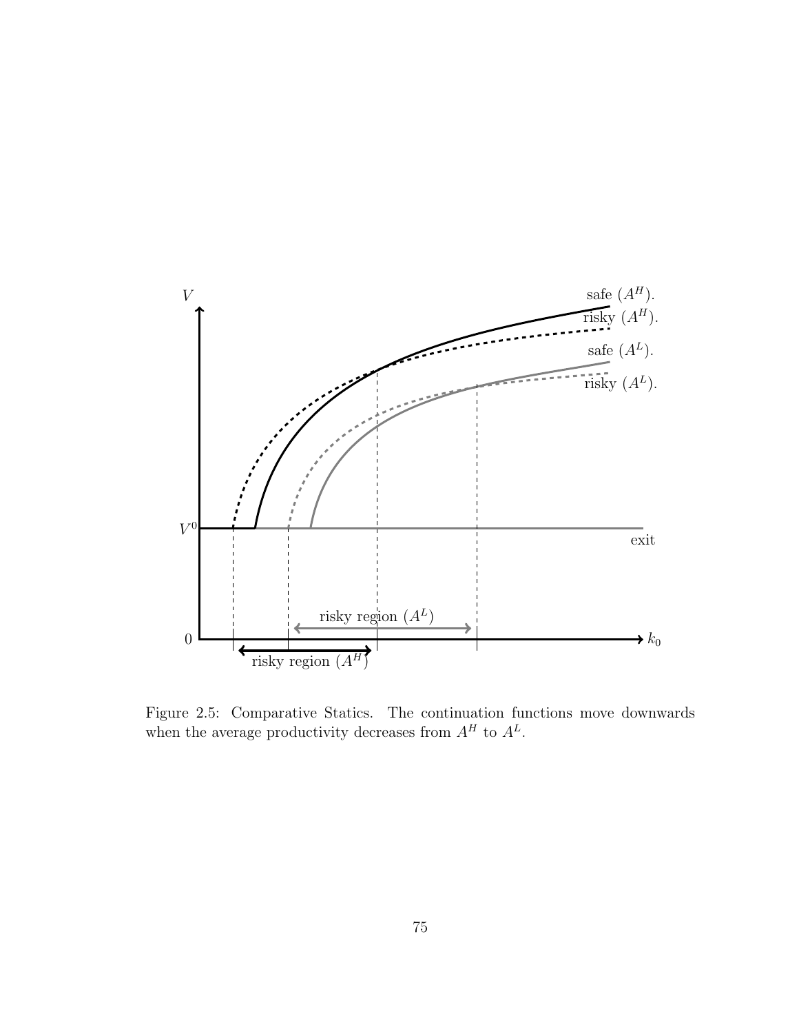$V$

safe ($A^H$).

risky ($A^H$).

safe ($A^L$).

risky ($A^L$).

$V^0$

exit

risky region ($A^L$)

0

$k_0$

risky region ($A^H$)

Figure 2.5: Comparative Statics. The continuation functions move downwards when the average productivity decreases from $A^H$ to $A^L$.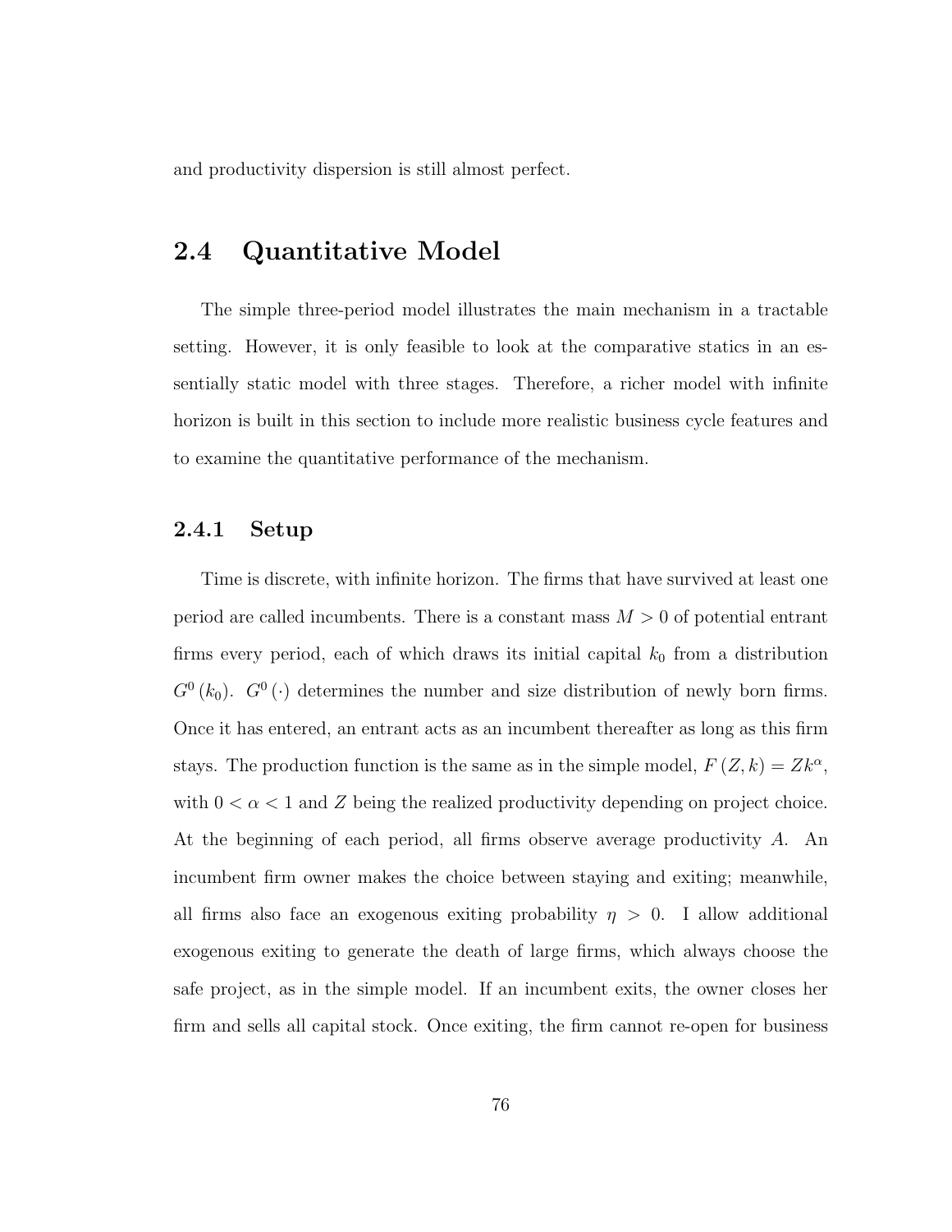and productivity dispersion is still almost perfect.

## 2.4 Quantitative Model

The simple three-period model illustrates the main mechanism in a tractable setting. However, it is only feasible to look at the comparative statics in an essentially static model with three stages. Therefore, a richer model with infinite horizon is built in this section to include more realistic business cycle features and to examine the quantitative performance of the mechanism.

### 2.4.1 Setup

Time is discrete, with infinite horizon. The firms that have survived at least one period are called incumbents. There is a constant mass $M > 0$ of potential entrant firms every period, each of which draws its initial capital $k_0$ from a distribution $G^0(k_0)$. $G^0(\cdot)$ determines the number and size distribution of newly born firms. Once it has entered, an entrant acts as an incumbent thereafter as long as this firm stays. The production function is the same as in the simple model, $F(Z, k) = Zk^{\alpha}$, with $0 < \alpha < 1$ and $Z$ being the realized productivity depending on project choice. At the beginning of each period, all firms observe average productivity $A$. An incumbent firm owner makes the choice between staying and exiting; meanwhile, all firms also face an exogenous exiting probability $\eta > 0$. I allow additional exogenous exiting to generate the death of large firms, which always choose the safe project, as in the simple model. If an incumbent exits, the owner closes her firm and sells all capital stock. Once exiting, the firm cannot re-open for business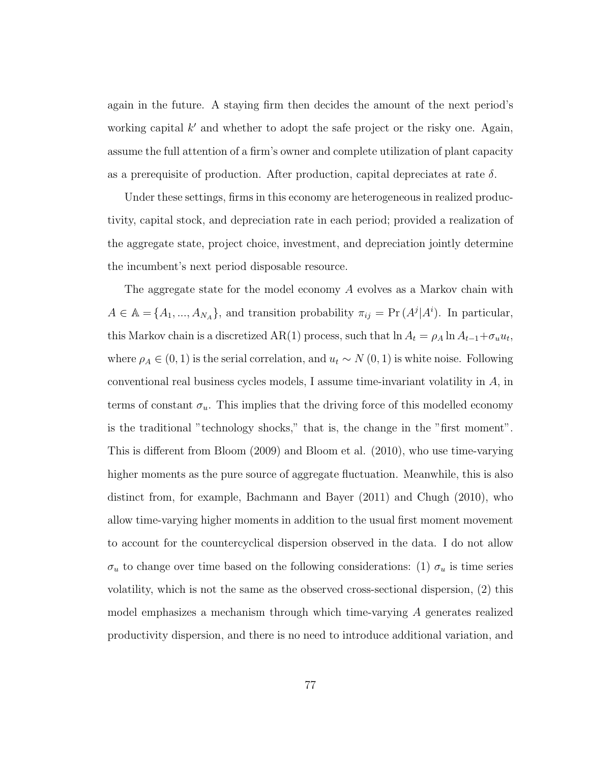again in the future. A staying firm then decides the amount of the next period's working capital $k'$ and whether to adopt the safe project or the risky one. Again, assume the full attention of a firm's owner and complete utilization of plant capacity as a prerequisite of production. After production, capital depreciates at rate $\delta$.

Under these settings, firms in this economy are heterogeneous in realized productivity, capital stock, and depreciation rate in each period; provided a realization of the aggregate state, project choice, investment, and depreciation jointly determine the incumbent's next period disposable resource.

The aggregate state for the model economy $A$ evolves as a Markov chain with $A \in \mathbb{A} = \{A_1, ..., A_{N_A}\}$, and transition probability $\pi_{ij} = \Pr(A^j | A^i)$. In particular, this Markov chain is a discretized AR(1) process, such that $\ln A_t = \rho_A \ln A_{t-1} + \sigma_u u_t$, where $\rho_A \in (0, 1)$ is the serial correlation, and $u_t \sim N(0, 1)$ is white noise. Following conventional real business cycles models, I assume time-invariant volatility in $A$, in terms of constant $\sigma_u$. This implies that the driving force of this modelled economy is the traditional "technology shocks," that is, the change in the "first moment". This is different from Bloom (2009) and Bloom et al. (2010), who use time-varying higher moments as the pure source of aggregate fluctuation. Meanwhile, this is also distinct from, for example, Bachmann and Bayer (2011) and Chugh (2010), who allow time-varying higher moments in addition to the usual first moment movement to account for the countercyclical dispersion observed in the data. I do not allow $\sigma_u$ to change over time based on the following considerations: (1) $\sigma_u$ is time series volatility, which is not the same as the observed cross-sectional dispersion, (2) this model emphasizes a mechanism through which time-varying $A$ generates realized productivity dispersion, and there is no need to introduce additional variation, and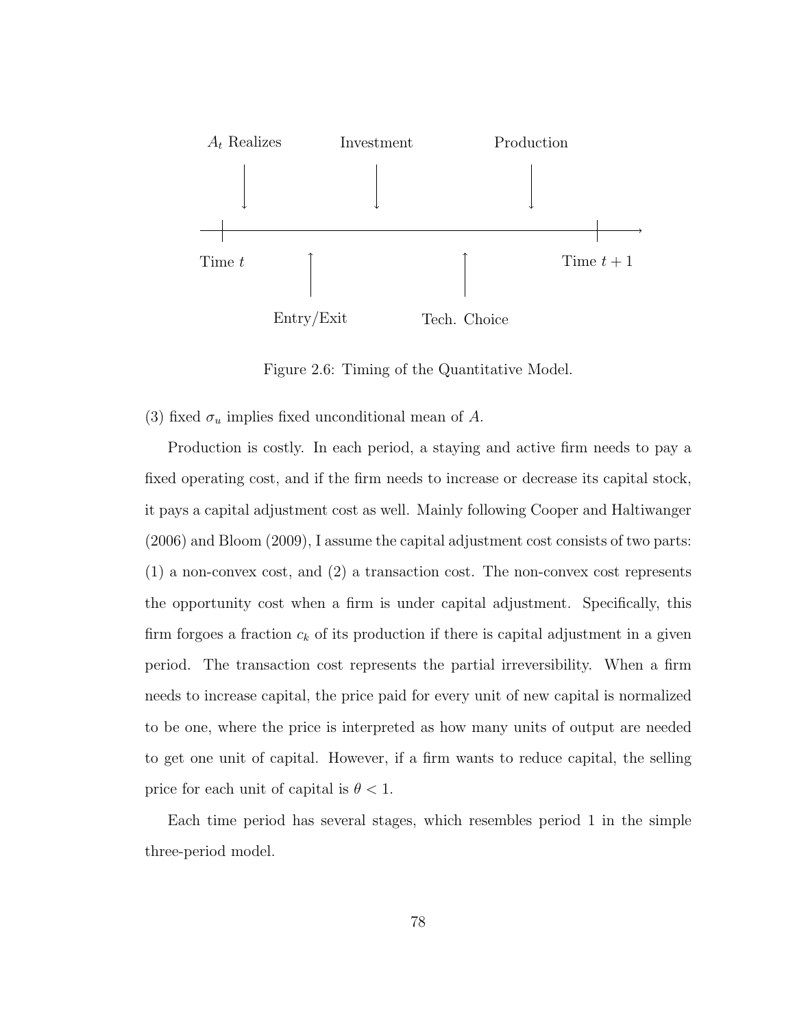$A_t$ Realizes

Investment

Production

Time $t$

Time $t+1$

Entry/Exit

Tech. Choice

Figure 2.6: Timing of the Quantitative Model.

(3) fixed $\sigma_u$ implies fixed unconditional mean of $A$.

Production is costly. In each period, a staying and active firm needs to pay a fixed operating cost, and if the firm needs to increase or decrease its capital stock, it pays a capital adjustment cost as well. Mainly following Cooper and Haltiwanger (2006) and Bloom (2009), I assume the capital adjustment cost consists of two parts: (1) a non-convex cost, and (2) a transaction cost. The non-convex cost represents the opportunity cost when a firm is under capital adjustment. Specifically, this firm forgoes a fraction $c_k$ of its production if there is capital adjustment in a given period. The transaction cost represents the partial irreversibility. When a firm needs to increase capital, the price paid for every unit of new capital is normalized to be one, where the price is interpreted as how many units of output are needed to get one unit of capital. However, if a firm wants to reduce capital, the selling price for each unit of capital is $\theta < 1$.

Each time period has several stages, which resembles period 1 in the simple three-period model.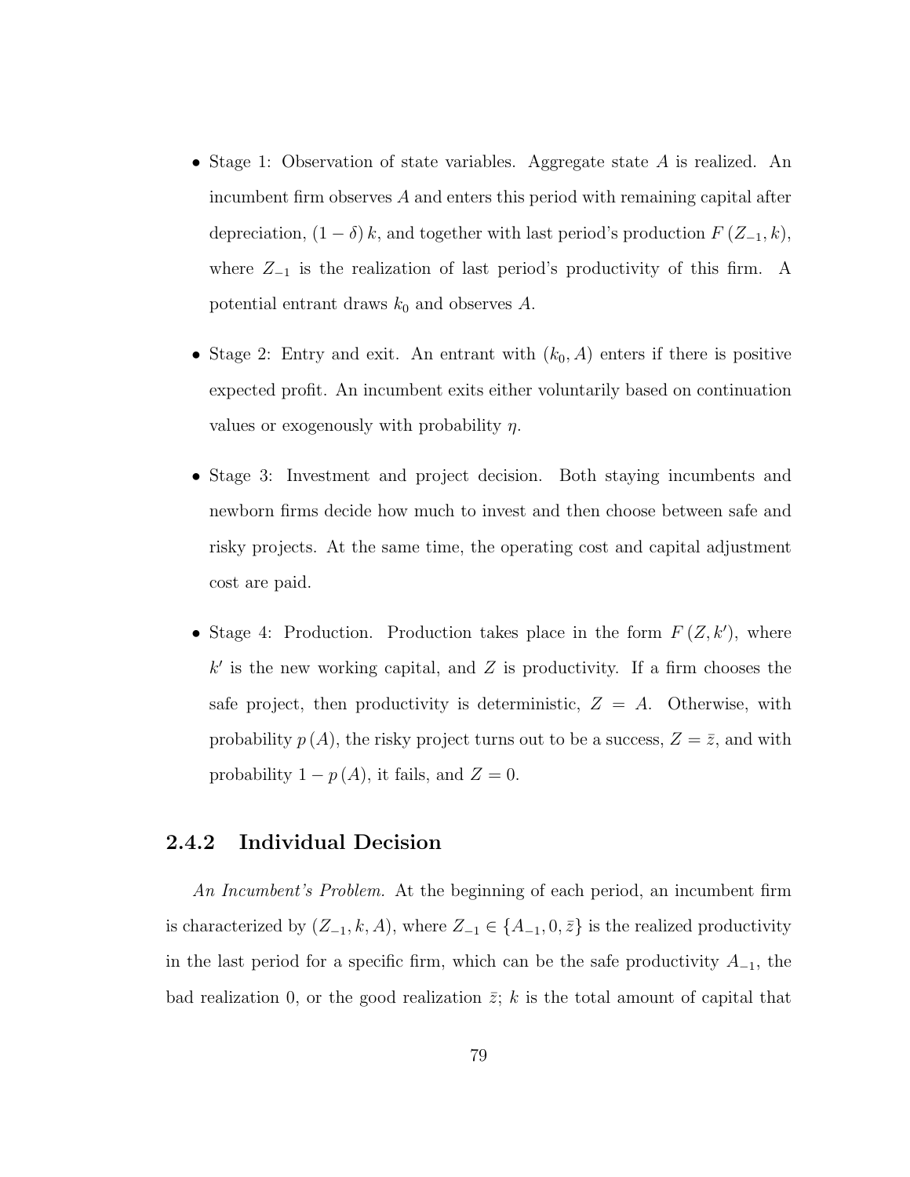- Stage 1: Observation of state variables. Aggregate state $A$ is realized. An incumbent firm observes $A$ and enters this period with remaining capital after depreciation, $(1-\delta)k$, and together with last period's production $F(Z_{-1}, k)$, where $Z_{-1}$ is the realization of last period's productivity of this firm. A potential entrant draws $k_0$ and observes $A$.

- Stage 2: Entry and exit. An entrant with $(k_0, A)$ enters if there is positive expected profit. An incumbent exits either voluntarily based on continuation values or exogenously with probability $\eta$.

- Stage 3: Investment and project decision. Both staying incumbents and newborn firms decide how much to invest and then choose between safe and risky projects. At the same time, the operating cost and capital adjustment cost are paid.

- Stage 4: Production. Production takes place in the form $F(Z, k')$, where $k'$ is the new working capital, and $Z$ is productivity. If a firm chooses the safe project, then productivity is deterministic, $Z = A$. Otherwise, with probability $p(A)$, the risky project turns out to be a success, $Z = \bar{z}$, and with probability $1 - p(A)$, it fails, and $Z = 0$.

### 2.4.2 Individual Decision

*An Incumbent's Problem.* At the beginning of each period, an incumbent firm is characterized by $(Z_{-1}, k, A)$, where $Z_{-1} \in \{A_{-1}, 0, \bar{z}\}$ is the realized productivity in the last period for a specific firm, which can be the safe productivity $A_{-1}$, the bad realization 0, or the good realization $\bar{z}$; $k$ is the total amount of capital that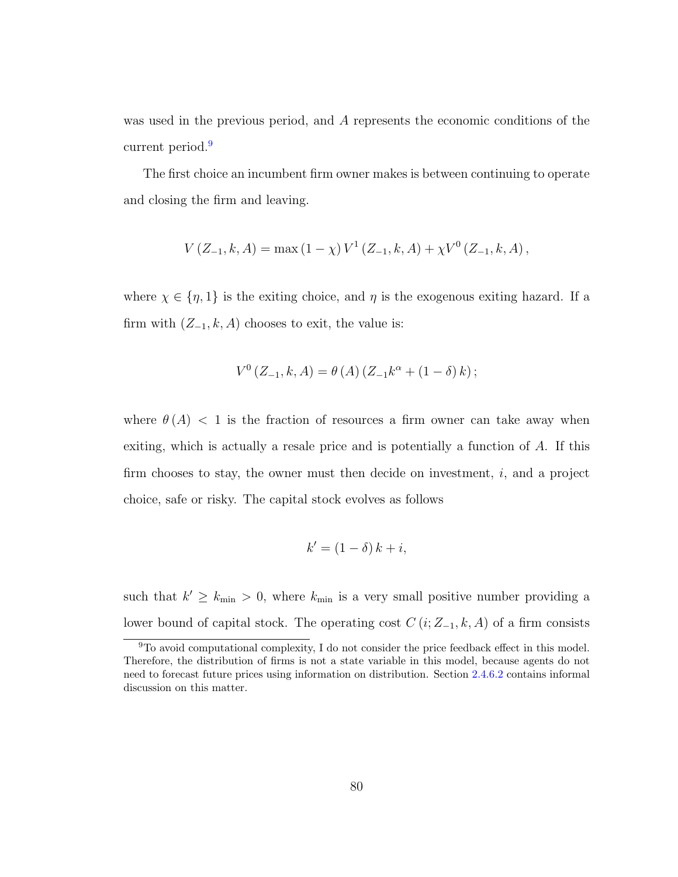was used in the previous period, and $A$ represents the economic conditions of the current period.[9]

The first choice an incumbent firm owner makes is between continuing to operate and closing the firm and leaving.

$$V\left(Z_{-1}, k, A\right) = \max\left(1-\chi\right) V^{1}\left(Z_{-1}, k, A\right) + \chi V^{0}\left(Z_{-1}, k, A\right),$$

where $\chi \in \{\eta, 1\}$ is the exiting choice, and $\eta$ is the exogenous exiting hazard. If a firm with $\left(Z_{-1}, k, A\right)$ chooses to exit, the value is:

$$V^{0}\left(Z_{-1}, k, A\right) = \theta\left(A\right)\left(Z_{-1} k^{\alpha} + \left(1-\delta\right) k\right);$$

where $\theta\left(A\right) < 1$ is the fraction of resources a firm owner can take away when exiting, which is actually a resale price and is potentially a function of $A$. If this firm chooses to stay, the owner must then decide on investment, $i$, and a project choice, safe or risky. The capital stock evolves as follows

$$k' = \left(1-\delta\right) k + i,$$

such that $k' \geq k_{\min} > 0$, where $k_{\min}$ is a very small positive number providing a lower bound of capital stock. The operating cost $C\left(i; Z_{-1}, k, A\right)$ of a firm consists

[9] To avoid computational complexity, I do not consider the price feedback effect in this model. Therefore, the distribution of firms is not a state variable in this model, because agents do not need to forecast future prices using information on distribution. Section 2.4.6.2 contains informal discussion on this matter.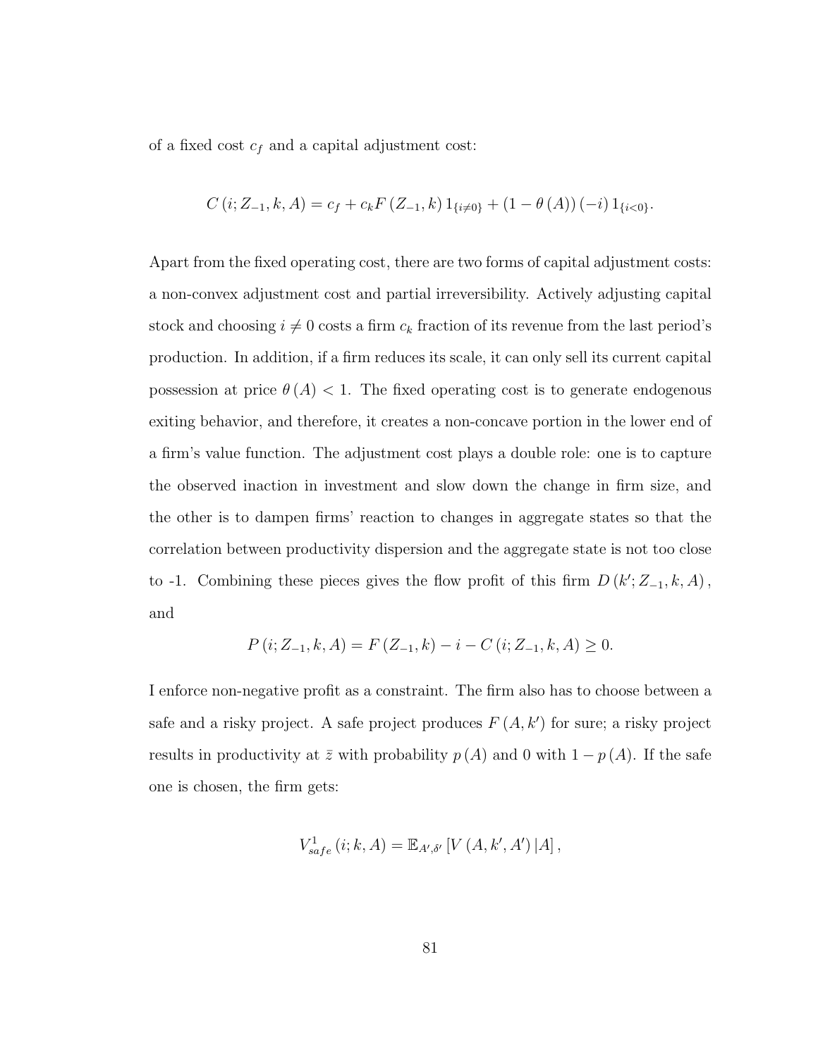of a fixed cost $c_f$ and a capital adjustment cost:

$$C\left(i; Z_{-1}, k, A\right) = c_f + c_k F\left(Z_{-1}, k\right) 1_{\{i \neq 0\}} + \left(1 - \theta\left(A\right)\right)\left(-i\right) 1_{\{i<0\}}.$$

Apart from the fixed operating cost, there are two forms of capital adjustment costs: a non-convex adjustment cost and partial irreversibility. Actively adjusting capital stock and choosing $i \neq 0$ costs a firm $c_k$ fraction of its revenue from the last period's production. In addition, if a firm reduces its scale, it can only sell its current capital possession at price $\theta\left(A\right) < 1$. The fixed operating cost is to generate endogenous exiting behavior, and therefore, it creates a non-concave portion in the lower end of a firm's value function. The adjustment cost plays a double role: one is to capture the observed inaction in investment and slow down the change in firm size, and the other is to dampen firms' reaction to changes in aggregate states so that the correlation between productivity dispersion and the aggregate state is not too close to -1. Combining these pieces gives the flow profit of this firm $D\left(k'; Z_{-1}, k, A\right)$, and

$$P\left(i; Z_{-1}, k, A\right) = F\left(Z_{-1}, k\right) - i - C\left(i; Z_{-1}, k, A\right) \geq 0.$$

I enforce non-negative profit as a constraint. The firm also has to choose between a safe and a risky project. A safe project produces $F\left(A, k'\right)$ for sure; a risky project results in productivity at $\bar{z}$ with probability $p\left(A\right)$ and 0 with $1 - p\left(A\right)$. If the safe one is chosen, the firm gets:

$$V_{safe}^{1}\left(i; k, A\right) = \mathbb{E}_{A', \delta'}\left[V\left(A, k', A'\right) | A\right],$$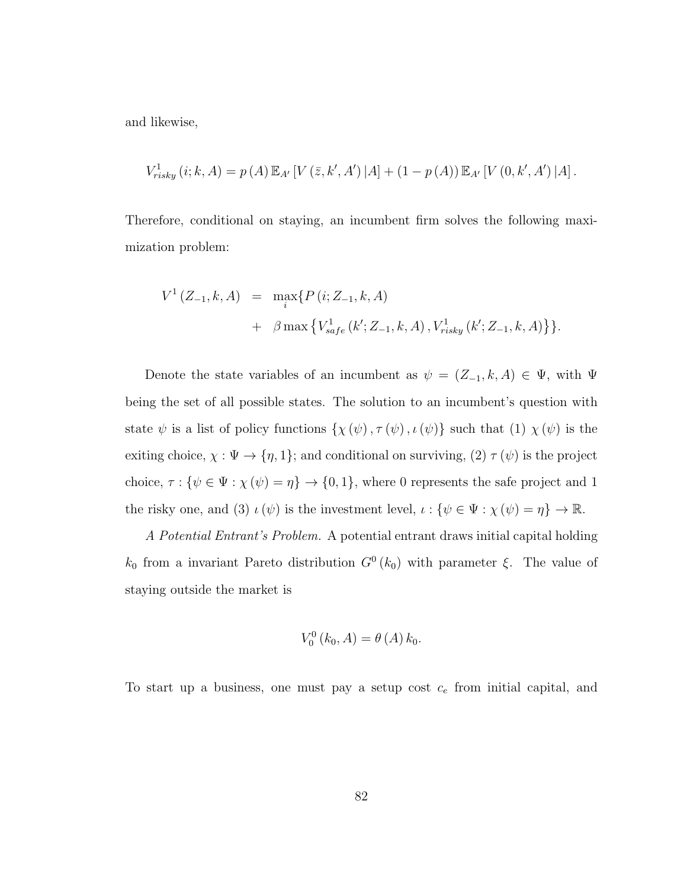and likewise,

$$V^1_{risky}(i; k, A) = p(A)\,\mathbb{E}_{A'}\left[V(\bar{z}, k', A')\,|A\right] + (1 - p(A))\,\mathbb{E}_{A'}\left[V(0, k', A')\,|A\right].$$

Therefore, conditional on staying, an incumbent firm solves the following maximization problem:

$$\begin{aligned} V^1(Z_{-1}, k, A) &= \max_i\{P(i; Z_{-1}, k, A) \\ &+ \beta \max\left\{V^1_{safe}(k'; Z_{-1}, k, A), V^1_{risky}(k'; Z_{-1}, k, A)\right\}\}. \end{aligned}$$

Denote the state variables of an incumbent as $\psi = (Z_{-1}, k, A) \in \Psi$, with $\Psi$ being the set of all possible states. The solution to an incumbent's question with state $\psi$ is a list of policy functions $\{\chi(\psi), \tau(\psi), \iota(\psi)\}$ such that (1) $\chi(\psi)$ is the exiting choice, $\chi : \Psi \to \{\eta, 1\}$; and conditional on surviving, (2) $\tau(\psi)$ is the project choice, $\tau : \{\psi \in \Psi : \chi(\psi) = \eta\} \to \{0, 1\}$, where 0 represents the safe project and 1 the risky one, and (3) $\iota(\psi)$ is the investment level, $\iota : \{\psi \in \Psi : \chi(\psi) = \eta\} \to \mathbb{R}$.

*A Potential Entrant's Problem.* A potential entrant draws initial capital holding $k_0$ from a invariant Pareto distribution $G^0(k_0)$ with parameter $\xi$. The value of staying outside the market is

$$V^0_0(k_0, A) = \theta(A)\,k_0.$$

To start up a business, one must pay a setup cost $c_e$ from initial capital, and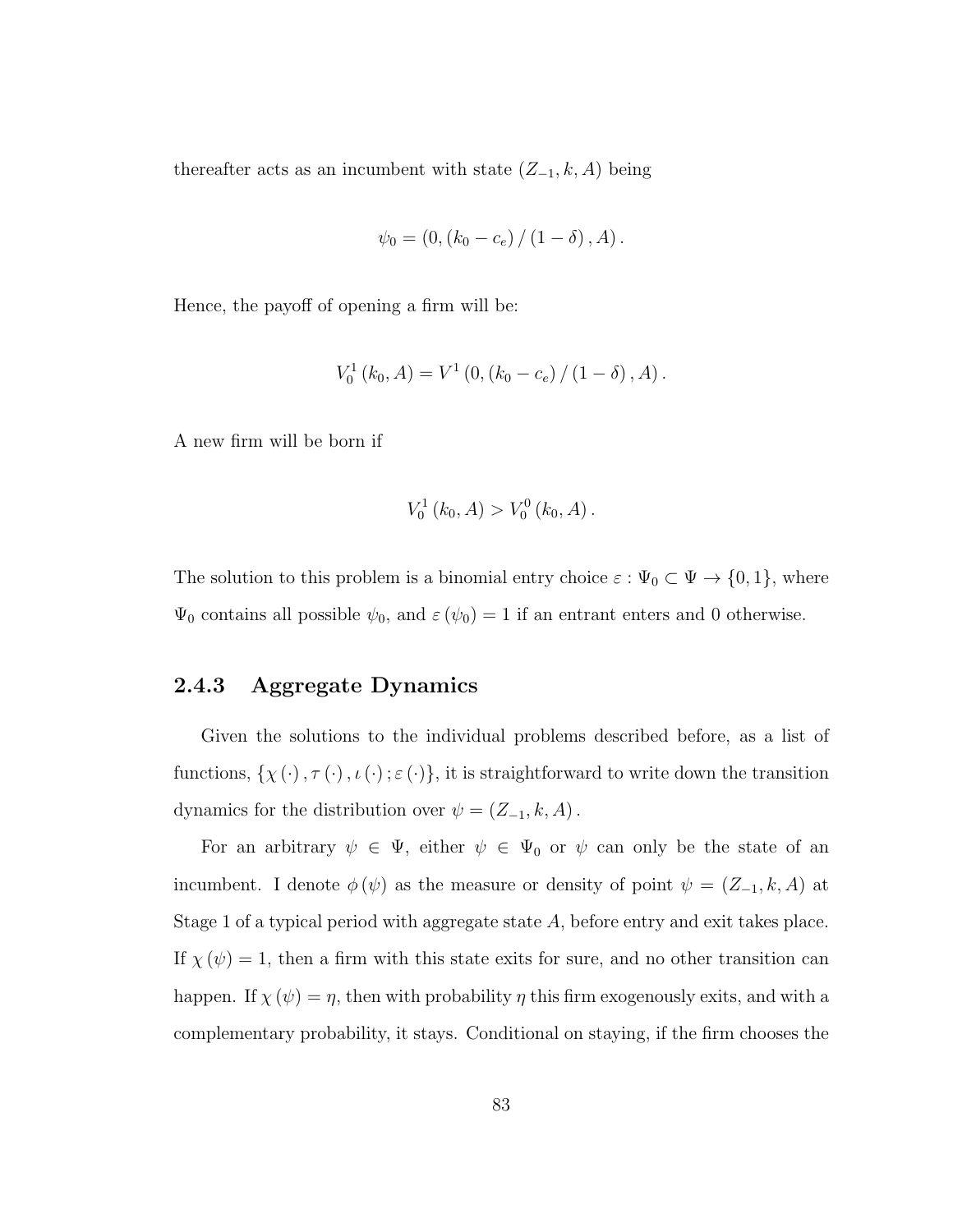thereafter acts as an incumbent with state $(Z_{-1}, k, A)$ being

$$\psi_0 = \left(0, \left(k_0 - c_e\right) / \left(1 - \delta\right), A\right).$$

Hence, the payoff of opening a firm will be:

$$V_0^1\left(k_0, A\right) = V^1\left(0, \left(k_0 - c_e\right) / \left(1 - \delta\right), A\right).$$

A new firm will be born if

$$V_0^1\left(k_0, A\right) > V_0^0\left(k_0, A\right).$$

The solution to this problem is a binomial entry choice $\varepsilon : \Psi_0 \subset \Psi \to \{0, 1\}$, where $\Psi_0$ contains all possible $\psi_0$, and $\varepsilon(\psi_0) = 1$ if an entrant enters and 0 otherwise.

### 2.4.3 Aggregate Dynamics

Given the solutions to the individual problems described before, as a list of functions, $\{\chi(\cdot), \tau(\cdot), \iota(\cdot); \varepsilon(\cdot)\}$, it is straightforward to write down the transition dynamics for the distribution over $\psi = (Z_{-1}, k, A)$.

For an arbitrary $\psi \in \Psi$, either $\psi \in \Psi_0$ or $\psi$ can only be the state of an incumbent. I denote $\phi(\psi)$ as the measure or density of point $\psi = (Z_{-1}, k, A)$ at Stage 1 of a typical period with aggregate state $A$, before entry and exit takes place. If $\chi(\psi) = 1$, then a firm with this state exits for sure, and no other transition can happen. If $\chi(\psi) = \eta$, then with probability $\eta$ this firm exogenously exits, and with a complementary probability, it stays. Conditional on staying, if the firm chooses the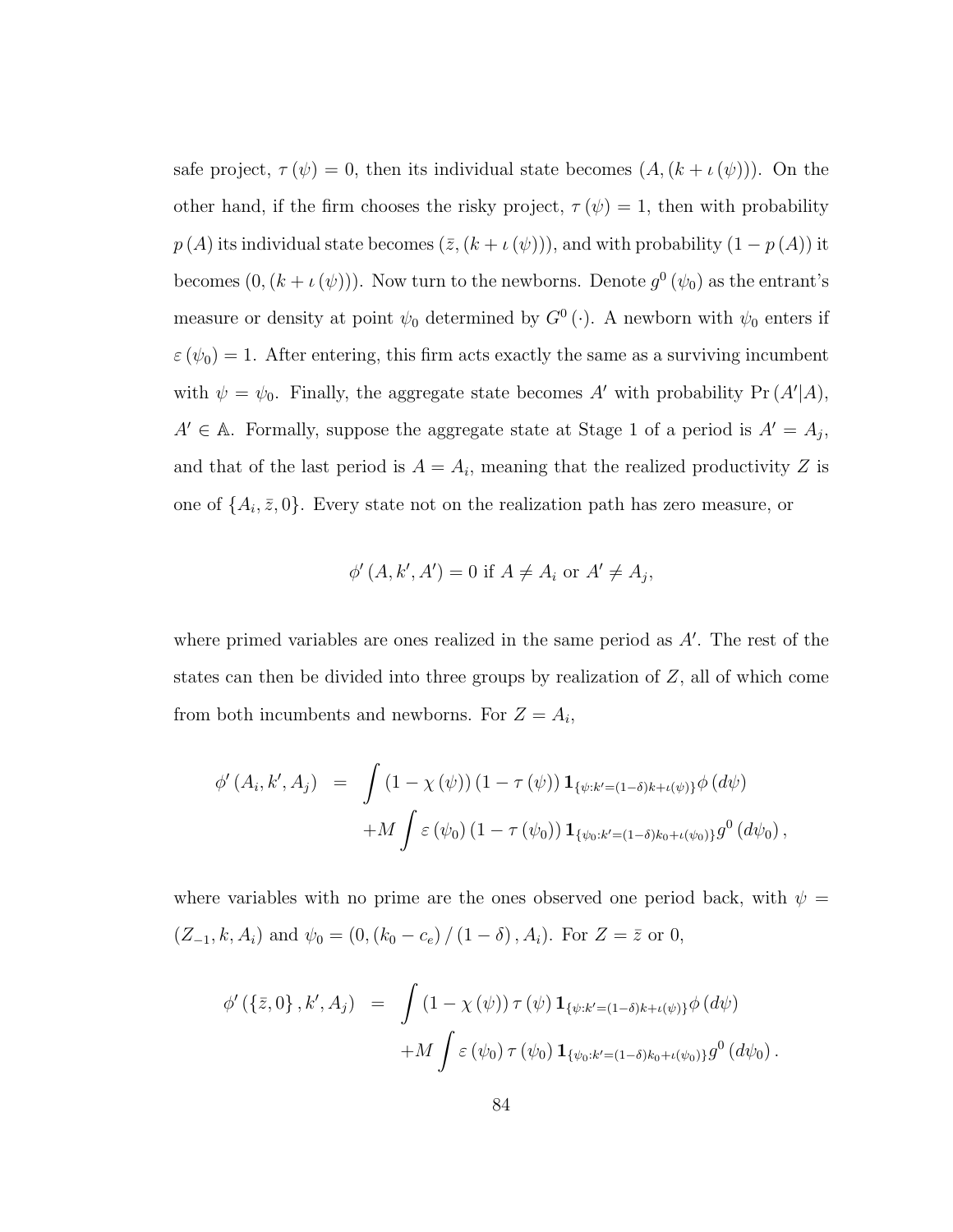safe project, $\tau(\psi) = 0$, then its individual state becomes $(A, (k + \iota(\psi)))$. On the other hand, if the firm chooses the risky project, $\tau(\psi) = 1$, then with probability $p(A)$ its individual state becomes $(\bar{z}, (k + \iota(\psi)))$, and with probability $(1 - p(A))$ it becomes $(0, (k + \iota(\psi)))$. Now turn to the newborns. Denote $g^0(\psi_0)$ as the entrant's measure or density at point $\psi_0$ determined by $G^0(\cdot)$. A newborn with $\psi_0$ enters if $\varepsilon(\psi_0) = 1$. After entering, this firm acts exactly the same as a surviving incumbent with $\psi = \psi_0$. Finally, the aggregate state becomes $A'$ with probability $\Pr(A'|A)$, $A' \in \mathbb{A}$. Formally, suppose the aggregate state at Stage 1 of a period is $A' = A_j$, and that of the last period is $A = A_i$, meaning that the realized productivity $Z$ is one of $\{A_i, \bar{z}, 0\}$. Every state not on the realization path has zero measure, or

$$\phi'(A, k', A') = 0 \text{ if } A \neq A_i \text{ or } A' \neq A_j,$$

where primed variables are ones realized in the same period as $A'$. The rest of the states can then be divided into three groups by realization of $Z$, all of which come from both incumbents and newborns. For $Z = A_i$,

$$\begin{aligned}
\phi'(A_i, k', A_j) &= \int (1 - \chi(\psi))(1 - \tau(\psi)) \mathbf{1}_{\{\psi: k' = (1-\delta)k + \iota(\psi)\}} \phi(d\psi) \\
&\quad + M \int \varepsilon(\psi_0)(1 - \tau(\psi_0)) \mathbf{1}_{\{\psi_0: k' = (1-\delta)k_0 + \iota(\psi_0)\}} g^0(d\psi_0),
\end{aligned}$$

where variables with no prime are the ones observed one period back, with $\psi = (Z_{-1}, k, A_i)$ and $\psi_0 = (0, (k_0 - c_e)/(1 - \delta), A_i)$. For $Z = \bar{z}$ or 0,

$$\begin{aligned}
\phi'(\{\bar{z}, 0\}, k', A_j) &= \int (1 - \chi(\psi)) \tau(\psi) \mathbf{1}_{\{\psi: k' = (1-\delta)k + \iota(\psi)\}} \phi(d\psi) \\
&\quad + M \int \varepsilon(\psi_0) \tau(\psi_0) \mathbf{1}_{\{\psi_0: k' = (1-\delta)k_0 + \iota(\psi_0)\}} g^0(d\psi_0).
\end{aligned}$$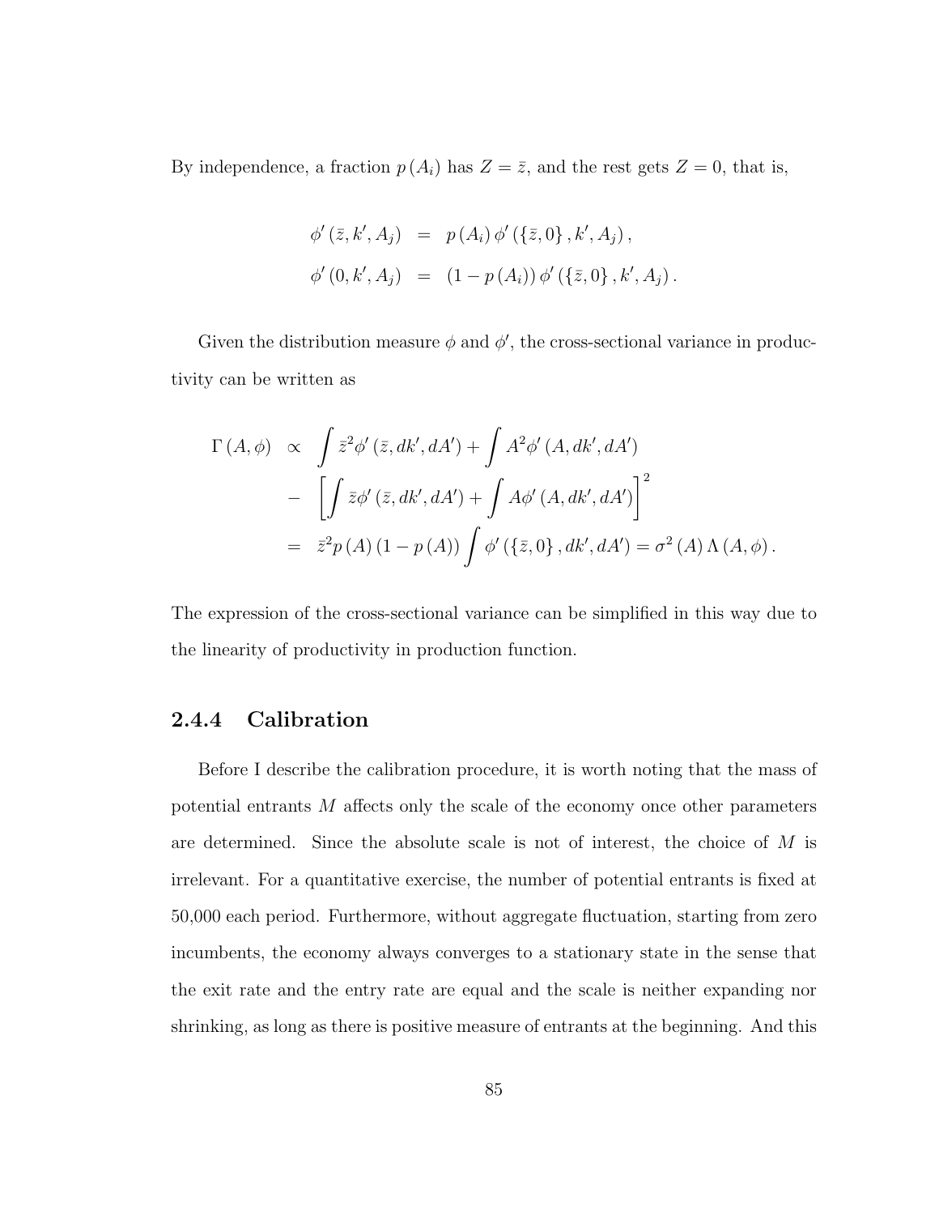By independence, a fraction $p(A_i)$ has $Z = \bar{z}$, and the rest gets $Z = 0$, that is,

$$
\begin{aligned}
\phi'(\bar{z}, k', A_j) &= p(A_i)\, \phi'(\{\bar{z}, 0\}, k', A_j), \\
\phi'(0, k', A_j) &= (1 - p(A_i))\, \phi'(\{\bar{z}, 0\}, k', A_j).
\end{aligned}
$$

Given the distribution measure $\phi$ and $\phi'$, the cross-sectional variance in productivity can be written as

$$
\begin{aligned}
\Gamma(A, \phi) &\propto \int \bar{z}^2 \phi'(\bar{z}, dk', dA') + \int A^2 \phi'(A, dk', dA') \\
&- \left[ \int \bar{z} \phi'(\bar{z}, dk', dA') + \int A \phi'(A, dk', dA') \right]^2 \\
&= \bar{z}^2 p(A)(1 - p(A)) \int \phi'(\{\bar{z}, 0\}, dk', dA') = \sigma^2(A)\, \Lambda(A, \phi).
\end{aligned}
$$

The expression of the cross-sectional variance can be simplified in this way due to the linearity of productivity in production function.

### 2.4.4 Calibration

Before I describe the calibration procedure, it is worth noting that the mass of potential entrants $M$ affects only the scale of the economy once other parameters are determined. Since the absolute scale is not of interest, the choice of $M$ is irrelevant. For a quantitative exercise, the number of potential entrants is fixed at 50,000 each period. Furthermore, without aggregate fluctuation, starting from zero incumbents, the economy always converges to a stationary state in the sense that the exit rate and the entry rate are equal and the scale is neither expanding nor shrinking, as long as there is positive measure of entrants at the beginning. And this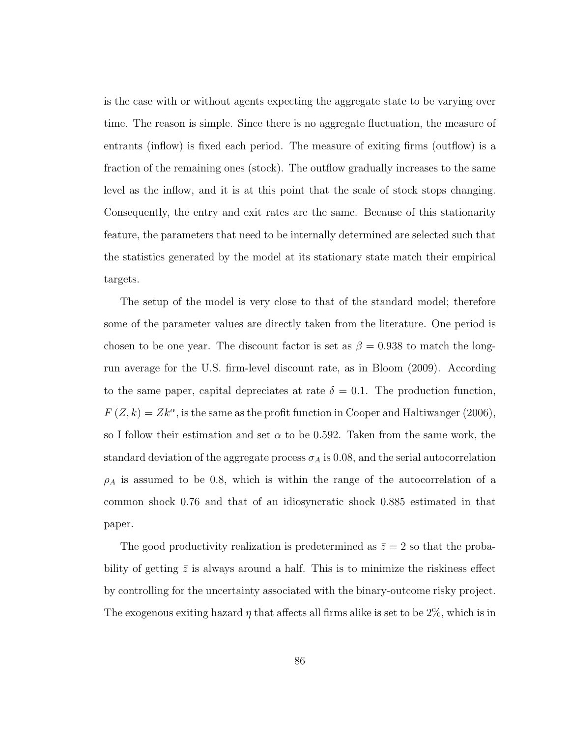is the case with or without agents expecting the aggregate state to be varying over time. The reason is simple. Since there is no aggregate fluctuation, the measure of entrants (inflow) is fixed each period. The measure of exiting firms (outflow) is a fraction of the remaining ones (stock). The outflow gradually increases to the same level as the inflow, and it is at this point that the scale of stock stops changing. Consequently, the entry and exit rates are the same. Because of this stationarity feature, the parameters that need to be internally determined are selected such that the statistics generated by the model at its stationary state match their empirical targets.

The setup of the model is very close to that of the standard model; therefore some of the parameter values are directly taken from the literature. One period is chosen to be one year. The discount factor is set as $\beta = 0.938$ to match the long-run average for the U.S. firm-level discount rate, as in Bloom (2009). According to the same paper, capital depreciates at rate $\delta = 0.1$. The production function, $F(Z, k) = Zk^{\alpha}$, is the same as the profit function in Cooper and Haltiwanger (2006), so I follow their estimation and set $\alpha$ to be 0.592. Taken from the same work, the standard deviation of the aggregate process $\sigma_A$ is 0.08, and the serial autocorrelation $\rho_A$ is assumed to be 0.8, which is within the range of the autocorrelation of a common shock 0.76 and that of an idiosyncratic shock 0.885 estimated in that paper.

The good productivity realization is predetermined as $\bar{z} = 2$ so that the probability of getting $\bar{z}$ is always around a half. This is to minimize the riskiness effect by controlling for the uncertainty associated with the binary-outcome risky project. The exogenous exiting hazard $\eta$ that affects all firms alike is set to be 2%, which is in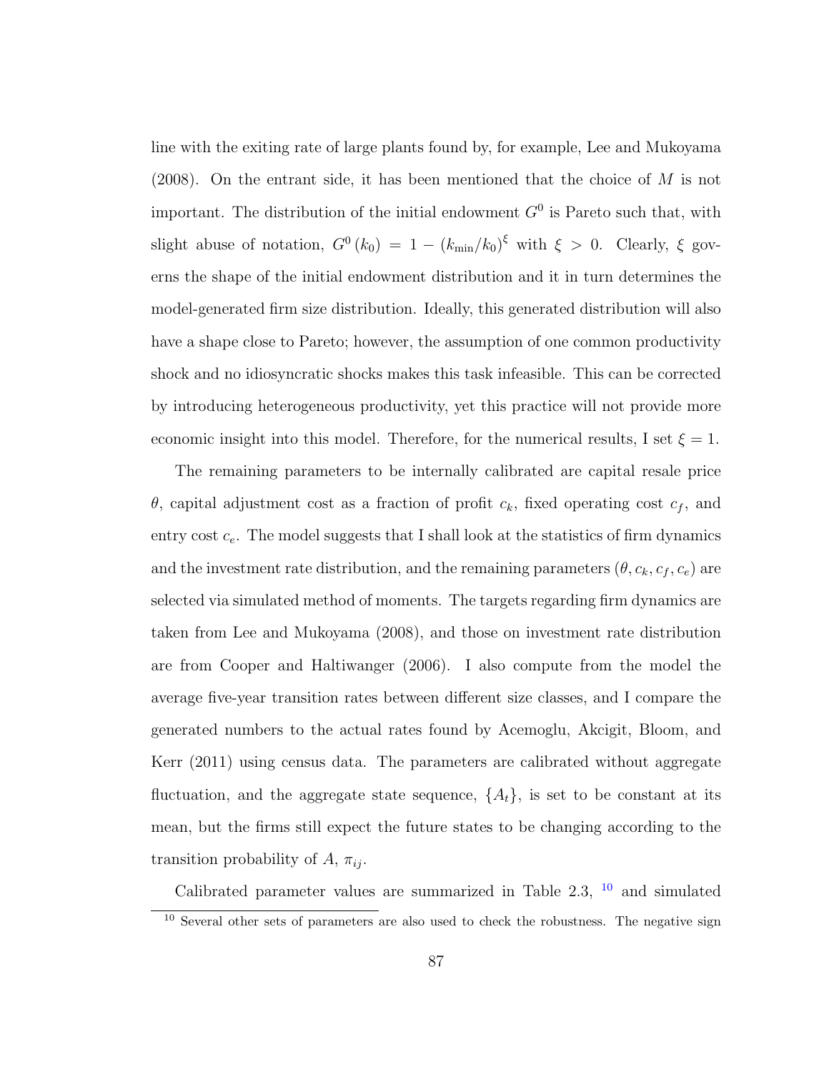line with the exiting rate of large plants found by, for example, Lee and Mukoyama (2008). On the entrant side, it has been mentioned that the choice of $M$ is not important. The distribution of the initial endowment $G^0$ is Pareto such that, with slight abuse of notation, $G^0(k_0) = 1 - (k_{\min}/k_0)^{\xi}$ with $\xi > 0$. Clearly, $\xi$ governs the shape of the initial endowment distribution and it in turn determines the model-generated firm size distribution. Ideally, this generated distribution will also have a shape close to Pareto; however, the assumption of one common productivity shock and no idiosyncratic shocks makes this task infeasible. This can be corrected by introducing heterogeneous productivity, yet this practice will not provide more economic insight into this model. Therefore, for the numerical results, I set $\xi = 1$.

The remaining parameters to be internally calibrated are capital resale price $\theta$, capital adjustment cost as a fraction of profit $c_k$, fixed operating cost $c_f$, and entry cost $c_e$. The model suggests that I shall look at the statistics of firm dynamics and the investment rate distribution, and the remaining parameters $(\theta, c_k, c_f, c_e)$ are selected via simulated method of moments. The targets regarding firm dynamics are taken from Lee and Mukoyama (2008), and those on investment rate distribution are from Cooper and Haltiwanger (2006). I also compute from the model the average five-year transition rates between different size classes, and I compare the generated numbers to the actual rates found by Acemoglu, Akcigit, Bloom, and Kerr (2011) using census data. The parameters are calibrated without aggregate fluctuation, and the aggregate state sequence, $\{A_t\}$, is set to be constant at its mean, but the firms still expect the future states to be changing according to the transition probability of $A$, $\pi_{ij}$.

Calibrated parameter values are summarized in Table 2.3, [10] and simulated

[10] Several other sets of parameters are also used to check the robustness. The negative sign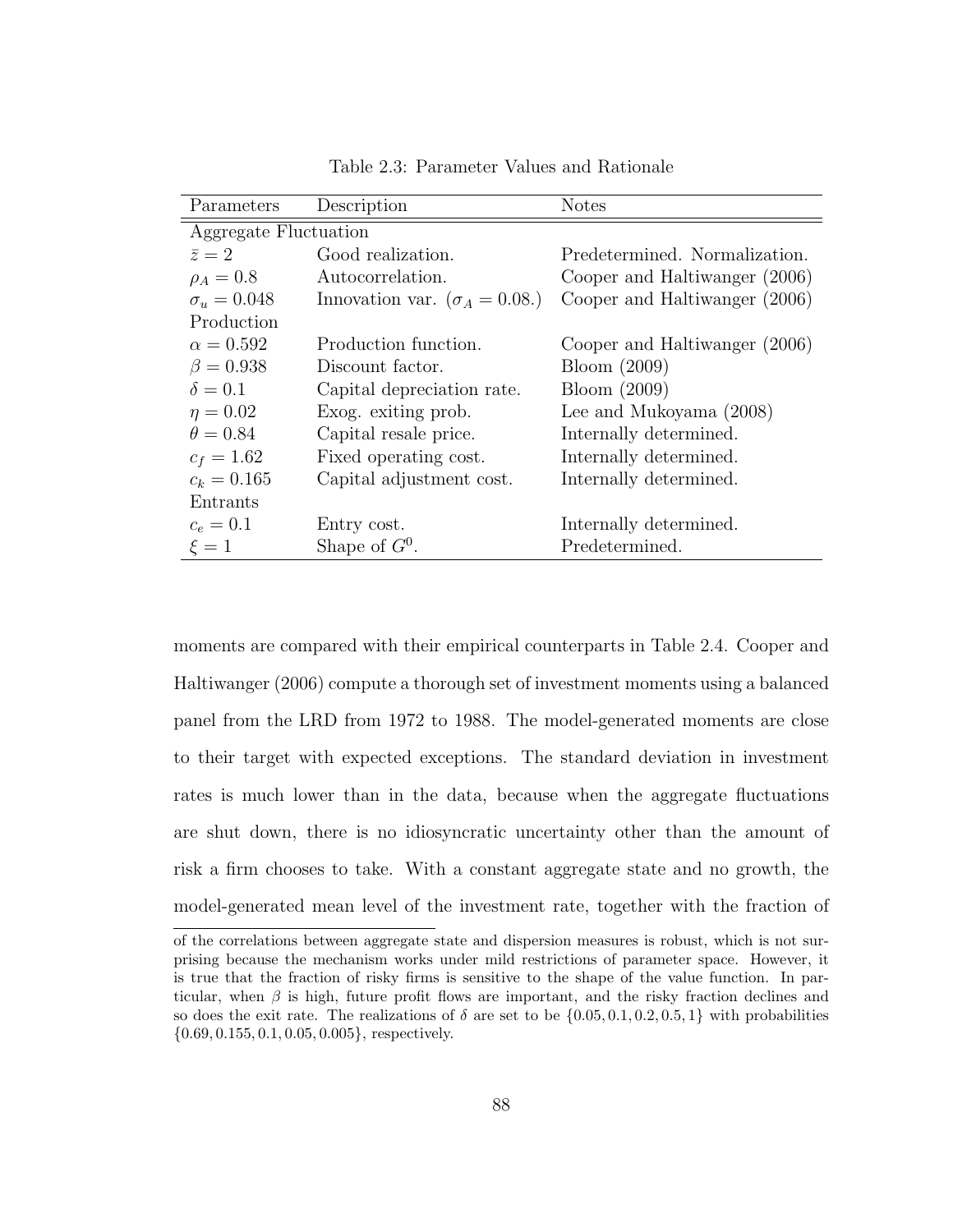Table 2.3: Parameter Values and Rationale

| Parameters | Description | Notes |
|---|---|---|
| Aggregate Fluctuation | | |
| $\bar{z} = 2$ | Good realization. | Predetermined. Normalization. |
| $\rho_A = 0.8$ | Autocorrelation. | Cooper and Haltiwanger (2006) |
| $\sigma_u = 0.048$ | Innovation var. ($\sigma_A = 0.08$.) | Cooper and Haltiwanger (2006) |
| Production | | |
| $\alpha = 0.592$ | Production function. | Cooper and Haltiwanger (2006) |
| $\beta = 0.938$ | Discount factor. | Bloom (2009) |
| $\delta = 0.1$ | Capital depreciation rate. | Bloom (2009) |
| $\eta = 0.02$ | Exog. exiting prob. | Lee and Mukoyama (2008) |
| $\theta = 0.84$ | Capital resale price. | Internally determined. |
| $c_f = 1.62$ | Fixed operating cost. | Internally determined. |
| $c_k = 0.165$ | Capital adjustment cost. | Internally determined. |
| Entrants | | |
| $c_e = 0.1$ | Entry cost. | Internally determined. |
| $\xi = 1$ | Shape of $G^0$. | Predetermined. |

moments are compared with their empirical counterparts in Table 2.4. Cooper and Haltiwanger (2006) compute a thorough set of investment moments using a balanced panel from the LRD from 1972 to 1988. The model-generated moments are close to their target with expected exceptions. The standard deviation in investment rates is much lower than in the data, because when the aggregate fluctuations are shut down, there is no idiosyncratic uncertainty other than the amount of risk a firm chooses to take. With a constant aggregate state and no growth, the model-generated mean level of the investment rate, together with the fraction of

of the correlations between aggregate state and dispersion measures is robust, which is not surprising because the mechanism works under mild restrictions of parameter space. However, it is true that the fraction of risky firms is sensitive to the shape of the value function. In particular, when $\beta$ is high, future profit flows are important, and the risky fraction declines and so does the exit rate. The realizations of $\delta$ are set to be $\{0.05, 0.1, 0.2, 0.5, 1\}$ with probabilities $\{0.69, 0.155, 0.1, 0.05, 0.005\}$, respectively.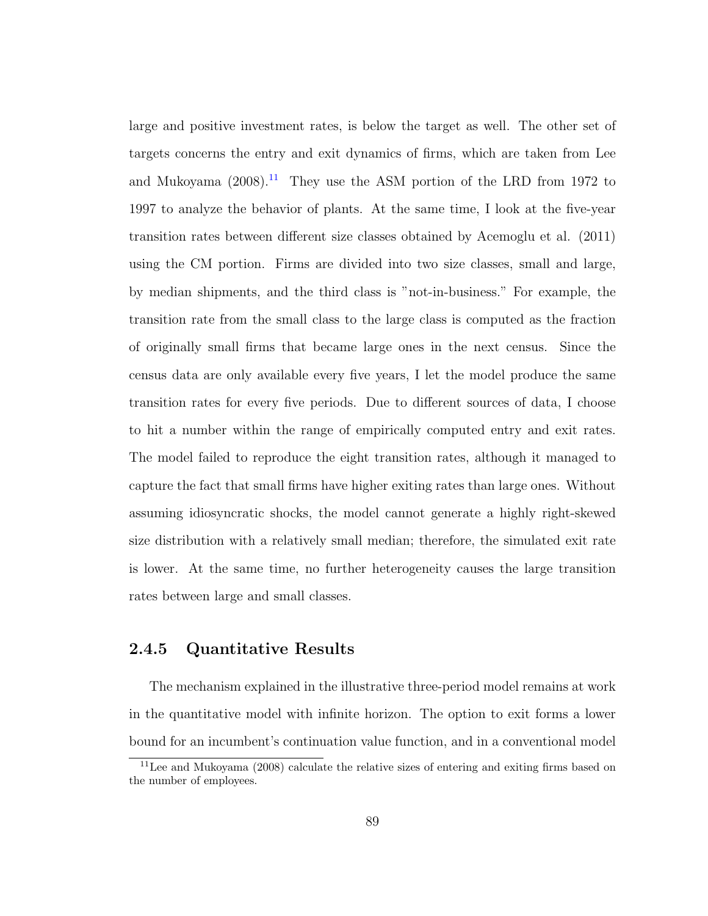large and positive investment rates, is below the target as well. The other set of targets concerns the entry and exit dynamics of firms, which are taken from Lee and Mukoyama (2008).[11] They use the ASM portion of the LRD from 1972 to 1997 to analyze the behavior of plants. At the same time, I look at the five-year transition rates between different size classes obtained by Acemoglu et al. (2011) using the CM portion. Firms are divided into two size classes, small and large, by median shipments, and the third class is "not-in-business." For example, the transition rate from the small class to the large class is computed as the fraction of originally small firms that became large ones in the next census. Since the census data are only available every five years, I let the model produce the same transition rates for every five periods. Due to different sources of data, I choose to hit a number within the range of empirically computed entry and exit rates. The model failed to reproduce the eight transition rates, although it managed to capture the fact that small firms have higher exiting rates than large ones. Without assuming idiosyncratic shocks, the model cannot generate a highly right-skewed size distribution with a relatively small median; therefore, the simulated exit rate is lower. At the same time, no further heterogeneity causes the large transition rates between large and small classes.

### 2.4.5 Quantitative Results

The mechanism explained in the illustrative three-period model remains at work in the quantitative model with infinite horizon. The option to exit forms a lower bound for an incumbent's continuation value function, and in a conventional model

[11] Lee and Mukoyama (2008) calculate the relative sizes of entering and exiting firms based on the number of employees.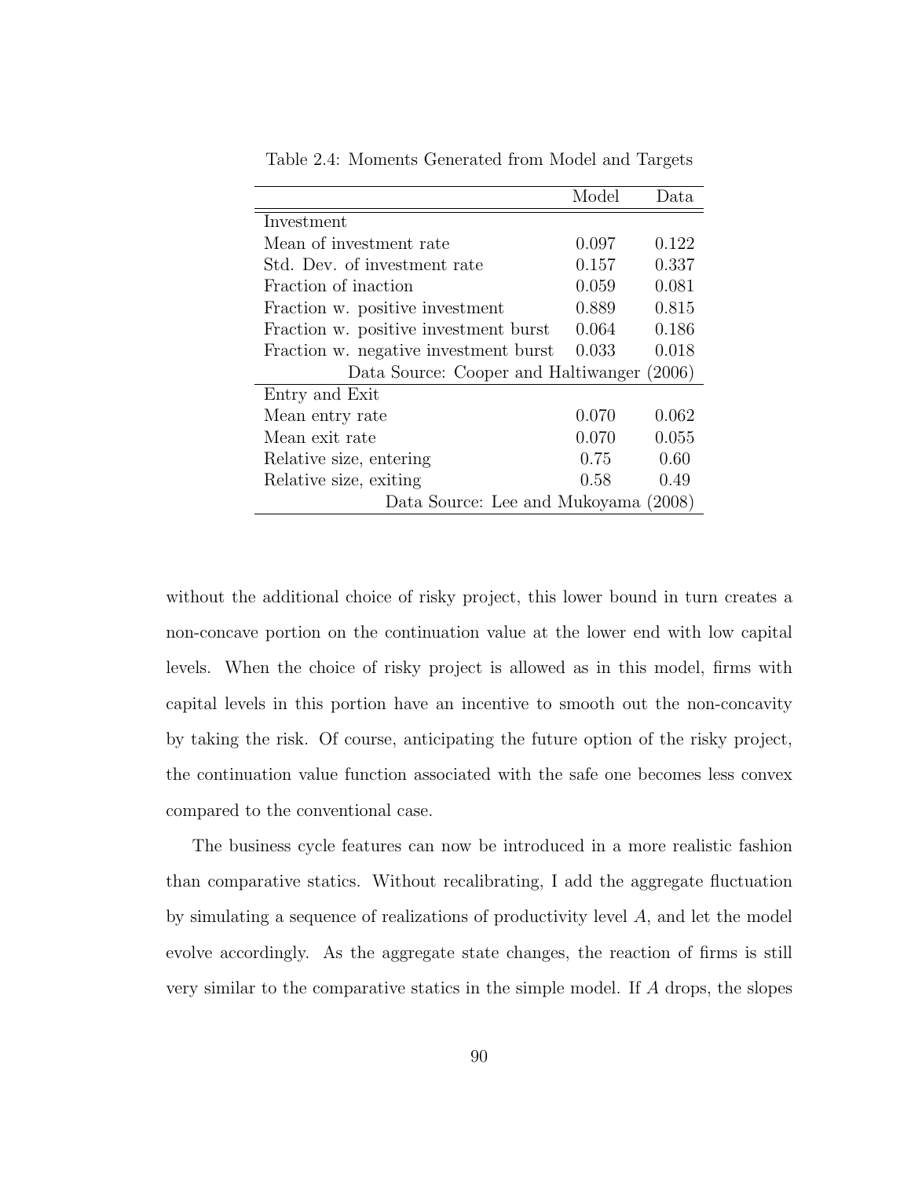Table 2.4: Moments Generated from Model and Targets

| | Model | Data |
|---|---|---|
| Investment | | |
| Mean of investment rate | 0.097 | 0.122 |
| Std. Dev. of investment rate | 0.157 | 0.337 |
| Fraction of inaction | 0.059 | 0.081 |
| Fraction w. positive investment | 0.889 | 0.815 |
| Fraction w. positive investment burst | 0.064 | 0.186 |
| Fraction w. negative investment burst | 0.033 | 0.018 |
| Data Source: Cooper and Haltiwanger (2006) | | |
| Entry and Exit | | |
| Mean entry rate | 0.070 | 0.062 |
| Mean exit rate | 0.070 | 0.055 |
| Relative size, entering | 0.75 | 0.60 |
| Relative size, exiting | 0.58 | 0.49 |
| Data Source: Lee and Mukoyama (2008) | | |

without the additional choice of risky project, this lower bound in turn creates a non-concave portion on the continuation value at the lower end with low capital levels. When the choice of risky project is allowed as in this model, firms with capital levels in this portion have an incentive to smooth out the non-concavity by taking the risk. Of course, anticipating the future option of the risky project, the continuation value function associated with the safe one becomes less convex compared to the conventional case.

The business cycle features can now be introduced in a more realistic fashion than comparative statics. Without recalibrating, I add the aggregate fluctuation by simulating a sequence of realizations of productivity level $A$, and let the model evolve accordingly. As the aggregate state changes, the reaction of firms is still very similar to the comparative statics in the simple model. If $A$ drops, the slopes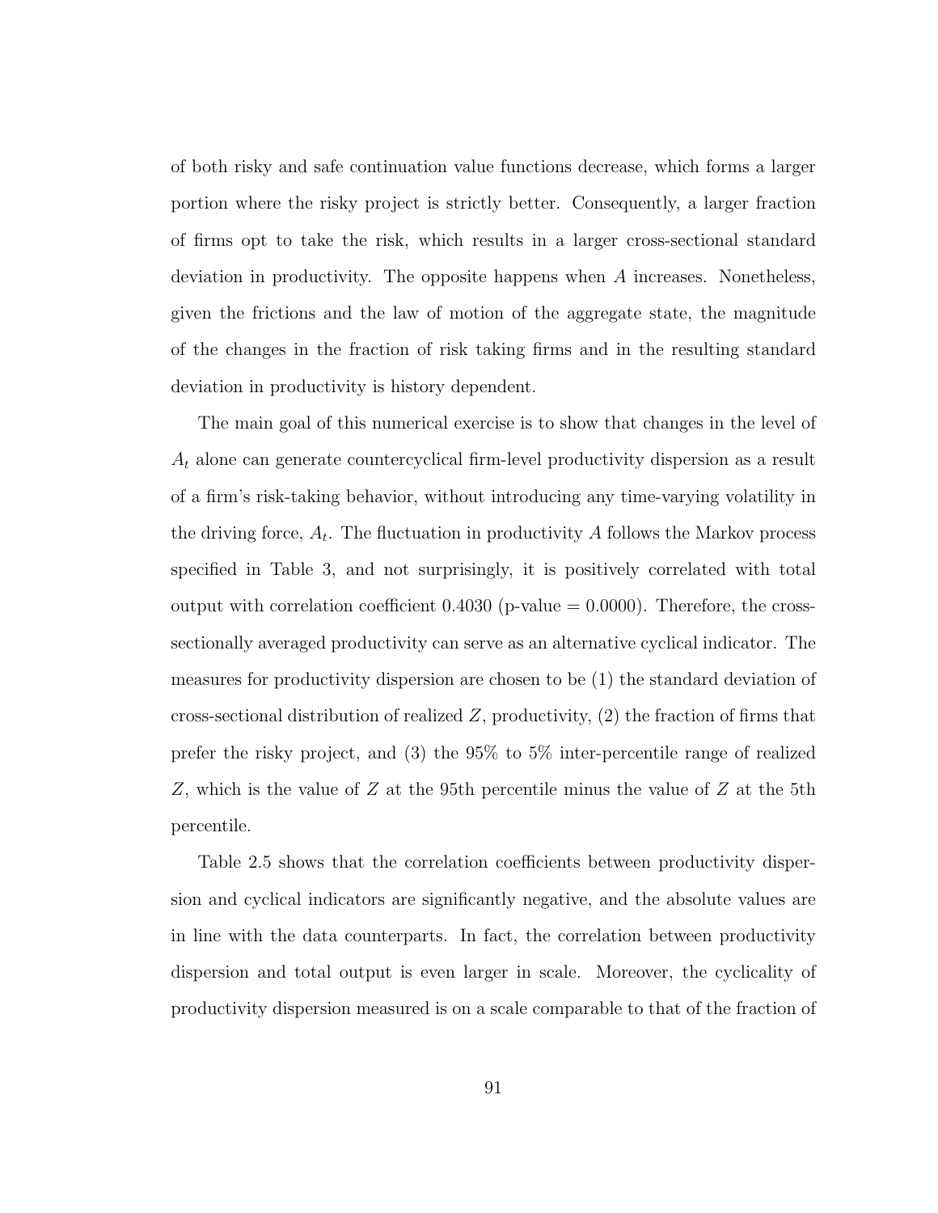of both risky and safe continuation value functions decrease, which forms a larger portion where the risky project is strictly better. Consequently, a larger fraction of firms opt to take the risk, which results in a larger cross-sectional standard deviation in productivity. The opposite happens when $A$ increases. Nonetheless, given the frictions and the law of motion of the aggregate state, the magnitude of the changes in the fraction of risk taking firms and in the resulting standard deviation in productivity is history dependent.

The main goal of this numerical exercise is to show that changes in the level of $A_t$ alone can generate countercyclical firm-level productivity dispersion as a result of a firm's risk-taking behavior, without introducing any time-varying volatility in the driving force, $A_t$. The fluctuation in productivity $A$ follows the Markov process specified in Table 3, and not surprisingly, it is positively correlated with total output with correlation coefficient 0.4030 (p-value = 0.0000). Therefore, the cross-sectionally averaged productivity can serve as an alternative cyclical indicator. The measures for productivity dispersion are chosen to be (1) the standard deviation of cross-sectional distribution of realized $Z$, productivity, (2) the fraction of firms that prefer the risky project, and (3) the 95% to 5% inter-percentile range of realized $Z$, which is the value of $Z$ at the 95th percentile minus the value of $Z$ at the 5th percentile.

Table 2.5 shows that the correlation coefficients between productivity dispersion and cyclical indicators are significantly negative, and the absolute values are in line with the data counterparts. In fact, the correlation between productivity dispersion and total output is even larger in scale. Moreover, the cyclicality of productivity dispersion measured is on a scale comparable to that of the fraction of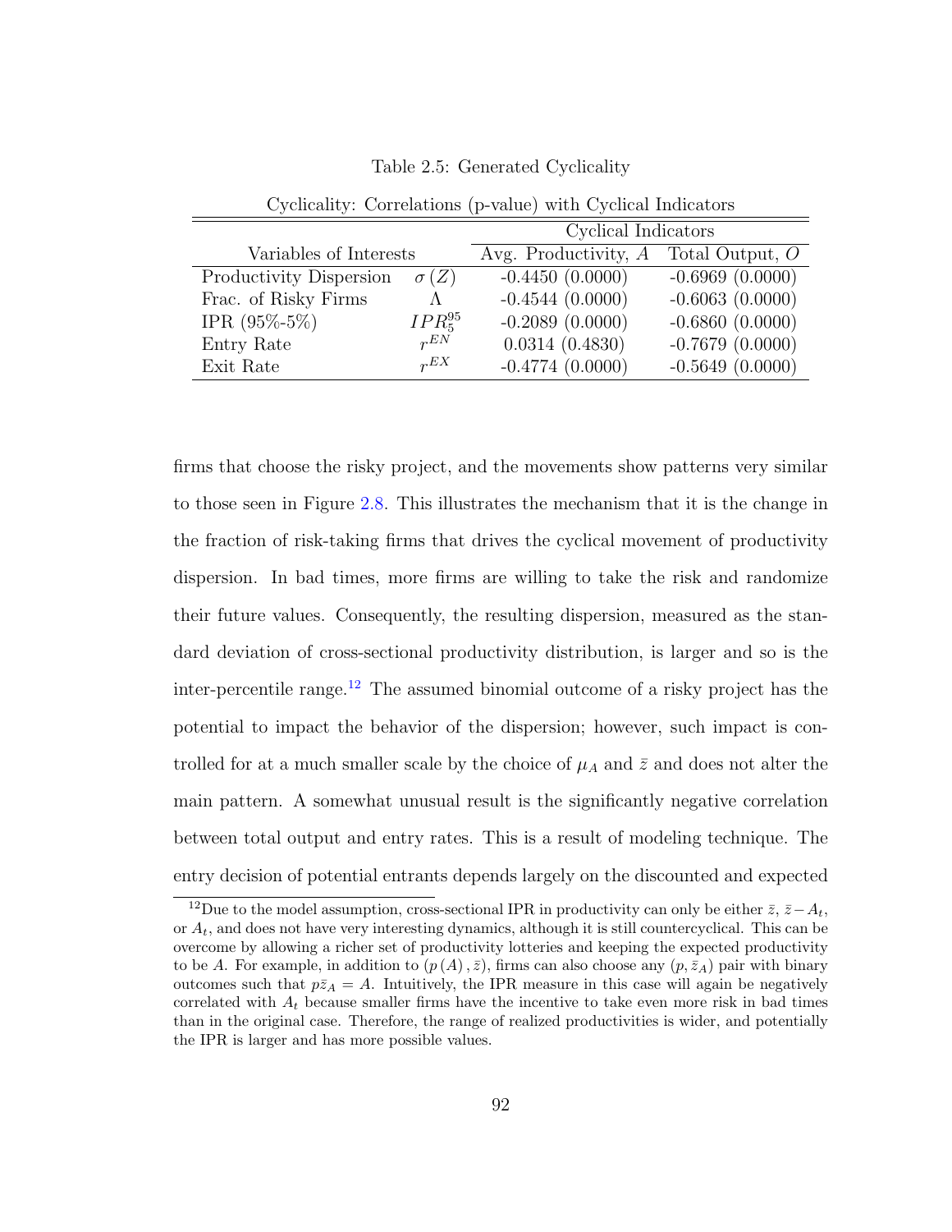Table 2.5: Generated Cyclicality

Cyclicality: Correlations (p-value) with Cyclical Indicators

| Variables of Interests | | Cyclical Indicators | |
|---|---|---|---|
| | | Avg. Productivity, $A$ | Total Output, $O$ |
| Productivity Dispersion | $\sigma(Z)$ | -0.4450 (0.0000) | -0.6969 (0.0000) |
| Frac. of Risky Firms | $\Lambda$ | -0.4544 (0.0000) | -0.6063 (0.0000) |
| IPR (95%-5%) | $IPR_5^{95}$ | -0.2089 (0.0000) | -0.6860 (0.0000) |
| Entry Rate | $r^{EN}$ | 0.0314 (0.4830) | -0.7679 (0.0000) |
| Exit Rate | $r^{EX}$ | -0.4774 (0.0000) | -0.5649 (0.0000) |

firms that choose the risky project, and the movements show patterns very similar to those seen in Figure 2.8. This illustrates the mechanism that it is the change in the fraction of risk-taking firms that drives the cyclical movement of productivity dispersion. In bad times, more firms are willing to take the risk and randomize their future values. Consequently, the resulting dispersion, measured as the standard deviation of cross-sectional productivity distribution, is larger and so is the inter-percentile range.[12] The assumed binomial outcome of a risky project has the potential to impact the behavior of the dispersion; however, such impact is controlled for at a much smaller scale by the choice of $\mu_A$ and $\bar{z}$ and does not alter the main pattern. A somewhat unusual result is the significantly negative correlation between total output and entry rates. This is a result of modeling technique. The entry decision of potential entrants depends largely on the discounted and expected

[12] Due to the model assumption, cross-sectional IPR in productivity can only be either $\bar{z}$, $\bar{z}-A_t$, or $A_t$, and does not have very interesting dynamics, although it is still countercyclical. This can be overcome by allowing a richer set of productivity lotteries and keeping the expected productivity to be $A$. For example, in addition to $(p(A), \bar{z})$, firms can also choose any $(p, \bar{z}_A)$ pair with binary outcomes such that $p\bar{z}_A = A$. Intuitively, the IPR measure in this case will again be negatively correlated with $A_t$ because smaller firms have the incentive to take even more risk in bad times than in the original case. Therefore, the range of realized productivities is wider, and potentially the IPR is larger and has more possible values.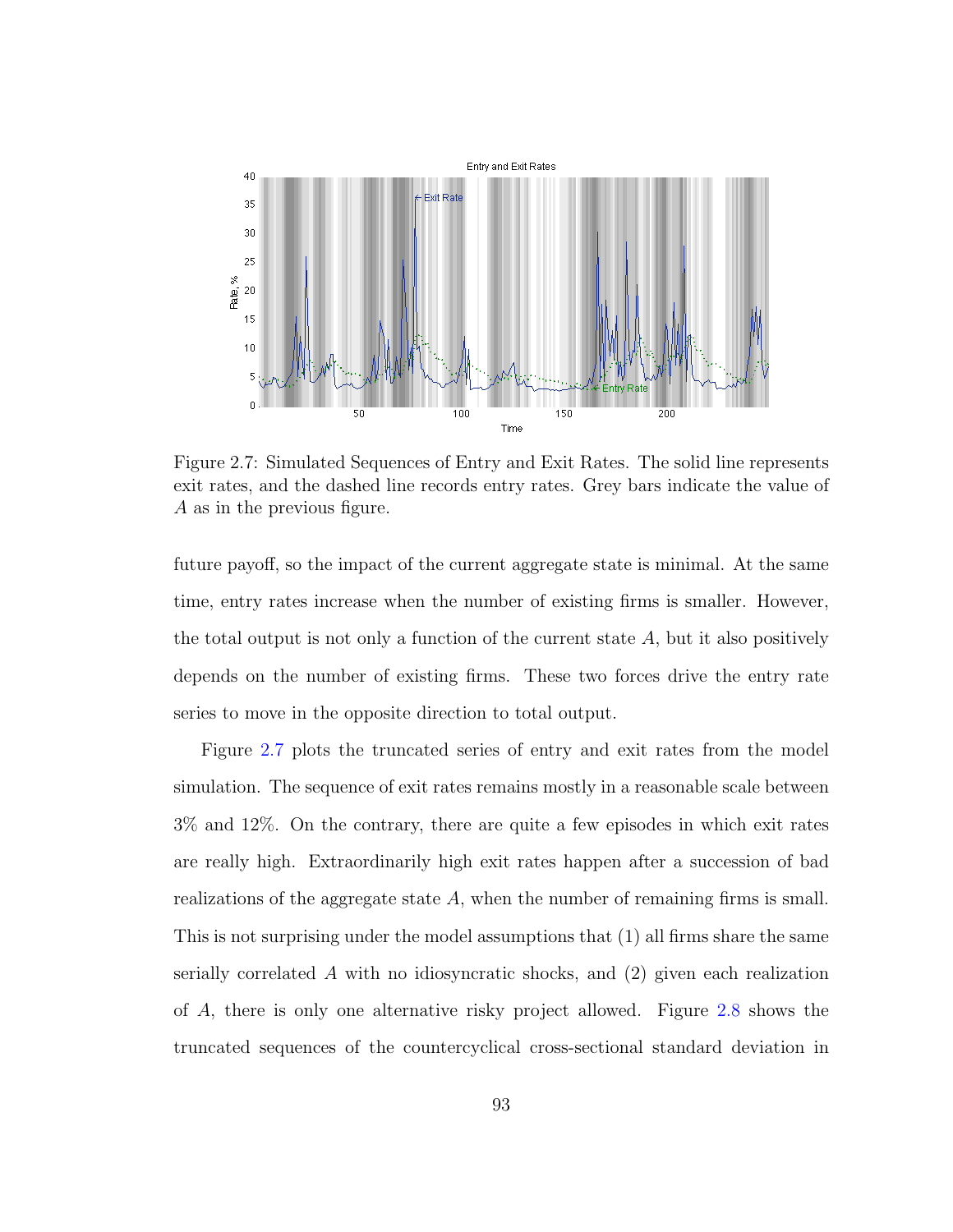Entry and Exit Rates

40
35
30
25
20
15
10
5
0

Rate, %

Exit Rate

Entry Rate

50
100
150
200

Time

Figure 2.7: Simulated Sequences of Entry and Exit Rates. The solid line represents exit rates, and the dashed line records entry rates. Grey bars indicate the value of $A$ as in the previous figure.

future payoff, so the impact of the current aggregate state is minimal. At the same time, entry rates increase when the number of existing firms is smaller. However, the total output is not only a function of the current state $A$, but it also positively depends on the number of existing firms. These two forces drive the entry rate series to move in the opposite direction to total output.

Figure 2.7 plots the truncated series of entry and exit rates from the model simulation. The sequence of exit rates remains mostly in a reasonable scale between 3% and 12%. On the contrary, there are quite a few episodes in which exit rates are really high. Extraordinarily high exit rates happen after a succession of bad realizations of the aggregate state $A$, when the number of remaining firms is small. This is not surprising under the model assumptions that (1) all firms share the same serially correlated $A$ with no idiosyncratic shocks, and (2) given each realization of $A$, there is only one alternative risky project allowed. Figure 2.8 shows the truncated sequences of the countercyclical cross-sectional standard deviation in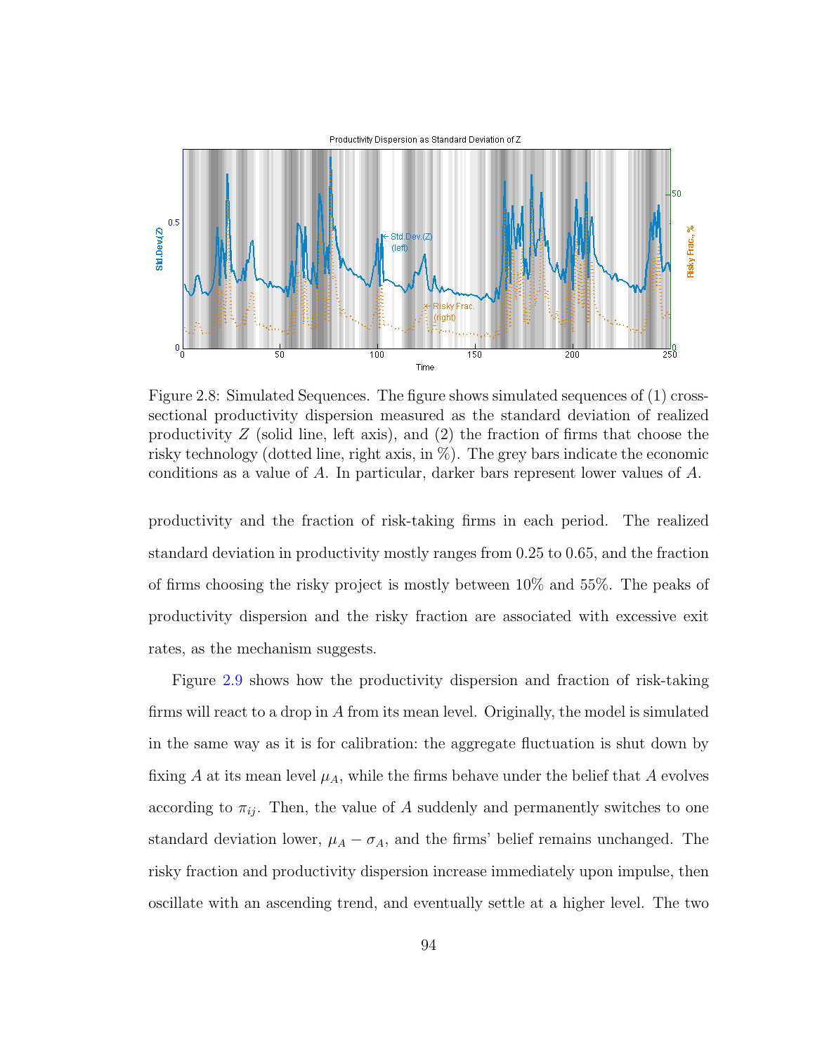Productivity Dispersion as Standard Deviation of Z

Std.Dev(Z)

Risky Frac., %

0.5

0

50

0

Time

0

50

100

150

200

250

← Std.Dev.(Z) (left)

← Risky Frac. (right)

Figure 2.8: Simulated Sequences. The figure shows simulated sequences of (1) cross-sectional productivity dispersion measured as the standard deviation of realized productivity $Z$ (solid line, left axis), and (2) the fraction of firms that choose the risky technology (dotted line, right axis, in %). The grey bars indicate the economic conditions as a value of $A$. In particular, darker bars represent lower values of $A$.

productivity and the fraction of risk-taking firms in each period. The realized standard deviation in productivity mostly ranges from 0.25 to 0.65, and the fraction of firms choosing the risky project is mostly between 10% and 55%. The peaks of productivity dispersion and the risky fraction are associated with excessive exit rates, as the mechanism suggests.

Figure 2.9 shows how the productivity dispersion and fraction of risk-taking firms will react to a drop in $A$ from its mean level. Originally, the model is simulated in the same way as it is for calibration: the aggregate fluctuation is shut down by fixing $A$ at its mean level $\mu_A$, while the firms behave under the belief that $A$ evolves according to $\pi_{ij}$. Then, the value of $A$ suddenly and permanently switches to one standard deviation lower, $\mu_A - \sigma_A$, and the firms' belief remains unchanged. The risky fraction and productivity dispersion increase immediately upon impulse, then oscillate with an ascending trend, and eventually settle at a higher level. The two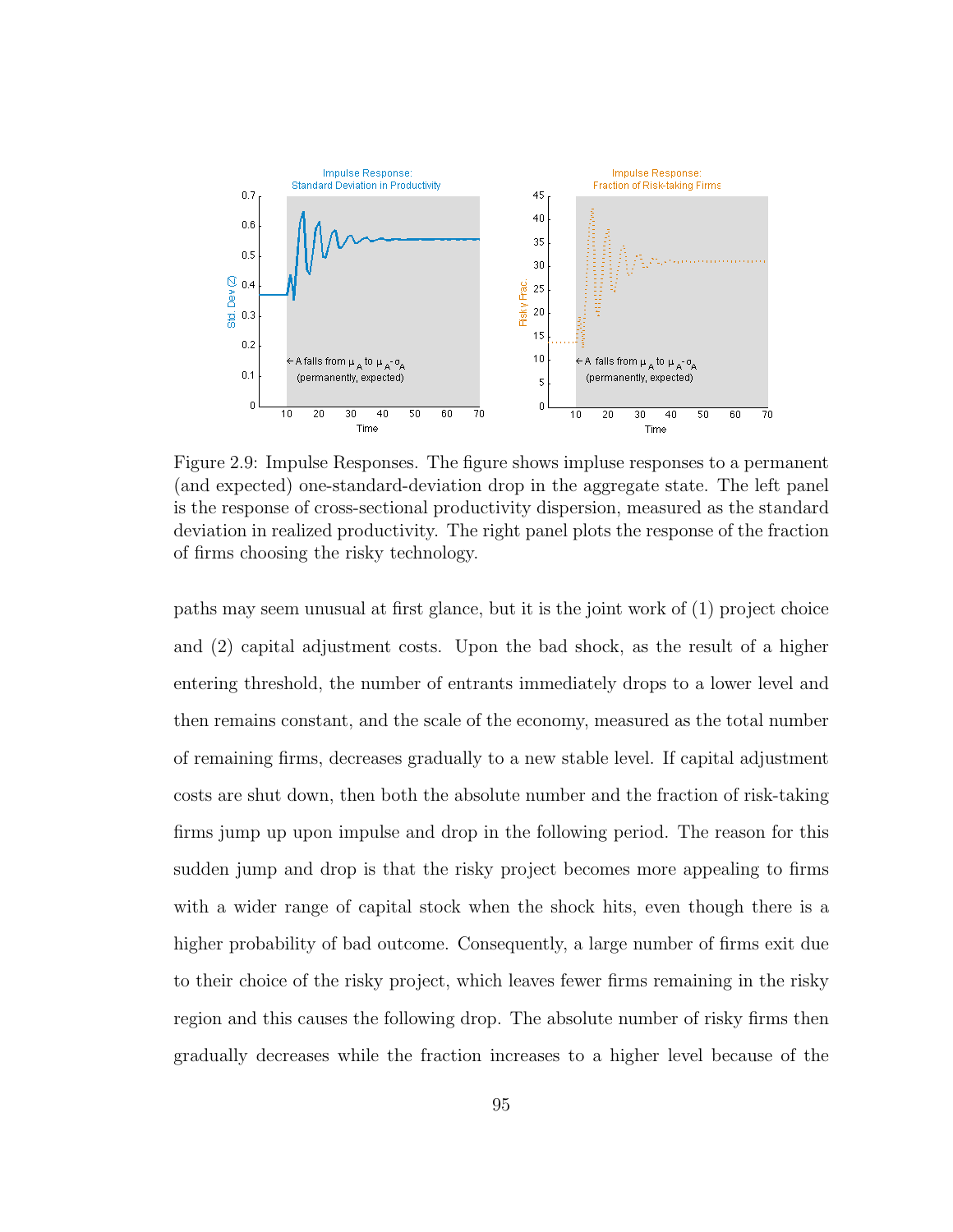Impulse Response:
Standard Deviation in Productivity

0.7
0.6
0.5
0.4
0.3
0.2
0.1
0

Std. Dev (Z)

← A falls from $\mu_A$ to $\mu_A$-$\sigma_A$
(permanently, expected)

10 20 30 40 50 60 70

Time

Impulse Response:
Fraction of Risk-taking Firms

45
40
35
30
25
20
15
10
5
0

Risky Frac.

← A falls from $\mu_A$ to $\mu_A$-$\sigma_A$
(permanently, expected)

10 20 30 40 50 60 70

Time

Figure 2.9: Impulse Responses. The figure shows impluse responses to a permanent (and expected) one-standard-deviation drop in the aggregate state. The left panel is the response of cross-sectional productivity dispersion, measured as the standard deviation in realized productivity. The right panel plots the response of the fraction of firms choosing the risky technology.

paths may seem unusual at first glance, but it is the joint work of (1) project choice and (2) capital adjustment costs. Upon the bad shock, as the result of a higher entering threshold, the number of entrants immediately drops to a lower level and then remains constant, and the scale of the economy, measured as the total number of remaining firms, decreases gradually to a new stable level. If capital adjustment costs are shut down, then both the absolute number and the fraction of risk-taking firms jump up upon impulse and drop in the following period. The reason for this sudden jump and drop is that the risky project becomes more appealing to firms with a wider range of capital stock when the shock hits, even though there is a higher probability of bad outcome. Consequently, a large number of firms exit due to their choice of the risky project, which leaves fewer firms remaining in the risky region and this causes the following drop. The absolute number of risky firms then gradually decreases while the fraction increases to a higher level because of the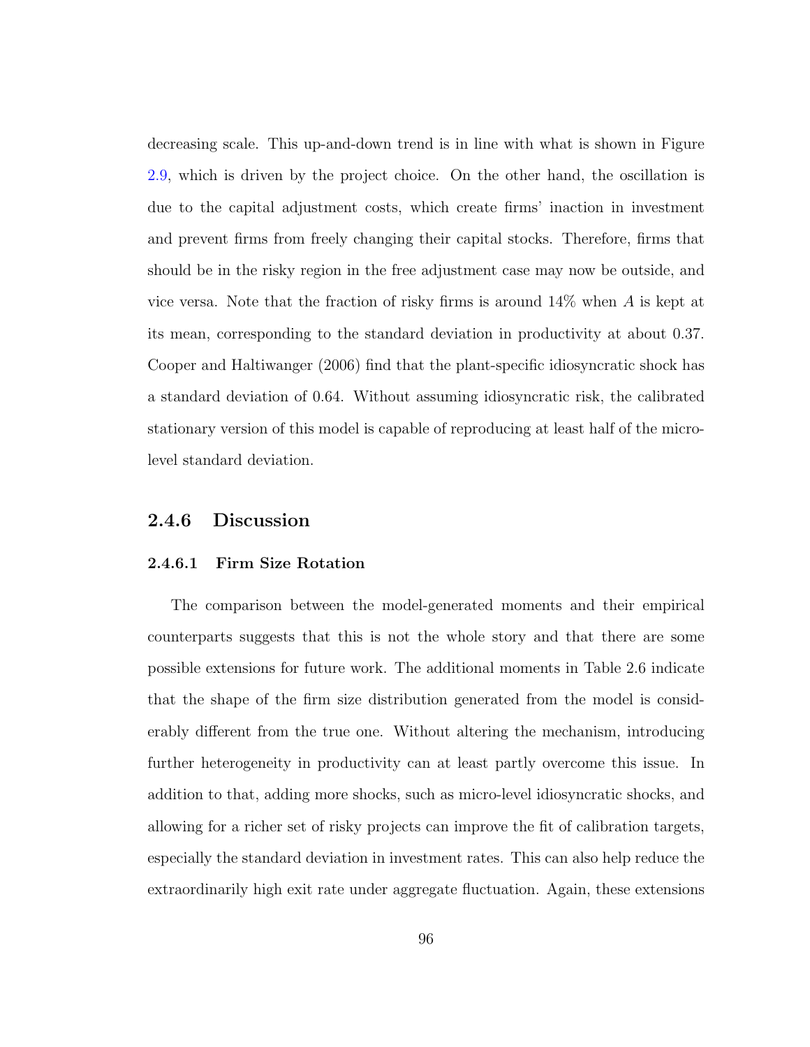decreasing scale. This up-and-down trend is in line with what is shown in Figure 2.9, which is driven by the project choice. On the other hand, the oscillation is due to the capital adjustment costs, which create firms' inaction in investment and prevent firms from freely changing their capital stocks. Therefore, firms that should be in the risky region in the free adjustment case may now be outside, and vice versa. Note that the fraction of risky firms is around 14% when $A$ is kept at its mean, corresponding to the standard deviation in productivity at about 0.37. Cooper and Haltiwanger (2006) find that the plant-specific idiosyncratic shock has a standard deviation of 0.64. Without assuming idiosyncratic risk, the calibrated stationary version of this model is capable of reproducing at least half of the micro-level standard deviation.

### 2.4.6 Discussion

#### 2.4.6.1 Firm Size Rotation

The comparison between the model-generated moments and their empirical counterparts suggests that this is not the whole story and that there are some possible extensions for future work. The additional moments in Table 2.6 indicate that the shape of the firm size distribution generated from the model is considerably different from the true one. Without altering the mechanism, introducing further heterogeneity in productivity can at least partly overcome this issue. In addition to that, adding more shocks, such as micro-level idiosyncratic shocks, and allowing for a richer set of risky projects can improve the fit of calibration targets, especially the standard deviation in investment rates. This can also help reduce the extraordinarily high exit rate under aggregate fluctuation. Again, these extensions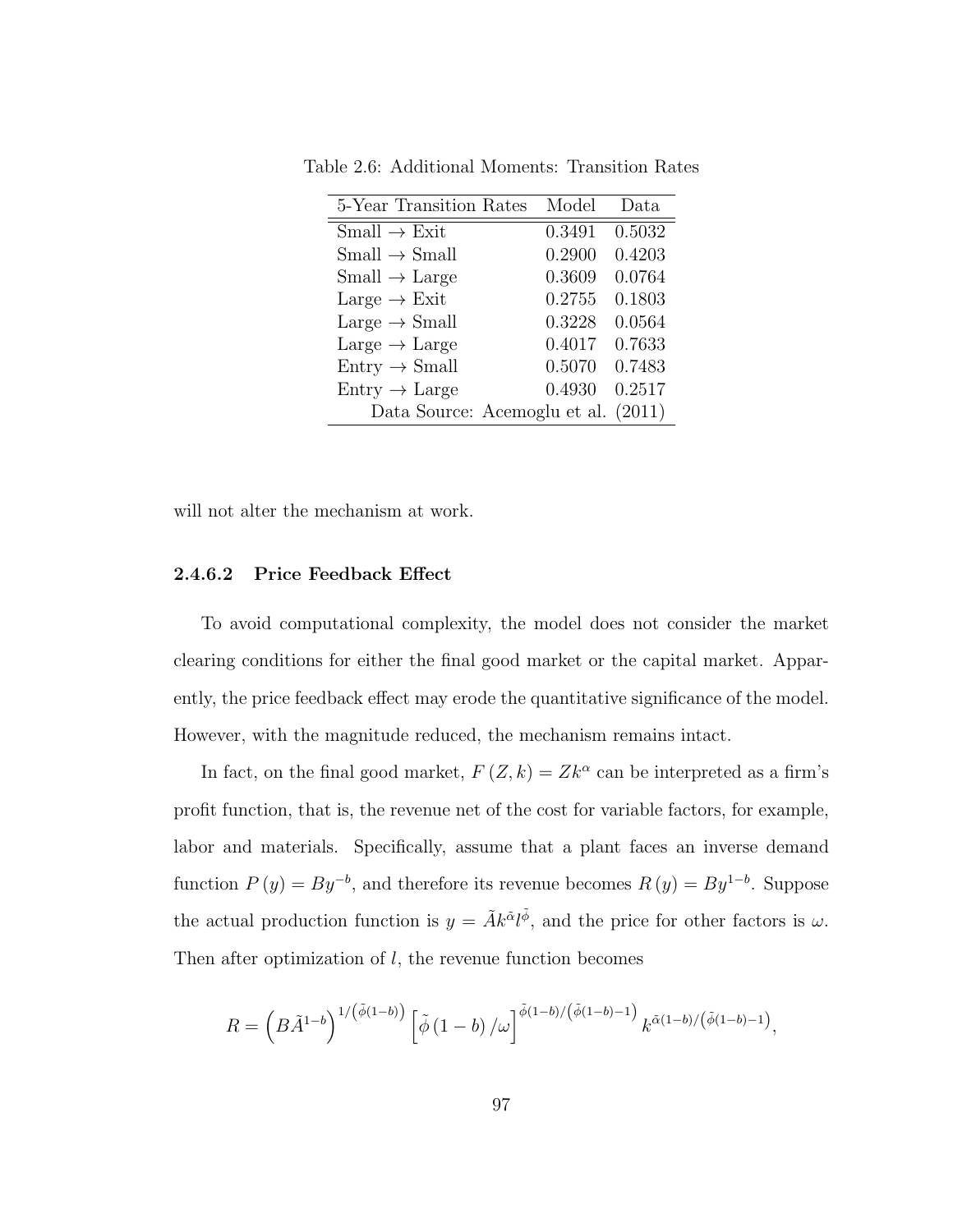Table 2.6: Additional Moments: Transition Rates

| 5-Year Transition Rates | Model | Data |
|---|---|---|
| Small → Exit | 0.3491 | 0.5032 |
| Small → Small | 0.2900 | 0.4203 |
| Small → Large | 0.3609 | 0.0764 |
| Large → Exit | 0.2755 | 0.1803 |
| Large → Small | 0.3228 | 0.0564 |
| Large → Large | 0.4017 | 0.7633 |
| Entry → Small | 0.5070 | 0.7483 |
| Entry → Large | 0.4930 | 0.2517 |
| Data Source: Acemoglu et al. (2011) | | |

will not alter the mechanism at work.

#### 2.4.6.2 Price Feedback Effect

To avoid computational complexity, the model does not consider the market clearing conditions for either the final good market or the capital market. Apparently, the price feedback effect may erode the quantitative significance of the model. However, with the magnitude reduced, the mechanism remains intact.

In fact, on the final good market, $F(Z,k) = Zk^{\alpha}$ can be interpreted as a firm's profit function, that is, the revenue net of the cost for variable factors, for example, labor and materials. Specifically, assume that a plant faces an inverse demand function $P(y) = By^{-b}$, and therefore its revenue becomes $R(y) = By^{1-b}$. Suppose the actual production function is $y = \tilde{A}k^{\tilde{\alpha}}l^{\tilde{\phi}}$, and the price for other factors is $\omega$. Then after optimization of $l$, the revenue function becomes

$$R = \left(B\tilde{A}^{1-b}\right)^{1/\left(\tilde{\phi}(1-b)\right)} \left[\tilde{\phi}(1-b)/\omega\right]^{\tilde{\phi}(1-b)/\left(\tilde{\phi}(1-b)-1\right)} k^{\tilde{\alpha}(1-b)/\left(\tilde{\phi}(1-b)-1\right)},$$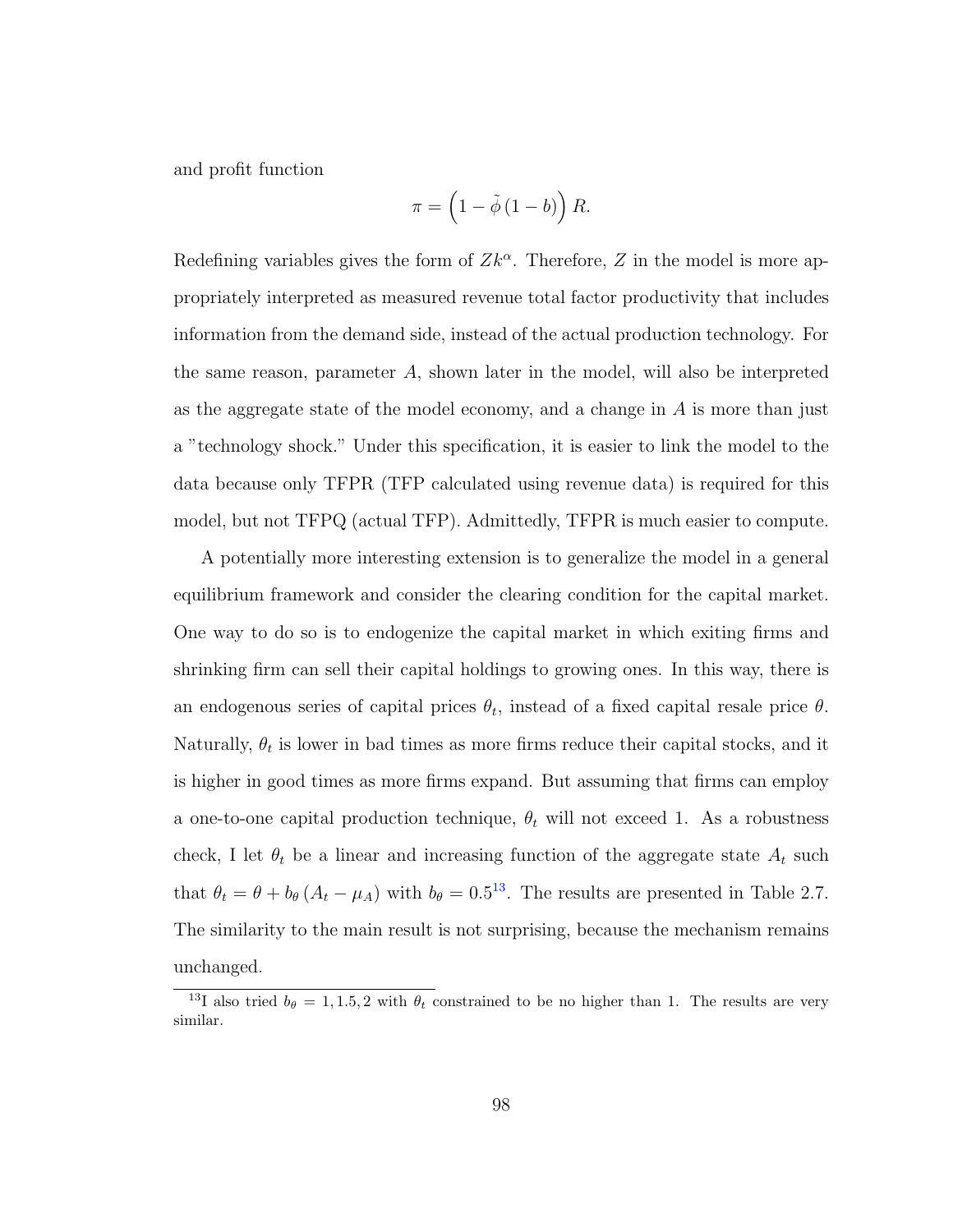and profit function

$$\pi = \left(1 - \tilde{\phi}\left(1 - b\right)\right) R.$$

Redefining variables gives the form of $Zk^{\alpha}$. Therefore, $Z$ in the model is more appropriately interpreted as measured revenue total factor productivity that includes information from the demand side, instead of the actual production technology. For the same reason, parameter $A$, shown later in the model, will also be interpreted as the aggregate state of the model economy, and a change in $A$ is more than just a "technology shock." Under this specification, it is easier to link the model to the data because only TFPR (TFP calculated using revenue data) is required for this model, but not TFPQ (actual TFP). Admittedly, TFPR is much easier to compute.

A potentially more interesting extension is to generalize the model in a general equilibrium framework and consider the clearing condition for the capital market. One way to do so is to endogenize the capital market in which exiting firms and shrinking firm can sell their capital holdings to growing ones. In this way, there is an endogenous series of capital prices $\theta_t$, instead of a fixed capital resale price $\theta$. Naturally, $\theta_t$ is lower in bad times as more firms reduce their capital stocks, and it is higher in good times as more firms expand. But assuming that firms can employ a one-to-one capital production technique, $\theta_t$ will not exceed 1. As a robustness check, I let $\theta_t$ be a linear and increasing function of the aggregate state $A_t$ such that $\theta_t = \theta + b_\theta \left(A_t - \mu_A\right)$ with $b_\theta = 0.5$[13]. The results are presented in Table 2.7. The similarity to the main result is not surprising, because the mechanism remains unchanged.

[13] I also tried $b_\theta = 1, 1.5, 2$ with $\theta_t$ constrained to be no higher than 1. The results are very similar.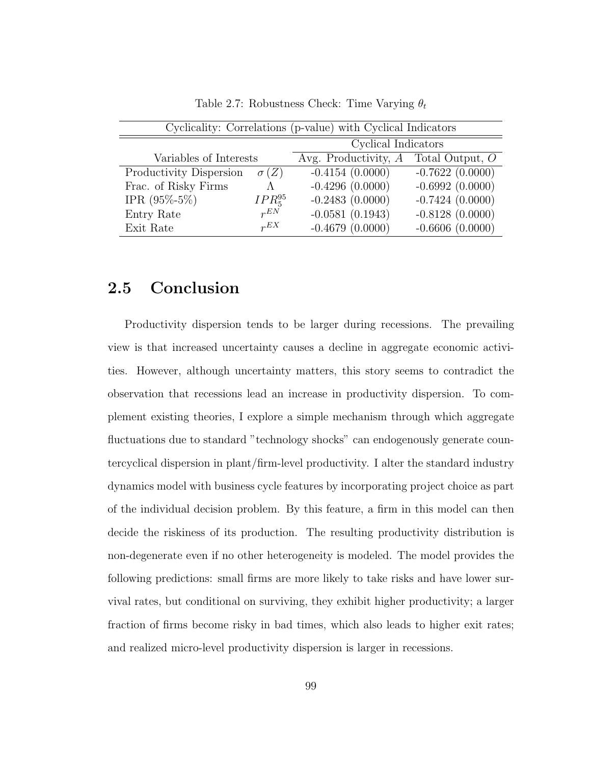Table 2.7: Robustness Check: Time Varying $\theta_t$

| Cyclicality: Correlations (p-value) with Cyclical Indicators | | | |
|---|---|---|---|
| | | Cyclical Indicators | |
| Variables of Interests | | Avg. Productivity, $A$ | Total Output, $O$ |
| Productivity Dispersion | $\sigma(Z)$ | -0.4154 (0.0000) | -0.7622 (0.0000) |
| Frac. of Risky Firms | $\Lambda$ | -0.4296 (0.0000) | -0.6992 (0.0000) |
| IPR (95%-5%) | $IPR_5^{95}$ | -0.2483 (0.0000) | -0.7424 (0.0000) |
| Entry Rate | $r^{EN}$ | -0.0581 (0.1943) | -0.8128 (0.0000) |
| Exit Rate | $r^{EX}$ | -0.4679 (0.0000) | -0.6606 (0.0000) |

## 2.5 Conclusion

Productivity dispersion tends to be larger during recessions. The prevailing view is that increased uncertainty causes a decline in aggregate economic activities. However, although uncertainty matters, this story seems to contradict the observation that recessions lead an increase in productivity dispersion. To complement existing theories, I explore a simple mechanism through which aggregate fluctuations due to standard "technology shocks" can endogenously generate countercyclical dispersion in plant/firm-level productivity. I alter the standard industry dynamics model with business cycle features by incorporating project choice as part of the individual decision problem. By this feature, a firm in this model can then decide the riskiness of its production. The resulting productivity distribution is non-degenerate even if no other heterogeneity is modeled. The model provides the following predictions: small firms are more likely to take risks and have lower survival rates, but conditional on surviving, they exhibit higher productivity; a larger fraction of firms become risky in bad times, which also leads to higher exit rates; and realized micro-level productivity dispersion is larger in recessions.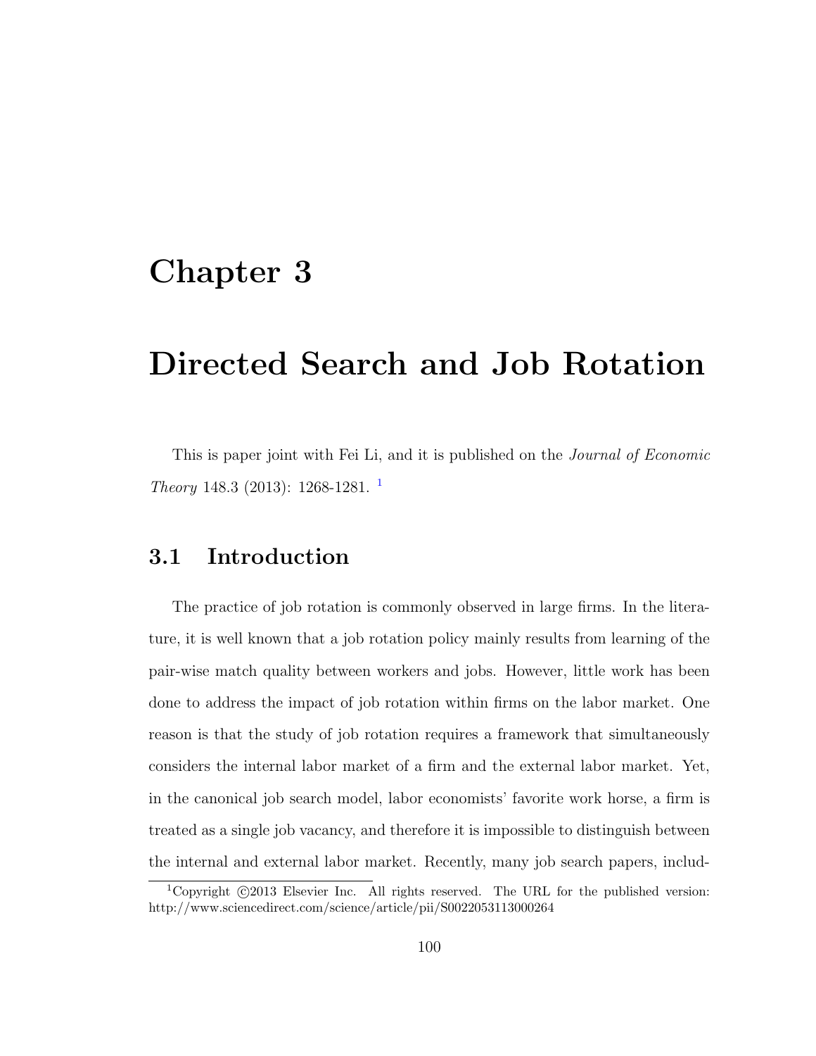# Chapter 3

# Directed Search and Job Rotation

This is paper joint with Fei Li, and it is published on the *Journal of Economic Theory* 148.3 (2013): 1268-1281. [1]

## 3.1 Introduction

The practice of job rotation is commonly observed in large firms. In the literature, it is well known that a job rotation policy mainly results from learning of the pair-wise match quality between workers and jobs. However, little work has been done to address the impact of job rotation within firms on the labor market. One reason is that the study of job rotation requires a framework that simultaneously considers the internal labor market of a firm and the external labor market. Yet, in the canonical job search model, labor economists' favorite work horse, a firm is treated as a single job vacancy, and therefore it is impossible to distinguish between the internal and external labor market. Recently, many job search papers, includ-

[1] Copyright ©2013 Elsevier Inc. All rights reserved. The URL for the published version: http://www.sciencedirect.com/science/article/pii/S0022053113000264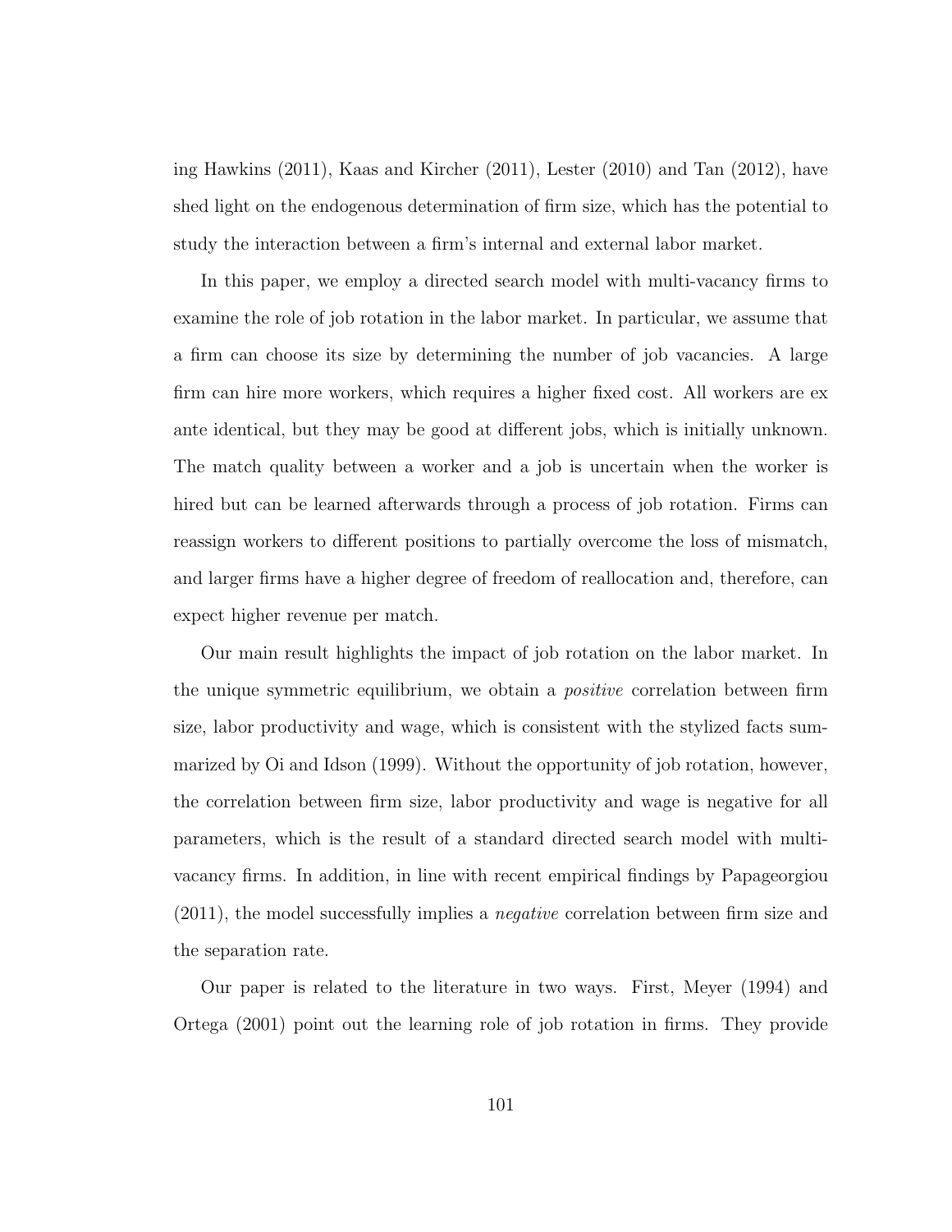ing Hawkins (2011), Kaas and Kircher (2011), Lester (2010) and Tan (2012), have shed light on the endogenous determination of firm size, which has the potential to study the interaction between a firm's internal and external labor market.

In this paper, we employ a directed search model with multi-vacancy firms to examine the role of job rotation in the labor market. In particular, we assume that a firm can choose its size by determining the number of job vacancies. A large firm can hire more workers, which requires a higher fixed cost. All workers are ex ante identical, but they may be good at different jobs, which is initially unknown. The match quality between a worker and a job is uncertain when the worker is hired but can be learned afterwards through a process of job rotation. Firms can reassign workers to different positions to partially overcome the loss of mismatch, and larger firms have a higher degree of freedom of reallocation and, therefore, can expect higher revenue per match.

Our main result highlights the impact of job rotation on the labor market. In the unique symmetric equilibrium, we obtain a *positive* correlation between firm size, labor productivity and wage, which is consistent with the stylized facts summarized by Oi and Idson (1999). Without the opportunity of job rotation, however, the correlation between firm size, labor productivity and wage is negative for all parameters, which is the result of a standard directed search model with multi-vacancy firms. In addition, in line with recent empirical findings by Papageorgiou (2011), the model successfully implies a *negative* correlation between firm size and the separation rate.

Our paper is related to the literature in two ways. First, Meyer (1994) and Ortega (2001) point out the learning role of job rotation in firms. They provide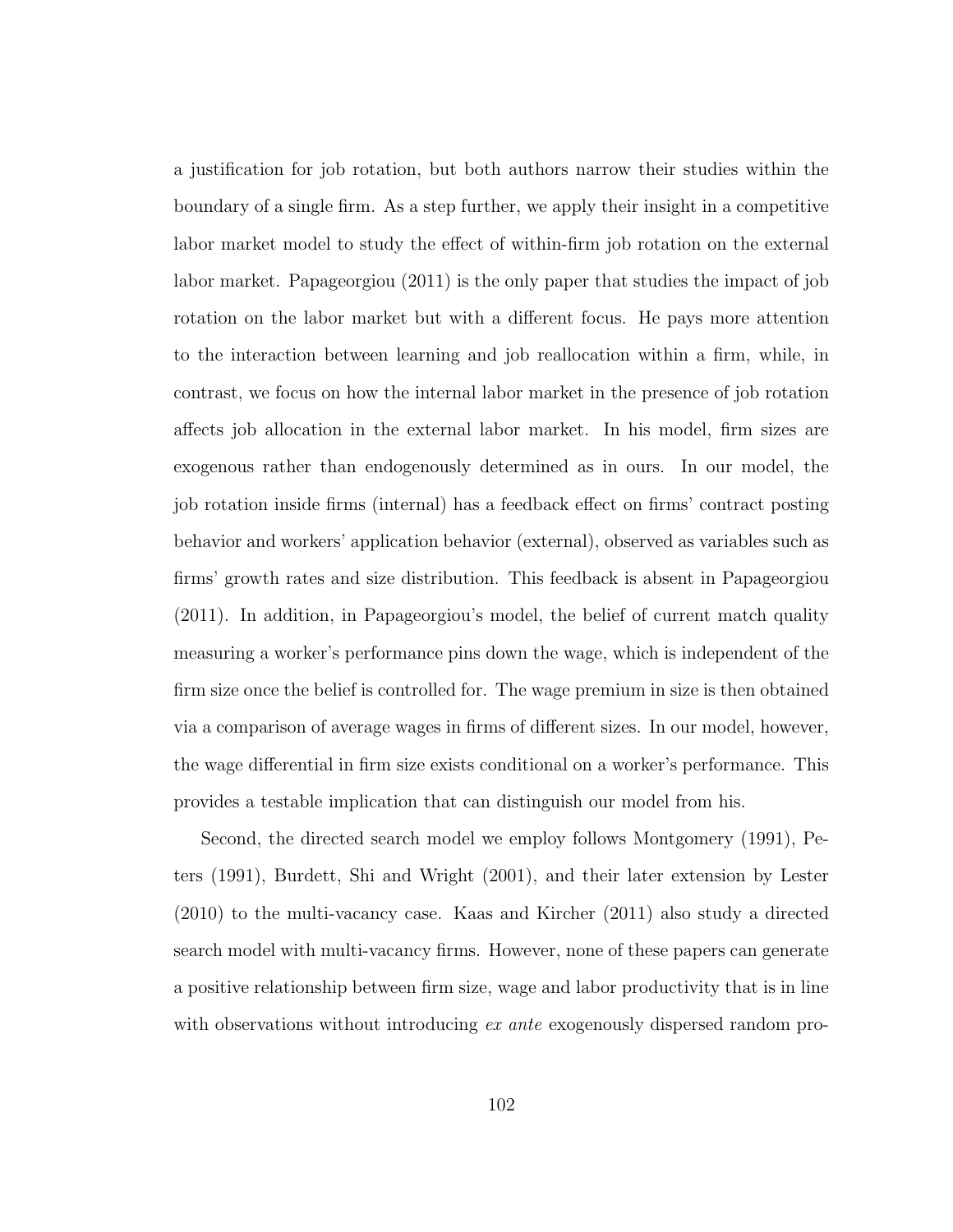a justification for job rotation, but both authors narrow their studies within the boundary of a single firm. As a step further, we apply their insight in a competitive labor market model to study the effect of within-firm job rotation on the external labor market. Papageorgiou (2011) is the only paper that studies the impact of job rotation on the labor market but with a different focus. He pays more attention to the interaction between learning and job reallocation within a firm, while, in contrast, we focus on how the internal labor market in the presence of job rotation affects job allocation in the external labor market. In his model, firm sizes are exogenous rather than endogenously determined as in ours. In our model, the job rotation inside firms (internal) has a feedback effect on firms' contract posting behavior and workers' application behavior (external), observed as variables such as firms' growth rates and size distribution. This feedback is absent in Papageorgiou (2011). In addition, in Papageorgiou's model, the belief of current match quality measuring a worker's performance pins down the wage, which is independent of the firm size once the belief is controlled for. The wage premium in size is then obtained via a comparison of average wages in firms of different sizes. In our model, however, the wage differential in firm size exists conditional on a worker's performance. This provides a testable implication that can distinguish our model from his.

Second, the directed search model we employ follows Montgomery (1991), Peters (1991), Burdett, Shi and Wright (2001), and their later extension by Lester (2010) to the multi-vacancy case. Kaas and Kircher (2011) also study a directed search model with multi-vacancy firms. However, none of these papers can generate a positive relationship between firm size, wage and labor productivity that is in line with observations without introducing *ex ante* exogenously dispersed random pro-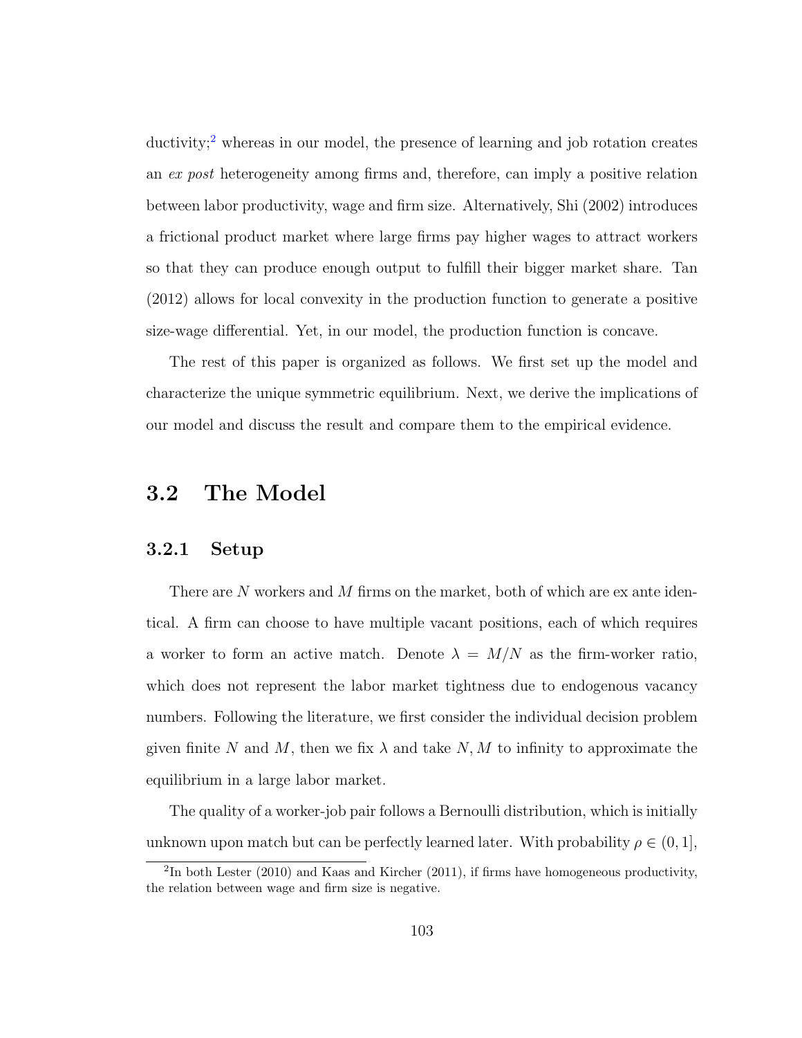ductivity;[2] whereas in our model, the presence of learning and job rotation creates an *ex post* heterogeneity among firms and, therefore, can imply a positive relation between labor productivity, wage and firm size. Alternatively, Shi (2002) introduces a frictional product market where large firms pay higher wages to attract workers so that they can produce enough output to fulfill their bigger market share. Tan (2012) allows for local convexity in the production function to generate a positive size-wage differential. Yet, in our model, the production function is concave.

The rest of this paper is organized as follows. We first set up the model and characterize the unique symmetric equilibrium. Next, we derive the implications of our model and discuss the result and compare them to the empirical evidence.

## 3.2 The Model

### 3.2.1 Setup

There are $N$ workers and $M$ firms on the market, both of which are ex ante identical. A firm can choose to have multiple vacant positions, each of which requires a worker to form an active match. Denote $\lambda = M/N$ as the firm-worker ratio, which does not represent the labor market tightness due to endogenous vacancy numbers. Following the literature, we first consider the individual decision problem given finite $N$ and $M$, then we fix $\lambda$ and take $N, M$ to infinity to approximate the equilibrium in a large labor market.

The quality of a worker-job pair follows a Bernoulli distribution, which is initially unknown upon match but can be perfectly learned later. With probability $\rho \in (0, 1]$,

[2] In both Lester (2010) and Kaas and Kircher (2011), if firms have homogeneous productivity, the relation between wage and firm size is negative.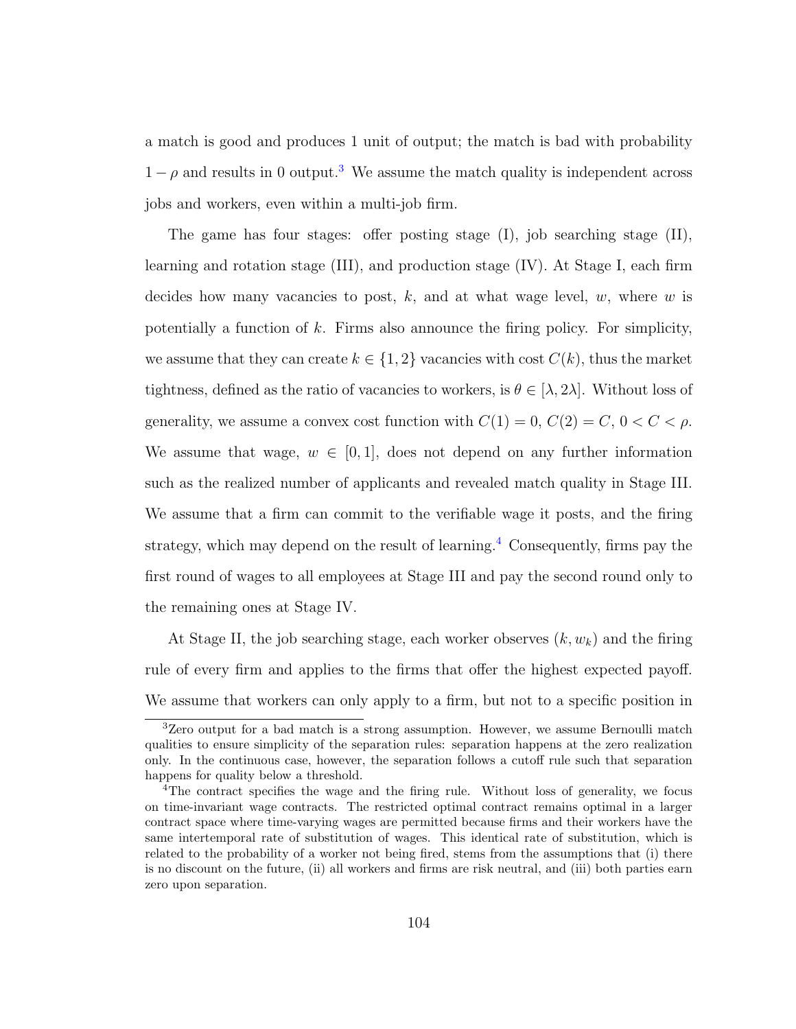a match is good and produces 1 unit of output; the match is bad with probability $1-\rho$ and results in 0 output.[3] We assume the match quality is independent across jobs and workers, even within a multi-job firm.

The game has four stages: offer posting stage (I), job searching stage (II), learning and rotation stage (III), and production stage (IV). At Stage I, each firm decides how many vacancies to post, $k$, and at what wage level, $w$, where $w$ is potentially a function of $k$. Firms also announce the firing policy. For simplicity, we assume that they can create $k \in \{1, 2\}$ vacancies with cost $C(k)$, thus the market tightness, defined as the ratio of vacancies to workers, is $\theta \in [\lambda, 2\lambda]$. Without loss of generality, we assume a convex cost function with $C(1) = 0$, $C(2) = C$, $0 < C < \rho$. We assume that wage, $w \in [0, 1]$, does not depend on any further information such as the realized number of applicants and revealed match quality in Stage III. We assume that a firm can commit to the verifiable wage it posts, and the firing strategy, which may depend on the result of learning.[4] Consequently, firms pay the first round of wages to all employees at Stage III and pay the second round only to the remaining ones at Stage IV.

At Stage II, the job searching stage, each worker observes $(k, w_k)$ and the firing rule of every firm and applies to the firms that offer the highest expected payoff. We assume that workers can only apply to a firm, but not to a specific position in

---

[3] Zero output for a bad match is a strong assumption. However, we assume Bernoulli match qualities to ensure simplicity of the separation rules: separation happens at the zero realization only. In the continuous case, however, the separation follows a cutoff rule such that separation happens for quality below a threshold.

[4] The contract specifies the wage and the firing rule. Without loss of generality, we focus on time-invariant wage contracts. The restricted optimal contract remains optimal in a larger contract space where time-varying wages are permitted because firms and their workers have the same intertemporal rate of substitution of wages. This identical rate of substitution, which is related to the probability of a worker not being fired, stems from the assumptions that (i) there is no discount on the future, (ii) all workers and firms are risk neutral, and (iii) both parties earn zero upon separation.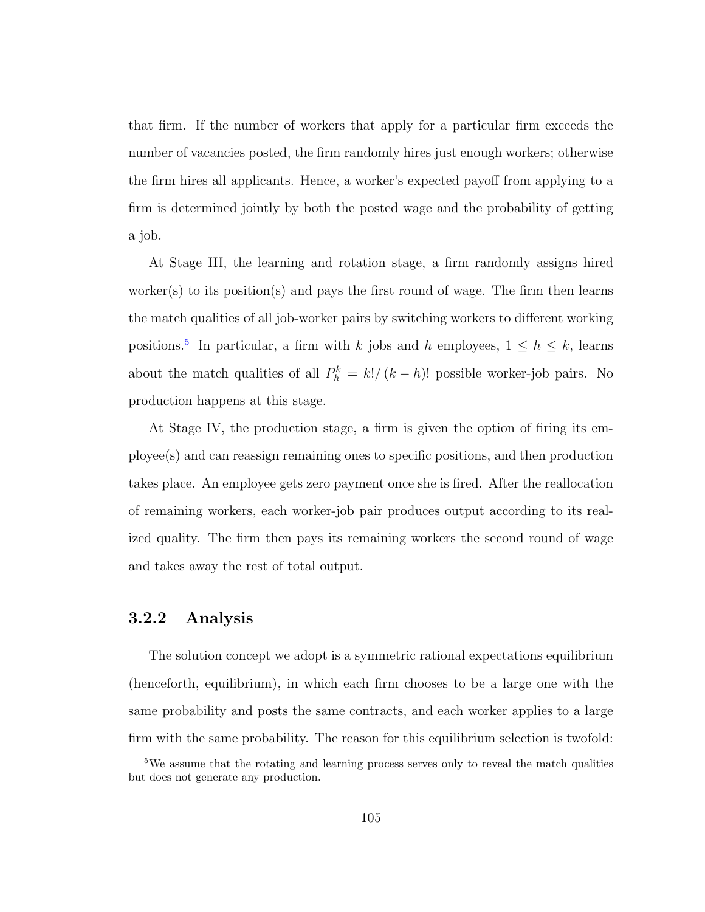that firm. If the number of workers that apply for a particular firm exceeds the number of vacancies posted, the firm randomly hires just enough workers; otherwise the firm hires all applicants. Hence, a worker's expected payoff from applying to a firm is determined jointly by both the posted wage and the probability of getting a job.

At Stage III, the learning and rotation stage, a firm randomly assigns hired worker(s) to its position(s) and pays the first round of wage. The firm then learns the match qualities of all job-worker pairs by switching workers to different working positions.[5] In particular, a firm with $k$ jobs and $h$ employees, $1 \leq h \leq k$, learns about the match qualities of all $P_h^k = k!/\left(k-h\right)!$ possible worker-job pairs. No production happens at this stage.

At Stage IV, the production stage, a firm is given the option of firing its employee(s) and can reassign remaining ones to specific positions, and then production takes place. An employee gets zero payment once she is fired. After the reallocation of remaining workers, each worker-job pair produces output according to its realized quality. The firm then pays its remaining workers the second round of wage and takes away the rest of total output.

### 3.2.2 Analysis

The solution concept we adopt is a symmetric rational expectations equilibrium (henceforth, equilibrium), in which each firm chooses to be a large one with the same probability and posts the same contracts, and each worker applies to a large firm with the same probability. The reason for this equilibrium selection is twofold:

[5]We assume that the rotating and learning process serves only to reveal the match qualities but does not generate any production.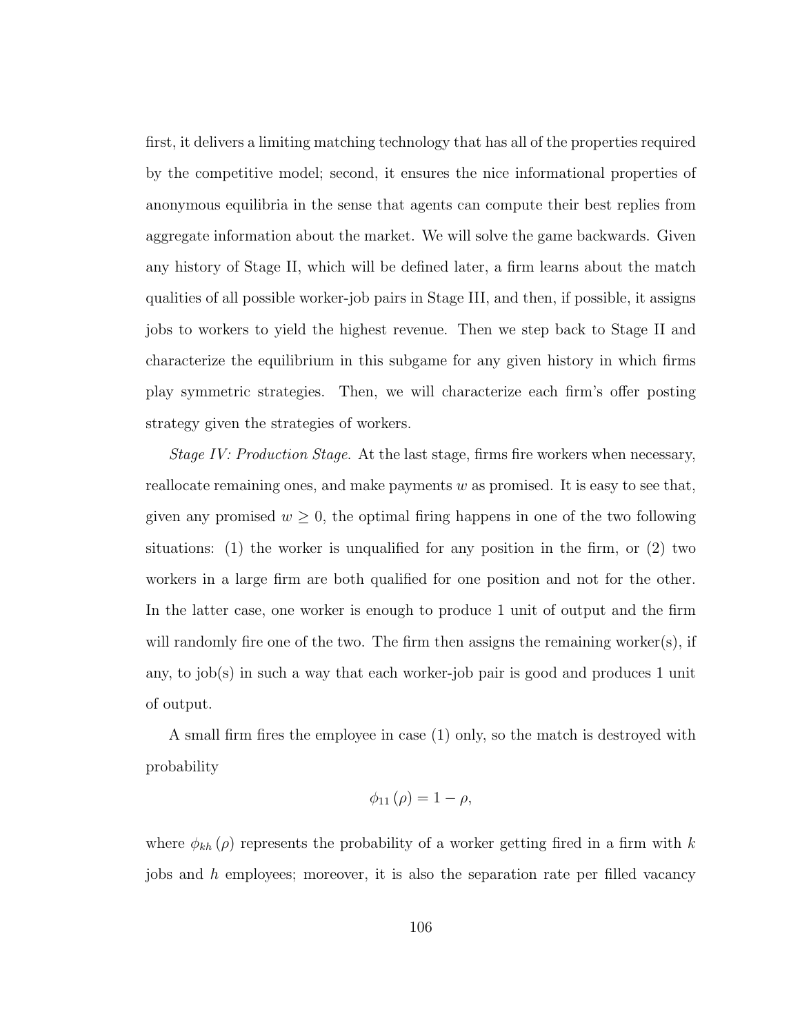first, it delivers a limiting matching technology that has all of the properties required by the competitive model; second, it ensures the nice informational properties of anonymous equilibria in the sense that agents can compute their best replies from aggregate information about the market. We will solve the game backwards. Given any history of Stage II, which will be defined later, a firm learns about the match qualities of all possible worker-job pairs in Stage III, and then, if possible, it assigns jobs to workers to yield the highest revenue. Then we step back to Stage II and characterize the equilibrium in this subgame for any given history in which firms play symmetric strategies. Then, we will characterize each firm's offer posting strategy given the strategies of workers.

*Stage IV: Production Stage.* At the last stage, firms fire workers when necessary, reallocate remaining ones, and make payments $w$ as promised. It is easy to see that, given any promised $w \geq 0$, the optimal firing happens in one of the two following situations: (1) the worker is unqualified for any position in the firm, or (2) two workers in a large firm are both qualified for one position and not for the other. In the latter case, one worker is enough to produce 1 unit of output and the firm will randomly fire one of the two. The firm then assigns the remaining worker(s), if any, to job(s) in such a way that each worker-job pair is good and produces 1 unit of output.

A small firm fires the employee in case (1) only, so the match is destroyed with probability

$$\phi_{11}(\rho) = 1 - \rho,$$

where $\phi_{kh}(\rho)$ represents the probability of a worker getting fired in a firm with $k$ jobs and $h$ employees; moreover, it is also the separation rate per filled vacancy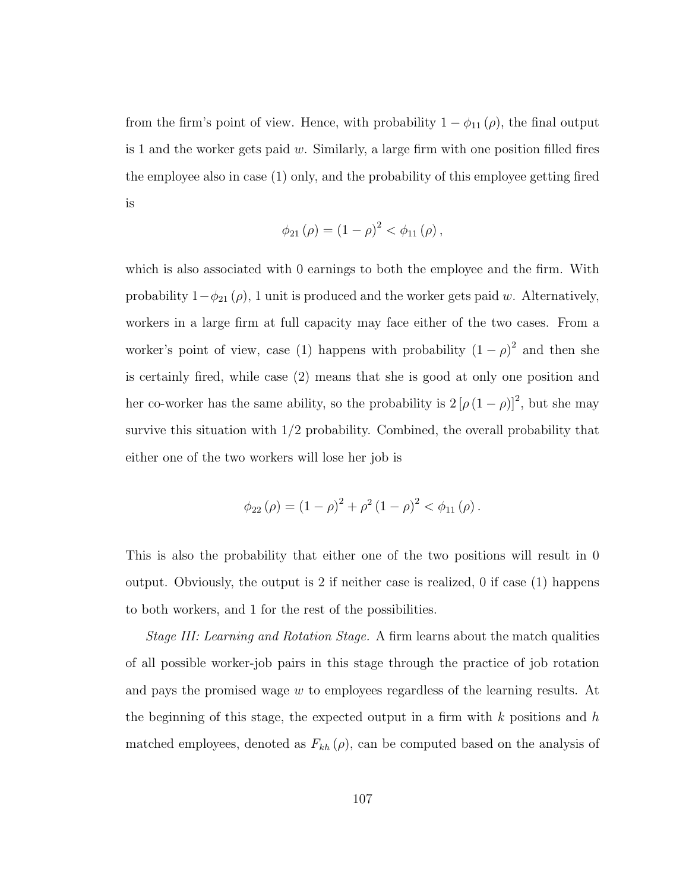from the firm's point of view. Hence, with probability $1 - \phi_{11}(\rho)$, the final output is 1 and the worker gets paid $w$. Similarly, a large firm with one position filled fires the employee also in case (1) only, and the probability of this employee getting fired is

$$\phi_{21}(\rho) = (1-\rho)^2 < \phi_{11}(\rho),$$

which is also associated with 0 earnings to both the employee and the firm. With probability $1-\phi_{21}(\rho)$, 1 unit is produced and the worker gets paid $w$. Alternatively, workers in a large firm at full capacity may face either of the two cases. From a worker's point of view, case (1) happens with probability $(1-\rho)^2$ and then she is certainly fired, while case (2) means that she is good at only one position and her co-worker has the same ability, so the probability is $2[\rho(1-\rho)]^2$, but she may survive this situation with $1/2$ probability. Combined, the overall probability that either one of the two workers will lose her job is

$$\phi_{22}(\rho) = (1-\rho)^2 + \rho^2(1-\rho)^2 < \phi_{11}(\rho).$$

This is also the probability that either one of the two positions will result in 0 output. Obviously, the output is 2 if neither case is realized, 0 if case (1) happens to both workers, and 1 for the rest of the possibilities.

*Stage III: Learning and Rotation Stage.* A firm learns about the match qualities of all possible worker-job pairs in this stage through the practice of job rotation and pays the promised wage $w$ to employees regardless of the learning results. At the beginning of this stage, the expected output in a firm with $k$ positions and $h$ matched employees, denoted as $F_{kh}(\rho)$, can be computed based on the analysis of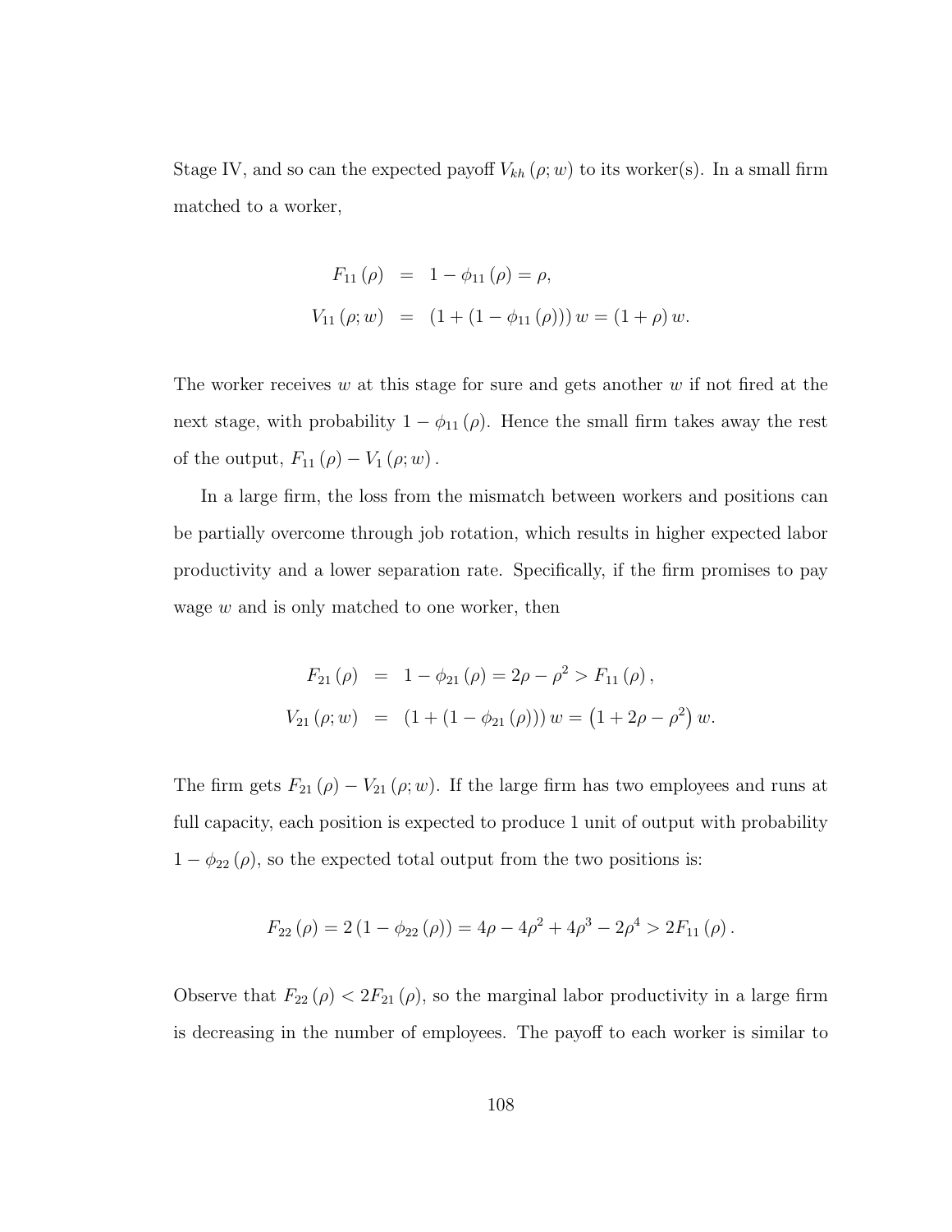Stage IV, and so can the expected payoff $V_{kh}(\rho; w)$ to its worker(s). In a small firm matched to a worker,

$$
\begin{aligned}
F_{11}(\rho) &= 1 - \phi_{11}(\rho) = \rho, \\
V_{11}(\rho; w) &= (1 + (1 - \phi_{11}(\rho)))\, w = (1 + \rho)\, w.
\end{aligned}
$$

The worker receives $w$ at this stage for sure and gets another $w$ if not fired at the next stage, with probability $1 - \phi_{11}(\rho)$. Hence the small firm takes away the rest of the output, $F_{11}(\rho) - V_1(\rho; w)$.

In a large firm, the loss from the mismatch between workers and positions can be partially overcome through job rotation, which results in higher expected labor productivity and a lower separation rate. Specifically, if the firm promises to pay wage $w$ and is only matched to one worker, then

$$
\begin{aligned}
F_{21}(\rho) &= 1 - \phi_{21}(\rho) = 2\rho - \rho^2 > F_{11}(\rho), \\
V_{21}(\rho; w) &= (1 + (1 - \phi_{21}(\rho)))\, w = \left(1 + 2\rho - \rho^2\right) w.
\end{aligned}
$$

The firm gets $F_{21}(\rho) - V_{21}(\rho; w)$. If the large firm has two employees and runs at full capacity, each position is expected to produce 1 unit of output with probability $1 - \phi_{22}(\rho)$, so the expected total output from the two positions is:

$$
F_{22}(\rho) = 2\left(1 - \phi_{22}(\rho)\right) = 4\rho - 4\rho^2 + 4\rho^3 - 2\rho^4 > 2F_{11}(\rho).
$$

Observe that $F_{22}(\rho) < 2F_{21}(\rho)$, so the marginal labor productivity in a large firm is decreasing in the number of employees. The payoff to each worker is similar to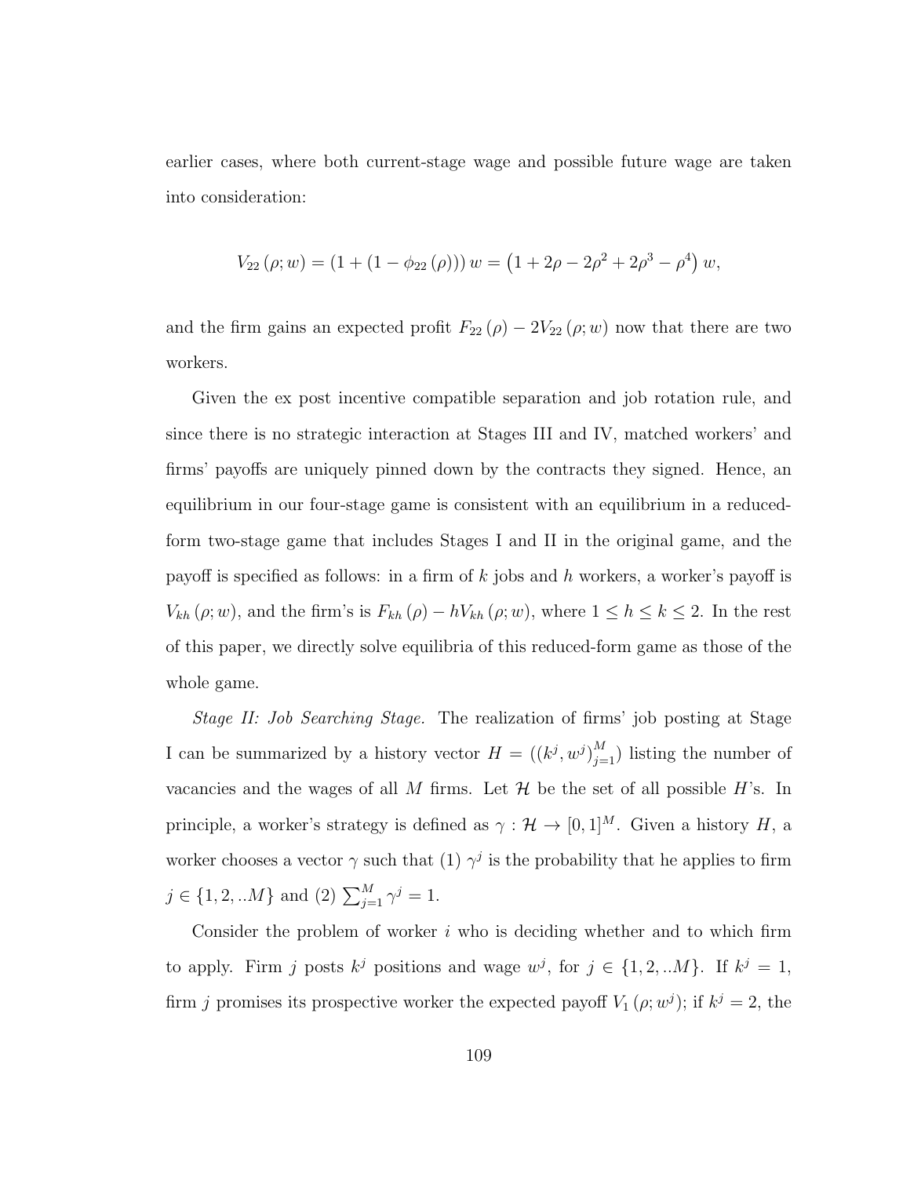earlier cases, where both current-stage wage and possible future wage are taken into consideration:

$$V_{22}(\rho; w) = (1 + (1 - \phi_{22}(\rho)))\, w = \left(1 + 2\rho - 2\rho^2 + 2\rho^3 - \rho^4\right) w,$$

and the firm gains an expected profit $F_{22}(\rho) - 2V_{22}(\rho; w)$ now that there are two workers.

Given the ex post incentive compatible separation and job rotation rule, and since there is no strategic interaction at Stages III and IV, matched workers' and firms' payoffs are uniquely pinned down by the contracts they signed. Hence, an equilibrium in our four-stage game is consistent with an equilibrium in a reduced-form two-stage game that includes Stages I and II in the original game, and the payoff is specified as follows: in a firm of $k$ jobs and $h$ workers, a worker's payoff is $V_{kh}(\rho; w)$, and the firm's is $F_{kh}(\rho) - hV_{kh}(\rho; w)$, where $1 \leq h \leq k \leq 2$. In the rest of this paper, we directly solve equilibria of this reduced-form game as those of the whole game.

*Stage II: Job Searching Stage.* The realization of firms' job posting at Stage I can be summarized by a history vector $H = ((k^j, w^j)_{j=1}^M)$ listing the number of vacancies and the wages of all $M$ firms. Let $\mathcal{H}$ be the set of all possible $H$'s. In principle, a worker's strategy is defined as $\gamma : \mathcal{H} \rightarrow [0,1]^M$. Given a history $H$, a worker chooses a vector $\gamma$ such that (1) $\gamma^j$ is the probability that he applies to firm $j \in \{1, 2, ..M\}$ and (2) $\sum_{j=1}^M \gamma^j = 1$.

Consider the problem of worker $i$ who is deciding whether and to which firm to apply. Firm $j$ posts $k^j$ positions and wage $w^j$, for $j \in \{1, 2, ..M\}$. If $k^j = 1$, firm $j$ promises its prospective worker the expected payoff $V_1(\rho; w^j)$; if $k^j = 2$, the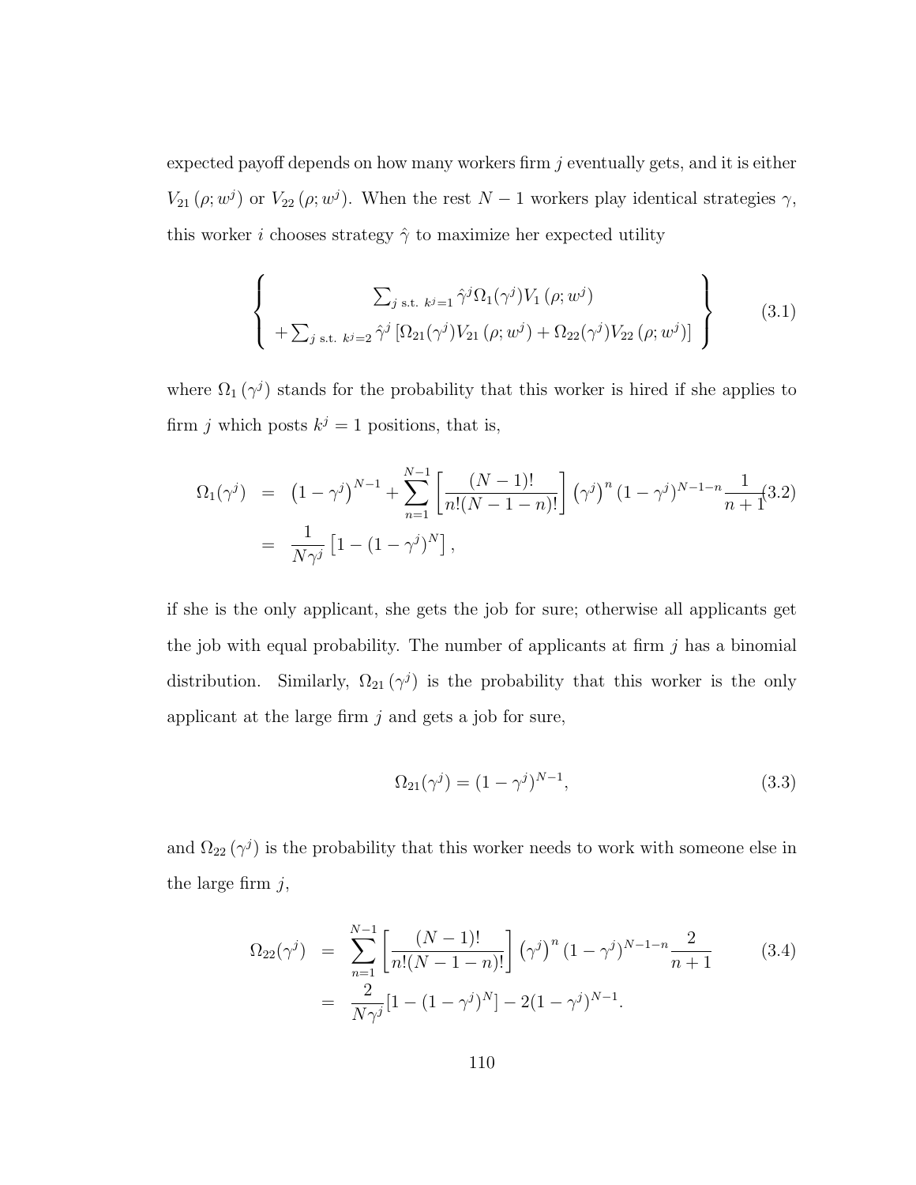expected payoff depends on how many workers firm $j$ eventually gets, and it is either $V_{21}(\rho; w^j)$ or $V_{22}(\rho; w^j)$. When the rest $N-1$ workers play identical strategies $\gamma$, this worker $i$ chooses strategy $\hat{\gamma}$ to maximize her expected utility

$$\left\{ \begin{array}{c} \sum_{j \text{ s.t. } k^j=1} \hat{\gamma}^j \Omega_1(\gamma^j) V_1(\rho; w^j) \\ + \sum_{j \text{ s.t. } k^j=2} \hat{\gamma}^j \left[ \Omega_{21}(\gamma^j) V_{21}(\rho; w^j) + \Omega_{22}(\gamma^j) V_{22}(\rho; w^j) \right] \end{array} \right\} \tag{3.1}$$

where $\Omega_1(\gamma^j)$ stands for the probability that this worker is hired if she applies to firm $j$ which posts $k^j = 1$ positions, that is,

$$\begin{aligned} \Omega_1(\gamma^j) &= \left(1-\gamma^j\right)^{N-1} + \sum_{n=1}^{N-1} \left[ \frac{(N-1)!}{n!(N-1-n)!} \right] \left(\gamma^j\right)^n \left(1-\gamma^j\right)^{N-1-n} \frac{1}{n+1} \\ &= \frac{1}{N\gamma^j} \left[ 1 - \left(1-\gamma^j\right)^N \right], \end{aligned} \tag{3.2}$$

if she is the only applicant, she gets the job for sure; otherwise all applicants get the job with equal probability. The number of applicants at firm $j$ has a binomial distribution. Similarly, $\Omega_{21}(\gamma^j)$ is the probability that this worker is the only applicant at the large firm $j$ and gets a job for sure,

$$\Omega_{21}(\gamma^j) = (1-\gamma^j)^{N-1}, \tag{3.3}$$

and $\Omega_{22}(\gamma^j)$ is the probability that this worker needs to work with someone else in the large firm $j$,

$$\begin{aligned} \Omega_{22}(\gamma^j) &= \sum_{n=1}^{N-1} \left[ \frac{(N-1)!}{n!(N-1-n)!} \right] \left(\gamma^j\right)^n \left(1-\gamma^j\right)^{N-1-n} \frac{2}{n+1} \\ &= \frac{2}{N\gamma^j} [1 - (1-\gamma^j)^N] - 2(1-\gamma^j)^{N-1}. \end{aligned} \tag{3.4}$$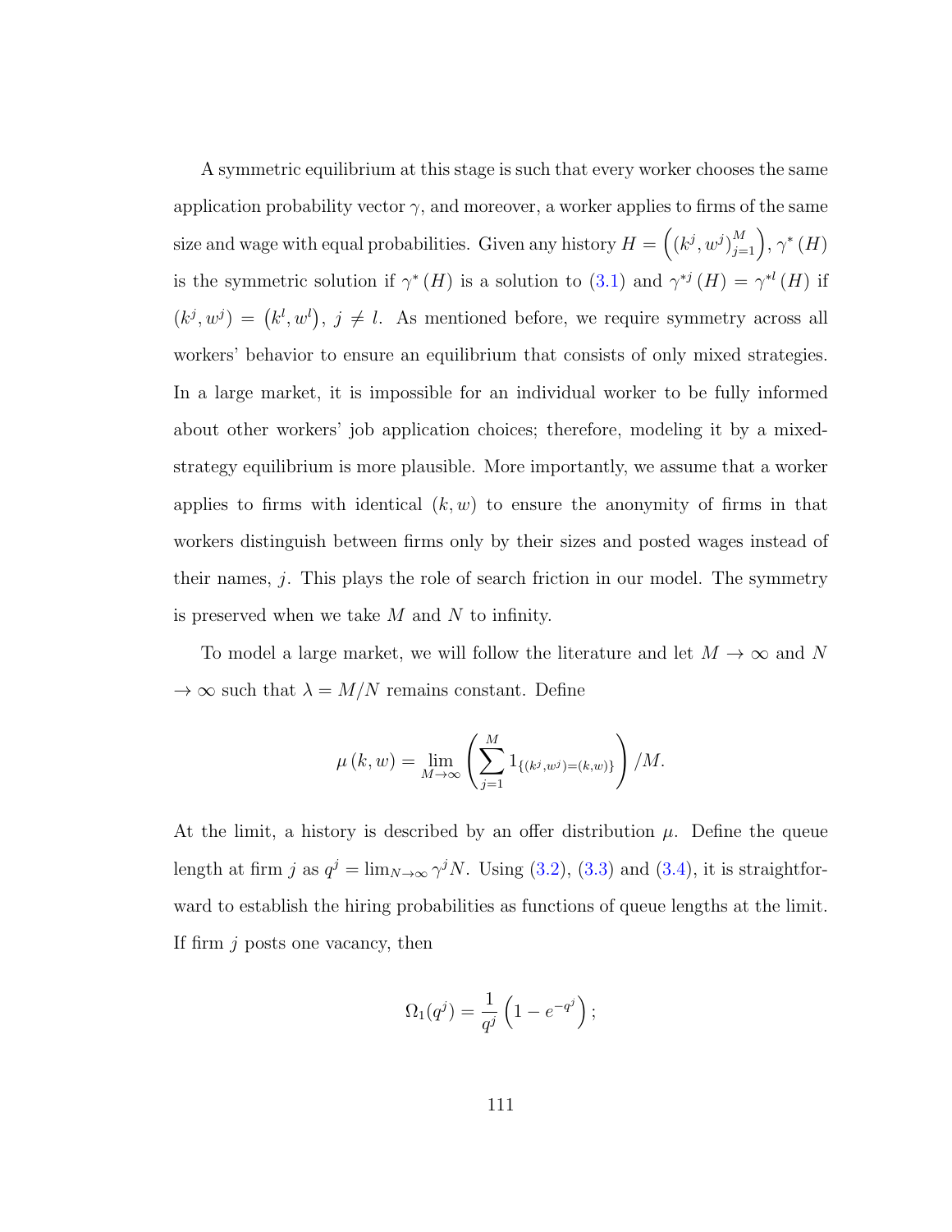A symmetric equilibrium at this stage is such that every worker chooses the same application probability vector $\gamma$, and moreover, a worker applies to firms of the same size and wage with equal probabilities. Given any history $H = \left( (k^j, w^j)_{j=1}^M \right)$, $\gamma^*(H)$ is the symmetric solution if $\gamma^*(H)$ is a solution to (3.1) and $\gamma^{*j}(H) = \gamma^{*l}(H)$ if $(k^j, w^j) = (k^l, w^l)$, $j \neq l$. As mentioned before, we require symmetry across all workers' behavior to ensure an equilibrium that consists of only mixed strategies. In a large market, it is impossible for an individual worker to be fully informed about other workers' job application choices; therefore, modeling it by a mixed-strategy equilibrium is more plausible. More importantly, we assume that a worker applies to firms with identical $(k, w)$ to ensure the anonymity of firms in that workers distinguish between firms only by their sizes and posted wages instead of their names, $j$. This plays the role of search friction in our model. The symmetry is preserved when we take $M$ and $N$ to infinity.

To model a large market, we will follow the literature and let $M \to \infty$ and $N \to \infty$ such that $\lambda = M/N$ remains constant. Define

$$\mu(k, w) = \lim_{M \to \infty} \left( \sum_{j=1}^{M} 1_{\{(k^j, w^j) = (k, w)\}} \right) / M.$$

At the limit, a history is described by an offer distribution $\mu$. Define the queue length at firm $j$ as $q^j = \lim_{N \to \infty} \gamma^j N$. Using (3.2), (3.3) and (3.4), it is straightforward to establish the hiring probabilities as functions of queue lengths at the limit. If firm $j$ posts one vacancy, then

$$\Omega_1(q^j) = \frac{1}{q^j} \left( 1 - e^{-q^j} \right);$$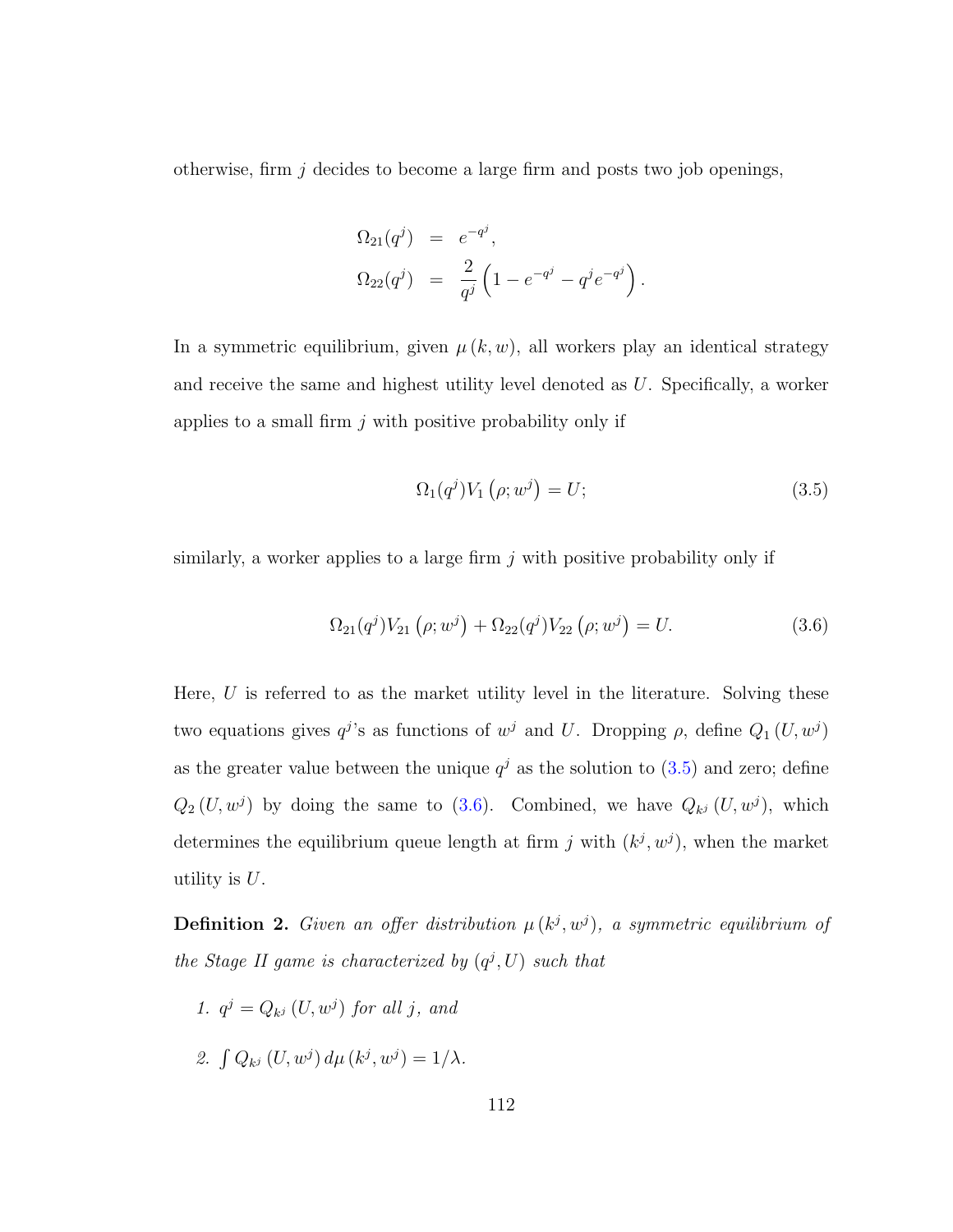otherwise, firm $j$ decides to become a large firm and posts two job openings,

$$
\begin{aligned}
\Omega_{21}(q^j) &= e^{-q^j}, \\
\Omega_{22}(q^j) &= \frac{2}{q^j}\left(1 - e^{-q^j} - q^j e^{-q^j}\right).
\end{aligned}
$$

In a symmetric equilibrium, given $\mu(k, w)$, all workers play an identical strategy and receive the same and highest utility level denoted as $U$. Specifically, a worker applies to a small firm $j$ with positive probability only if

$$
\Omega_1(q^j)V_1\left(\rho; w^j\right) = U; \tag{3.5}
$$

similarly, a worker applies to a large firm $j$ with positive probability only if

$$
\Omega_{21}(q^j)V_{21}\left(\rho; w^j\right) + \Omega_{22}(q^j)V_{22}\left(\rho; w^j\right) = U. \tag{3.6}
$$

Here, $U$ is referred to as the market utility level in the literature. Solving these two equations gives $q^j$'s as functions of $w^j$ and $U$. Dropping $\rho$, define $Q_1\left(U, w^j\right)$ as the greater value between the unique $q^j$ as the solution to (3.5) and zero; define $Q_2\left(U, w^j\right)$ by doing the same to (3.6). Combined, we have $Q_{k^j}\left(U, w^j\right)$, which determines the equilibrium queue length at firm $j$ with $(k^j, w^j)$, when the market utility is $U$.

**Definition 2.** *Given an offer distribution $\mu\left(k^j, w^j\right)$, a symmetric equilibrium of the Stage II game is characterized by $(q^j, U)$ such that*

1. *$q^j = Q_{k^j}\left(U, w^j\right)$ for all $j$, and*
2. *$\int Q_{k^j}\left(U, w^j\right) d\mu\left(k^j, w^j\right) = 1/\lambda$.*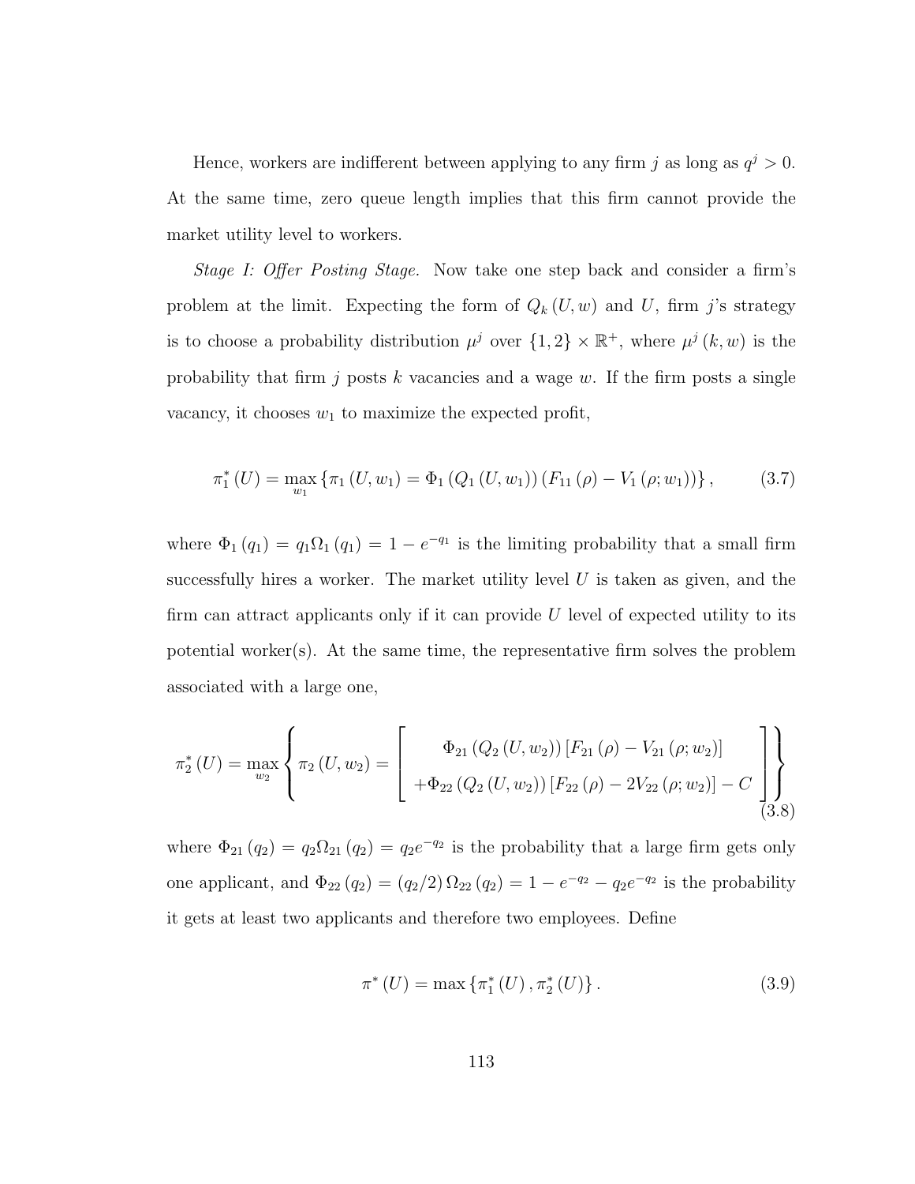Hence, workers are indifferent between applying to any firm $j$ as long as $q^j > 0$. At the same time, zero queue length implies that this firm cannot provide the market utility level to workers.

*Stage I: Offer Posting Stage.* Now take one step back and consider a firm's problem at the limit. Expecting the form of $Q_k(U, w)$ and $U$, firm $j$'s strategy is to choose a probability distribution $\mu^j$ over $\{1, 2\} \times \mathbb{R}^+$, where $\mu^j(k, w)$ is the probability that firm $j$ posts $k$ vacancies and a wage $w$. If the firm posts a single vacancy, it chooses $w_1$ to maximize the expected profit,

$$\pi_1^*(U) = \max_{w_1} \{\pi_1(U, w_1) = \Phi_1(Q_1(U, w_1))(F_{11}(\rho) - V_1(\rho; w_1))\}, \tag{3.7}$$

where $\Phi_1(q_1) = q_1 \Omega_1(q_1) = 1 - e^{-q_1}$ is the limiting probability that a small firm successfully hires a worker. The market utility level $U$ is taken as given, and the firm can attract applicants only if it can provide $U$ level of expected utility to its potential worker(s). At the same time, the representative firm solves the problem associated with a large one,

$$\pi_2^*(U) = \max_{w_2} \left\{ \pi_2(U, w_2) = \left[ \begin{array}{c} \Phi_{21}(Q_2(U, w_2))[F_{21}(\rho) - V_{21}(\rho; w_2)] \\ +\Phi_{22}(Q_2(U, w_2))[F_{22}(\rho) - 2V_{22}(\rho; w_2)] - C \end{array} \right] \right\} \tag{3.8}$$

where $\Phi_{21}(q_2) = q_2 \Omega_{21}(q_2) = q_2 e^{-q_2}$ is the probability that a large firm gets only one applicant, and $\Phi_{22}(q_2) = (q_2/2)\Omega_{22}(q_2) = 1 - e^{-q_2} - q_2 e^{-q_2}$ is the probability it gets at least two applicants and therefore two employees. Define

$$\pi^*(U) = \max\{\pi_1^*(U), \pi_2^*(U)\}. \tag{3.9}$$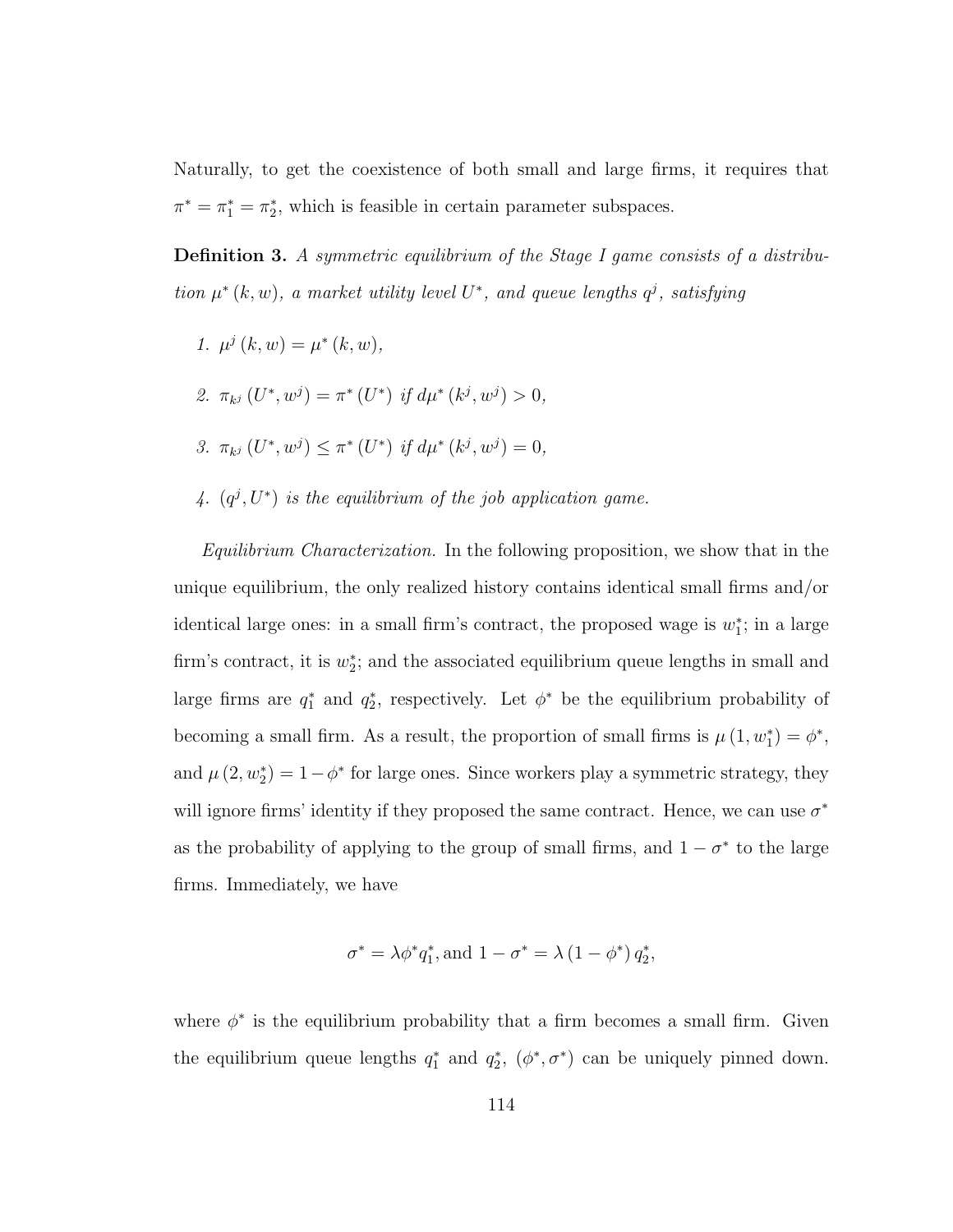Naturally, to get the coexistence of both small and large firms, it requires that $\pi^* = \pi_1^* = \pi_2^*$, which is feasible in certain parameter subspaces.

**Definition 3.** *A symmetric equilibrium of the Stage I game consists of a distribution $\mu^*(k, w)$, a market utility level $U^*$, and queue lengths $q^j$, satisfying*

1. *$\mu^j(k, w) = \mu^*(k, w)$,*

2. *$\pi_{k^j}(U^*, w^j) = \pi^*(U^*)$ if $d\mu^*(k^j, w^j) > 0$,*

3. *$\pi_{k^j}(U^*, w^j) \leq \pi^*(U^*)$ if $d\mu^*(k^j, w^j) = 0$,*

4. *$(q^j, U^*)$ is the equilibrium of the job application game.*

*Equilibrium Characterization.* In the following proposition, we show that in the unique equilibrium, the only realized history contains identical small firms and/or identical large ones: in a small firm's contract, the proposed wage is $w_1^*$; in a large firm's contract, it is $w_2^*$; and the associated equilibrium queue lengths in small and large firms are $q_1^*$ and $q_2^*$, respectively. Let $\phi^*$ be the equilibrium probability of becoming a small firm. As a result, the proportion of small firms is $\mu(1, w_1^*) = \phi^*$, and $\mu(2, w_2^*) = 1 - \phi^*$ for large ones. Since workers play a symmetric strategy, they will ignore firms' identity if they proposed the same contract. Hence, we can use $\sigma^*$ as the probability of applying to the group of small firms, and $1 - \sigma^*$ to the large firms. Immediately, we have

$$\sigma^* = \lambda \phi^* q_1^*, \text{and } 1 - \sigma^* = \lambda (1 - \phi^*) q_2^*,$$

where $\phi^*$ is the equilibrium probability that a firm becomes a small firm. Given the equilibrium queue lengths $q_1^*$ and $q_2^*$, $(\phi^*, \sigma^*)$ can be uniquely pinned down.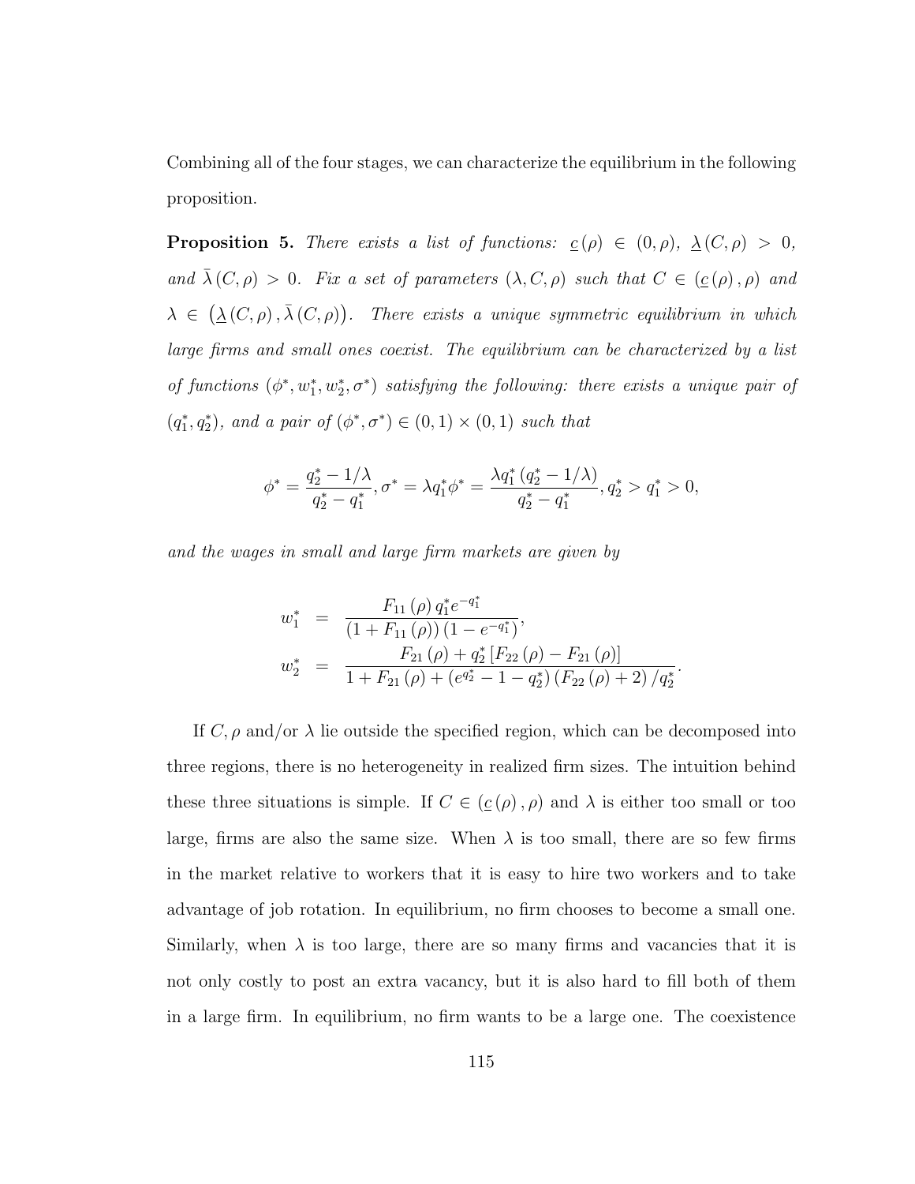Combining all of the four stages, we can characterize the equilibrium in the following proposition.

**Proposition 5.** *There exists a list of functions: $\underline{c}(\rho) \in (0, \rho)$, $\underline{\lambda}(C, \rho) > 0$, and $\bar{\lambda}(C, \rho) > 0$. Fix a set of parameters $(\lambda, C, \rho)$ such that $C \in (\underline{c}(\rho), \rho)$ and $\lambda \in (\underline{\lambda}(C, \rho), \bar{\lambda}(C, \rho))$. There exists a unique symmetric equilibrium in which large firms and small ones coexist. The equilibrium can be characterized by a list of functions $(\phi^*, w_1^*, w_2^*, \sigma^*)$ satisfying the following: there exists a unique pair of $(q_1^*, q_2^*)$, and a pair of $(\phi^*, \sigma^*) \in (0,1) \times (0,1)$ such that*

$$\phi^* = \frac{q_2^* - 1/\lambda}{q_2^* - q_1^*}, \sigma^* = \lambda q_1^* \phi^* = \frac{\lambda q_1^* (q_2^* - 1/\lambda)}{q_2^* - q_1^*}, q_2^* > q_1^* > 0,$$

*and the wages in small and large firm markets are given by*

$$\begin{aligned}
w_1^* &= \frac{F_{11}(\rho) q_1^* e^{-q_1^*}}{(1 + F_{11}(\rho))(1 - e^{-q_1^*})}, \\
w_2^* &= \frac{F_{21}(\rho) + q_2^* [F_{22}(\rho) - F_{21}(\rho)]}{1 + F_{21}(\rho) + (e^{q_2^*} - 1 - q_2^*)(F_{22}(\rho) + 2)/q_2^*}.
\end{aligned}$$

If $C, \rho$ and/or $\lambda$ lie outside the specified region, which can be decomposed into three regions, there is no heterogeneity in realized firm sizes. The intuition behind these three situations is simple. If $C \in (\underline{c}(\rho), \rho)$ and $\lambda$ is either too small or too large, firms are also the same size. When $\lambda$ is too small, there are so few firms in the market relative to workers that it is easy to hire two workers and to take advantage of job rotation. In equilibrium, no firm chooses to become a small one. Similarly, when $\lambda$ is too large, there are so many firms and vacancies that it is not only costly to post an extra vacancy, but it is also hard to fill both of them in a large firm. In equilibrium, no firm wants to be a large one. The coexistence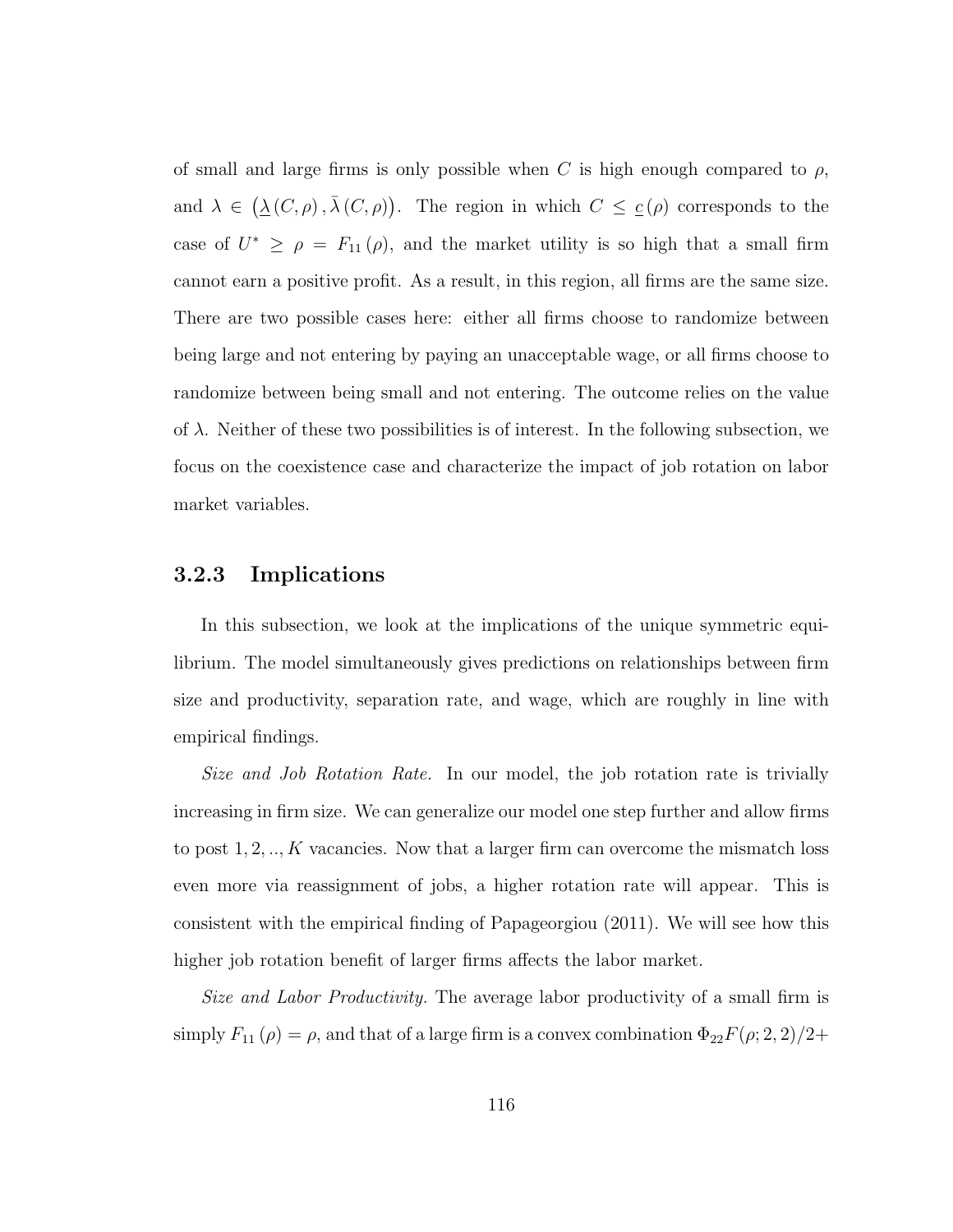of small and large firms is only possible when $C$ is high enough compared to $\rho$, and $\lambda \in \left(\underline{\lambda}\left(C,\rho\right), \bar{\lambda}\left(C,\rho\right)\right)$. The region in which $C \leq \underline{c}\left(\rho\right)$ corresponds to the case of $U^* \geq \rho = F_{11}\left(\rho\right)$, and the market utility is so high that a small firm cannot earn a positive profit. As a result, in this region, all firms are the same size. There are two possible cases here: either all firms choose to randomize between being large and not entering by paying an unacceptable wage, or all firms choose to randomize between being small and not entering. The outcome relies on the value of $\lambda$. Neither of these two possibilities is of interest. In the following subsection, we focus on the coexistence case and characterize the impact of job rotation on labor market variables.

### 3.2.3 Implications

In this subsection, we look at the implications of the unique symmetric equilibrium. The model simultaneously gives predictions on relationships between firm size and productivity, separation rate, and wage, which are roughly in line with empirical findings.

*Size and Job Rotation Rate.* In our model, the job rotation rate is trivially increasing in firm size. We can generalize our model one step further and allow firms to post $1, 2, .., K$ vacancies. Now that a larger firm can overcome the mismatch loss even more via reassignment of jobs, a higher rotation rate will appear. This is consistent with the empirical finding of Papageorgiou (2011). We will see how this higher job rotation benefit of larger firms affects the labor market.

*Size and Labor Productivity.* The average labor productivity of a small firm is simply $F_{11}\left(\rho\right) = \rho$, and that of a large firm is a convex combination $\Phi_{22}F(\rho; 2, 2)/2+$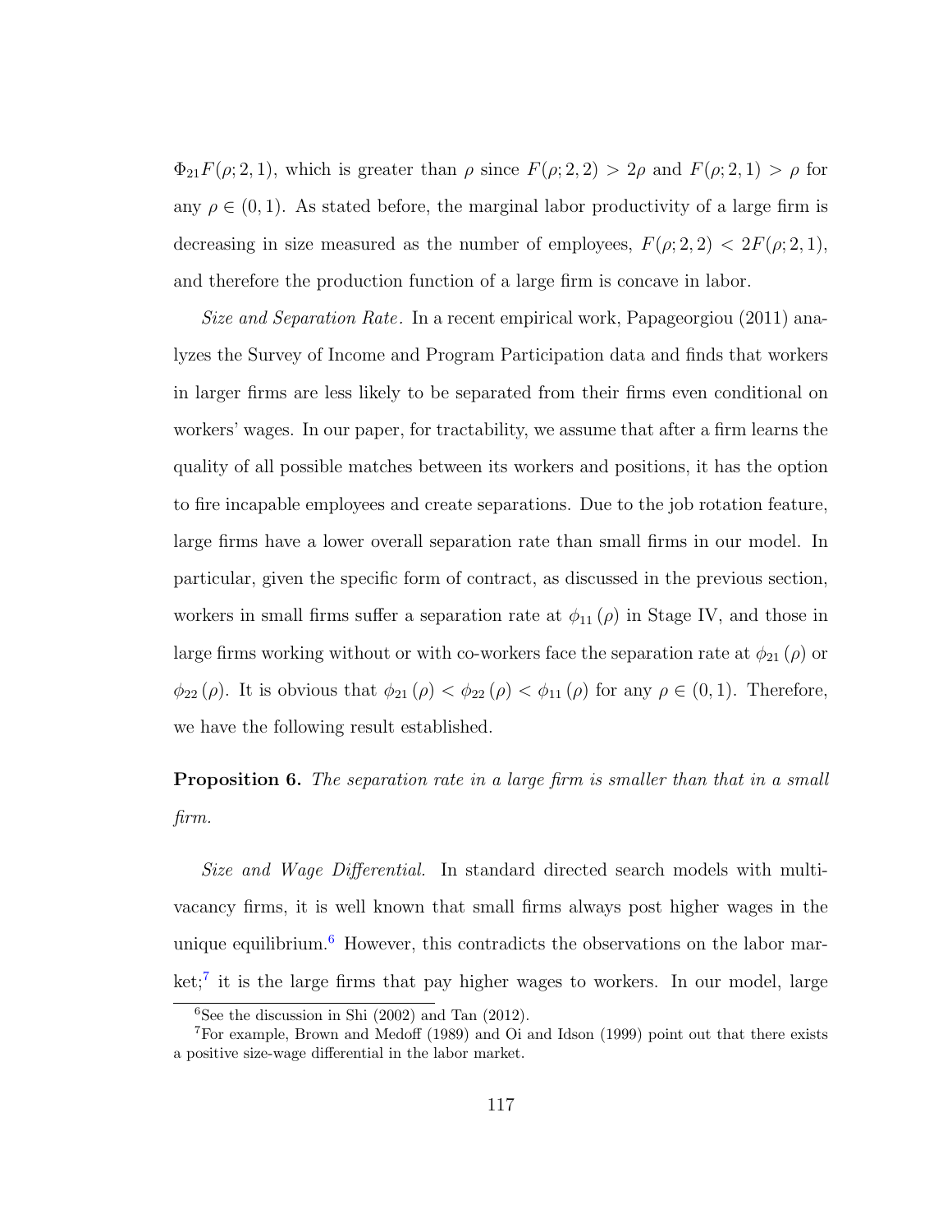$\Phi_{21}F(\rho;2,1)$, which is greater than $\rho$ since $F(\rho;2,2) > 2\rho$ and $F(\rho;2,1) > \rho$ for any $\rho \in (0,1)$. As stated before, the marginal labor productivity of a large firm is decreasing in size measured as the number of employees, $F(\rho;2,2) < 2F(\rho;2,1)$, and therefore the production function of a large firm is concave in labor.

*Size and Separation Rate*. In a recent empirical work, Papageorgiou (2011) analyzes the Survey of Income and Program Participation data and finds that workers in larger firms are less likely to be separated from their firms even conditional on workers' wages. In our paper, for tractability, we assume that after a firm learns the quality of all possible matches between its workers and positions, it has the option to fire incapable employees and create separations. Due to the job rotation feature, large firms have a lower overall separation rate than small firms in our model. In particular, given the specific form of contract, as discussed in the previous section, workers in small firms suffer a separation rate at $\phi_{11}(\rho)$ in Stage IV, and those in large firms working without or with co-workers face the separation rate at $\phi_{21}(\rho)$ or $\phi_{22}(\rho)$. It is obvious that $\phi_{21}(\rho) < \phi_{22}(\rho) < \phi_{11}(\rho)$ for any $\rho \in (0,1)$. Therefore, we have the following result established.

**Proposition 6.** *The separation rate in a large firm is smaller than that in a small firm.*

*Size and Wage Differential.* In standard directed search models with multi-vacancy firms, it is well known that small firms always post higher wages in the unique equilibrium.[6] However, this contradicts the observations on the labor market;[7] it is the large firms that pay higher wages to workers. In our model, large

[6] See the discussion in Shi (2002) and Tan (2012).

[7] For example, Brown and Medoff (1989) and Oi and Idson (1999) point out that there exists a positive size-wage differential in the labor market.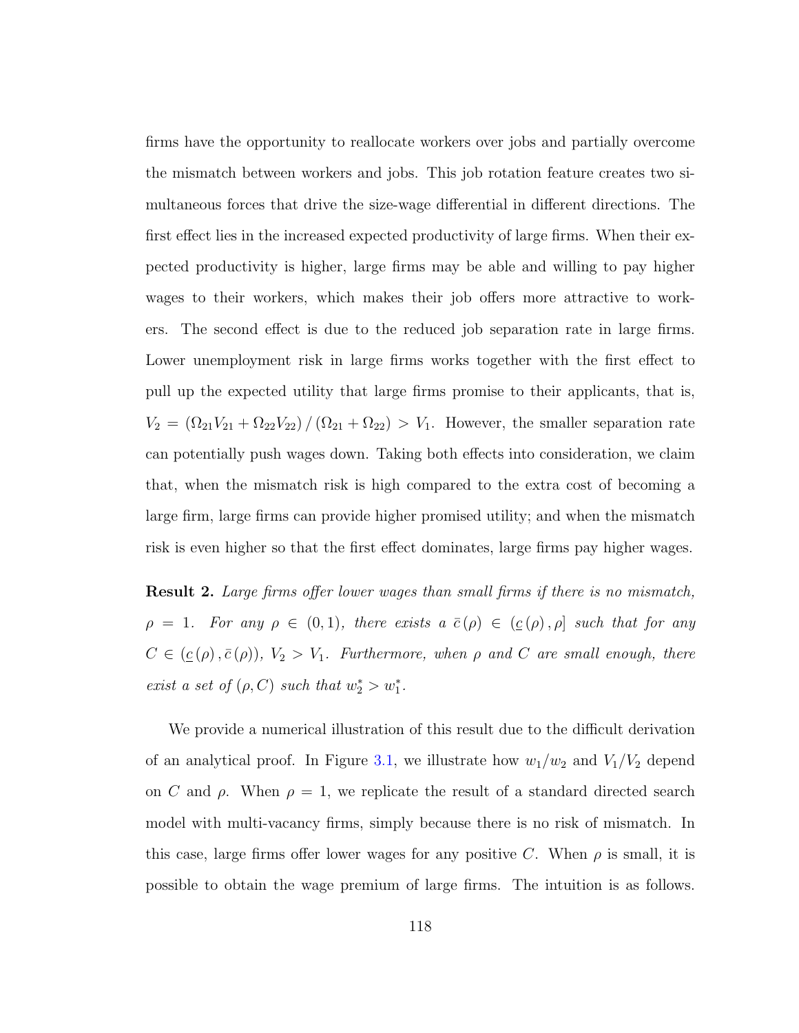firms have the opportunity to reallocate workers over jobs and partially overcome the mismatch between workers and jobs. This job rotation feature creates two simultaneous forces that drive the size-wage differential in different directions. The first effect lies in the increased expected productivity of large firms. When their expected productivity is higher, large firms may be able and willing to pay higher wages to their workers, which makes their job offers more attractive to workers. The second effect is due to the reduced job separation rate in large firms. Lower unemployment risk in large firms works together with the first effect to pull up the expected utility that large firms promise to their applicants, that is, $V_2 = \left(\Omega_{21} V_{21} + \Omega_{22} V_{22}\right) / \left(\Omega_{21} + \Omega_{22}\right) > V_1$. However, the smaller separation rate can potentially push wages down. Taking both effects into consideration, we claim that, when the mismatch risk is high compared to the extra cost of becoming a large firm, large firms can provide higher promised utility; and when the mismatch risk is even higher so that the first effect dominates, large firms pay higher wages.

**Result 2.** *Large firms offer lower wages than small firms if there is no mismatch, $\rho = 1$. For any $\rho \in (0, 1)$, there exists a $\bar{c}(\rho) \in (\underline{c}(\rho), \rho]$ such that for any $C \in (\underline{c}(\rho), \bar{c}(\rho))$, $V_2 > V_1$. Furthermore, when $\rho$ and $C$ are small enough, there exist a set of $(\rho, C)$ such that $w_2^* > w_1^*$.*

We provide a numerical illustration of this result due to the difficult derivation of an analytical proof. In Figure 3.1, we illustrate how $w_1/w_2$ and $V_1/V_2$ depend on $C$ and $\rho$. When $\rho = 1$, we replicate the result of a standard directed search model with multi-vacancy firms, simply because there is no risk of mismatch. In this case, large firms offer lower wages for any positive $C$. When $\rho$ is small, it is possible to obtain the wage premium of large firms. The intuition is as follows.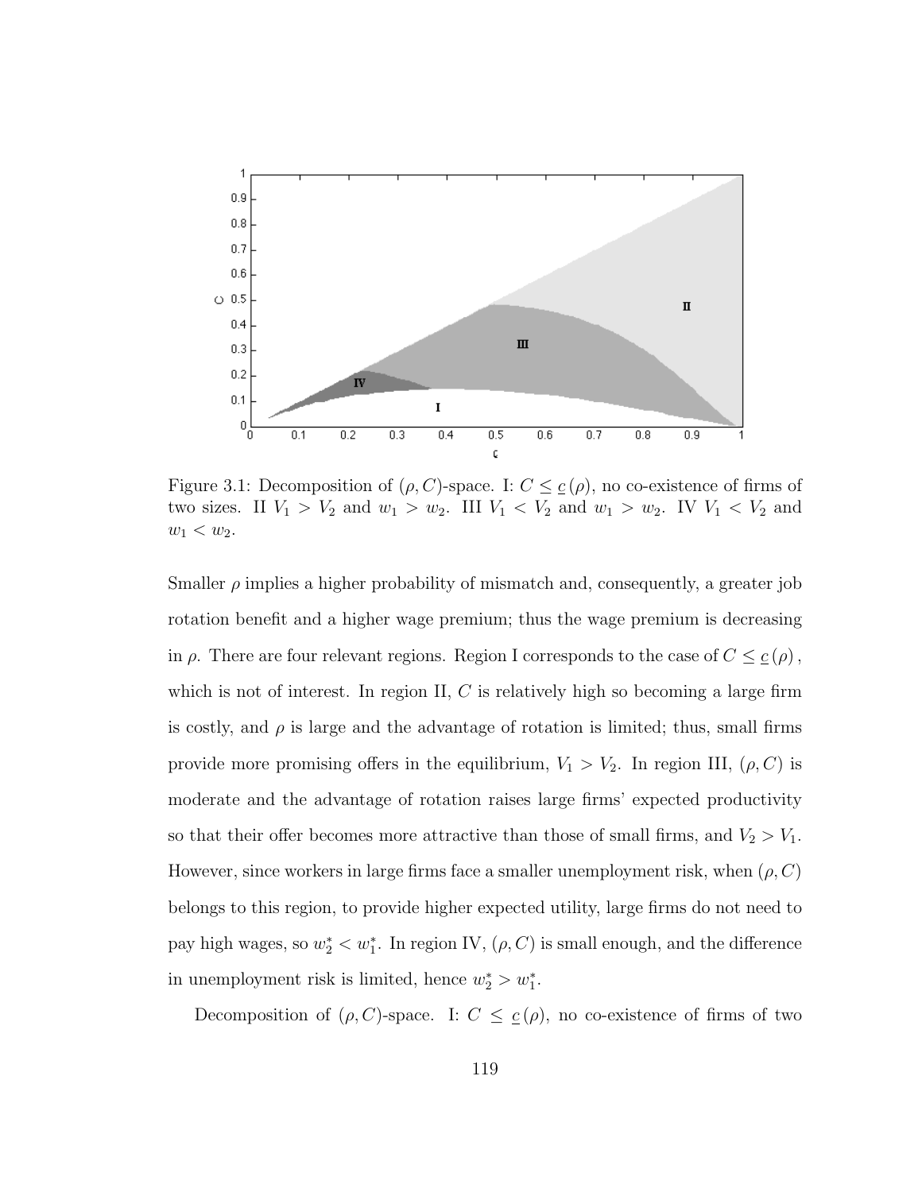1
0.9
0.8
0.7
0.6
C 0.5
0.4
0.3
0.2
0.1
0
0 0.1 0.2 0.3 0.4 0.5 0.6 0.7 0.8 0.9 1
ς

I
II
III
IV

Figure 3.1: Decomposition of $(\rho, C)$-space. I: $C \leq \underline{c}(\rho)$, no co-existence of firms of two sizes. II $V_1 > V_2$ and $w_1 > w_2$. III $V_1 < V_2$ and $w_1 > w_2$. IV $V_1 < V_2$ and $w_1 < w_2$.

Smaller $\rho$ implies a higher probability of mismatch and, consequently, a greater job rotation benefit and a higher wage premium; thus the wage premium is decreasing in $\rho$. There are four relevant regions. Region I corresponds to the case of $C \leq \underline{c}(\rho)$, which is not of interest. In region II, $C$ is relatively high so becoming a large firm is costly, and $\rho$ is large and the advantage of rotation is limited; thus, small firms provide more promising offers in the equilibrium, $V_1 > V_2$. In region III, $(\rho, C)$ is moderate and the advantage of rotation raises large firms' expected productivity so that their offer becomes more attractive than those of small firms, and $V_2 > V_1$. However, since workers in large firms face a smaller unemployment risk, when $(\rho, C)$ belongs to this region, to provide higher expected utility, large firms do not need to pay high wages, so $w_2^* < w_1^*$. In region IV, $(\rho, C)$ is small enough, and the difference in unemployment risk is limited, hence $w_2^* > w_1^*$.

Decomposition of $(\rho, C)$-space. I: $C \leq \underline{c}(\rho)$, no co-existence of firms of two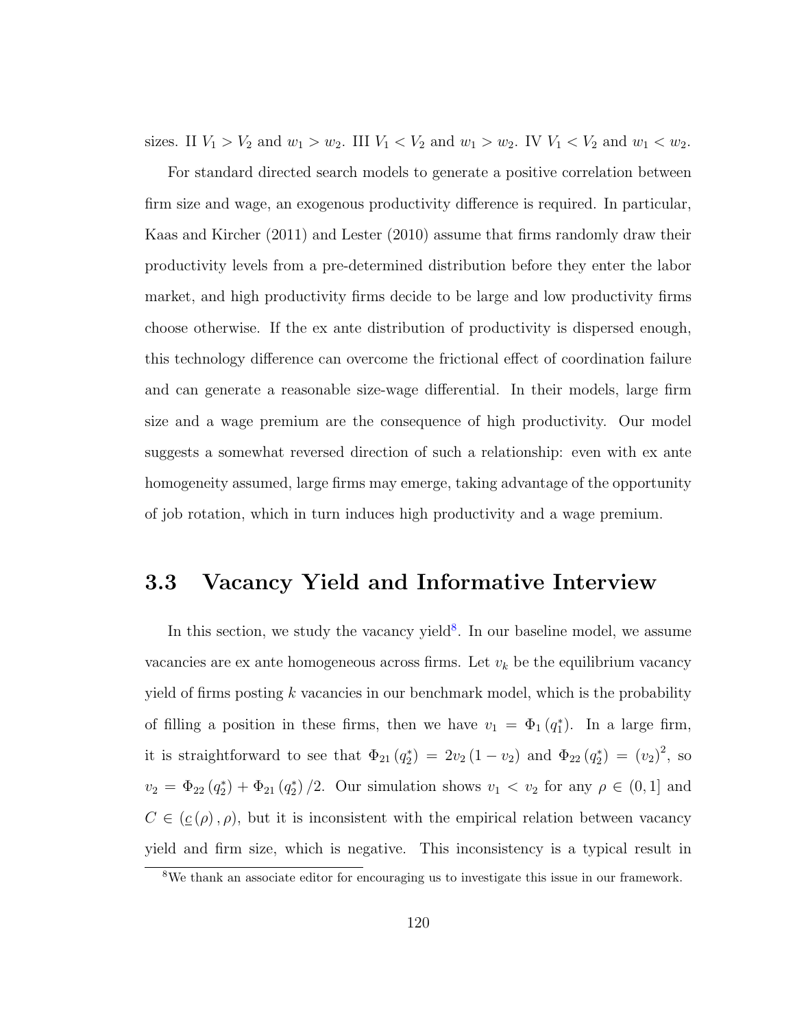sizes. II $V_1 > V_2$ and $w_1 > w_2$. III $V_1 < V_2$ and $w_1 > w_2$. IV $V_1 < V_2$ and $w_1 < w_2$.

For standard directed search models to generate a positive correlation between firm size and wage, an exogenous productivity difference is required. In particular, Kaas and Kircher (2011) and Lester (2010) assume that firms randomly draw their productivity levels from a pre-determined distribution before they enter the labor market, and high productivity firms decide to be large and low productivity firms choose otherwise. If the ex ante distribution of productivity is dispersed enough, this technology difference can overcome the frictional effect of coordination failure and can generate a reasonable size-wage differential. In their models, large firm size and a wage premium are the consequence of high productivity. Our model suggests a somewhat reversed direction of such a relationship: even with ex ante homogeneity assumed, large firms may emerge, taking advantage of the opportunity of job rotation, which in turn induces high productivity and a wage premium.

## 3.3 Vacancy Yield and Informative Interview

In this section, we study the vacancy yield[8]. In our baseline model, we assume vacancies are ex ante homogeneous across firms. Let $v_k$ be the equilibrium vacancy yield of firms posting $k$ vacancies in our benchmark model, which is the probability of filling a position in these firms, then we have $v_1 = \Phi_1(q_1^*)$. In a large firm, it is straightforward to see that $\Phi_{21}(q_2^*) = 2v_2(1 - v_2)$ and $\Phi_{22}(q_2^*) = (v_2)^2$, so $v_2 = \Phi_{22}(q_2^*) + \Phi_{21}(q_2^*)/2$. Our simulation shows $v_1 < v_2$ for any $\rho \in (0, 1]$ and $C \in (\underline{c}(\rho), \rho)$, but it is inconsistent with the empirical relation between vacancy yield and firm size, which is negative. This inconsistency is a typical result in

[8] We thank an associate editor for encouraging us to investigate this issue in our framework.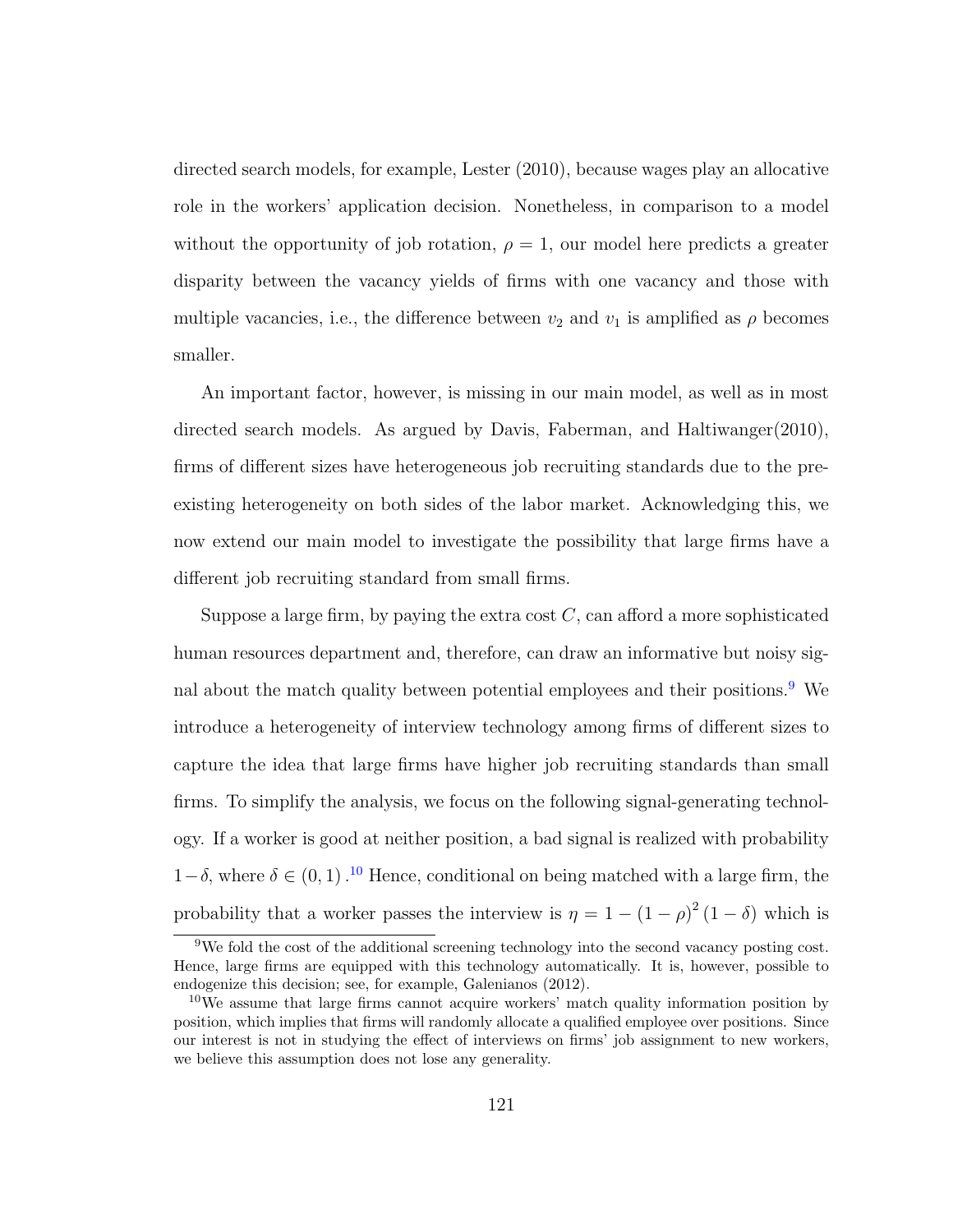directed search models, for example, Lester (2010), because wages play an allocative role in the workers' application decision. Nonetheless, in comparison to a model without the opportunity of job rotation, $\rho = 1$, our model here predicts a greater disparity between the vacancy yields of firms with one vacancy and those with multiple vacancies, i.e., the difference between $v_2$ and $v_1$ is amplified as $\rho$ becomes smaller.

An important factor, however, is missing in our main model, as well as in most directed search models. As argued by Davis, Faberman, and Haltiwanger(2010), firms of different sizes have heterogeneous job recruiting standards due to the pre-existing heterogeneity on both sides of the labor market. Acknowledging this, we now extend our main model to investigate the possibility that large firms have a different job recruiting standard from small firms.

Suppose a large firm, by paying the extra cost $C$, can afford a more sophisticated human resources department and, therefore, can draw an informative but noisy signal about the match quality between potential employees and their positions.[9] We introduce a heterogeneity of interview technology among firms of different sizes to capture the idea that large firms have higher job recruiting standards than small firms. To simplify the analysis, we focus on the following signal-generating technology. If a worker is good at neither position, a bad signal is realized with probability $1-\delta$, where $\delta \in (0, 1)$.[10] Hence, conditional on being matched with a large firm, the probability that a worker passes the interview is $\eta = 1 - (1-\rho)^2 (1-\delta)$ which is

[9] We fold the cost of the additional screening technology into the second vacancy posting cost. Hence, large firms are equipped with this technology automatically. It is, however, possible to endogenize this decision; see, for example, Galenianos (2012).

[10] We assume that large firms cannot acquire workers' match quality information position by position, which implies that firms will randomly allocate a qualified employee over positions. Since our interest is not in studying the effect of interviews on firms' job assignment to new workers, we believe this assumption does not lose any generality.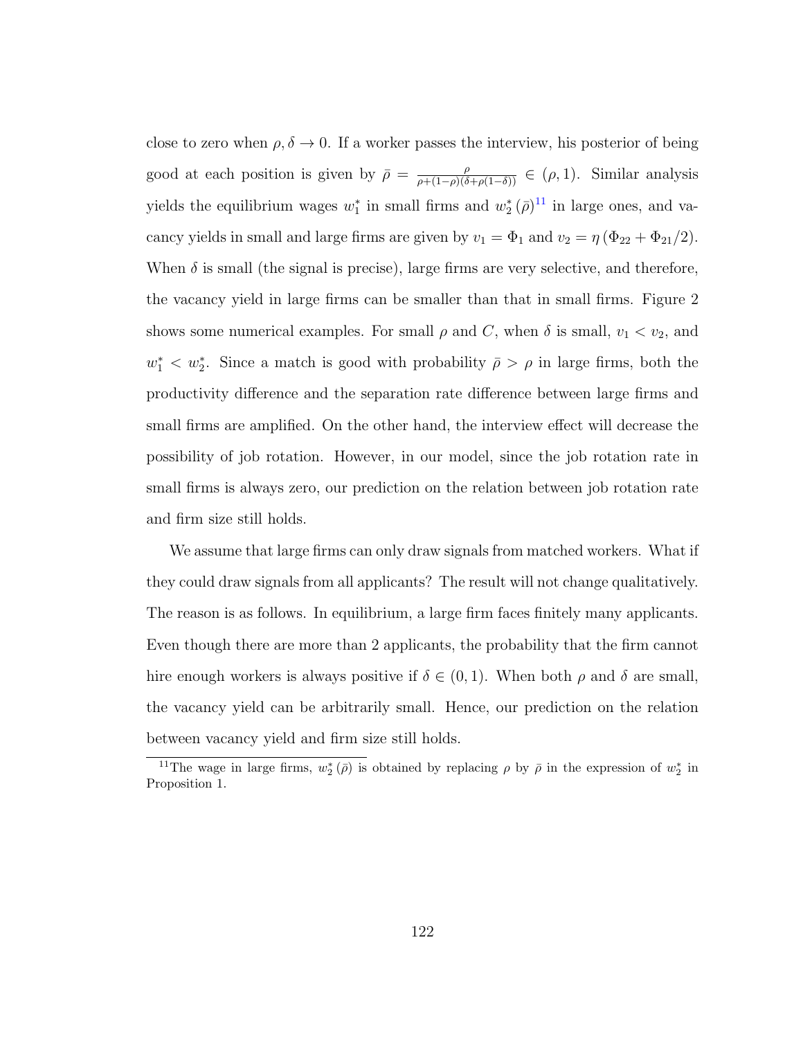close to zero when $\rho, \delta \to 0$. If a worker passes the interview, his posterior of being good at each position is given by $\bar{\rho} = \frac{\rho}{\rho+(1-\rho)(\delta+\rho(1-\delta))} \in (\rho, 1)$. Similar analysis yields the equilibrium wages $w_1^*$ in small firms and $w_2^*(\bar{\rho})$[11] in large ones, and vacancy yields in small and large firms are given by $v_1 = \Phi_1$ and $v_2 = \eta(\Phi_{22} + \Phi_{21}/2)$. When $\delta$ is small (the signal is precise), large firms are very selective, and therefore, the vacancy yield in large firms can be smaller than that in small firms. Figure 2 shows some numerical examples. For small $\rho$ and $C$, when $\delta$ is small, $v_1 < v_2$, and $w_1^* < w_2^*$. Since a match is good with probability $\bar{\rho} > \rho$ in large firms, both the productivity difference and the separation rate difference between large firms and small firms are amplified. On the other hand, the interview effect will decrease the possibility of job rotation. However, in our model, since the job rotation rate in small firms is always zero, our prediction on the relation between job rotation rate and firm size still holds.

We assume that large firms can only draw signals from matched workers. What if they could draw signals from all applicants? The result will not change qualitatively. The reason is as follows. In equilibrium, a large firm faces finitely many applicants. Even though there are more than 2 applicants, the probability that the firm cannot hire enough workers is always positive if $\delta \in (0, 1)$. When both $\rho$ and $\delta$ are small, the vacancy yield can be arbitrarily small. Hence, our prediction on the relation between vacancy yield and firm size still holds.

[11] The wage in large firms, $w_2^*(\bar{\rho})$ is obtained by replacing $\rho$ by $\bar{\rho}$ in the expression of $w_2^*$ in Proposition 1.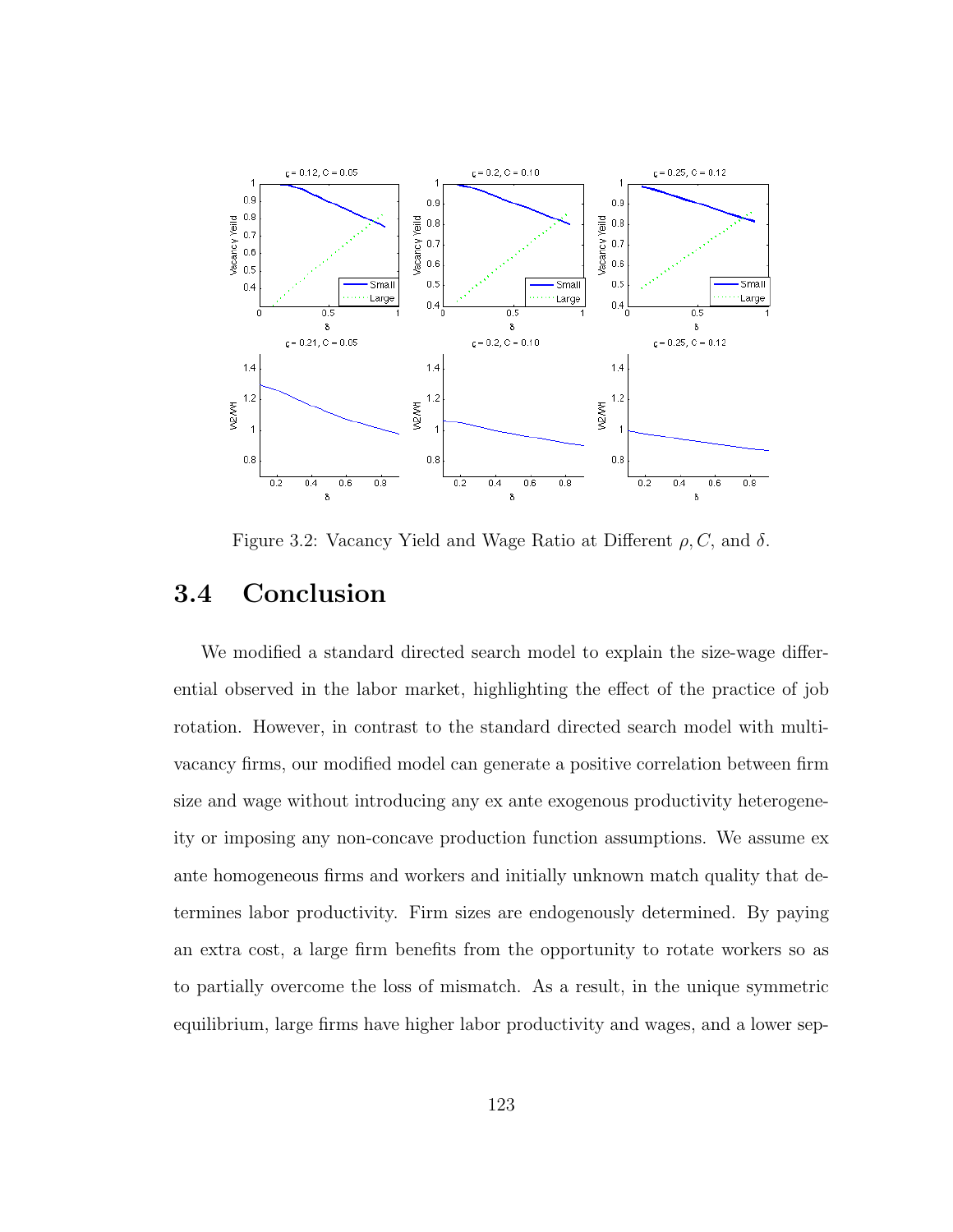Figure 3.2: Vacancy Yield and Wage Ratio at Different $\rho, C$, and $\delta$.

## 3.4 Conclusion

We modified a standard directed search model to explain the size-wage differential observed in the labor market, highlighting the effect of the practice of job rotation. However, in contrast to the standard directed search model with multi-vacancy firms, our modified model can generate a positive correlation between firm size and wage without introducing any ex ante exogenous productivity heterogeneity or imposing any non-concave production function assumptions. We assume ex ante homogeneous firms and workers and initially unknown match quality that determines labor productivity. Firm sizes are endogenously determined. By paying an extra cost, a large firm benefits from the opportunity to rotate workers so as to partially overcome the loss of mismatch. As a result, in the unique symmetric equilibrium, large firms have higher labor productivity and wages, and a lower sep-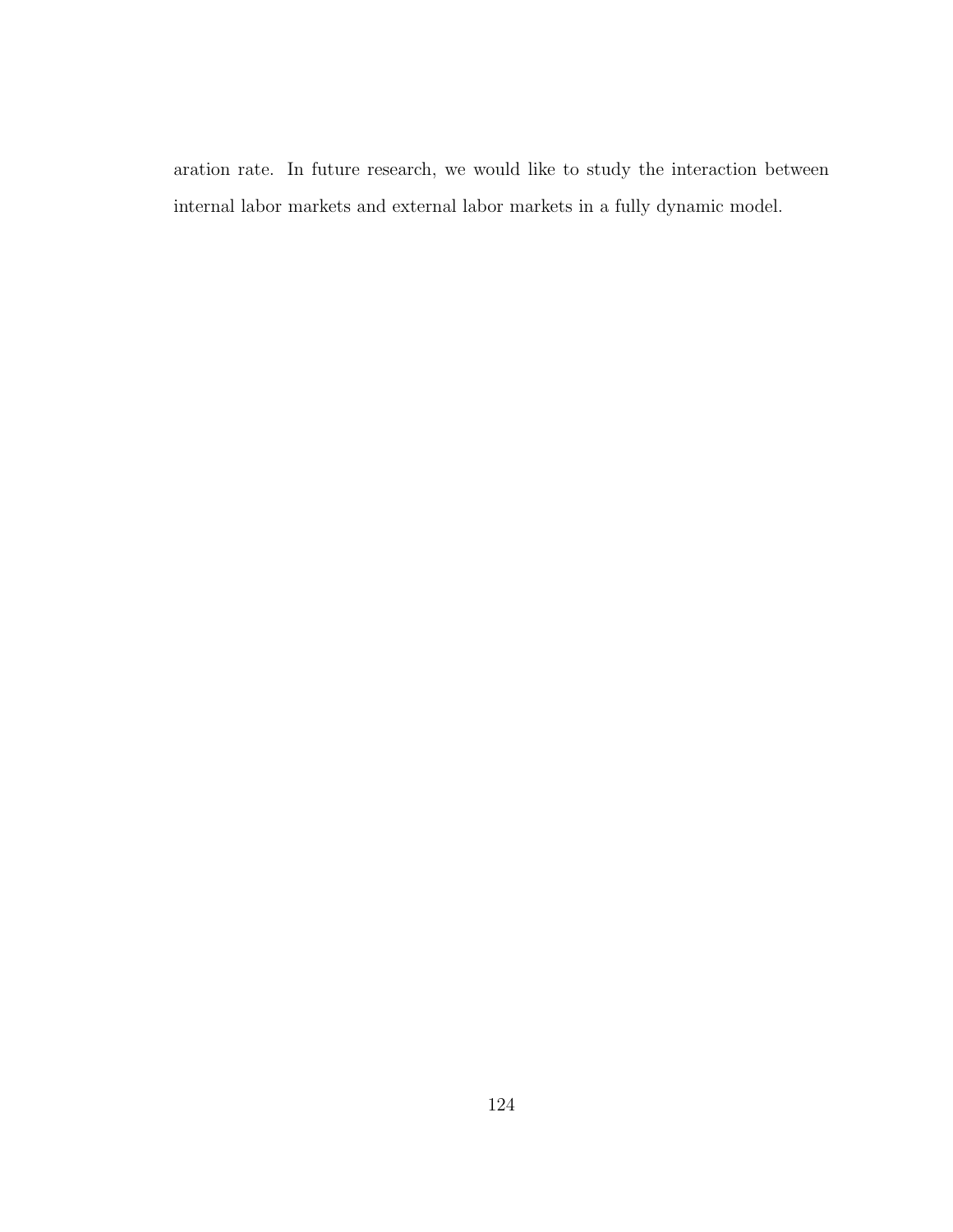aration rate. In future research, we would like to study the interaction between internal labor markets and external labor markets in a fully dynamic model.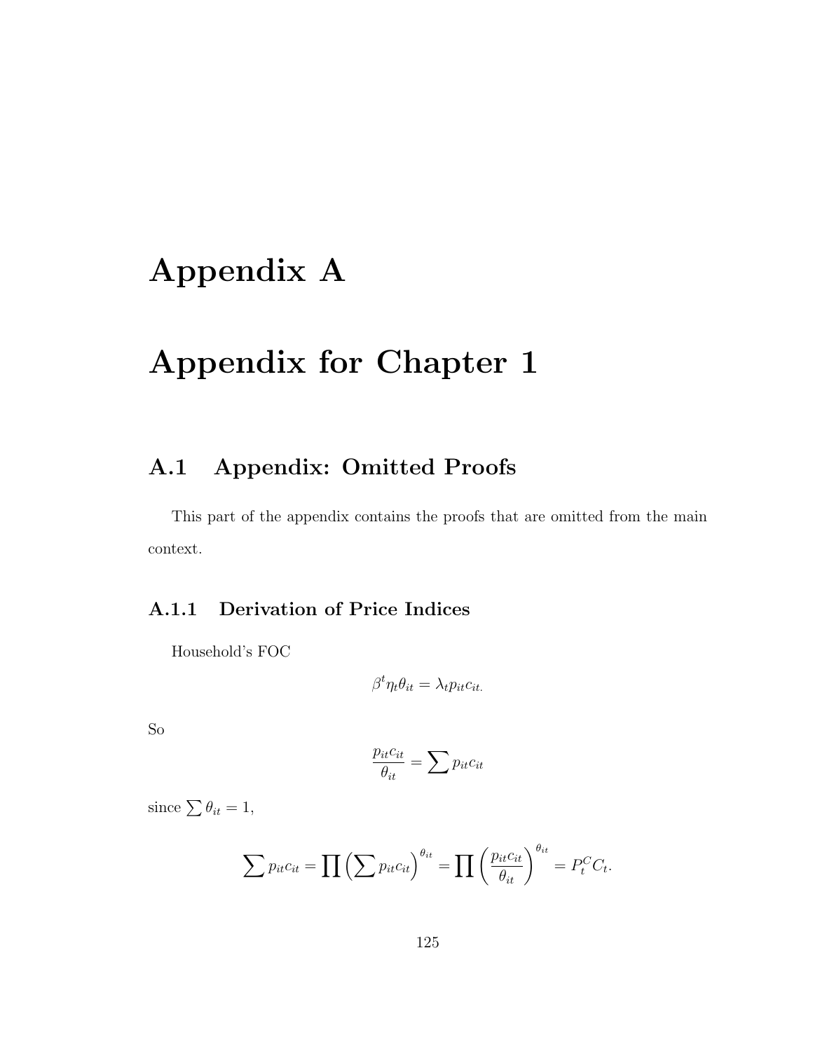# Appendix A

# Appendix for Chapter 1

## A.1 Appendix: Omitted Proofs

This part of the appendix contains the proofs that are omitted from the main context.

### A.1.1 Derivation of Price Indices

Household's FOC

$$\beta^t \eta_t \theta_{it} = \lambda_t p_{it} c_{it.}$$

So

$$\frac{p_{it} c_{it}}{\theta_{it}} = \sum p_{it} c_{it}$$

since $\sum \theta_{it} = 1$,

$$\sum p_{it} c_{it} = \prod \left( \sum p_{it} c_{it} \right)^{\theta_{it}} = \prod \left( \frac{p_{it} c_{it}}{\theta_{it}} \right)^{\theta_{it}} = P_t^C C_t.$$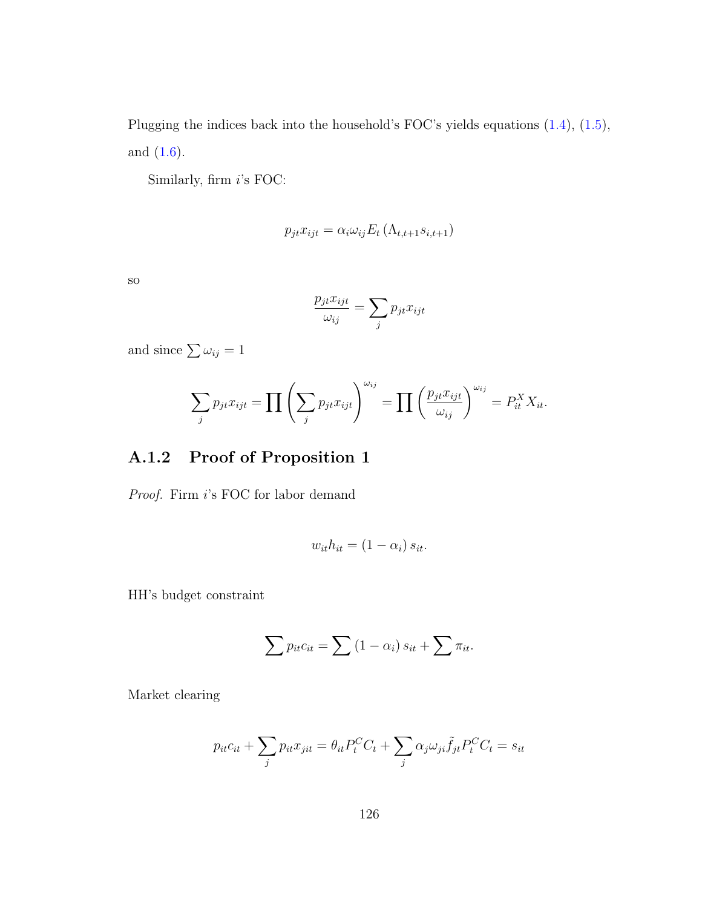Plugging the indices back into the household's FOC's yields equations (1.4), (1.5), and (1.6).

Similarly, firm $i$'s FOC:

$$p_{jt}x_{ijt} = \alpha_i \omega_{ij} E_t \left( \Lambda_{t,t+1} s_{i,t+1} \right)$$

so

$$\frac{p_{jt}x_{ijt}}{\omega_{ij}} = \sum_j p_{jt}x_{ijt}$$

and since $\sum \omega_{ij} = 1$

$$\sum_j p_{jt}x_{ijt} = \prod \left( \sum_j p_{jt}x_{ijt} \right)^{\omega_{ij}} = \prod \left( \frac{p_{jt}x_{ijt}}{\omega_{ij}} \right)^{\omega_{ij}} = P_{it}^X X_{it}.$$

### A.1.2 Proof of Proposition 1

*Proof.* Firm $i$'s FOC for labor demand

$$w_{it}h_{it} = (1 - \alpha_i) s_{it}.$$

HH's budget constraint

$$\sum p_{it}c_{it} = \sum (1 - \alpha_i) s_{it} + \sum \pi_{it}.$$

Market clearing

$$p_{it}c_{it} + \sum_j p_{it}x_{jit} = \theta_{it}P_t^C C_t + \sum_j \alpha_j \omega_{ji} \tilde{f}_{jt} P_t^C C_t = s_{it}$$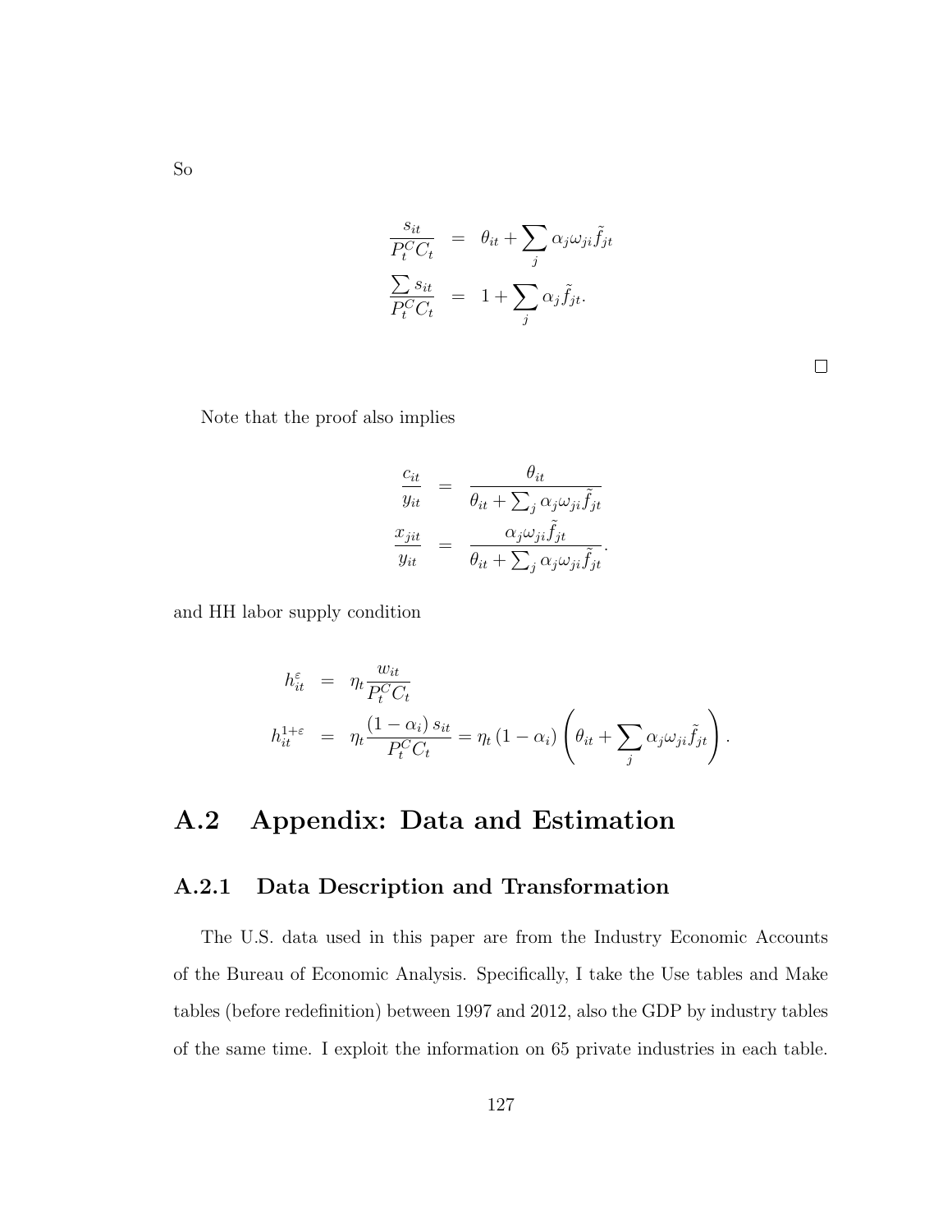So

$$
\begin{aligned}
\frac{s_{it}}{P_t^C C_t} &= \theta_{it} + \sum_j \alpha_j \omega_{ji} \tilde{f}_{jt} \\
\frac{\sum s_{it}}{P_t^C C_t} &= 1 + \sum_j \alpha_j \tilde{f}_{jt}.
\end{aligned}
$$

□

Note that the proof also implies

$$
\begin{aligned}
\frac{c_{it}}{y_{it}} &= \frac{\theta_{it}}{\theta_{it} + \sum_j \alpha_j \omega_{ji} \tilde{f}_{jt}} \\
\frac{x_{jit}}{y_{it}} &= \frac{\alpha_j \omega_{ji} \tilde{f}_{jt}}{\theta_{it} + \sum_j \alpha_j \omega_{ji} \tilde{f}_{jt}}.
\end{aligned}
$$

and HH labor supply condition

$$
\begin{aligned}
h_{it}^{\varepsilon} &= \eta_t \frac{w_{it}}{P_t^C C_t} \\
h_{it}^{1+\varepsilon} &= \eta_t \frac{(1-\alpha_i)\, s_{it}}{P_t^C C_t} = \eta_t (1-\alpha_i) \left( \theta_{it} + \sum_j \alpha_j \omega_{ji} \tilde{f}_{jt} \right).
\end{aligned}
$$

## A.2 Appendix: Data and Estimation

### A.2.1 Data Description and Transformation

The U.S. data used in this paper are from the Industry Economic Accounts of the Bureau of Economic Analysis. Specifically, I take the Use tables and Make tables (before redefinition) between 1997 and 2012, also the GDP by industry tables of the same time. I exploit the information on 65 private industries in each table.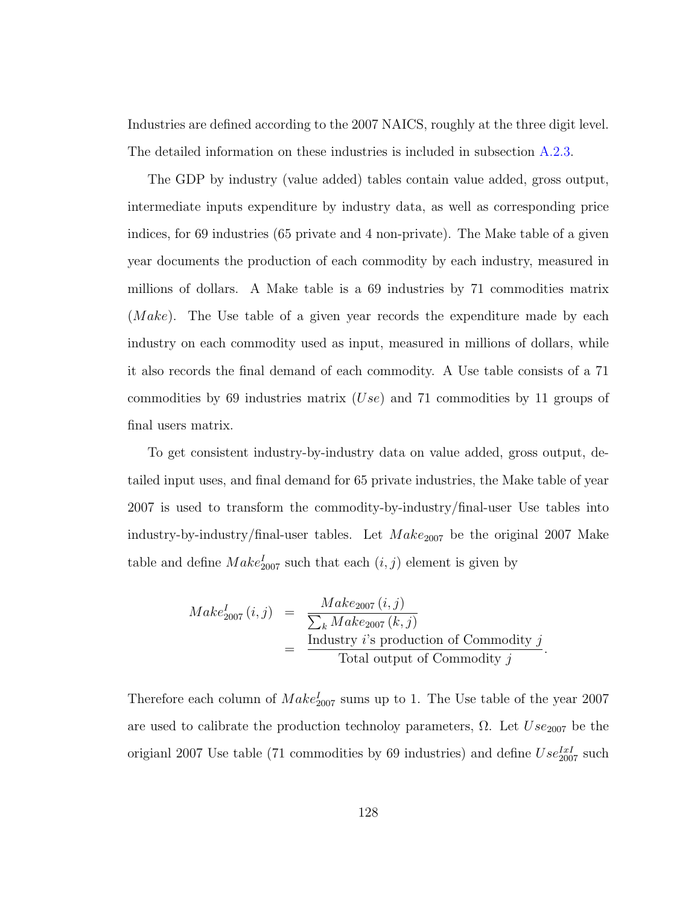Industries are defined according to the 2007 NAICS, roughly at the three digit level. The detailed information on these industries is included in subsection A.2.3.

The GDP by industry (value added) tables contain value added, gross output, intermediate inputs expenditure by industry data, as well as corresponding price indices, for 69 industries (65 private and 4 non-private). The Make table of a given year documents the production of each commodity by each industry, measured in millions of dollars. A Make table is a 69 industries by 71 commodities matrix ($Make$). The Use table of a given year records the expenditure made by each industry on each commodity used as input, measured in millions of dollars, while it also records the final demand of each commodity. A Use table consists of a 71 commodities by 69 industries matrix ($Use$) and 71 commodities by 11 groups of final users matrix.

To get consistent industry-by-industry data on value added, gross output, detailed input uses, and final demand for 65 private industries, the Make table of year 2007 is used to transform the commodity-by-industry/final-user Use tables into industry-by-industry/final-user tables. Let $Make_{2007}$ be the original 2007 Make table and define $Make^{I}_{2007}$ such that each $(i, j)$ element is given by

$$
\begin{aligned}
Make^{I}_{2007}(i,j) &= \frac{Make_{2007}(i,j)}{\sum_k Make_{2007}(k,j)} \\
&= \frac{\text{Industry } i\text{'s production of Commodity } j}{\text{Total output of Commodity } j}.
\end{aligned}
$$

Therefore each column of $Make^{I}_{2007}$ sums up to 1. The Use table of the year 2007 are used to calibrate the production technoloy parameters, $\Omega$. Let $Use_{2007}$ be the origianl 2007 Use table (71 commodities by 69 industries) and define $Use^{IxI}_{2007}$ such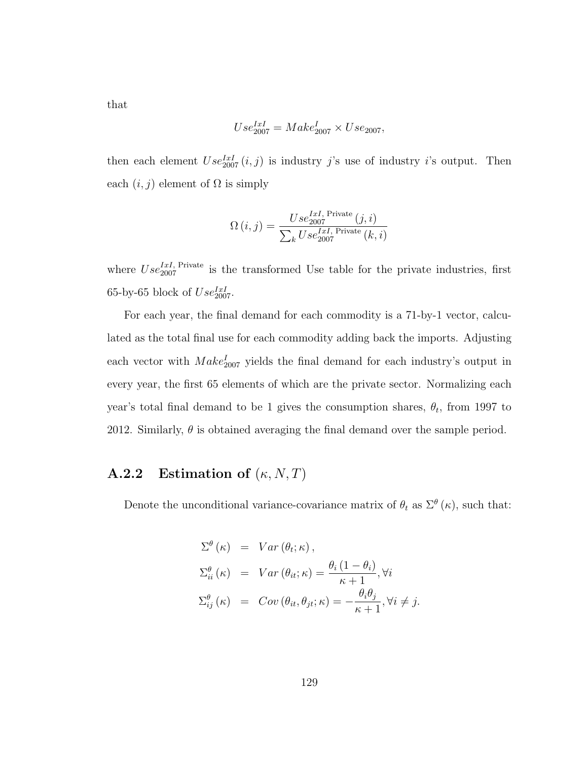that

$$Use_{2007}^{IxI} = Make_{2007}^{I} \times Use_{2007},$$

then each element $Use_{2007}^{IxI}(i,j)$ is industry $j$'s use of industry $i$'s output. Then each $(i,j)$ element of $\Omega$ is simply

$$\Omega(i,j) = \frac{Use_{2007}^{IxI,\text{ Private}}(j,i)}{\sum_k Use_{2007}^{IxI,\text{ Private}}(k,i)}$$

where $Use_{2007}^{IxI,\text{ Private}}$ is the transformed Use table for the private industries, first 65-by-65 block of $Use_{2007}^{IxI}$.

For each year, the final demand for each commodity is a 71-by-1 vector, calculated as the total final use for each commodity adding back the imports. Adjusting each vector with $Make_{2007}^{I}$ yields the final demand for each industry's output in every year, the first 65 elements of which are the private sector. Normalizing each year's total final demand to be 1 gives the consumption shares, $\theta_t$, from 1997 to 2012. Similarly, $\theta$ is obtained averaging the final demand over the sample period.

### A.2.2 Estimation of $(\kappa, N, T)$

Denote the unconditional variance-covariance matrix of $\theta_t$ as $\Sigma^{\theta}(\kappa)$, such that:

$$\begin{aligned}
\Sigma^{\theta}(\kappa) &= Var(\theta_t;\kappa), \\
\Sigma^{\theta}_{ii}(\kappa) &= Var(\theta_{it};\kappa) = \frac{\theta_i(1-\theta_i)}{\kappa+1}, \forall i \\
\Sigma^{\theta}_{ij}(\kappa) &= Cov(\theta_{it},\theta_{jt};\kappa) = -\frac{\theta_i\theta_j}{\kappa+1}, \forall i \neq j.
\end{aligned}$$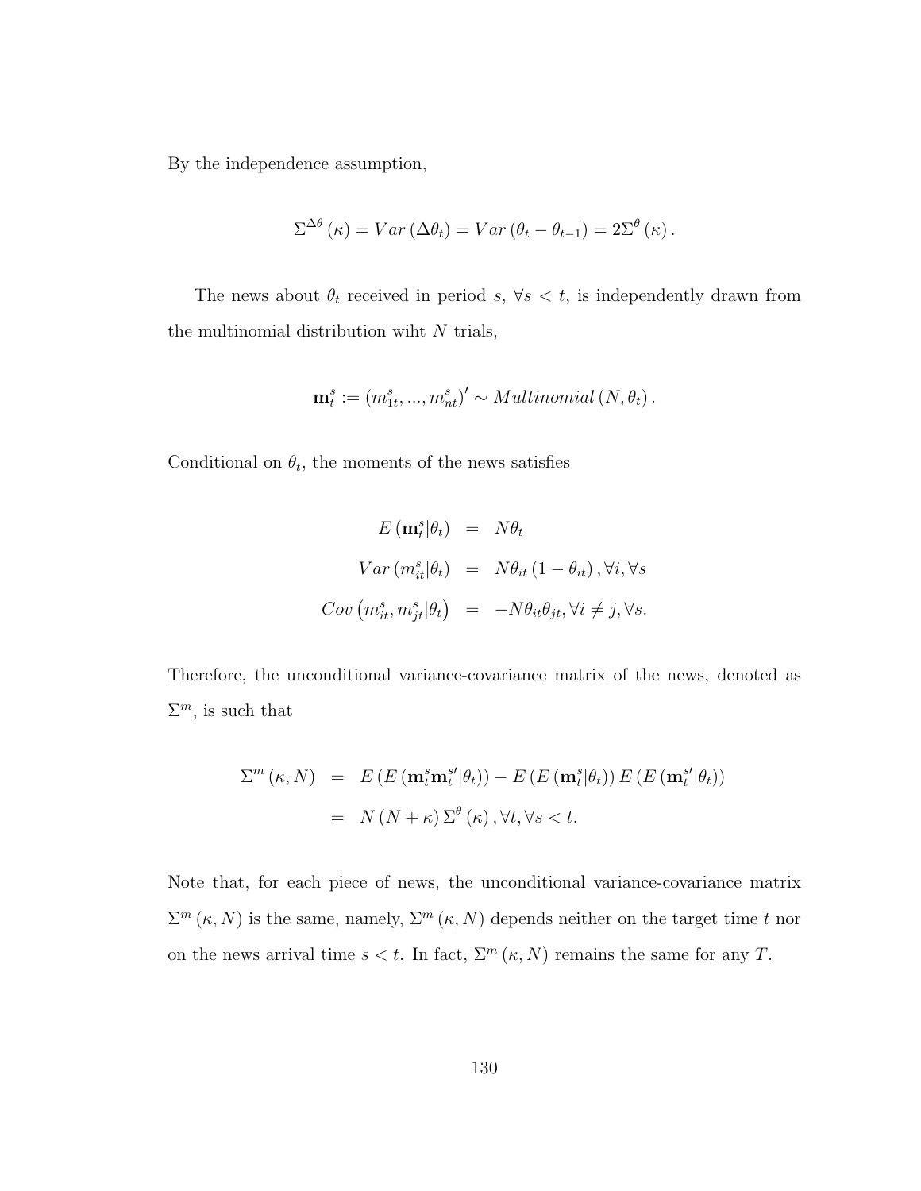By the independence assumption,

$$\Sigma^{\Delta\theta}(\kappa) = Var(\Delta\theta_t) = Var(\theta_t - \theta_{t-1}) = 2\Sigma^{\theta}(\kappa).$$

The news about $\theta_t$ received in period $s$, $\forall s < t$, is independently drawn from the multinomial distribution wiht $N$ trials,

$$\mathbf{m}_t^s := (m_{1t}^s, ..., m_{nt}^s)' \sim Multinomial(N, \theta_t).$$

Conditional on $\theta_t$, the moments of the news satisfies

$$\begin{aligned}
E(\mathbf{m}_t^s|\theta_t) &= N\theta_t \\
Var(m_{it}^s|\theta_t) &= N\theta_{it}(1-\theta_{it}), \forall i, \forall s \\
Cov(m_{it}^s, m_{jt}^s|\theta_t) &= -N\theta_{it}\theta_{jt}, \forall i \neq j, \forall s.
\end{aligned}$$

Therefore, the unconditional variance-covariance matrix of the news, denoted as $\Sigma^m$, is such that

$$\begin{aligned}
\Sigma^m(\kappa, N) &= E(E(\mathbf{m}_t^s \mathbf{m}_t^{s\prime}|\theta_t)) - E(E(\mathbf{m}_t^s|\theta_t)) E(E(\mathbf{m}_t^{s\prime}|\theta_t)) \\
&= N(N+\kappa)\Sigma^{\theta}(\kappa), \forall t, \forall s < t.
\end{aligned}$$

Note that, for each piece of news, the unconditional variance-covariance matrix $\Sigma^m(\kappa, N)$ is the same, namely, $\Sigma^m(\kappa, N)$ depends neither on the target time $t$ nor on the news arrival time $s < t$. In fact, $\Sigma^m(\kappa, N)$ remains the same for any $T$.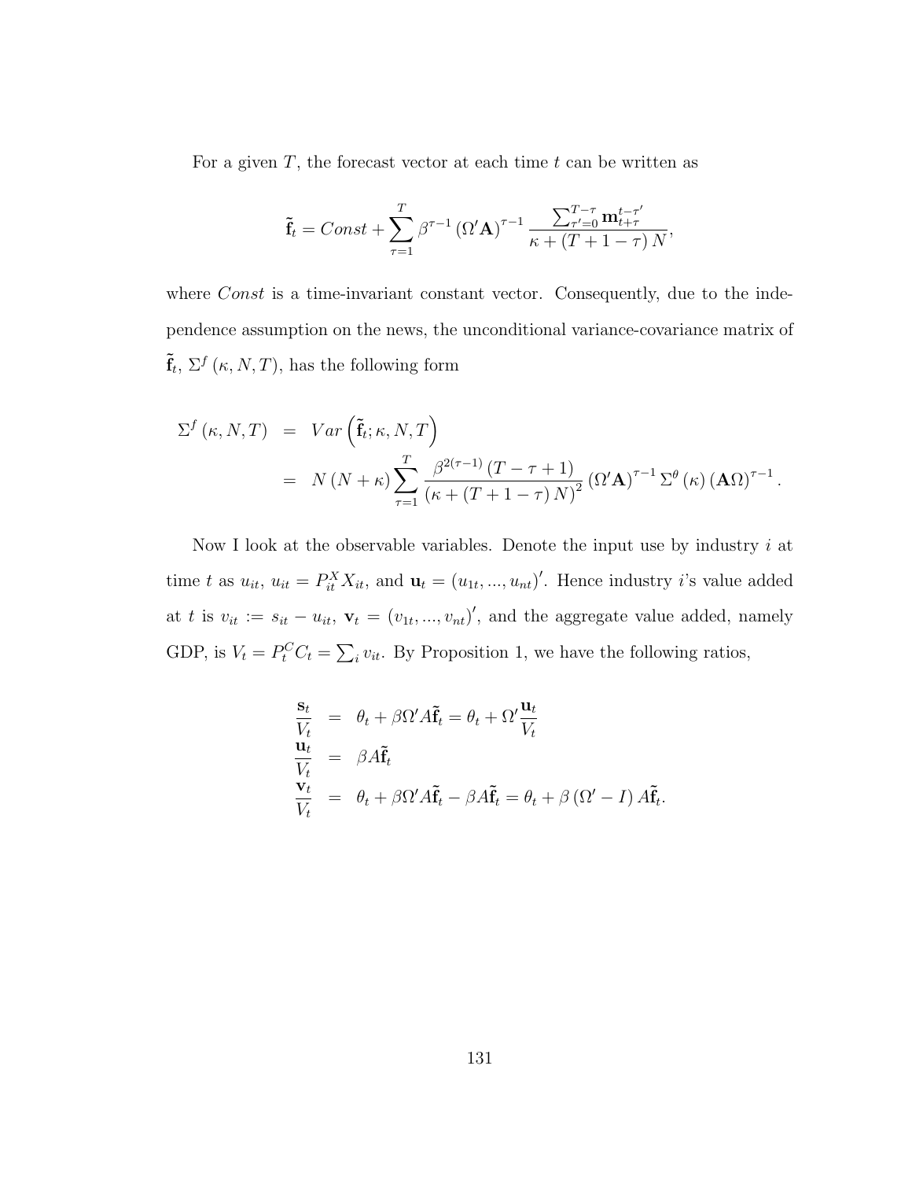For a given $T$, the forecast vector at each time $t$ can be written as

$$\tilde{\mathbf{f}}_t = Const + \sum_{\tau=1}^{T} \beta^{\tau-1} \left(\Omega' \mathbf{A}\right)^{\tau-1} \frac{\sum_{\tau'=0}^{T-\tau} \mathbf{m}_{t+\tau}^{t-\tau'}}{\kappa + (T+1-\tau) N},$$

where $Const$ is a time-invariant constant vector. Consequently, due to the independence assumption on the news, the unconditional variance-covariance matrix of $\tilde{\mathbf{f}}_t$, $\Sigma^f(\kappa, N, T)$, has the following form

$$\begin{aligned}
\Sigma^f(\kappa, N, T) &= Var\left(\tilde{\mathbf{f}}_t; \kappa, N, T\right) \\
&= N(N+\kappa) \sum_{\tau=1}^{T} \frac{\beta^{2(\tau-1)}(T-\tau+1)}{\left(\kappa + (T+1-\tau) N\right)^2} \left(\Omega' \mathbf{A}\right)^{\tau-1} \Sigma^\theta(\kappa) \left(\mathbf{A}\Omega\right)^{\tau-1}.
\end{aligned}$$

Now I look at the observable variables. Denote the input use by industry $i$ at time $t$ as $u_{it}$, $u_{it} = P_{it}^X X_{it}$, and $\mathbf{u}_t = (u_{1t}, ..., u_{nt})'$. Hence industry $i$'s value added at $t$ is $v_{it} := s_{it} - u_{it}$, $\mathbf{v}_t = (v_{1t}, ..., v_{nt})'$, and the aggregate value added, namely GDP, is $V_t = P_t^C C_t = \sum_i v_{it}$. By Proposition 1, we have the following ratios,

$$\begin{aligned}
\frac{\mathbf{s}_t}{V_t} &= \theta_t + \beta \Omega' A \tilde{\mathbf{f}}_t = \theta_t + \Omega' \frac{\mathbf{u}_t}{V_t} \\
\frac{\mathbf{u}_t}{V_t} &= \beta A \tilde{\mathbf{f}}_t \\
\frac{\mathbf{v}_t}{V_t} &= \theta_t + \beta \Omega' A \tilde{\mathbf{f}}_t - \beta A \tilde{\mathbf{f}}_t = \theta_t + \beta\left(\Omega' - I\right) A \tilde{\mathbf{f}}_t.
\end{aligned}$$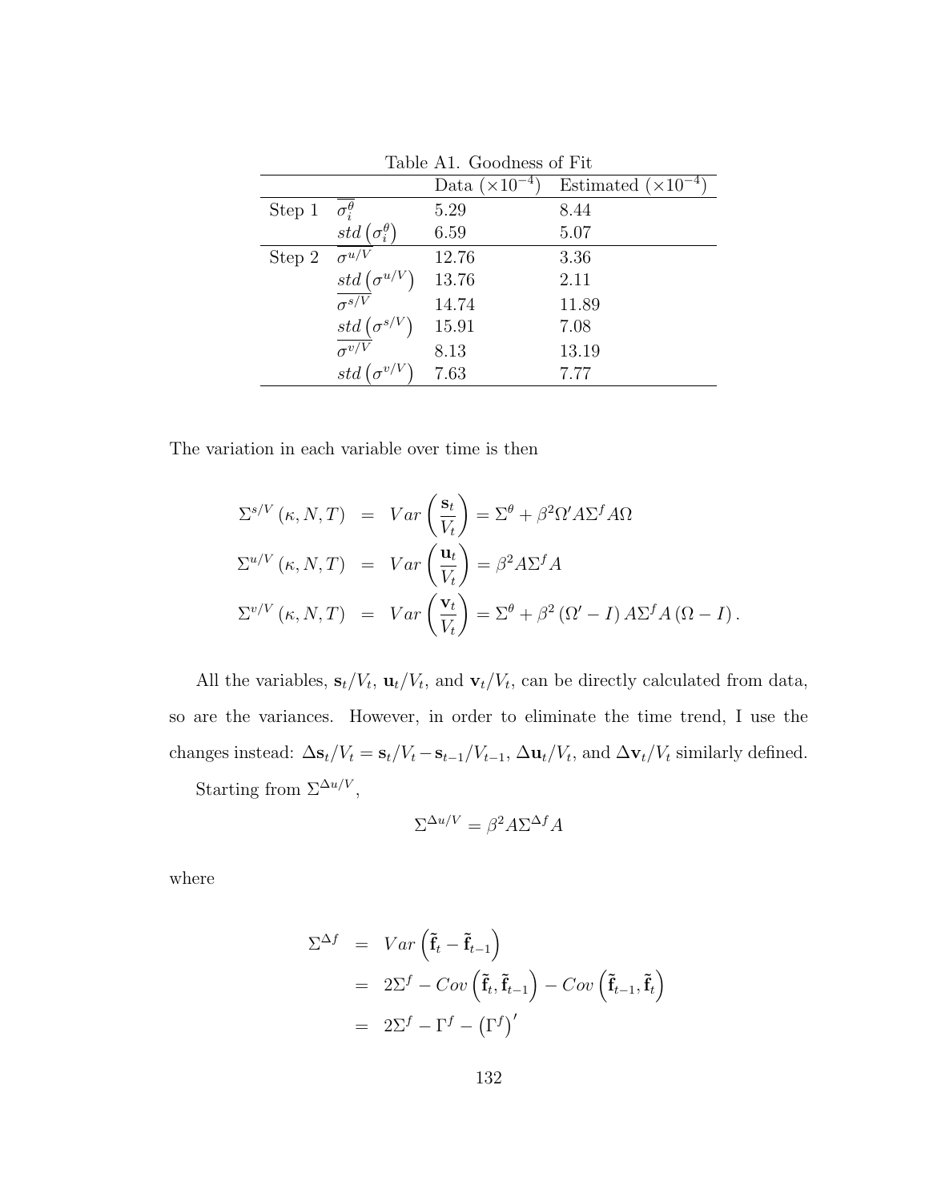Table A1. Goodness of Fit

| | | Data ($\times 10^{-4}$) | Estimated ($\times 10^{-4}$) |
|---|---|---|---|
| Step 1 | $\overline{\sigma_i^\theta}$ | 5.29 | 8.44 |
| | $std\left(\sigma_i^\theta\right)$ | 6.59 | 5.07 |
| Step 2 | $\overline{\sigma^{u/V}}$ | 12.76 | 3.36 |
| | $std\left(\sigma^{u/V}\right)$ | 13.76 | 2.11 |
| | $\overline{\sigma^{s/V}}$ | 14.74 | 11.89 |
| | $std\left(\sigma^{s/V}\right)$ | 15.91 | 7.08 |
| | $\overline{\sigma^{v/V}}$ | 8.13 | 13.19 |
| | $std\left(\sigma^{v/V}\right)$ | 7.63 | 7.77 |

The variation in each variable over time is then

$$
\begin{aligned}
\Sigma^{s/V}(\kappa, N, T) &= Var\left(\frac{\mathbf{s}_t}{V_t}\right) = \Sigma^\theta + \beta^2 \Omega' A \Sigma^f A \Omega \\
\Sigma^{u/V}(\kappa, N, T) &= Var\left(\frac{\mathbf{u}_t}{V_t}\right) = \beta^2 A \Sigma^f A \\
\Sigma^{v/V}(\kappa, N, T) &= Var\left(\frac{\mathbf{v}_t}{V_t}\right) = \Sigma^\theta + \beta^2 \left(\Omega' - I\right) A \Sigma^f A \left(\Omega - I\right).
\end{aligned}
$$

All the variables, $\mathbf{s}_t/V_t$, $\mathbf{u}_t/V_t$, and $\mathbf{v}_t/V_t$, can be directly calculated from data, so are the variances. However, in order to eliminate the time trend, I use the changes instead: $\Delta \mathbf{s}_t/V_t = \mathbf{s}_t/V_t - \mathbf{s}_{t-1}/V_{t-1}$, $\Delta \mathbf{u}_t/V_t$, and $\Delta \mathbf{v}_t/V_t$ similarly defined.

Starting from $\Sigma^{\Delta u/V}$,

$$
\Sigma^{\Delta u/V} = \beta^2 A \Sigma^{\Delta f} A
$$

where

$$
\begin{aligned}
\Sigma^{\Delta f} &= Var\left(\tilde{\mathbf{f}}_t - \tilde{\mathbf{f}}_{t-1}\right) \\
&= 2\Sigma^f - Cov\left(\tilde{\mathbf{f}}_t, \tilde{\mathbf{f}}_{t-1}\right) - Cov\left(\tilde{\mathbf{f}}_{t-1}, \tilde{\mathbf{f}}_t\right) \\
&= 2\Sigma^f - \Gamma^f - \left(\Gamma^f\right)'
\end{aligned}
$$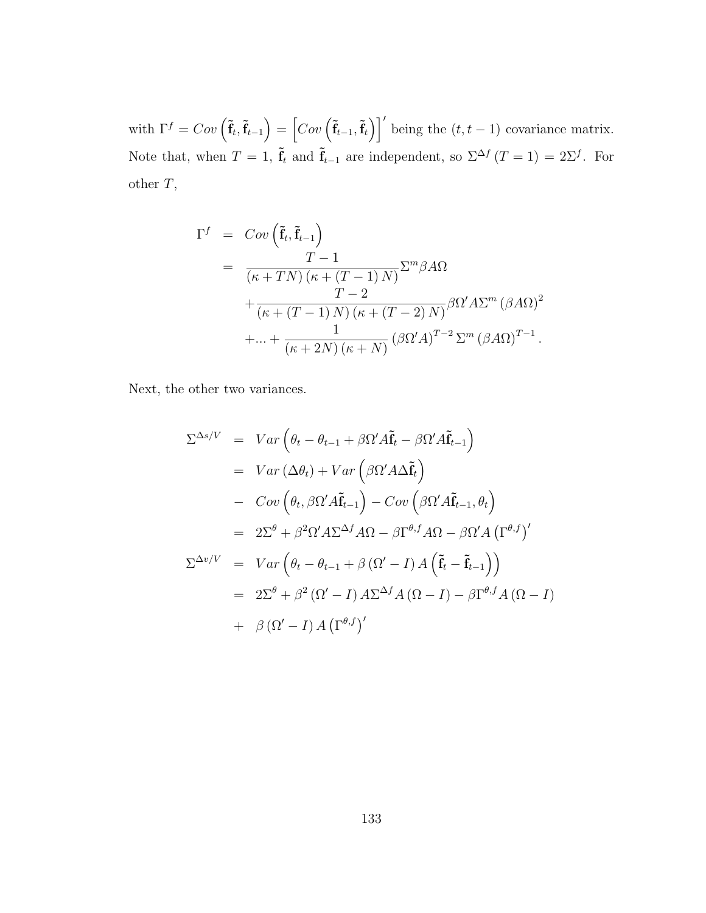with $\Gamma^f = Cov\left(\tilde{\mathbf{f}}_t, \tilde{\mathbf{f}}_{t-1}\right) = \left[Cov\left(\tilde{\mathbf{f}}_{t-1}, \tilde{\mathbf{f}}_t\right)\right]'$ being the $(t, t-1)$ covariance matrix. Note that, when $T = 1$, $\tilde{\mathbf{f}}_t$ and $\tilde{\mathbf{f}}_{t-1}$ are independent, so $\Sigma^{\Delta f}(T=1) = 2\Sigma^f$. For other $T$,

$$
\begin{aligned}
\Gamma^f &= Cov\left(\tilde{\mathbf{f}}_t, \tilde{\mathbf{f}}_{t-1}\right) \\
&= \frac{T-1}{(\kappa + TN)(\kappa + (T-1)N)} \Sigma^m \beta A \Omega \\
&\quad + \frac{T-2}{(\kappa + (T-1)N)(\kappa + (T-2)N)} \beta \Omega' A \Sigma^m (\beta A \Omega)^2 \\
&\quad + ... + \frac{1}{(\kappa + 2N)(\kappa + N)} (\beta \Omega' A)^{T-2} \Sigma^m (\beta A \Omega)^{T-1}.
\end{aligned}
$$

Next, the other two variances.

$$
\begin{aligned}
\Sigma^{\Delta s/V} &= Var\left(\theta_t - \theta_{t-1} + \beta \Omega' A \tilde{\mathbf{f}}_t - \beta \Omega' A \tilde{\mathbf{f}}_{t-1}\right) \\
&= Var(\Delta\theta_t) + Var\left(\beta \Omega' A \Delta \tilde{\mathbf{f}}_t\right) \\
&- \; Cov\left(\theta_t, \beta \Omega' A \tilde{\mathbf{f}}_{t-1}\right) - Cov\left(\beta \Omega' A \tilde{\mathbf{f}}_{t-1}, \theta_t\right) \\
&= 2\Sigma^\theta + \beta^2 \Omega' A \Sigma^{\Delta f} A \Omega - \beta \Gamma^{\theta,f} A \Omega - \beta \Omega' A \left(\Gamma^{\theta,f}\right)' \\
\Sigma^{\Delta v/V} &= Var\left(\theta_t - \theta_{t-1} + \beta (\Omega' - I) A \left(\tilde{\mathbf{f}}_t - \tilde{\mathbf{f}}_{t-1}\right)\right) \\
&= 2\Sigma^\theta + \beta^2 (\Omega' - I) A \Sigma^{\Delta f} A (\Omega - I) - \beta \Gamma^{\theta,f} A (\Omega - I) \\
&+ \; \beta (\Omega' - I) A \left(\Gamma^{\theta,f}\right)'
\end{aligned}
$$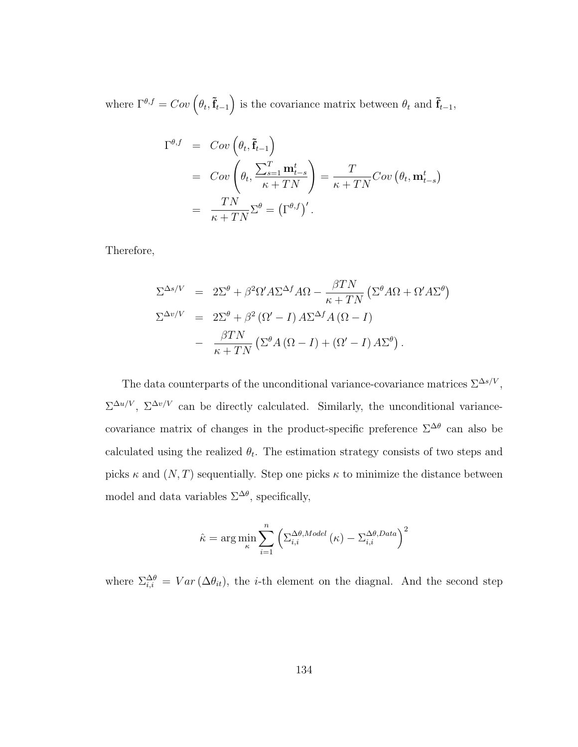where $\Gamma^{\theta,f} = Cov\left(\theta_t, \tilde{\mathbf{f}}_{t-1}\right)$ is the covariance matrix between $\theta_t$ and $\tilde{\mathbf{f}}_{t-1}$,

$$
\begin{aligned}
\Gamma^{\theta,f} &= Cov\left(\theta_t, \tilde{\mathbf{f}}_{t-1}\right) \\
&= Cov\left(\theta_t, \frac{\sum_{s=1}^{T} \mathbf{m}_{t-s}^{t}}{\kappa + TN}\right) = \frac{T}{\kappa + TN} Cov\left(\theta_t, \mathbf{m}_{t-s}^{t}\right) \\
&= \frac{TN}{\kappa + TN} \Sigma^{\theta} = \left(\Gamma^{\theta,f}\right)'.
\end{aligned}
$$

Therefore,

$$
\begin{aligned}
\Sigma^{\Delta s/V} &= 2\Sigma^{\theta} + \beta^2 \Omega' A \Sigma^{\Delta f} A \Omega - \frac{\beta TN}{\kappa + TN}\left(\Sigma^{\theta} A \Omega + \Omega' A \Sigma^{\theta}\right) \\
\Sigma^{\Delta v/V} &= 2\Sigma^{\theta} + \beta^2 \left(\Omega' - I\right) A \Sigma^{\Delta f} A \left(\Omega - I\right) \\
&- \frac{\beta TN}{\kappa + TN}\left(\Sigma^{\theta} A \left(\Omega - I\right) + \left(\Omega' - I\right) A \Sigma^{\theta}\right).
\end{aligned}
$$

The data counterparts of the unconditional variance-covariance matrices $\Sigma^{\Delta s/V}$, $\Sigma^{\Delta u/V}$, $\Sigma^{\Delta v/V}$ can be directly calculated. Similarly, the unconditional variance-covariance matrix of changes in the product-specific preference $\Sigma^{\Delta\theta}$ can also be calculated using the realized $\theta_t$. The estimation strategy consists of two steps and picks $\kappa$ and $(N, T)$ sequentially. Step one picks $\kappa$ to minimize the distance between model and data variables $\Sigma^{\Delta\theta}$, specifically,

$$
\hat{\kappa} = \arg\min_{\kappa} \sum_{i=1}^{n} \left(\Sigma_{i,i}^{\Delta\theta, Model}(\kappa) - \Sigma_{i,i}^{\Delta\theta, Data}\right)^2
$$

where $\Sigma_{i,i}^{\Delta\theta} = Var\left(\Delta\theta_{it}\right)$, the $i$-th element on the diagnal. And the second step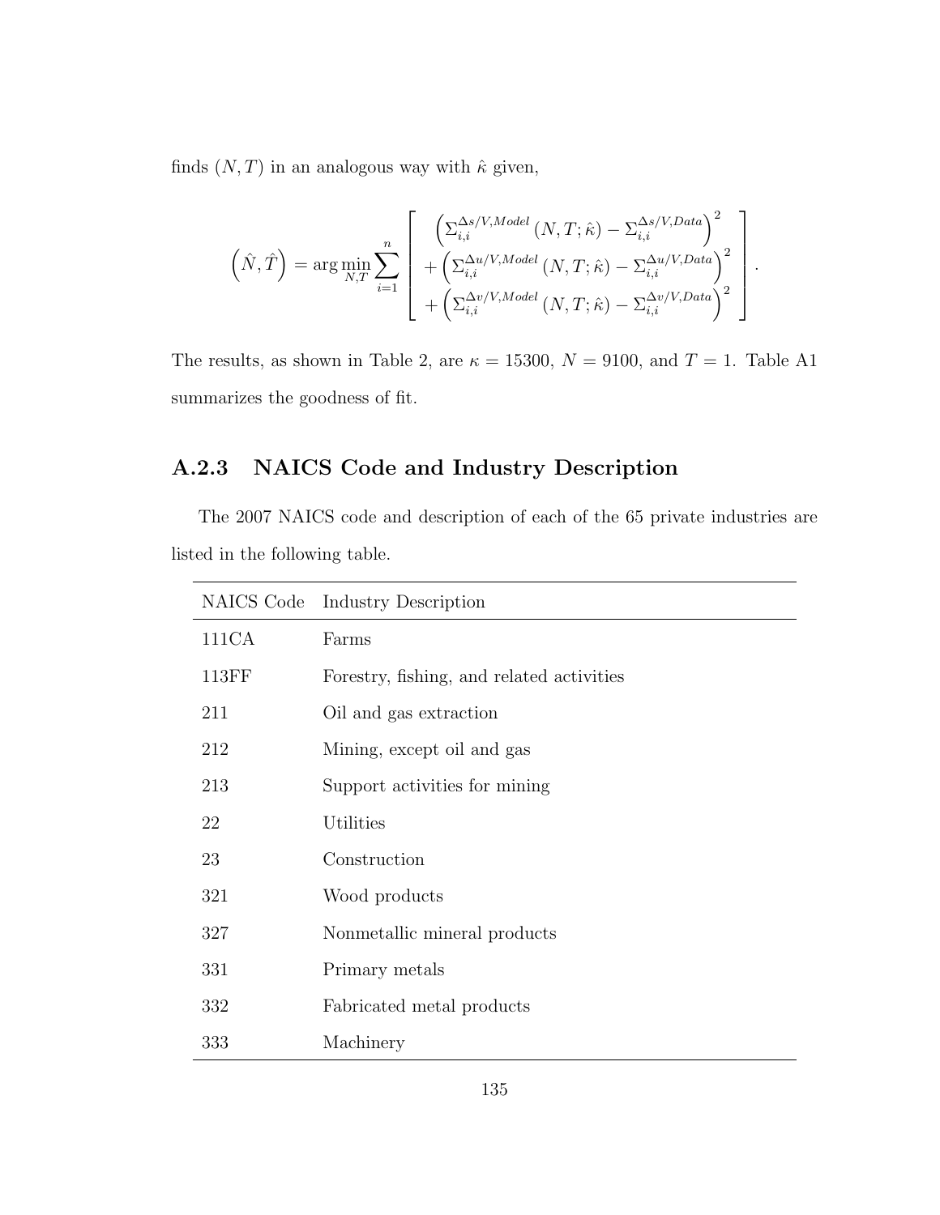finds $(N, T)$ in an analogous way with $\hat{\kappa}$ given,

$$\left(\hat{N}, \hat{T}\right) = \arg\min_{N,T} \sum_{i=1}^{n} \left[ \begin{array}{c} \left(\Sigma_{i,i}^{\Delta s/V,Model}\left(N, T; \hat{\kappa}\right) - \Sigma_{i,i}^{\Delta s/V,Data}\right)^2 \\ + \left(\Sigma_{i,i}^{\Delta u/V,Model}\left(N, T; \hat{\kappa}\right) - \Sigma_{i,i}^{\Delta u/V,Data}\right)^2 \\ + \left(\Sigma_{i,i}^{\Delta v/V,Model}\left(N, T; \hat{\kappa}\right) - \Sigma_{i,i}^{\Delta v/V,Data}\right)^2 \end{array} \right].$$

The results, as shown in Table 2, are $\kappa = 15300$, $N = 9100$, and $T = 1$. Table A1 summarizes the goodness of fit.

### A.2.3 NAICS Code and Industry Description

The 2007 NAICS code and description of each of the 65 private industries are listed in the following table.

| NAICS Code | Industry Description |
|---|---|
| 111CA | Farms |
| 113FF | Forestry, fishing, and related activities |
| 211 | Oil and gas extraction |
| 212 | Mining, except oil and gas |
| 213 | Support activities for mining |
| 22 | Utilities |
| 23 | Construction |
| 321 | Wood products |
| 327 | Nonmetallic mineral products |
| 331 | Primary metals |
| 332 | Fabricated metal products |
| 333 | Machinery |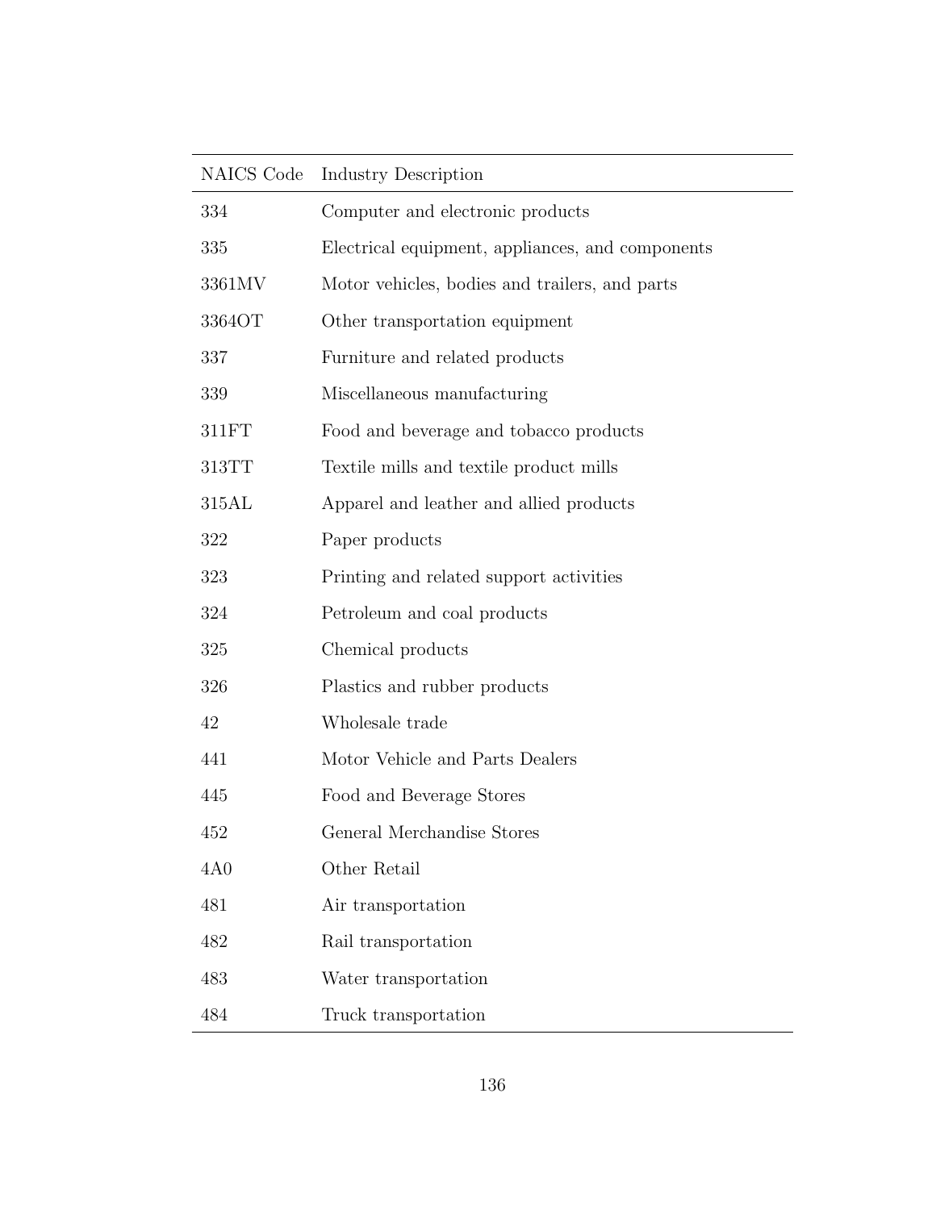| NAICS Code | Industry Description |
|---|---|
| 334 | Computer and electronic products |
| 335 | Electrical equipment, appliances, and components |
| 3361MV | Motor vehicles, bodies and trailers, and parts |
| 3364OT | Other transportation equipment |
| 337 | Furniture and related products |
| 339 | Miscellaneous manufacturing |
| 311FT | Food and beverage and tobacco products |
| 313TT | Textile mills and textile product mills |
| 315AL | Apparel and leather and allied products |
| 322 | Paper products |
| 323 | Printing and related support activities |
| 324 | Petroleum and coal products |
| 325 | Chemical products |
| 326 | Plastics and rubber products |
| 42 | Wholesale trade |
| 441 | Motor Vehicle and Parts Dealers |
| 445 | Food and Beverage Stores |
| 452 | General Merchandise Stores |
| 4A0 | Other Retail |
| 481 | Air transportation |
| 482 | Rail transportation |
| 483 | Water transportation |
| 484 | Truck transportation |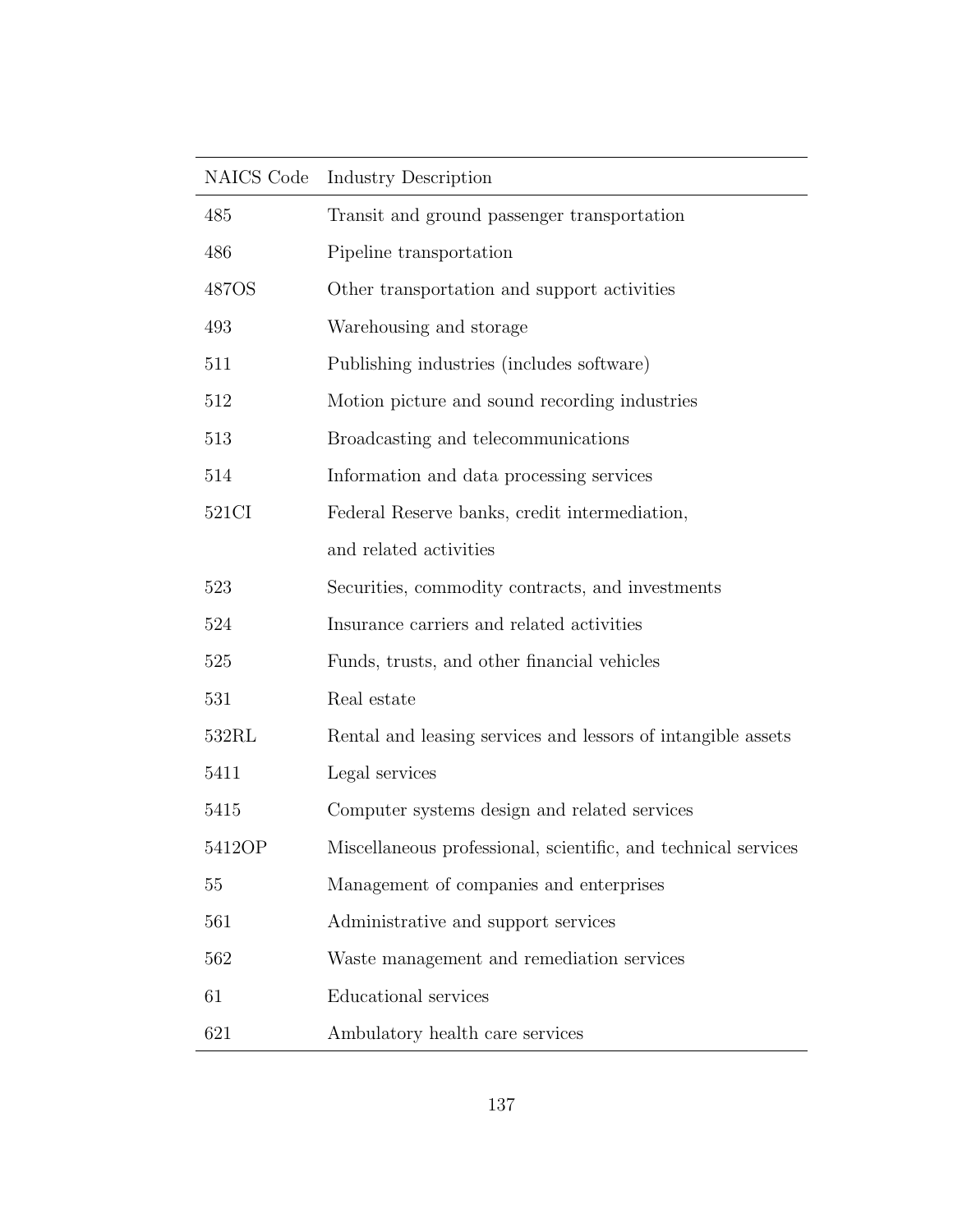| NAICS Code | Industry Description |
|---|---|
| 485 | Transit and ground passenger transportation |
| 486 | Pipeline transportation |
| 487OS | Other transportation and support activities |
| 493 | Warehousing and storage |
| 511 | Publishing industries (includes software) |
| 512 | Motion picture and sound recording industries |
| 513 | Broadcasting and telecommunications |
| 514 | Information and data processing services |
| 521CI | Federal Reserve banks, credit intermediation, and related activities |
| 523 | Securities, commodity contracts, and investments |
| 524 | Insurance carriers and related activities |
| 525 | Funds, trusts, and other financial vehicles |
| 531 | Real estate |
| 532RL | Rental and leasing services and lessors of intangible assets |
| 5411 | Legal services |
| 5415 | Computer systems design and related services |
| 5412OP | Miscellaneous professional, scientific, and technical services |
| 55 | Management of companies and enterprises |
| 561 | Administrative and support services |
| 562 | Waste management and remediation services |
| 61 | Educational services |
| 621 | Ambulatory health care services |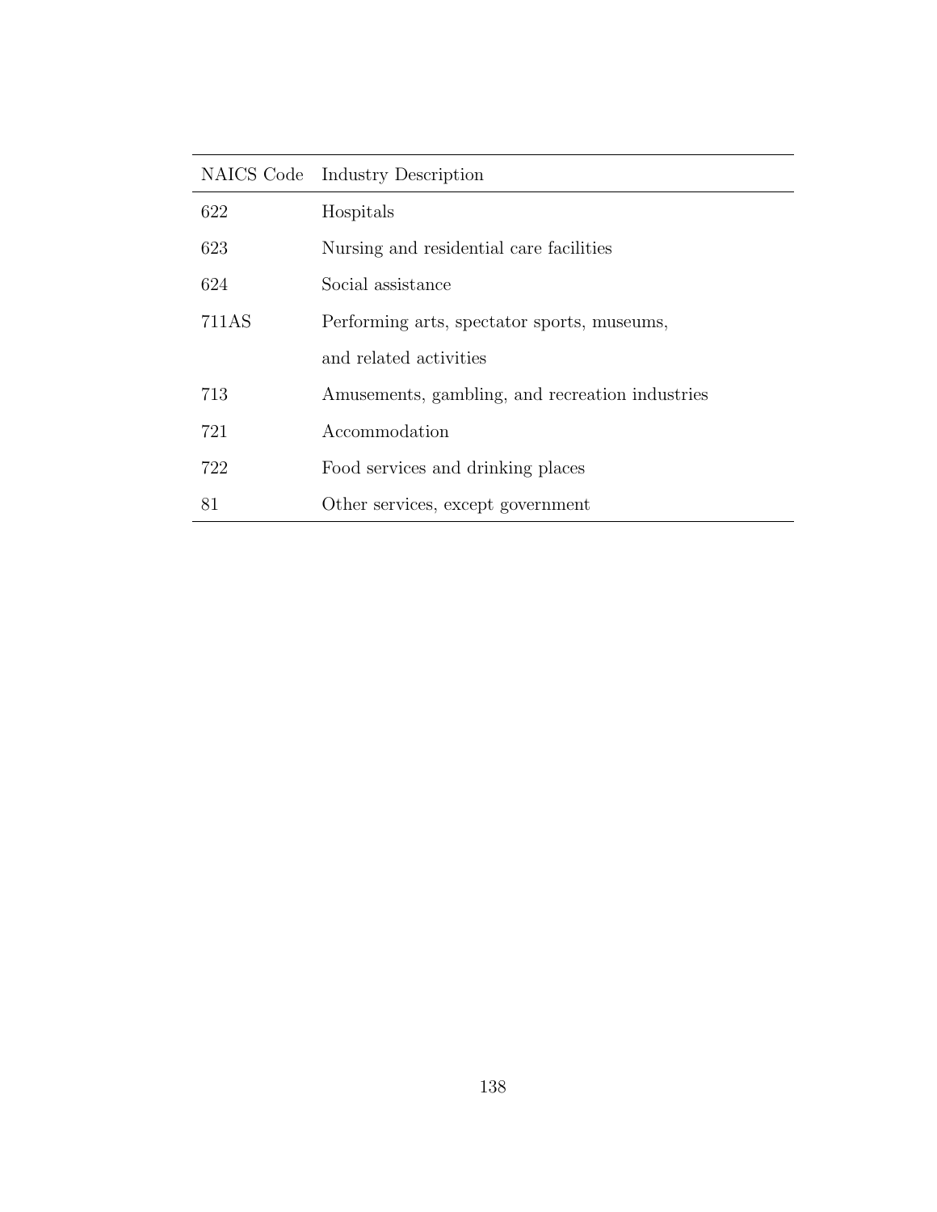| NAICS Code | Industry Description |
|---|---|
| 622 | Hospitals |
| 623 | Nursing and residential care facilities |
| 624 | Social assistance |
| 711AS | Performing arts, spectator sports, museums, and related activities |
| 713 | Amusements, gambling, and recreation industries |
| 721 | Accommodation |
| 722 | Food services and drinking places |
| 81 | Other services, except government |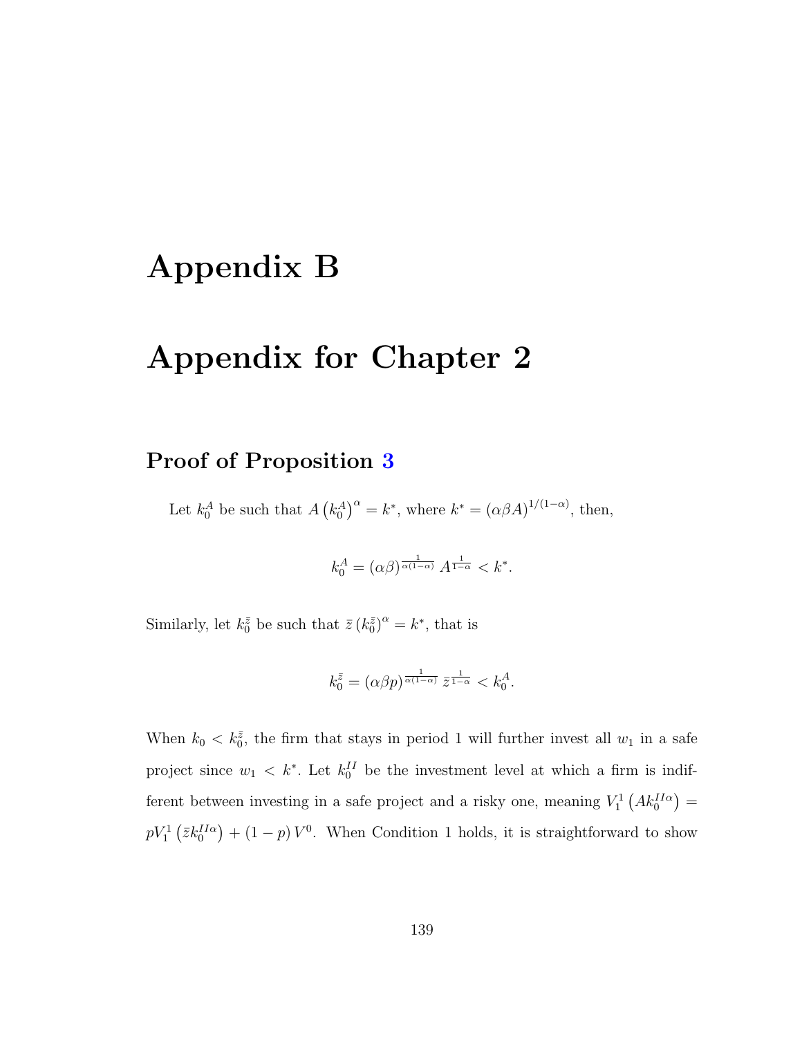# Appendix B

# Appendix for Chapter 2

## Proof of Proposition 3

Let $k_0^A$ be such that $A\left(k_0^A\right)^{\alpha} = k^*$, where $k^* = (\alpha\beta A)^{1/(1-\alpha)}$, then,

$$k_0^A = (\alpha\beta)^{\frac{1}{\alpha(1-\alpha)}} A^{\frac{1}{1-\alpha}} < k^*.$$

Similarly, let $k_0^{\bar{z}}$ be such that $\bar{z}\left(k_0^{\bar{z}}\right)^{\alpha} = k^*$, that is

$$k_0^{\bar{z}} = (\alpha\beta p)^{\frac{1}{\alpha(1-\alpha)}} \bar{z}^{\frac{1}{1-\alpha}} < k_0^A.$$

When $k_0 < k_0^{\bar{z}}$, the firm that stays in period 1 will further invest all $w_1$ in a safe project since $w_1 < k^*$. Let $k_0^{II}$ be the investment level at which a firm is indifferent between investing in a safe project and a risky one, meaning $V_1^1\left(Ak_0^{II\alpha}\right) = pV_1^1\left(\bar{z}k_0^{II\alpha}\right) + (1-p)V^0$. When Condition 1 holds, it is straightforward to show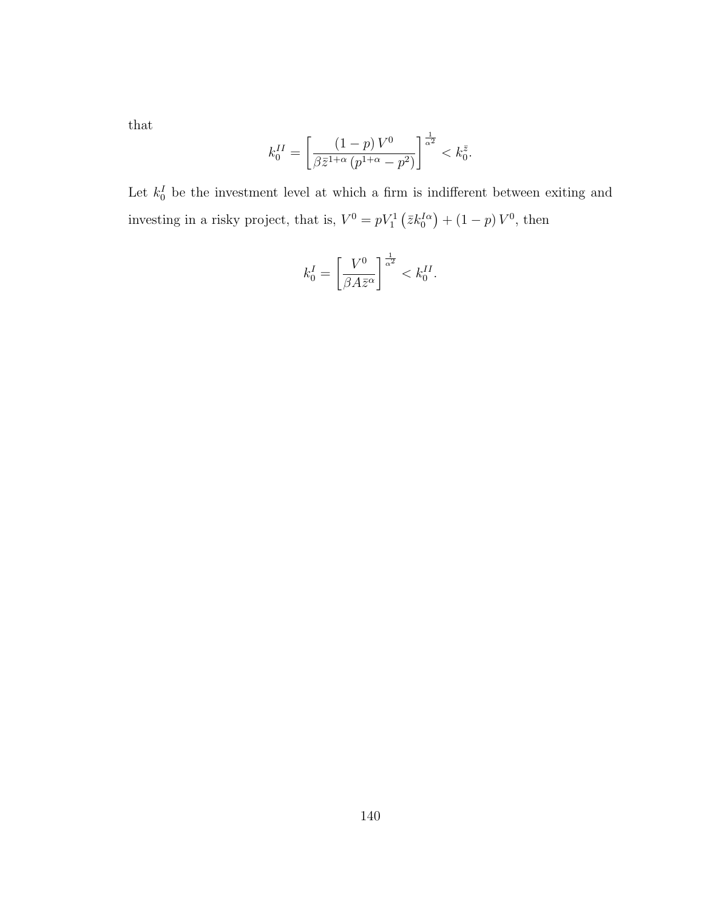that

$$k_0^{II} = \left[ \frac{(1-p)\, V^0}{\beta \bar{z}^{1+\alpha} \left(p^{1+\alpha} - p^2\right)} \right]^{\frac{1}{\alpha^2}} < k_0^{\bar{z}}.$$

Let $k_0^I$ be the investment level at which a firm is indifferent between exiting and investing in a risky project, that is, $V^0 = pV_1^1 \left(\bar{z} k_0^{I\alpha}\right) + (1-p)\, V^0$, then

$$k_0^I = \left[ \frac{V^0}{\beta A \bar{z}^{\alpha}} \right]^{\frac{1}{\alpha^2}} < k_0^{II}.$$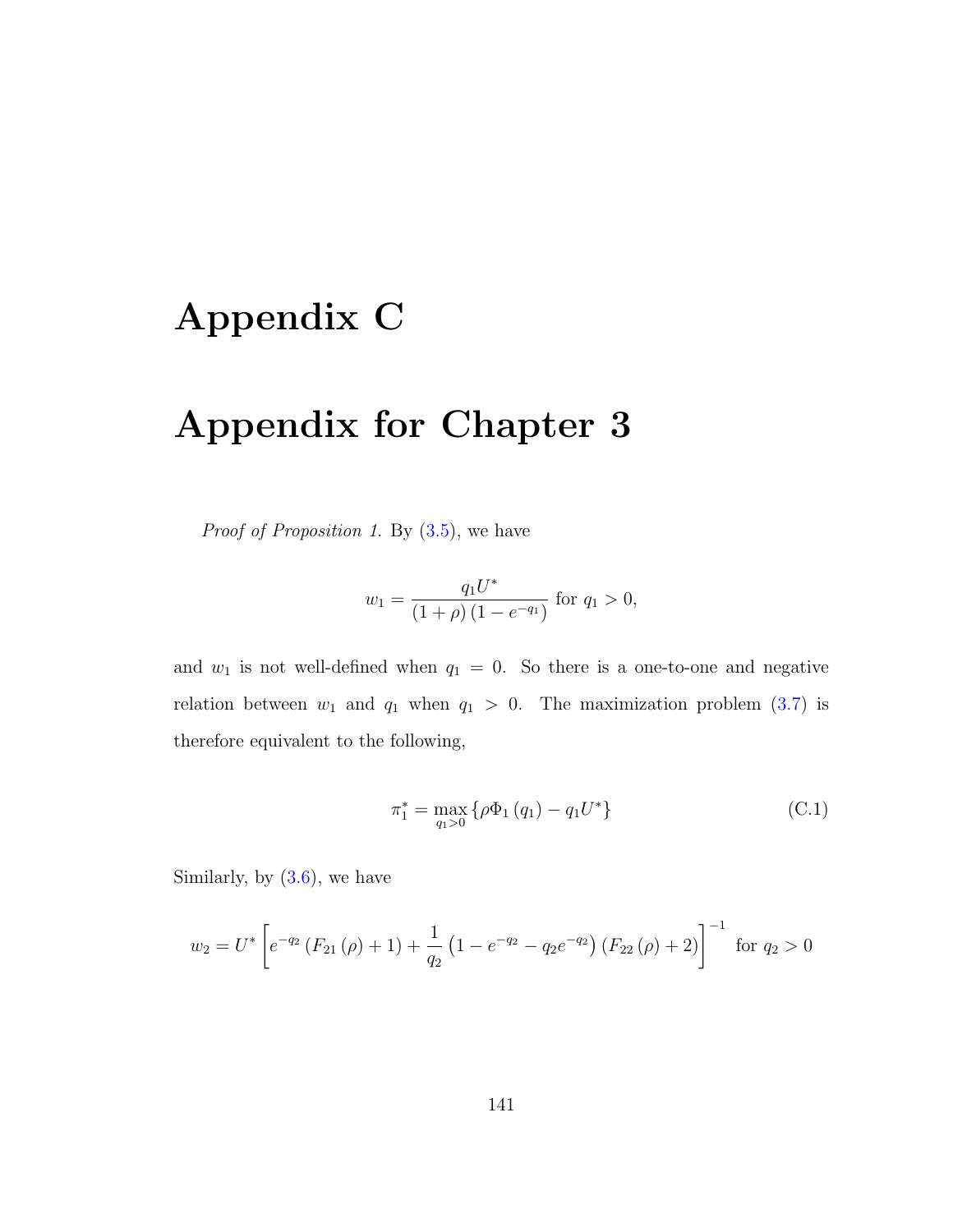# Appendix C

# Appendix for Chapter 3

*Proof of Proposition 1.* By (3.5), we have

$$w_1 = \frac{q_1 U^*}{(1+\rho)(1-e^{-q_1})} \text{ for } q_1 > 0,$$

and $w_1$ is not well-defined when $q_1 = 0$. So there is a one-to-one and negative relation between $w_1$ and $q_1$ when $q_1 > 0$. The maximization problem (3.7) is therefore equivalent to the following,

$$\pi_1^* = \max_{q_1 > 0} \{\rho \Phi_1(q_1) - q_1 U^*\} \tag{C.1}$$

Similarly, by (3.6), we have

$$w_2 = U^* \left[ e^{-q_2} (F_{21}(\rho) + 1) + \frac{1}{q_2} \left(1 - e^{-q_2} - q_2 e^{-q_2}\right) (F_{22}(\rho) + 2) \right]^{-1} \text{ for } q_2 > 0$$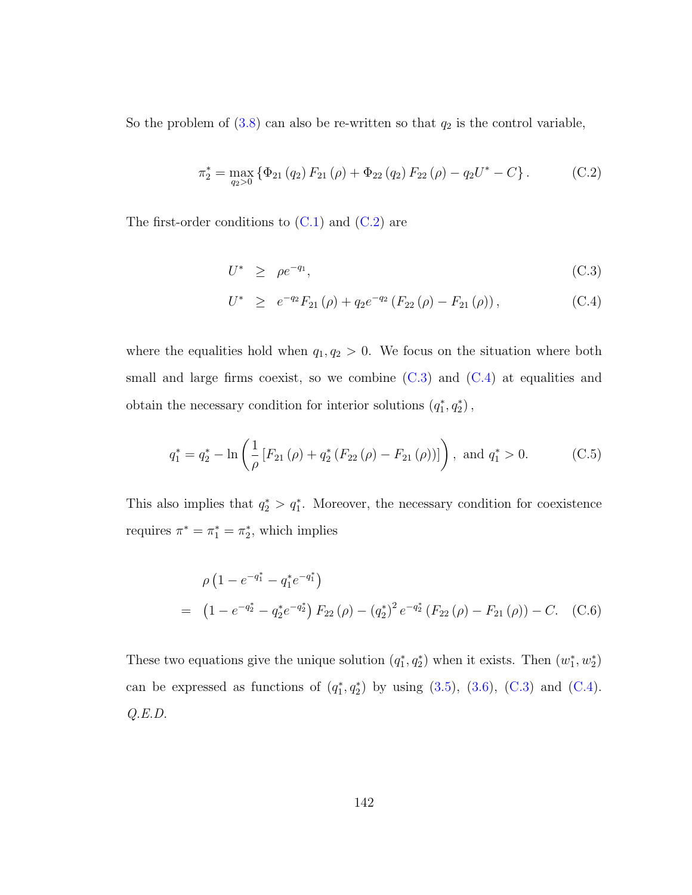So the problem of (3.8) can also be re-written so that $q_2$ is the control variable,

$$\pi_2^* = \max_{q_2>0} \left\{ \Phi_{21}(q_2) F_{21}(\rho) + \Phi_{22}(q_2) F_{22}(\rho) - q_2 U^* - C \right\}. \tag{C.2}$$

The first-order conditions to (C.1) and (C.2) are

$$U^* \geq \rho e^{-q_1}, \tag{C.3}$$

$$U^* \geq e^{-q_2} F_{21}(\rho) + q_2 e^{-q_2} \left(F_{22}(\rho) - F_{21}(\rho)\right), \tag{C.4}$$

where the equalities hold when $q_1, q_2 > 0$. We focus on the situation where both small and large firms coexist, so we combine (C.3) and (C.4) at equalities and obtain the necessary condition for interior solutions $(q_1^*, q_2^*)$,

$$q_1^* = q_2^* - \ln\left(\frac{1}{\rho}\left[F_{21}(\rho) + q_2^*\left(F_{22}(\rho) - F_{21}(\rho)\right)\right]\right), \text{ and } q_1^* > 0. \tag{C.5}$$

This also implies that $q_2^* > q_1^*$. Moreover, the necessary condition for coexistence requires $\pi^* = \pi_1^* = \pi_2^*$, which implies

$$\begin{aligned} & \rho\left(1 - e^{-q_1^*} - q_1^* e^{-q_1^*}\right) \\ = \ & \left(1 - e^{-q_2^*} - q_2^* e^{-q_2^*}\right) F_{22}(\rho) - \left(q_2^*\right)^2 e^{-q_2^*}\left(F_{22}(\rho) - F_{21}(\rho)\right) - C. \end{aligned} \tag{C.6}$$

These two equations give the unique solution $(q_1^*, q_2^*)$ when it exists. Then $(w_1^*, w_2^*)$ can be expressed as functions of $(q_1^*, q_2^*)$ by using (3.5), (3.6), (C.3) and (C.4). *Q.E.D.*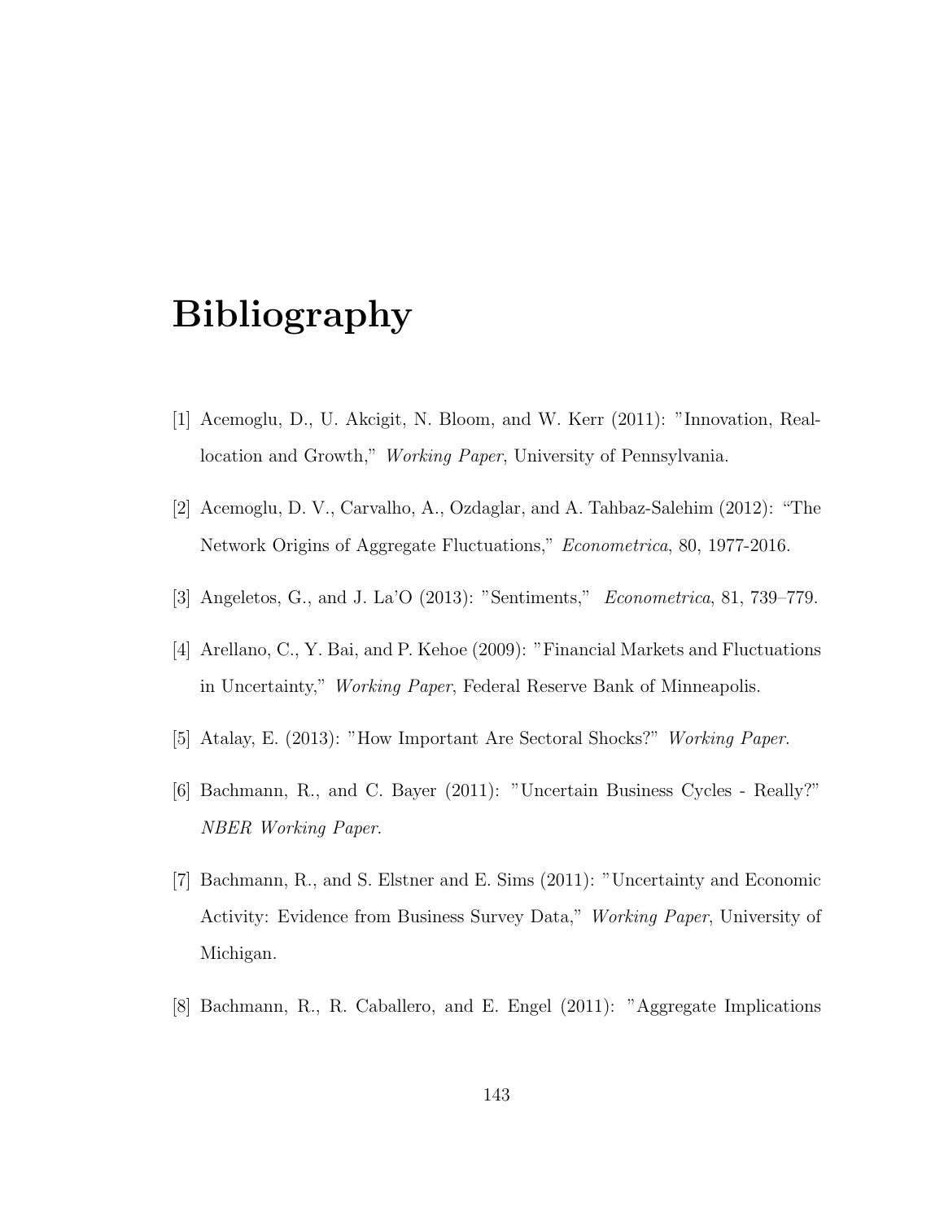# Bibliography

[1] Acemoglu, D., U. Akcigit, N. Bloom, and W. Kerr (2011): "Innovation, Reallocation and Growth," *Working Paper*, University of Pennsylvania.

[2] Acemoglu, D. V., Carvalho, A., Ozdaglar, and A. Tahbaz-Salehim (2012): "The Network Origins of Aggregate Fluctuations," *Econometrica*, 80, 1977-2016.

[3] Angeletos, G., and J. La'O (2013): "Sentiments," *Econometrica*, 81, 739–779.

[4] Arellano, C., Y. Bai, and P. Kehoe (2009): "Financial Markets and Fluctuations in Uncertainty," *Working Paper*, Federal Reserve Bank of Minneapolis.

[5] Atalay, E. (2013): "How Important Are Sectoral Shocks?" *Working Paper*.

[6] Bachmann, R., and C. Bayer (2011): "Uncertain Business Cycles - Really?" *NBER Working Paper*.

[7] Bachmann, R., and S. Elstner and E. Sims (2011): "Uncertainty and Economic Activity: Evidence from Business Survey Data," *Working Paper*, University of Michigan.

[8] Bachmann, R., R. Caballero, and E. Engel (2011): "Aggregate Implications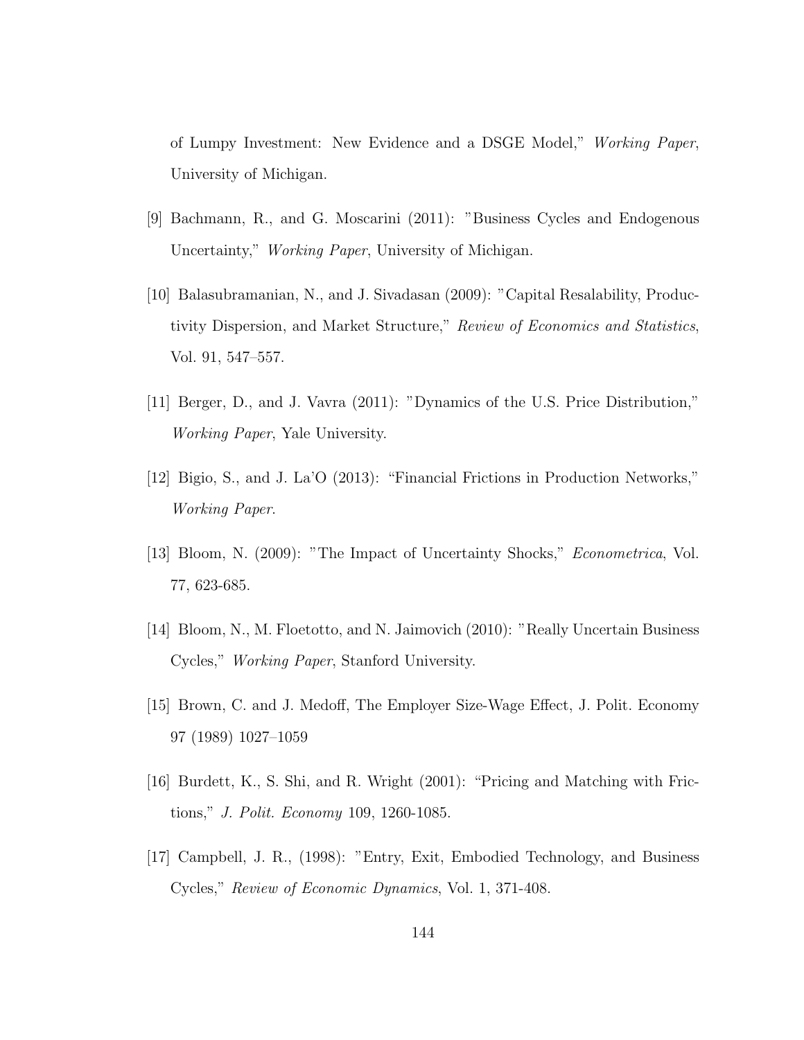of Lumpy Investment: New Evidence and a DSGE Model," *Working Paper*, University of Michigan.

[9] Bachmann, R., and G. Moscarini (2011): "Business Cycles and Endogenous Uncertainty," *Working Paper*, University of Michigan.

[10] Balasubramanian, N., and J. Sivadasan (2009): "Capital Resalability, Productivity Dispersion, and Market Structure," *Review of Economics and Statistics*, Vol. 91, 547–557.

[11] Berger, D., and J. Vavra (2011): "Dynamics of the U.S. Price Distribution," *Working Paper*, Yale University.

[12] Bigio, S., and J. La'O (2013): "Financial Frictions in Production Networks," *Working Paper*.

[13] Bloom, N. (2009): "The Impact of Uncertainty Shocks," *Econometrica*, Vol. 77, 623-685.

[14] Bloom, N., M. Floetotto, and N. Jaimovich (2010): "Really Uncertain Business Cycles," *Working Paper*, Stanford University.

[15] Brown, C. and J. Medoff, The Employer Size-Wage Effect, J. Polit. Economy 97 (1989) 1027–1059

[16] Burdett, K., S. Shi, and R. Wright (2001): "Pricing and Matching with Frictions," *J. Polit. Economy* 109, 1260-1085.

[17] Campbell, J. R., (1998): "Entry, Exit, Embodied Technology, and Business Cycles," *Review of Economic Dynamics*, Vol. 1, 371-408.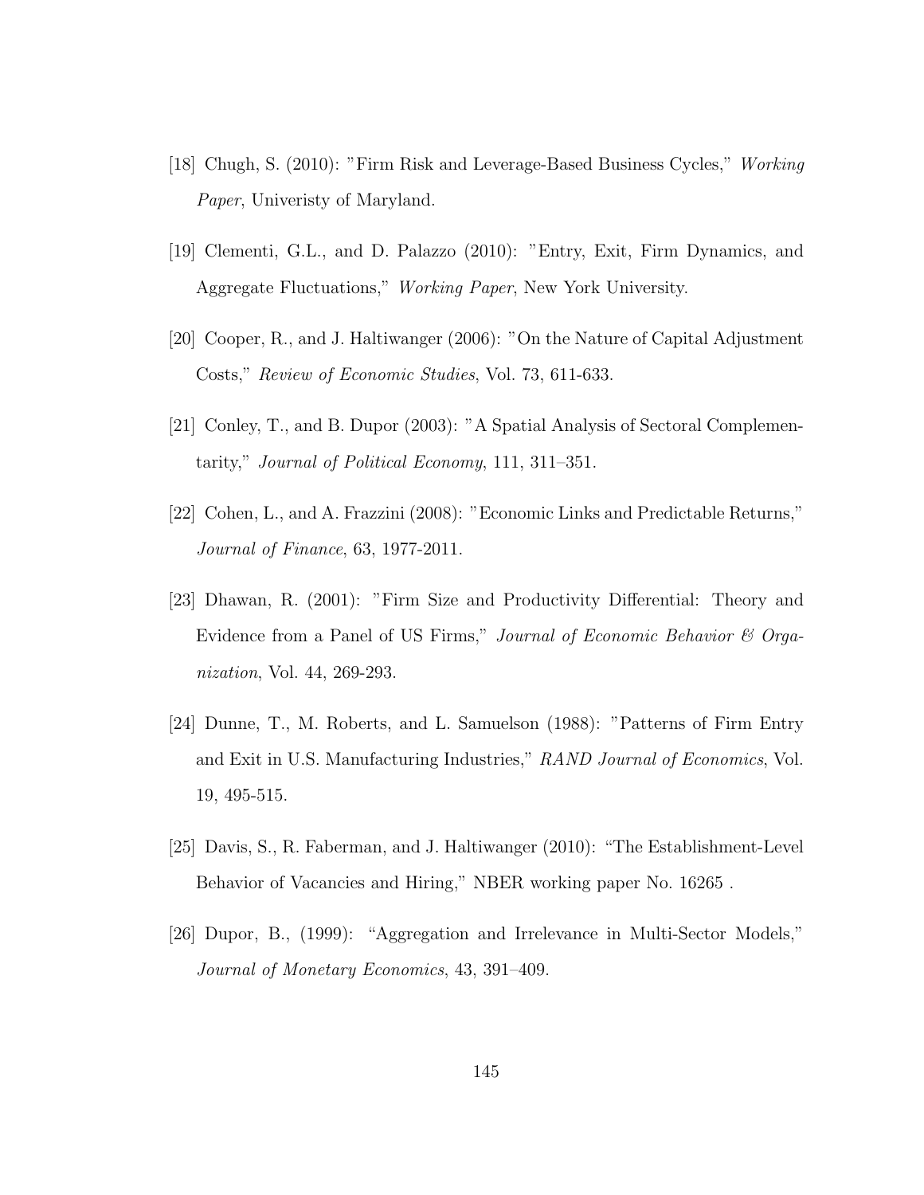[18] Chugh, S. (2010): "Firm Risk and Leverage-Based Business Cycles," *Working Paper*, Univeristy of Maryland.

[19] Clementi, G.L., and D. Palazzo (2010): "Entry, Exit, Firm Dynamics, and Aggregate Fluctuations," *Working Paper*, New York University.

[20] Cooper, R., and J. Haltiwanger (2006): "On the Nature of Capital Adjustment Costs," *Review of Economic Studies*, Vol. 73, 611-633.

[21] Conley, T., and B. Dupor (2003): "A Spatial Analysis of Sectoral Complementarity," *Journal of Political Economy*, 111, 311–351.

[22] Cohen, L., and A. Frazzini (2008): "Economic Links and Predictable Returns," *Journal of Finance*, 63, 1977-2011.

[23] Dhawan, R. (2001): "Firm Size and Productivity Differential: Theory and Evidence from a Panel of US Firms," *Journal of Economic Behavior & Organization*, Vol. 44, 269-293.

[24] Dunne, T., M. Roberts, and L. Samuelson (1988): "Patterns of Firm Entry and Exit in U.S. Manufacturing Industries," *RAND Journal of Economics*, Vol. 19, 495-515.

[25] Davis, S., R. Faberman, and J. Haltiwanger (2010): "The Establishment-Level Behavior of Vacancies and Hiring," NBER working paper No. 16265 .

[26] Dupor, B., (1999): "Aggregation and Irrelevance in Multi-Sector Models," *Journal of Monetary Economics*, 43, 391–409.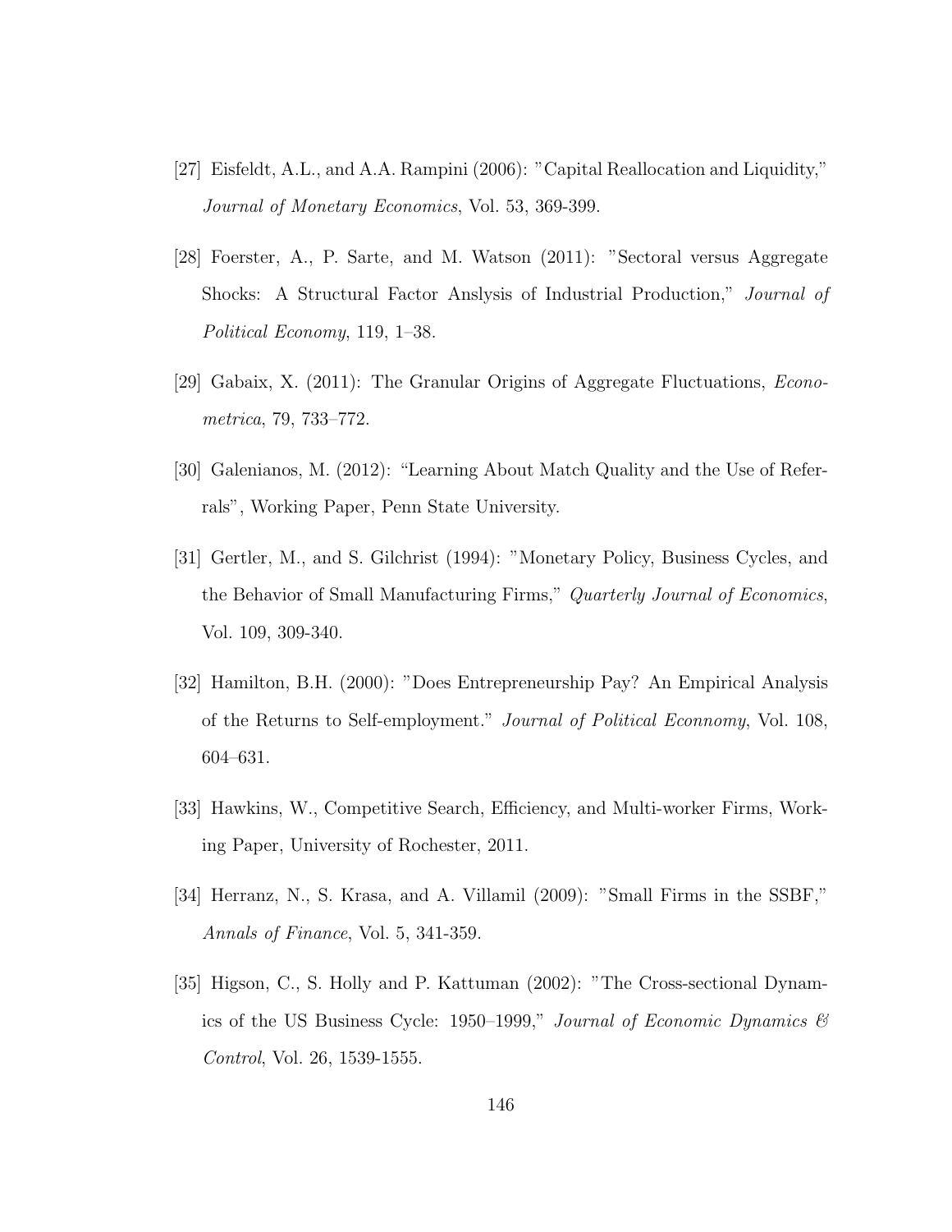[27] Eisfeldt, A.L., and A.A. Rampini (2006): "Capital Reallocation and Liquidity," *Journal of Monetary Economics*, Vol. 53, 369-399.

[28] Foerster, A., P. Sarte, and M. Watson (2011): "Sectoral versus Aggregate Shocks: A Structural Factor Anslysis of Industrial Production," *Journal of Political Economy*, 119, 1–38.

[29] Gabaix, X. (2011): The Granular Origins of Aggregate Fluctuations, *Econometrica*, 79, 733–772.

[30] Galenianos, M. (2012): "Learning About Match Quality and the Use of Referrals", Working Paper, Penn State University.

[31] Gertler, M., and S. Gilchrist (1994): "Monetary Policy, Business Cycles, and the Behavior of Small Manufacturing Firms," *Quarterly Journal of Economics*, Vol. 109, 309-340.

[32] Hamilton, B.H. (2000): "Does Entrepreneurship Pay? An Empirical Analysis of the Returns to Self-employment." *Journal of Political Econnomy*, Vol. 108, 604–631.

[33] Hawkins, W., Competitive Search, Efficiency, and Multi-worker Firms, Working Paper, University of Rochester, 2011.

[34] Herranz, N., S. Krasa, and A. Villamil (2009): "Small Firms in the SSBF," *Annals of Finance*, Vol. 5, 341-359.

[35] Higson, C., S. Holly and P. Kattuman (2002): "The Cross-sectional Dynamics of the US Business Cycle: 1950–1999," *Journal of Economic Dynamics & Control*, Vol. 26, 1539-1555.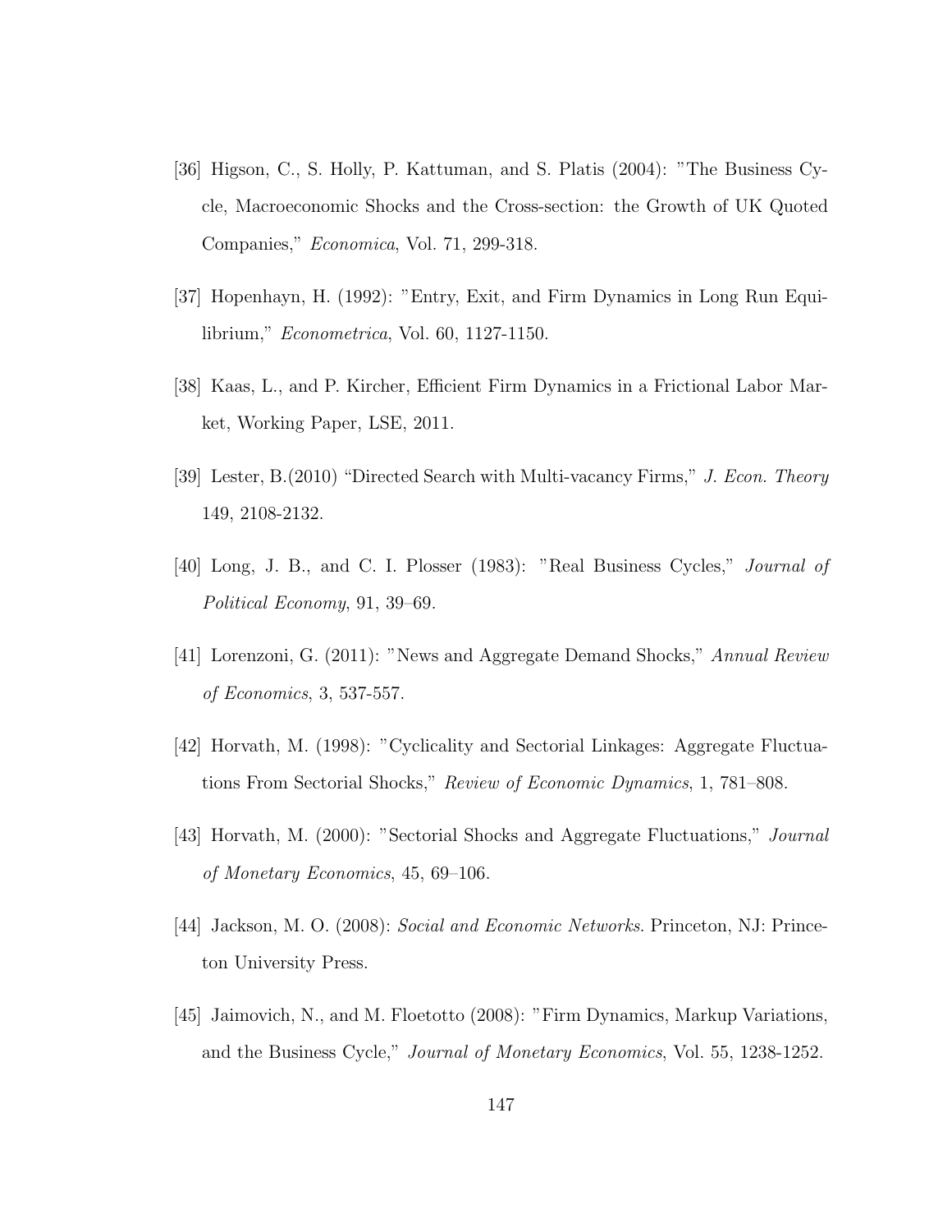[36] Higson, C., S. Holly, P. Kattuman, and S. Platis (2004): "The Business Cycle, Macroeconomic Shocks and the Cross-section: the Growth of UK Quoted Companies," *Economica*, Vol. 71, 299-318.

[37] Hopenhayn, H. (1992): "Entry, Exit, and Firm Dynamics in Long Run Equilibrium," *Econometrica*, Vol. 60, 1127-1150.

[38] Kaas, L., and P. Kircher, Efficient Firm Dynamics in a Frictional Labor Market, Working Paper, LSE, 2011.

[39] Lester, B.(2010) "Directed Search with Multi-vacancy Firms," *J. Econ. Theory* 149, 2108-2132.

[40] Long, J. B., and C. I. Plosser (1983): "Real Business Cycles," *Journal of Political Economy*, 91, 39–69.

[41] Lorenzoni, G. (2011): "News and Aggregate Demand Shocks," *Annual Review of Economics*, 3, 537-557.

[42] Horvath, M. (1998): "Cyclicality and Sectorial Linkages: Aggregate Fluctuations From Sectorial Shocks," *Review of Economic Dynamics*, 1, 781–808.

[43] Horvath, M. (2000): "Sectorial Shocks and Aggregate Fluctuations," *Journal of Monetary Economics*, 45, 69–106.

[44] Jackson, M. O. (2008): *Social and Economic Networks*. Princeton, NJ: Princeton University Press.

[45] Jaimovich, N., and M. Floetotto (2008): "Firm Dynamics, Markup Variations, and the Business Cycle," *Journal of Monetary Economics*, Vol. 55, 1238-1252.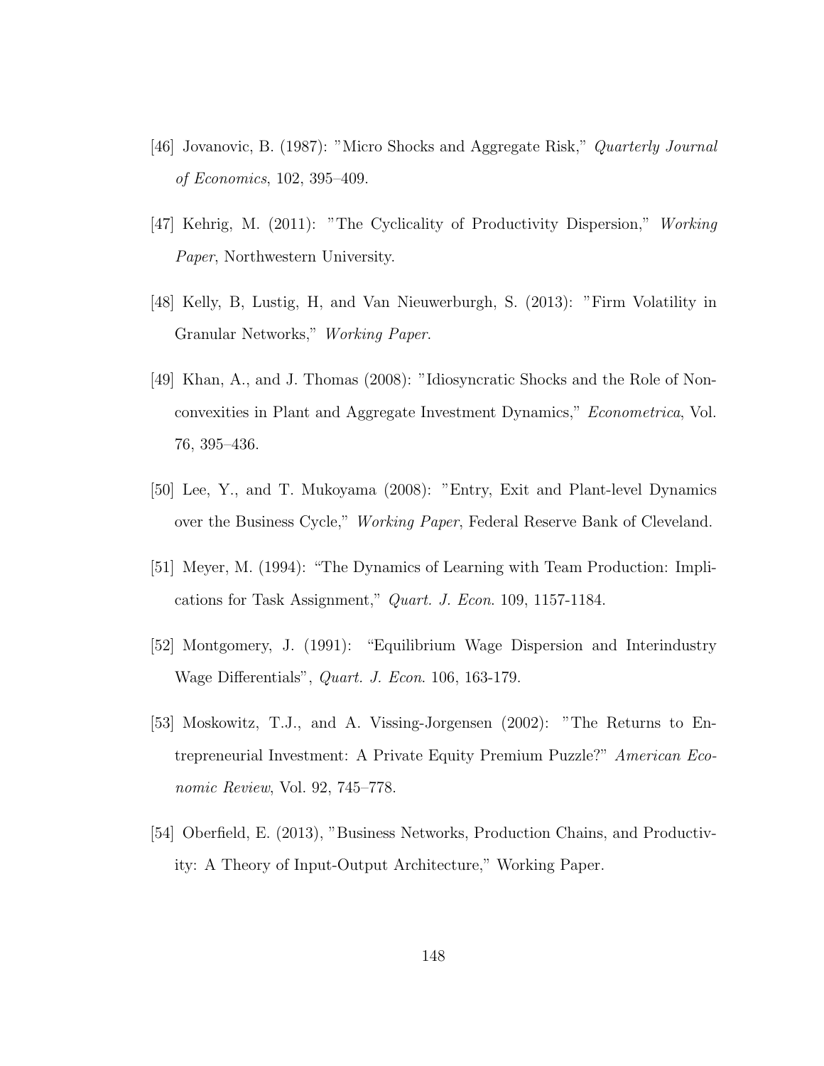[46] Jovanovic, B. (1987): "Micro Shocks and Aggregate Risk," *Quarterly Journal of Economics*, 102, 395–409.

[47] Kehrig, M. (2011): "The Cyclicality of Productivity Dispersion," *Working Paper*, Northwestern University.

[48] Kelly, B, Lustig, H, and Van Nieuwerburgh, S. (2013): "Firm Volatility in Granular Networks," *Working Paper*.

[49] Khan, A., and J. Thomas (2008): "Idiosyncratic Shocks and the Role of Nonconvexities in Plant and Aggregate Investment Dynamics," *Econometrica*, Vol. 76, 395–436.

[50] Lee, Y., and T. Mukoyama (2008): "Entry, Exit and Plant-level Dynamics over the Business Cycle," *Working Paper*, Federal Reserve Bank of Cleveland.

[51] Meyer, M. (1994): "The Dynamics of Learning with Team Production: Implications for Task Assignment," *Quart. J. Econ.* 109, 1157-1184.

[52] Montgomery, J. (1991): "Equilibrium Wage Dispersion and Interindustry Wage Differentials", *Quart. J. Econ.* 106, 163-179.

[53] Moskowitz, T.J., and A. Vissing-Jorgensen (2002): "The Returns to Entrepreneurial Investment: A Private Equity Premium Puzzle?" *American Economic Review*, Vol. 92, 745–778.

[54] Oberfield, E. (2013), "Business Networks, Production Chains, and Productivity: A Theory of Input-Output Architecture," Working Paper.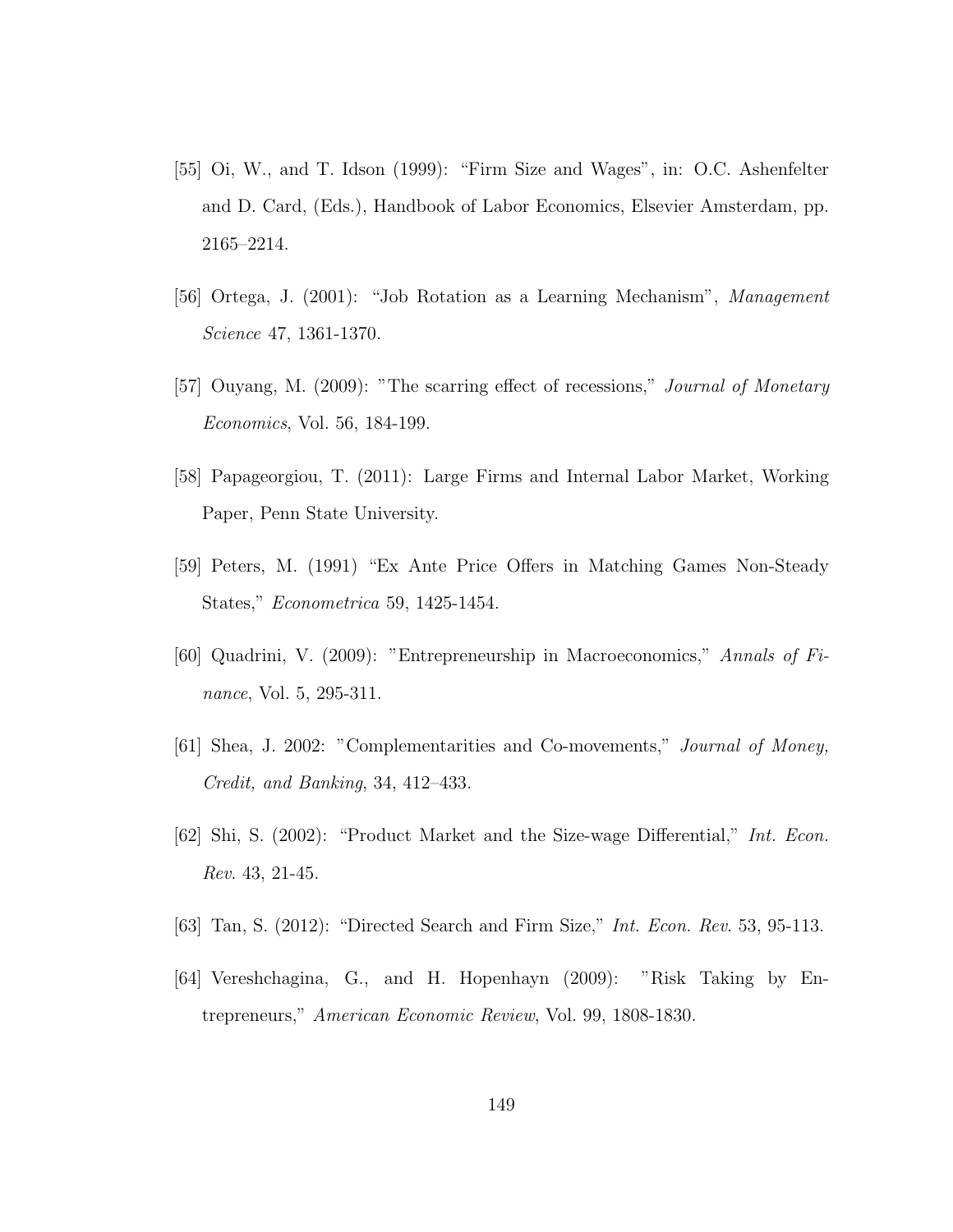[55] Oi, W., and T. Idson (1999): "Firm Size and Wages", in: O.C. Ashenfelter and D. Card, (Eds.), Handbook of Labor Economics, Elsevier Amsterdam, pp. 2165–2214.

[56] Ortega, J. (2001): "Job Rotation as a Learning Mechanism", *Management Science* 47, 1361-1370.

[57] Ouyang, M. (2009): "The scarring effect of recessions," *Journal of Monetary Economics*, Vol. 56, 184-199.

[58] Papageorgiou, T. (2011): Large Firms and Internal Labor Market, Working Paper, Penn State University.

[59] Peters, M. (1991) "Ex Ante Price Offers in Matching Games Non-Steady States," *Econometrica* 59, 1425-1454.

[60] Quadrini, V. (2009): "Entrepreneurship in Macroeconomics," *Annals of Finance*, Vol. 5, 295-311.

[61] Shea, J. 2002: "Complementarities and Co-movements," *Journal of Money, Credit, and Banking*, 34, 412–433.

[62] Shi, S. (2002): "Product Market and the Size-wage Differential," *Int. Econ. Rev.* 43, 21-45.

[63] Tan, S. (2012): "Directed Search and Firm Size," *Int. Econ. Rev.* 53, 95-113.

[64] Vereshchagina, G., and H. Hopenhayn (2009): "Risk Taking by Entrepreneurs," *American Economic Review*, Vol. 99, 1808-1830.